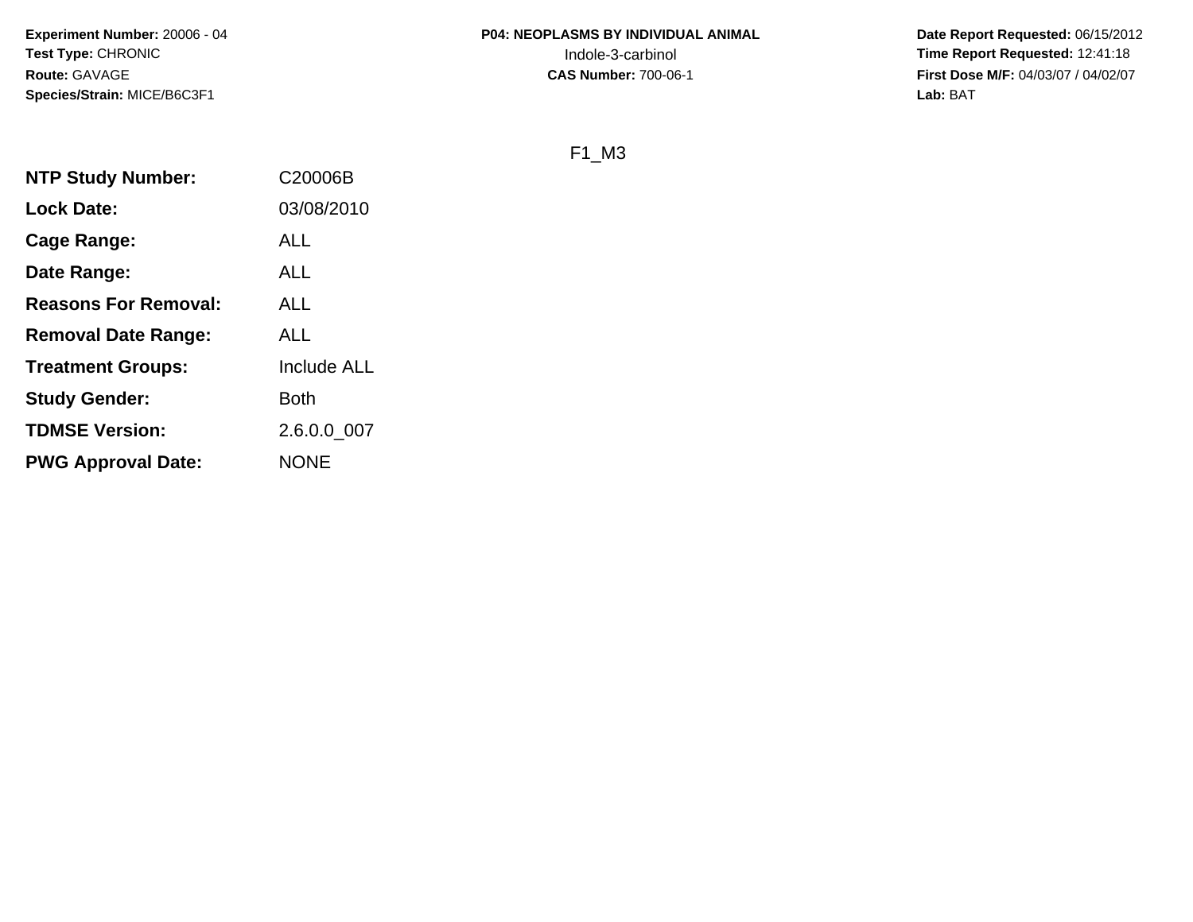**Experiment Number:** 20006 - 04
**Test Type:** CHRONIC
**Route:** GAVAGE
**Species/Strain:** MICE/B6C3F1

**P04: NEOPLASMS BY INDIVIDUAL ANIMAL**
Indole-3-carbinol
**CAS Number:** 700-06-1

**Date Report Requested:** 06/15/2012
**Time Report Requested:** 12:41:18
**First Dose M/F:** 04/03/07 / 04/02/07
**Lab:** BAT

F1_M3

| | |
|---|---|
| **NTP Study Number:** | C20006B |
| **Lock Date:** | 03/08/2010 |
| **Cage Range:** | ALL |
| **Date Range:** | ALL |
| **Reasons For Removal:** | ALL |
| **Removal Date Range:** | ALL |
| **Treatment Groups:** | Include ALL |
| **Study Gender:** | Both |
| **TDMSE Version:** | 2.6.0.0_007 |
| **PWG Approval Date:** | NONE |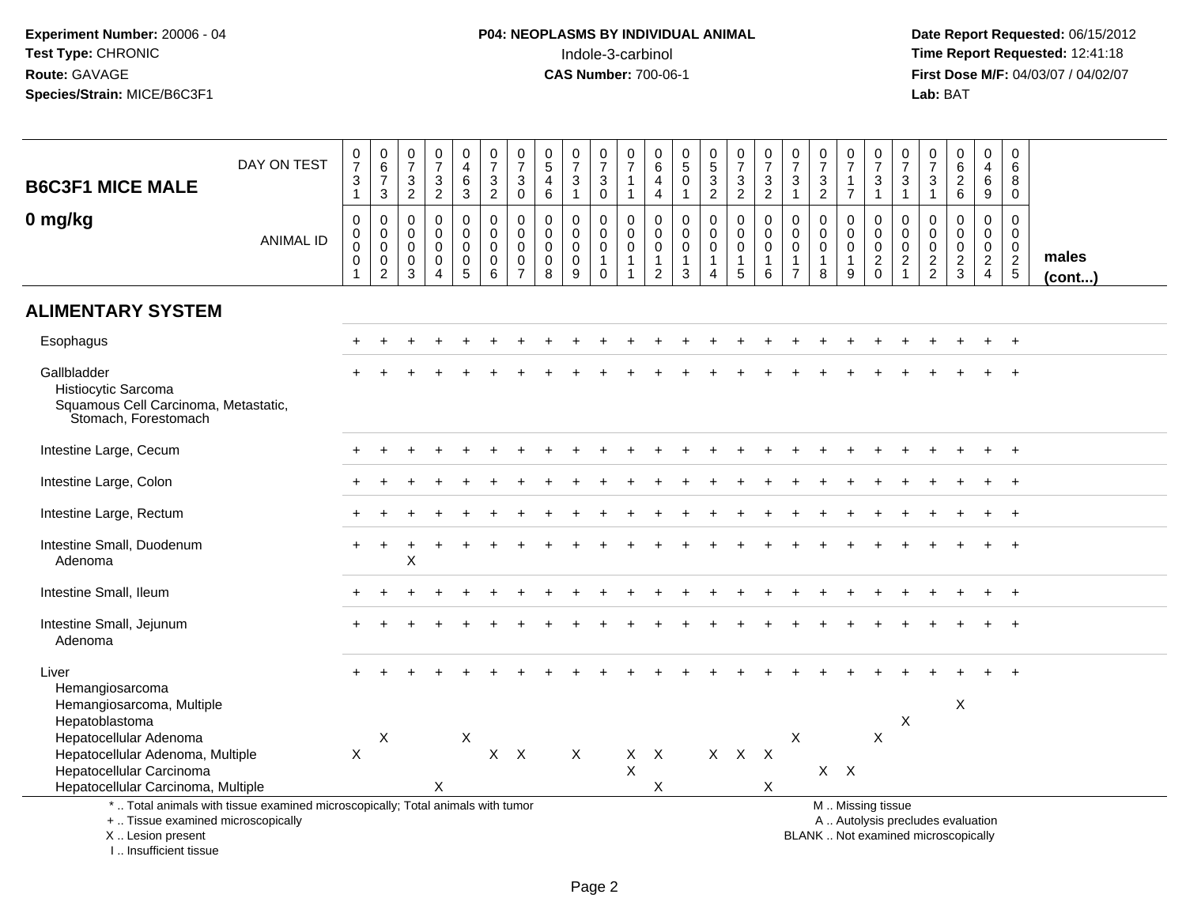**Experiment Number:** 20006 - 04
**Test Type:** CHRONIC
**Route:** GAVAGE
**Species/Strain:** MICE/B6C3F1

**P04: NEOPLASMS BY INDIVIDUAL ANIMAL**
Indole-3-carbinol
**CAS Number:** 700-06-1

**Date Report Requested:** 06/15/2012
**Time Report Requested:** 12:41:18
**First Dose M/F:** 04/03/07 / 04/02/07
**Lab:** BAT

## B6C3F1 MICE MALE

## 0 mg/kg

| DAY ON TEST | 0731 | 0673 | 0732 | 0732 | 0463 | 0732 | 0730 | 0546 | 0731 | 0730 | 0711 | 0644 | 0501 | 0532 | 0732 | 0732 | 0731 | 0732 | 0717 | 0731 | 0731 | 0731 | 0626 | 0469 | 0680 | |
|---|---|---|---|---|---|---|---|---|---|---|---|---|---|---|---|---|---|---|---|---|---|---|---|---|---|---|
| **ANIMAL ID** | 0001 | 0002 | 0003 | 0004 | 0005 | 0006 | 0007 | 0008 | 0009 | 0010 | 0011 | 0012 | 0013 | 0014 | 0015 | 0016 | 0017 | 0018 | 0019 | 0020 | 0021 | 0022 | 0023 | 0024 | 0025 | **males (cont...)** |
| **ALIMENTARY SYSTEM** | | | | | | | | | | | | | | | | | | | | | | | | | | |
| Esophagus | + | + | + | + | + | + | + | + | + | + | + | + | + | + | + | + | + | + | + | + | + | + | + | + | + | |
| Gallbladder | + | + | + | + | + | + | + | + | + | + | + | + | + | + | + | + | + | + | + | + | + | + | + | + | + | |
| Histiocytic Sarcoma | | | | | | | | | | | | | | | | | | | | | | | | | | |
| Squamous Cell Carcinoma, Metastatic, Stomach, Forestomach | | | | | | | | | | | | | | | | | | | | | | | | | | |
| Intestine Large, Cecum | + | + | + | + | + | + | + | + | + | + | + | + | + | + | + | + | + | + | + | + | + | + | + | + | + | |
| Intestine Large, Colon | + | + | + | + | + | + | + | + | + | + | + | + | + | + | + | + | + | + | + | + | + | + | + | + | + | |
| Intestine Large, Rectum | + | + | + | + | + | + | + | + | + | + | + | + | + | + | + | + | + | + | + | + | + | + | + | + | + | |
| Intestine Small, Duodenum | + | + | + | + | + | + | + | + | + | + | + | + | + | + | + | + | + | + | + | + | + | + | + | + | + | |
| Adenoma | | | X | | | | | | | | | | | | | | | | | | | | | | | |
| Intestine Small, Ileum | + | + | + | + | + | + | + | + | + | + | + | + | + | + | + | + | + | + | + | + | + | + | + | + | + | |
| Intestine Small, Jejunum | + | + | + | + | + | + | + | + | + | + | + | + | + | + | + | + | + | + | + | + | + | + | + | + | + | |
| Adenoma | | | | | | | | | | | | | | | | | | | | | | | | | | |
| Liver | + | + | + | + | + | + | + | + | + | + | + | + | + | + | + | + | + | + | + | + | + | + | + | + | + | |
| Hemangiosarcoma | | | | | | | | | | | | | | | | | | | | | | | | | | |
| Hemangiosarcoma, Multiple | | | | | | | | | | | | | | | | | | | | | | | X | | | |
| Hepatoblastoma | | | | | | | | | | | | | | | | | | | | | X | | | | | |
| Hepatocellular Adenoma | | X | | | X | | | | | | | | | | | | X | | | X | | | | | | |
| Hepatocellular Adenoma, Multiple | X | | | | | X | X | | X | | X | X | | X | X | X | | | | | | | | | | |
| Hepatocellular Carcinoma | | | | | | | | | | | X | | | | | | | X | X | | | | | | | |
| Hepatocellular Carcinoma, Multiple | | | | X | | | | | | | | X | | | | X | | | | | | | | | | |

\* .. Total animals with tissue examined microscopically; Total animals with tumor
\+ .. Tissue examined microscopically
X .. Lesion present
I .. Insufficient tissue

M .. Missing tissue
A .. Autolysis precludes evaluation
BLANK .. Not examined microscopically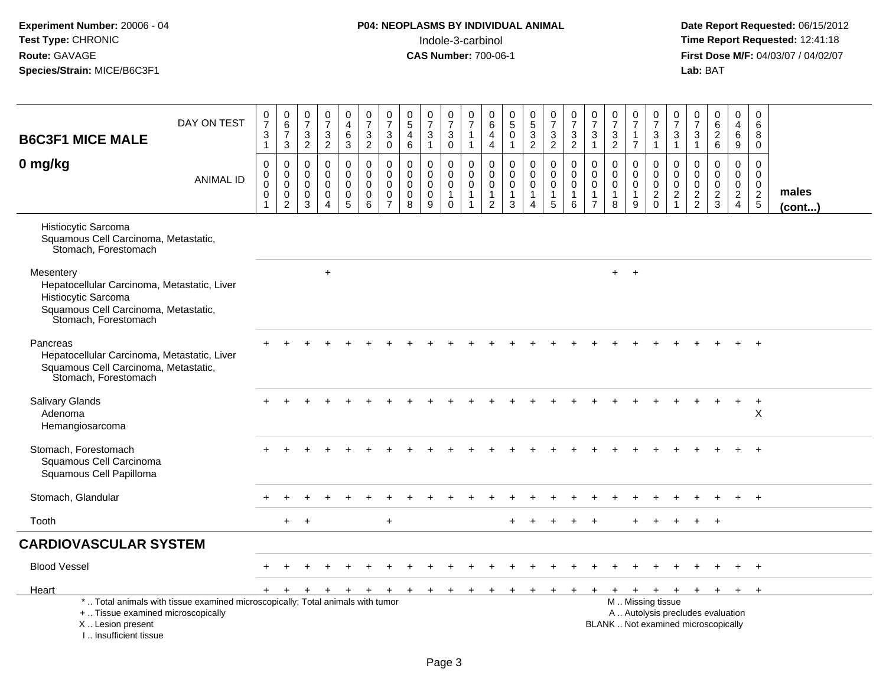**Experiment Number:** 20006 - 04
**Test Type:** CHRONIC
**Route:** GAVAGE
**Species/Strain:** MICE/B6C3F1

**P04: NEOPLASMS BY INDIVIDUAL ANIMAL**
Indole-3-carbinol
**CAS Number:** 700-06-1

**Date Report Requested:** 06/15/2012
**Time Report Requested:** 12:41:18
**First Dose M/F:** 04/03/07 / 04/02/07
**Lab:** BAT

| B6C3F1 MICE MALE 0 mg/kg | | | | | | | | | | | | | | | | | | | | | | | | | | |
|---|---|---|---|---|---|---|---|---|---|---|---|---|---|---|---|---|---|---|---|---|---|---|---|---|---|---|
| DAY ON TEST | 0731 | 0673 | 0732 | 0732 | 0463 | 0732 | 0730 | 0546 | 0731 | 0730 | 0711 | 0644 | 0501 | 0532 | 0732 | 0732 | 0731 | 0732 | 0717 | 0731 | 0731 | 0731 | 0626 | 0469 | 0680 | |
| ANIMAL ID | 00001 | 00002 | 00003 | 00004 | 00005 | 00006 | 00007 | 00008 | 00009 | 00010 | 00011 | 00012 | 00013 | 00014 | 00015 | 00016 | 00017 | 00018 | 00019 | 00020 | 00021 | 00022 | 00023 | 00024 | 00025 | males (cont...) |
| Histiocytic Sarcoma | | | | | | | | | | | | | | | | | | | | | | | | | | |
| Squamous Cell Carcinoma, Metastatic, Stomach, Forestomach | | | | | | | | | | | | | | | | | | | | | | | | | | |
| Mesentery | | | | + | | | | | | | | | | | | | | + | + | | | | | | | |
| Hepatocellular Carcinoma, Metastatic, Liver | | | | | | | | | | | | | | | | | | | | | | | | | | |
| Histiocytic Sarcoma | | | | | | | | | | | | | | | | | | | | | | | | | | |
| Squamous Cell Carcinoma, Metastatic, Stomach, Forestomach | | | | | | | | | | | | | | | | | | | | | | | | | | |
| Pancreas | + | + | + | + | + | + | + | + | + | + | + | + | + | + | + | + | + | + | + | + | + | + | + | + | + | |
| Hepatocellular Carcinoma, Metastatic, Liver | | | | | | | | | | | | | | | | | | | | | | | | | | |
| Squamous Cell Carcinoma, Metastatic, Stomach, Forestomach | | | | | | | | | | | | | | | | | | | | | | | | | | |
| Salivary Glands | + | + | + | + | + | + | + | + | + | + | + | + | + | + | + | + | + | + | + | + | + | + | + | + | + | |
| Adenoma | | | | | | | | | | | | | | | | | | | | | | | | | X | |
| Hemangiosarcoma | | | | | | | | | | | | | | | | | | | | | | | | | | |
| Stomach, Forestomach | + | + | + | + | + | + | + | + | + | + | + | + | + | + | + | + | + | + | + | + | + | + | + | + | + | |
| Squamous Cell Carcinoma | | | | | | | | | | | | | | | | | | | | | | | | | | |
| Squamous Cell Papilloma | | | | | | | | | | | | | | | | | | | | | | | | | | |
| Stomach, Glandular | + | + | + | + | + | + | + | + | + | + | + | + | + | + | + | + | + | + | + | + | + | + | + | + | + | |
| Tooth | | + | + | | | | + | | | | | | + | + | + | + | + | | + | + | + | + | + | | | |
| **CARDIOVASCULAR SYSTEM** | | | | | | | | | | | | | | | | | | | | | | | | | | |
| Blood Vessel | + | + | + | + | + | + | + | + | + | + | + | + | + | + | + | + | + | + | + | + | + | + | + | + | + | |
| Heart | + | + | + | + | + | + | + | + | + | + | + | + | + | + | + | + | + | + | + | + | + | + | + | + | + | |

\* .. Total animals with tissue examined microscopically; Total animals with tumor
\+ .. Tissue examined microscopically
X .. Lesion present
I .. Insufficient tissue

M .. Missing tissue
A .. Autolysis precludes evaluation
BLANK .. Not examined microscopically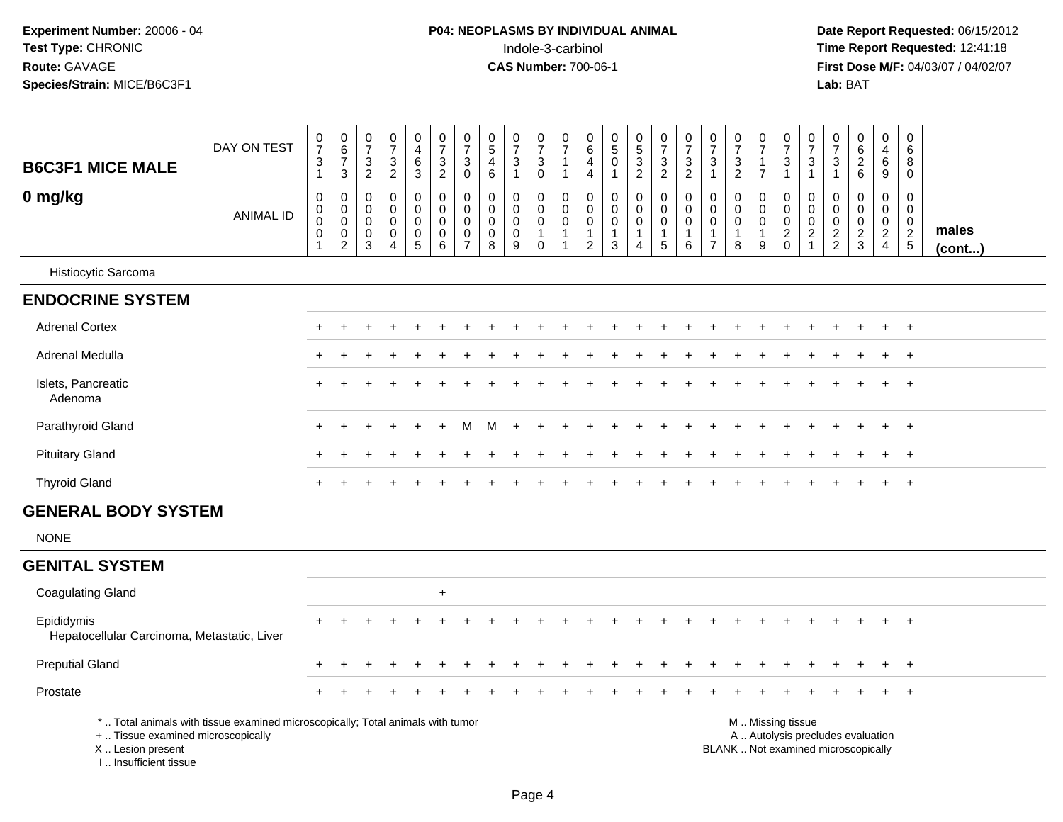Experiment Number: 20006 - 04
Test Type: CHRONIC
Route: GAVAGE
Species/Strain: MICE/B6C3F1

**P04: NEOPLASMS BY INDIVIDUAL ANIMAL**
Indole-3-carbinol
**CAS Number:** 700-06-1

Date Report Requested: 06/15/2012
Time Report Requested: 12:41:18
First Dose M/F: 04/03/07 / 04/02/07
Lab: BAT

| B6C3F1 MICE MALE 0 mg/kg | | 1 | 2 | 3 | 4 | 5 | 6 | 7 | 8 | 9 | 10 | 11 | 12 | 13 | 14 | 15 | 16 | 17 | 18 | 19 | 20 | 21 | 22 | 23 | 24 | 25 | |
|---|---|---|---|---|---|---|---|---|---|---|---|---|---|---|---|---|---|---|---|---|---|---|---|---|---|---|---|
| | DAY ON TEST | 0731 | 0673 | 0732 | 0732 | 0463 | 0732 | 0730 | 0546 | 0731 | 0730 | 0711 | 0644 | 0501 | 0532 | 0732 | 0732 | 0731 | 0732 | 0717 | 0731 | 0731 | 0731 | 0626 | 0469 | 0680 | |
| | ANIMAL ID | 00001 | 00002 | 00003 | 00004 | 00005 | 00006 | 00007 | 00008 | 00009 | 00010 | 00011 | 00012 | 00013 | 00014 | 00015 | 00016 | 00017 | 00018 | 00019 | 00020 | 00021 | 00022 | 00023 | 00024 | 00025 | males (cont...) |
| Histiocytic Sarcoma | | | | | | | | | | | | | | | | | | | | | | | | | | | |
| **ENDOCRINE SYSTEM** | | | | | | | | | | | | | | | | | | | | | | | | | | | |
| Adrenal Cortex | | + | + | + | + | + | + | + | + | + | + | + | + | + | + | + | + | + | + | + | + | + | + | + | + | + | |
| Adrenal Medulla | | + | + | + | + | + | + | + | + | + | + | + | + | + | + | + | + | + | + | + | + | + | + | + | + | + | |
| Islets, Pancreatic | | + | + | + | + | + | + | + | + | + | + | + | + | + | + | + | + | + | + | + | + | + | + | + | + | + | |
| Adenoma | | | | | | | | | | | | | | | | | | | | | | | | | | | |
| Parathyroid Gland | | + | + | + | + | + | + | M | M | + | + | + | + | + | + | + | + | + | + | + | + | + | + | + | + | + | |
| Pituitary Gland | | + | + | + | + | + | + | + | + | + | + | + | + | + | + | + | + | + | + | + | + | + | + | + | + | + | |
| Thyroid Gland | | + | + | + | + | + | + | + | + | + | + | + | + | + | + | + | + | + | + | + | + | + | + | + | + | + | |
| **GENERAL BODY SYSTEM** | | | | | | | | | | | | | | | | | | | | | | | | | | | |
| NONE | | | | | | | | | | | | | | | | | | | | | | | | | | | |
| **GENITAL SYSTEM** | | | | | | | | | | | | | | | | | | | | | | | | | | | |
| Coagulating Gland | | | | | | | + | | | | | | | | | | | | | | | | | | | | |
| Epididymis | | + | + | + | + | + | + | + | + | + | + | + | + | + | + | + | + | + | + | + | + | + | + | + | + | + | |
| Hepatocellular Carcinoma, Metastatic, Liver | | | | | | | | | | | | | | | | | | | | | | | | | | | |
| Preputial Gland | | + | + | + | + | + | + | + | + | + | + | + | + | + | + | + | + | + | + | + | + | + | + | + | + | + | |
| Prostate | | + | + | + | + | + | + | + | + | + | + | + | + | + | + | + | + | + | + | + | + | + | + | + | + | + | |

\* .. Total animals with tissue examined microscopically; Total animals with tumor
\+ .. Tissue examined microscopically
X .. Lesion present
I .. Insufficient tissue

M .. Missing tissue
A .. Autolysis precludes evaluation
BLANK .. Not examined microscopically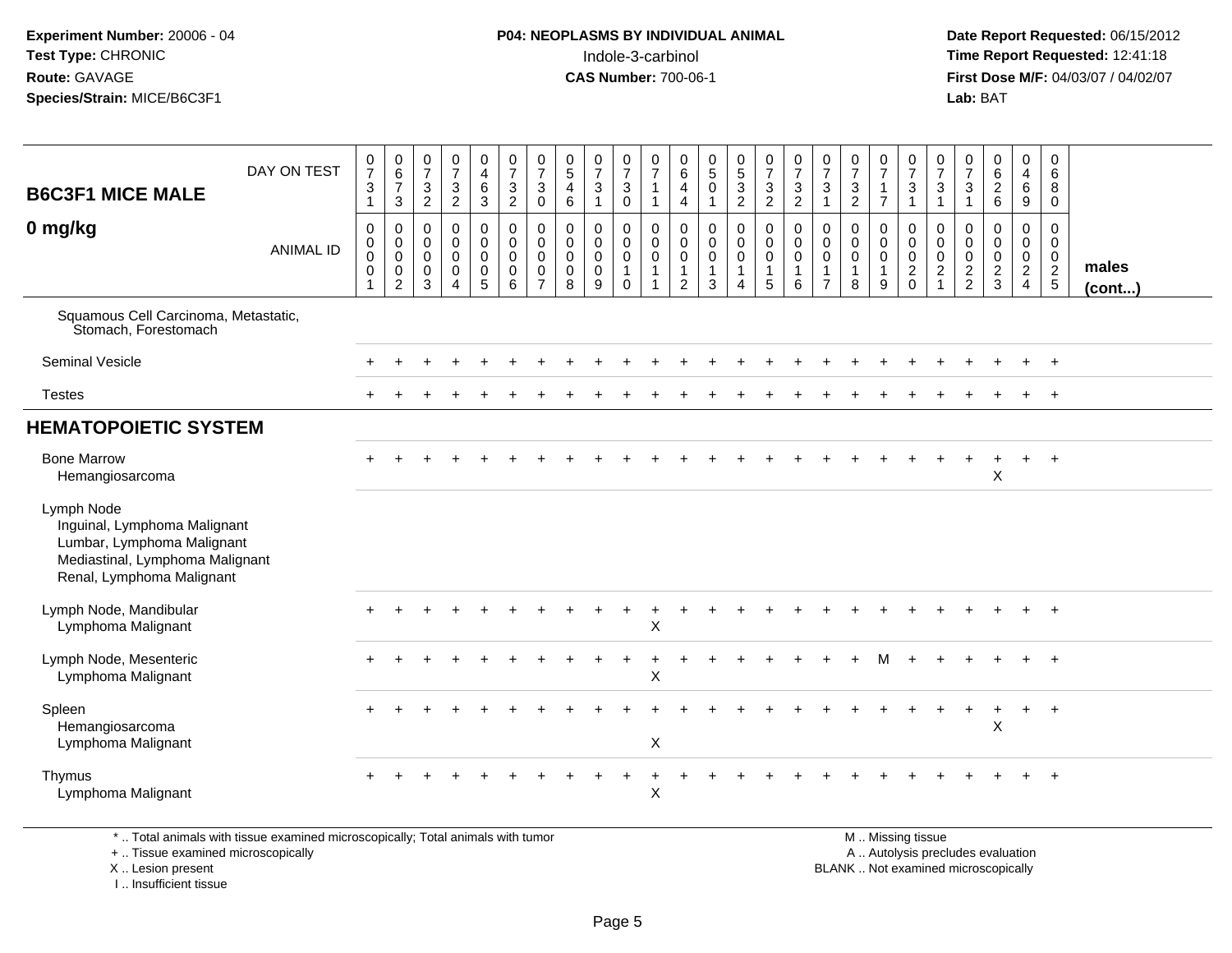**Experiment Number:** 20006 - 04
**Test Type:** CHRONIC
**Route:** GAVAGE
**Species/Strain:** MICE/B6C3F1

**P04: NEOPLASMS BY INDIVIDUAL ANIMAL**
Indole-3-carbinol
**CAS Number:** 700-06-1

**Date Report Requested:** 06/15/2012
**Time Report Requested:** 12:41:18
**First Dose M/F:** 04/03/07 / 04/02/07
**Lab:** BAT

## B6C3F1 MICE MALE
## 0 mg/kg

| | 1 | 2 | 3 | 4 | 5 | 6 | 7 | 8 | 9 | 10 | 11 | 12 | 13 | 14 | 15 | 16 | 17 | 18 | 19 | 20 | 21 | 22 | 23 | 24 | 25 | |
|---|---|---|---|---|---|---|---|---|---|---|---|---|---|---|---|---|---|---|---|---|---|---|---|---|---|---|
| DAY ON TEST | 0731 | 0673 | 0732 | 0732 | 0463 | 0732 | 0730 | 0546 | 0731 | 0730 | 0711 | 0644 | 0501 | 0532 | 0732 | 0732 | 0731 | 0732 | 0717 | 0731 | 0731 | 0731 | 0626 | 0469 | 0680 | |
| ANIMAL ID | 00001 | 00002 | 00003 | 00004 | 00005 | 00006 | 00007 | 00008 | 00009 | 00010 | 00011 | 00012 | 00013 | 00014 | 00015 | 00016 | 00017 | 00018 | 00019 | 00020 | 00021 | 00022 | 00023 | 00024 | 00025 | males (cont...) |
| Squamous Cell Carcinoma, Metastatic, Stomach, Forestomach | | | | | | | | | | | | | | | | | | | | | | | | | | |
| Seminal Vesicle | + | + | + | + | + | + | + | + | + | + | + | + | + | + | + | + | + | + | + | + | + | + | + | + | + | |
| Testes | + | + | + | + | + | + | + | + | + | + | + | + | + | + | + | + | + | + | + | + | + | + | + | + | + | |
| **HEMATOPOIETIC SYSTEM** | | | | | | | | | | | | | | | | | | | | | | | | | | |
| Bone Marrow | + | + | + | + | + | + | + | + | + | + | + | + | + | + | + | + | + | + | + | + | + | + | + | + | + | |
| Hemangiosarcoma | | | | | | | | | | | | | | | | | | | | | | | X | | | |
| Lymph Node | | | | | | | | | | | | | | | | | | | | | | | | | | |
| Inguinal, Lymphoma Malignant | | | | | | | | | | | | | | | | | | | | | | | | | | |
| Lumbar, Lymphoma Malignant | | | | | | | | | | | | | | | | | | | | | | | | | | |
| Mediastinal, Lymphoma Malignant | | | | | | | | | | | | | | | | | | | | | | | | | | |
| Renal, Lymphoma Malignant | | | | | | | | | | | | | | | | | | | | | | | | | | |
| Lymph Node, Mandibular | + | + | + | + | + | + | + | + | + | + | + | + | + | + | + | + | + | + | + | + | + | + | + | + | + | |
| Lymphoma Malignant | | | | | | | | | | | X | | | | | | | | | | | | | | | |
| Lymph Node, Mesenteric | + | + | + | + | + | + | + | + | + | + | + | + | + | + | + | + | + | + | M | + | + | + | + | + | + | |
| Lymphoma Malignant | | | | | | | | | | | X | | | | | | | | | | | | | | | |
| Spleen | + | + | + | + | + | + | + | + | + | + | + | + | + | + | + | + | + | + | + | + | + | + | + | + | + | |
| Hemangiosarcoma | | | | | | | | | | | | | | | | | | | | | | | X | | | |
| Lymphoma Malignant | | | | | | | | | | | X | | | | | | | | | | | | | | | |
| Thymus | + | + | + | + | + | + | + | + | + | + | + | + | + | + | + | + | + | + | + | + | + | + | + | + | + | |
| Lymphoma Malignant | | | | | | | | | | | X | | | | | | | | | | | | | | | |

\* .. Total animals with tissue examined microscopically; Total animals with tumor
\+ .. Tissue examined microscopically
X .. Lesion present
I .. Insufficient tissue

M .. Missing tissue
A .. Autolysis precludes evaluation
BLANK .. Not examined microscopically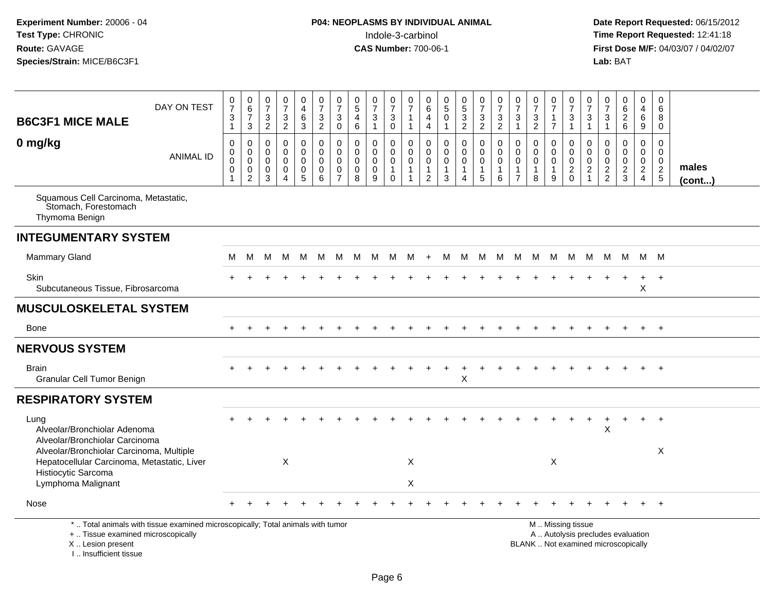Experiment Number: 20006 - 04
Test Type: CHRONIC
Route: GAVAGE
Species/Strain: MICE/B6C3F1

**P04: NEOPLASMS BY INDIVIDUAL ANIMAL**
Indole-3-carbinol
**CAS Number:** 700-06-1

Date Report Requested: 06/15/2012
Time Report Requested: 12:41:18
First Dose M/F: 04/03/07 / 04/02/07
Lab: BAT

| B6C3F1 MICE MALE 0 mg/kg | | | | | | | | | | | | | | | | | | | | | | | | | | |
|---|---|---|---|---|---|---|---|---|---|---|---|---|---|---|---|---|---|---|---|---|---|---|---|---|---|---|
| DAY ON TEST | 0731 | 0673 | 0732 | 0732 | 0463 | 0732 | 0730 | 0546 | 0731 | 0730 | 0711 | 0644 | 0501 | 0532 | 0732 | 0732 | 0731 | 0732 | 0717 | 0731 | 0731 | 0731 | 0626 | 0469 | 0680 | |
| ANIMAL ID | 00001 | 00002 | 00003 | 00004 | 00005 | 00006 | 00007 | 00008 | 00009 | 00010 | 00011 | 00012 | 00013 | 00014 | 00015 | 00016 | 00017 | 00018 | 00019 | 00020 | 00021 | 00022 | 00023 | 00024 | 00025 | males (cont...) |
| Squamous Cell Carcinoma, Metastatic, Stomach, Forestomach | | | | | | | | | | | | | | | | | | | | | | | | | | |
| Thymoma Benign | | | | | | | | | | | | | | | | | | | | | | | | | | |
| **INTEGUMENTARY SYSTEM** | | | | | | | | | | | | | | | | | | | | | | | | | | |
| Mammary Gland | M | M | M | M | M | M | M | M | M | M | M | + | M | M | M | M | M | M | M | M | M | M | M | M | M | |
| Skin | + | + | + | + | + | + | + | + | + | + | + | + | + | + | + | + | + | + | + | + | + | + | + | + | + | |
| Subcutaneous Tissue, Fibrosarcoma | | | | | | | | | | | | | | | | | | | | | | | | X | | |
| **MUSCULOSKELETAL SYSTEM** | | | | | | | | | | | | | | | | | | | | | | | | | | |
| Bone | + | + | + | + | + | + | + | + | + | + | + | + | + | + | + | + | + | + | + | + | + | + | + | + | + | |
| **NERVOUS SYSTEM** | | | | | | | | | | | | | | | | | | | | | | | | | | |
| Brain | + | + | + | + | + | + | + | + | + | + | + | + | + | + | + | + | + | + | + | + | + | + | + | + | + | |
| Granular Cell Tumor Benign | | | | | | | | | | | | | | X | | | | | | | | | | | | |
| **RESPIRATORY SYSTEM** | | | | | | | | | | | | | | | | | | | | | | | | | | |
| Lung | + | + | + | + | + | + | + | + | + | + | + | + | + | + | + | + | + | + | + | + | + | + | + | + | + | |
| Alveolar/Bronchiolar Adenoma | | | | | | | | | | | | | | | | | | | | | | X | | | | |
| Alveolar/Bronchiolar Carcinoma | | | | | | | | | | | | | | | | | | | | | | | | | | |
| Alveolar/Bronchiolar Carcinoma, Multiple | | | | | | | | | | | | | | | | | | | | | | | | | X | |
| Hepatocellular Carcinoma, Metastatic, Liver | | | | X | | | | | | | X | | | | | | | | X | | | | | | | |
| Histiocytic Sarcoma | | | | | | | | | | | | | | | | | | | | | | | | | | |
| Lymphoma Malignant | | | | | | | | | | | X | | | | | | | | | | | | | | | |
| Nose | + | + | + | + | + | + | + | + | + | + | + | + | + | + | + | + | + | + | + | + | + | + | + | + | + | |

\* .. Total animals with tissue examined microscopically; Total animals with tumor
+ .. Tissue examined microscopically
X .. Lesion present
I .. Insufficient tissue

M .. Missing tissue
A .. Autolysis precludes evaluation
BLANK .. Not examined microscopically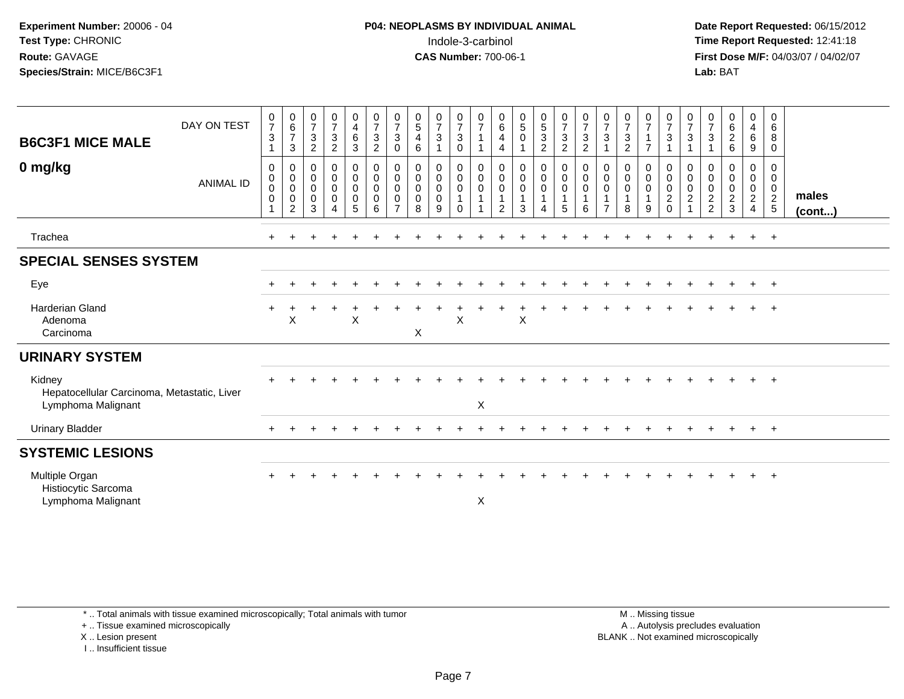**Experiment Number:** 20006 - 04
**Test Type:** CHRONIC
**Route:** GAVAGE
**Species/Strain:** MICE/B6C3F1

**P04: NEOPLASMS BY INDIVIDUAL ANIMAL**
Indole-3-carbinol
**CAS Number:** 700-06-1

**Date Report Requested:** 06/15/2012
**Time Report Requested:** 12:41:18
**First Dose M/F:** 04/03/07 / 04/02/07
**Lab:** BAT

| B6C3F1 MICE MALE — DAY ON TEST | 0731 | 0673 | 0732 | 0732 | 0463 | 0732 | 0730 | 0546 | 0731 | 0730 | 0711 | 0644 | 0501 | 0532 | 0732 | 0732 | 0731 | 0732 | 0717 | 0731 | 0731 | 0731 | 0626 | 0469 | 0680 | |
|---|---|---|---|---|---|---|---|---|---|---|---|---|---|---|---|---|---|---|---|---|---|---|---|---|---|---|
| **0 mg/kg** — ANIMAL ID | 0001 | 0002 | 0003 | 0004 | 0005 | 0006 | 0007 | 0008 | 0009 | 0010 | 0011 | 0012 | 0013 | 0014 | 0015 | 0016 | 0017 | 0018 | 0019 | 0020 | 0021 | 0022 | 0023 | 0024 | 0025 | **males (cont...)** |
| Trachea | + | + | + | + | + | + | + | + | + | + | + | + | + | + | + | + | + | + | + | + | + | + | + | + | + | |
| **SPECIAL SENSES SYSTEM** | | | | | | | | | | | | | | | | | | | | | | | | | | |
| Eye | + | + | + | + | + | + | + | + | + | + | + | + | + | + | + | + | + | + | + | + | + | + | + | + | + | |
| Harderian Gland | + | + | + | + | + | + | + | + | + | + | + | + | + | + | + | + | + | + | + | + | + | + | + | + | + | |
| Adenoma | | X | | | X | | | | | X | | | X | | | | | | | | | | | | | |
| Carcinoma | | | | | | | | X | | | | | | | | | | | | | | | | | | |
| **URINARY SYSTEM** | | | | | | | | | | | | | | | | | | | | | | | | | | |
| Kidney | + | + | + | + | + | + | + | + | + | + | + | + | + | + | + | + | + | + | + | + | + | + | + | + | + | |
| Hepatocellular Carcinoma, Metastatic, Liver | | | | | | | | | | | | | | | | | | | | | | | | | | |
| Lymphoma Malignant | | | | | | | | | | | X | | | | | | | | | | | | | | | |
| Urinary Bladder | + | + | + | + | + | + | + | + | + | + | + | + | + | + | + | + | + | + | + | + | + | + | + | + | + | |
| **SYSTEMIC LESIONS** | | | | | | | | | | | | | | | | | | | | | | | | | | |
| Multiple Organ | + | + | + | + | + | + | + | + | + | + | + | + | + | + | + | + | + | + | + | + | + | + | + | + | + | |
| Histiocytic Sarcoma | | | | | | | | | | | | | | | | | | | | | | | | | | |
| Lymphoma Malignant | | | | | | | | | | | X | | | | | | | | | | | | | | | |

\* .. Total animals with tissue examined microscopically; Total animals with tumor
\+ .. Tissue examined microscopically
X .. Lesion present
I .. Insufficient tissue

M .. Missing tissue
A .. Autolysis precludes evaluation
BLANK .. Not examined microscopically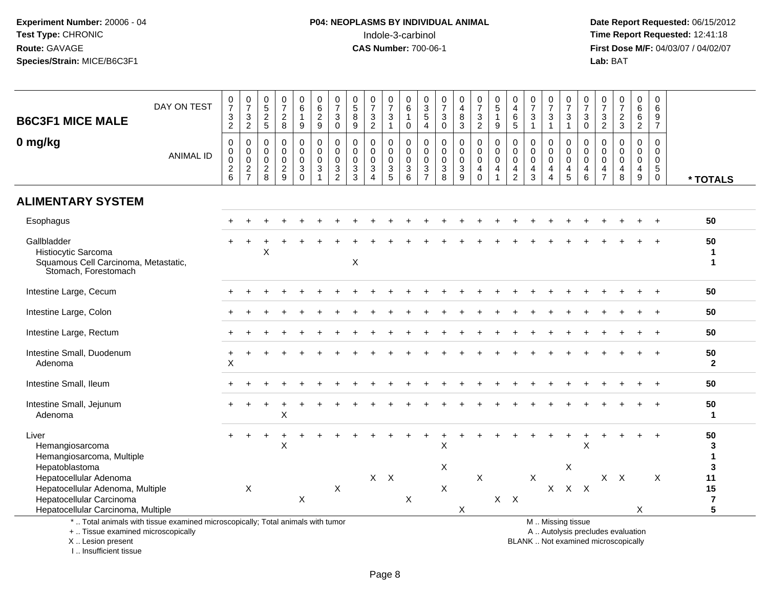**Experiment Number:** 20006 - 04
**Test Type:** CHRONIC
**Route:** GAVAGE
**Species/Strain:** MICE/B6C3F1

**P04: NEOPLASMS BY INDIVIDUAL ANIMAL**
Indole-3-carbinol
**CAS Number:** 700-06-1

**Date Report Requested:** 06/15/2012
**Time Report Requested:** 12:41:18
**First Dose M/F:** 04/03/07 / 04/02/07
**Lab:** BAT

## B6C3F1 MICE MALE
## 0 mg/kg

| DAY ON TEST | 0732 | 0732 | 0525 | 0728 | 0619 | 0629 | 0730 | 0589 | 0732 | 0731 | 0610 | 0354 | 0730 | 0483 | 0732 | 0519 | 0465 | 0731 | 0731 | 0731 | 0730 | 0732 | 0723 | 0662 | 0697 | |
|---|---|---|---|---|---|---|---|---|---|---|---|---|---|---|---|---|---|---|---|---|---|---|---|---|---|---|
| **ANIMAL ID** | 0026 | 0027 | 0028 | 0029 | 0030 | 0031 | 0032 | 0033 | 0034 | 0035 | 0036 | 0037 | 0038 | 0039 | 0040 | 0041 | 0042 | 0043 | 0044 | 0045 | 0046 | 0047 | 0048 | 0049 | 0050 | *** TOTALS** |
| **ALIMENTARY SYSTEM** | | | | | | | | | | | | | | | | | | | | | | | | | | |
| Esophagus | + | + | + | + | + | + | + | + | + | + | + | + | + | + | + | + | + | + | + | + | + | + | + | + | + | 50 |
| Gallbladder | + | + | + | + | + | + | + | + | + | + | + | + | + | + | + | + | + | + | + | + | + | + | + | + | + | 50 |
| Histiocytic Sarcoma | | | X | | | | | | | | | | | | | | | | | | | | | | | 1 |
| Squamous Cell Carcinoma, Metastatic, Stomach, Forestomach | | | | | | | | X | | | | | | | | | | | | | | | | | | 1 |
| Intestine Large, Cecum | + | + | + | + | + | + | + | + | + | + | + | + | + | + | + | + | + | + | + | + | + | + | + | + | + | 50 |
| Intestine Large, Colon | + | + | + | + | + | + | + | + | + | + | + | + | + | + | + | + | + | + | + | + | + | + | + | + | + | 50 |
| Intestine Large, Rectum | + | + | + | + | + | + | + | + | + | + | + | + | + | + | + | + | + | + | + | + | + | + | + | + | + | 50 |
| Intestine Small, Duodenum | + | + | + | + | + | + | + | + | + | + | + | + | + | + | + | + | + | + | + | + | + | + | + | + | + | 50 |
| Adenoma | X | | | | | | | | | | | | | | | | | | | | | | | | | 2 |
| Intestine Small, Ileum | + | + | + | + | + | + | + | + | + | + | + | + | + | + | + | + | + | + | + | + | + | + | + | + | + | 50 |
| Intestine Small, Jejunum | + | + | + | + | + | + | + | + | + | + | + | + | + | + | + | + | + | + | + | + | + | + | + | + | + | 50 |
| Adenoma | | | | X | | | | | | | | | | | | | | | | | | | | | | 1 |
| Liver | + | + | + | + | + | + | + | + | + | + | + | + | + | + | + | + | + | + | + | + | + | + | + | + | + | 50 |
| Hemangiosarcoma | | | | X | | | | | | | | | X | | | | | | | | X | | | | | 3 |
| Hemangiosarcoma, Multiple | | | | | | | | | | | | | | | | | | | | | | | | | | 1 |
| Hepatoblastoma | | | | | | | | | | | | | X | | | | | | | X | | | | | | 3 |
| Hepatocellular Adenoma | | | | | | | | | X | X | | | | | X | | | X | | | | X | X | | X | 11 |
| Hepatocellular Adenoma, Multiple | | X | | | | | X | | | | | | X | | | | | | X | X | X | | | | | 15 |
| Hepatocellular Carcinoma | | | | | X | | | | | | X | | | | | X | X | | | | | | | | | 7 |
| Hepatocellular Carcinoma, Multiple | | | | | | | | | | | | | | X | | | | | | | | | | X | | 5 |

\* .. Total animals with tissue examined microscopically; Total animals with tumor
\+ .. Tissue examined microscopically
X .. Lesion present
I .. Insufficient tissue

M .. Missing tissue
A .. Autolysis precludes evaluation
BLANK .. Not examined microscopically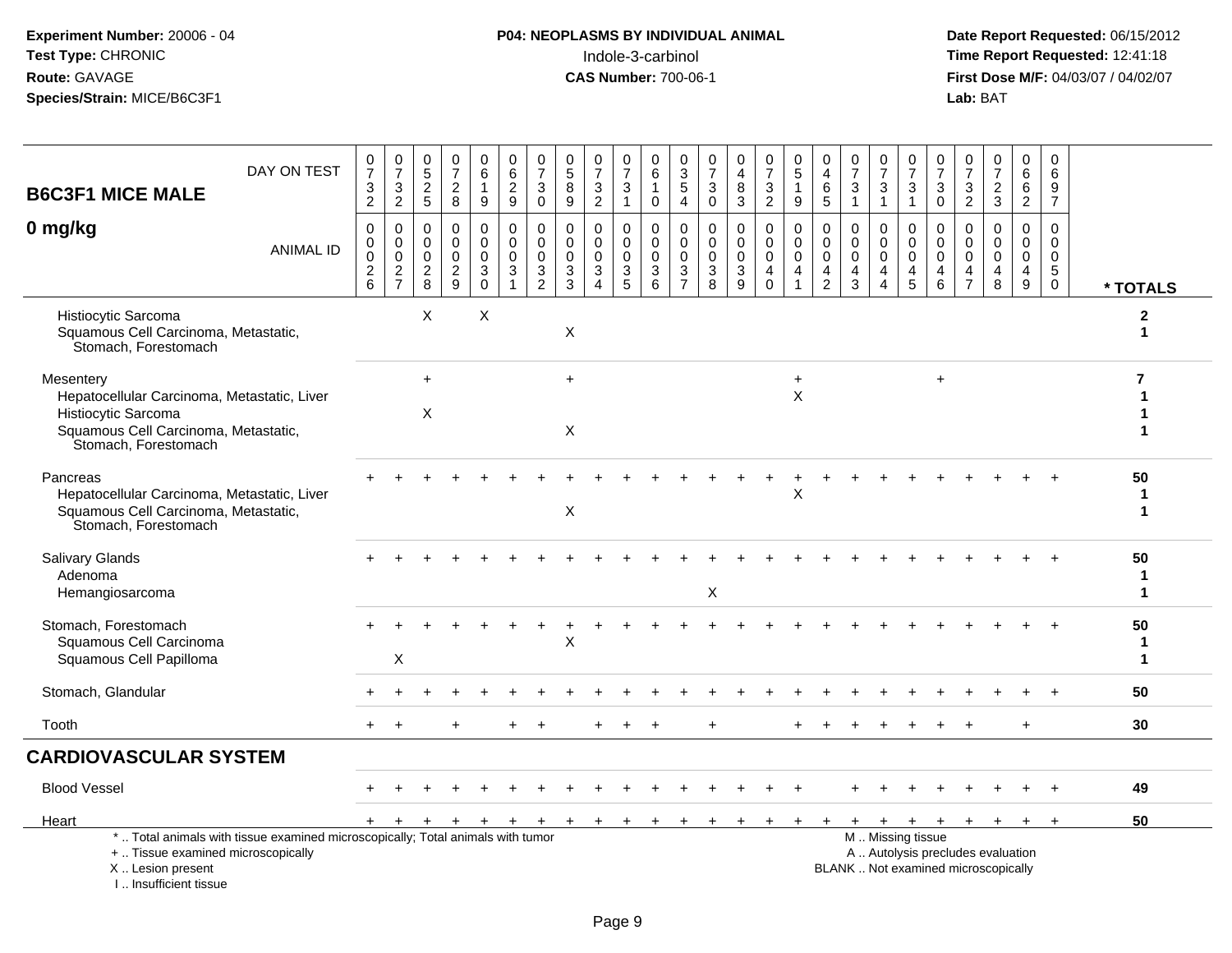**Experiment Number:** 20006 - 04
**Test Type:** CHRONIC
**Route:** GAVAGE
**Species/Strain:** MICE/B6C3F1

**P04: NEOPLASMS BY INDIVIDUAL ANIMAL**
Indole-3-carbinol
**CAS Number:** 700-06-1

**Date Report Requested:** 06/15/2012
**Time Report Requested:** 12:41:18
**First Dose M/F:** 04/03/07 / 04/02/07
**Lab:** BAT

## B6C3F1 MICE MALE
## 0 mg/kg

| DAY ON TEST | 0732 | 0732 | 0525 | 0728 | 0619 | 0629 | 0730 | 0589 | 0732 | 0731 | 0610 | 0354 | 0730 | 0483 | 0732 | 0519 | 0465 | 0731 | 0731 | 0731 | 0730 | 0732 | 0723 | 0662 | 0697 | |
|---|---|---|---|---|---|---|---|---|---|---|---|---|---|---|---|---|---|---|---|---|---|---|---|---|---|---|
| **ANIMAL ID** | 00026 | 00027 | 00028 | 00029 | 00030 | 00031 | 00032 | 00033 | 00034 | 00035 | 00036 | 00037 | 00038 | 00039 | 00040 | 00041 | 00042 | 00043 | 00044 | 00045 | 00046 | 00047 | 00048 | 00049 | 00050 | *** TOTALS** |
| Histiocytic Sarcoma | | | X | | X | | | | | | | | | | | | | | | | | | | | | **2** |
| Squamous Cell Carcinoma, Metastatic, Stomach, Forestomach | | | | | | | | X | | | | | | | | | | | | | | | | | | **1** |
| Mesentery | | | + | | | | | + | | | | | | | | + | | | | | + | | | | | **7** |
| Hepatocellular Carcinoma, Metastatic, Liver | | | | | | | | | | | | | | | | X | | | | | | | | | | **1** |
| Histiocytic Sarcoma | | | X | | | | | | | | | | | | | | | | | | | | | | | **1** |
| Squamous Cell Carcinoma, Metastatic, Stomach, Forestomach | | | | | | | | X | | | | | | | | | | | | | | | | | | **1** |
| Pancreas | + | + | + | + | + | + | + | + | + | + | + | + | + | + | + | + | + | + | + | + | + | + | + | + | + | **50** |
| Hepatocellular Carcinoma, Metastatic, Liver | | | | | | | | | | | | | | | | X | | | | | | | | | | **1** |
| Squamous Cell Carcinoma, Metastatic, Stomach, Forestomach | | | | | | | | X | | | | | | | | | | | | | | | | | | **1** |
| Salivary Glands | + | + | + | + | + | + | + | + | + | + | + | + | + | + | + | + | + | + | + | + | + | + | + | + | + | **50** |
| Adenoma | | | | | | | | | | | | | | | | | | | | | | | | | | **1** |
| Hemangiosarcoma | | | | | | | | | | | | | X | | | | | | | | | | | | | **1** |
| Stomach, Forestomach | + | + | + | + | + | + | + | + | + | + | + | + | + | + | + | + | + | + | + | + | + | + | + | + | + | **50** |
| Squamous Cell Carcinoma | | | | | | | | X | | | | | | | | | | | | | | | | | | **1** |
| Squamous Cell Papilloma | | X | | | | | | | | | | | | | | | | | | | | | | | | **1** |
| Stomach, Glandular | + | + | + | + | + | + | + | + | + | + | + | + | + | + | + | + | + | + | + | + | + | + | + | + | + | **50** |
| Tooth | + | + | | + | | + | + | | + | + | + | | + | | | + | + | + | + | + | + | + | | + | | **30** |
| **CARDIOVASCULAR SYSTEM** | | | | | | | | | | | | | | | | | | | | | | | | | | |
| Blood Vessel | + | + | + | + | + | + | + | + | + | + | + | + | + | + | + | + | | + | + | + | + | + | + | + | + | **49** |
| Heart | + | + | + | + | + | + | + | + | + | + | + | + | + | + | + | + | + | + | + | + | + | + | + | + | + | **50** |

\* .. Total animals with tissue examined microscopically; Total animals with tumor
\+ .. Tissue examined microscopically
X .. Lesion present
I .. Insufficient tissue

M .. Missing tissue
A .. Autolysis precludes evaluation
BLANK .. Not examined microscopically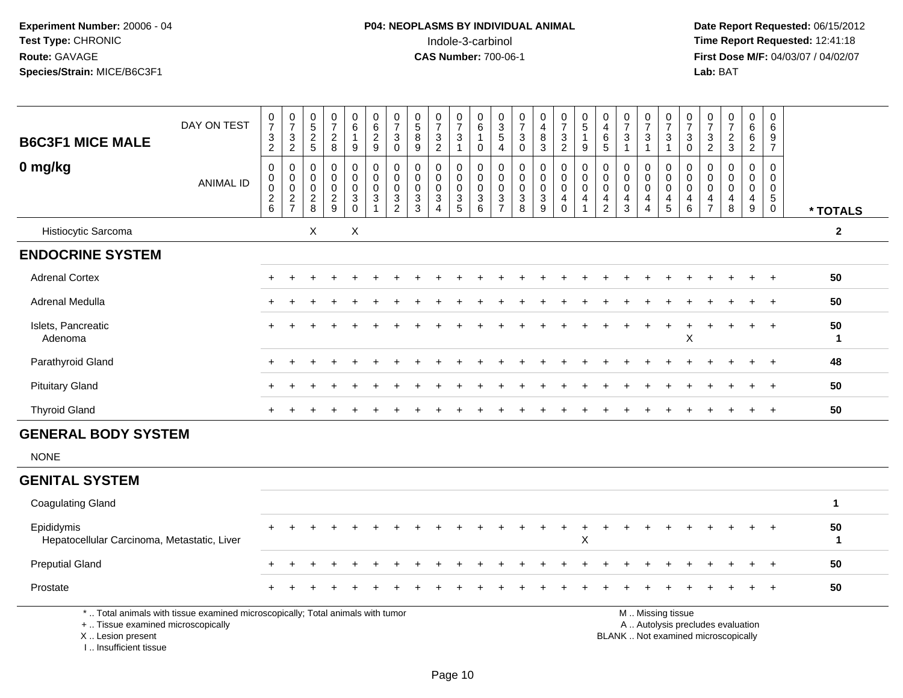**Experiment Number:** 20006 - 04
**Test Type:** CHRONIC
**Route:** GAVAGE
**Species/Strain:** MICE/B6C3F1

**P04: NEOPLASMS BY INDIVIDUAL ANIMAL**
Indole-3-carbinol
**CAS Number:** 700-06-1

**Date Report Requested:** 06/15/2012
**Time Report Requested:** 12:41:18
**First Dose M/F:** 04/03/07 / 04/02/07
**Lab:** BAT

| B6C3F1 MICE MALE 0 mg/kg | DAY ON TEST | 0732 | 0732 | 0525 | 0728 | 0619 | 0629 | 0730 | 0589 | 0732 | 0731 | 0610 | 0354 | 0730 | 0483 | 0732 | 0519 | 0465 | 0731 | 0731 | 0731 | 0730 | 0732 | 0723 | 0662 | 0697 | |
|---|---|---|---|---|---|---|---|---|---|---|---|---|---|---|---|---|---|---|---|---|---|---|---|---|---|---|---|
| | ANIMAL ID | 00026 | 00027 | 00028 | 00029 | 00030 | 00031 | 00032 | 00033 | 00034 | 00035 | 00036 | 00037 | 00038 | 00039 | 00040 | 00041 | 00042 | 00043 | 00044 | 00045 | 00046 | 00047 | 00048 | 00049 | 00050 | * TOTALS |
| Histiocytic Sarcoma | | | | X | | X | | | | | | | | | | | | | | | | | | | | | 2 |
| **ENDOCRINE SYSTEM** | | | | | | | | | | | | | | | | | | | | | | | | | | | |
| Adrenal Cortex | | + | + | + | + | + | + | + | + | + | + | + | + | + | + | + | + | + | + | + | + | + | + | + | + | + | 50 |
| Adrenal Medulla | | + | + | + | + | + | + | + | + | + | + | + | + | + | + | + | + | + | + | + | + | + | + | + | + | + | 50 |
| Islets, Pancreatic | | + | + | + | + | + | + | + | + | + | + | + | + | + | + | + | + | + | + | + | + | + | + | + | + | + | 50 |
| Adenoma | | | | | | | | | | | | | | | | | | | | | | X | | | | | 1 |
| Parathyroid Gland | | + | + | + | + | + | + | + | + | + | + | + | + | + | + | + | + | + | + | + | + | + | + | + | + | + | 48 |
| Pituitary Gland | | + | + | + | + | + | + | + | + | + | + | + | + | + | + | + | + | + | + | + | + | + | + | + | + | + | 50 |
| Thyroid Gland | | + | + | + | + | + | + | + | + | + | + | + | + | + | + | + | + | + | + | + | + | + | + | + | + | + | 50 |
| **GENERAL BODY SYSTEM** | | | | | | | | | | | | | | | | | | | | | | | | | | | |
| NONE | | | | | | | | | | | | | | | | | | | | | | | | | | | |
| **GENITAL SYSTEM** | | | | | | | | | | | | | | | | | | | | | | | | | | | |
| Coagulating Gland | | | | | | | | | | | | | | | | | | | | | | | | | | | 1 |
| Epididymis | | + | + | + | + | + | + | + | + | + | + | + | + | + | + | + | + | + | + | + | + | + | + | + | + | + | 50 |
| Hepatocellular Carcinoma, Metastatic, Liver | | | | | | | | | | | | | | | | | X | | | | | | | | | | 1 |
| Preputial Gland | | + | + | + | + | + | + | + | + | + | + | + | + | + | + | + | + | + | + | + | + | + | + | + | + | + | 50 |
| Prostate | | + | + | + | + | + | + | + | + | + | + | + | + | + | + | + | + | + | + | + | + | + | + | + | + | + | 50 |

\* .. Total animals with tissue examined microscopically; Total animals with tumor
\+ .. Tissue examined microscopically
X .. Lesion present
I .. Insufficient tissue

M .. Missing tissue
A .. Autolysis precludes evaluation
BLANK .. Not examined microscopically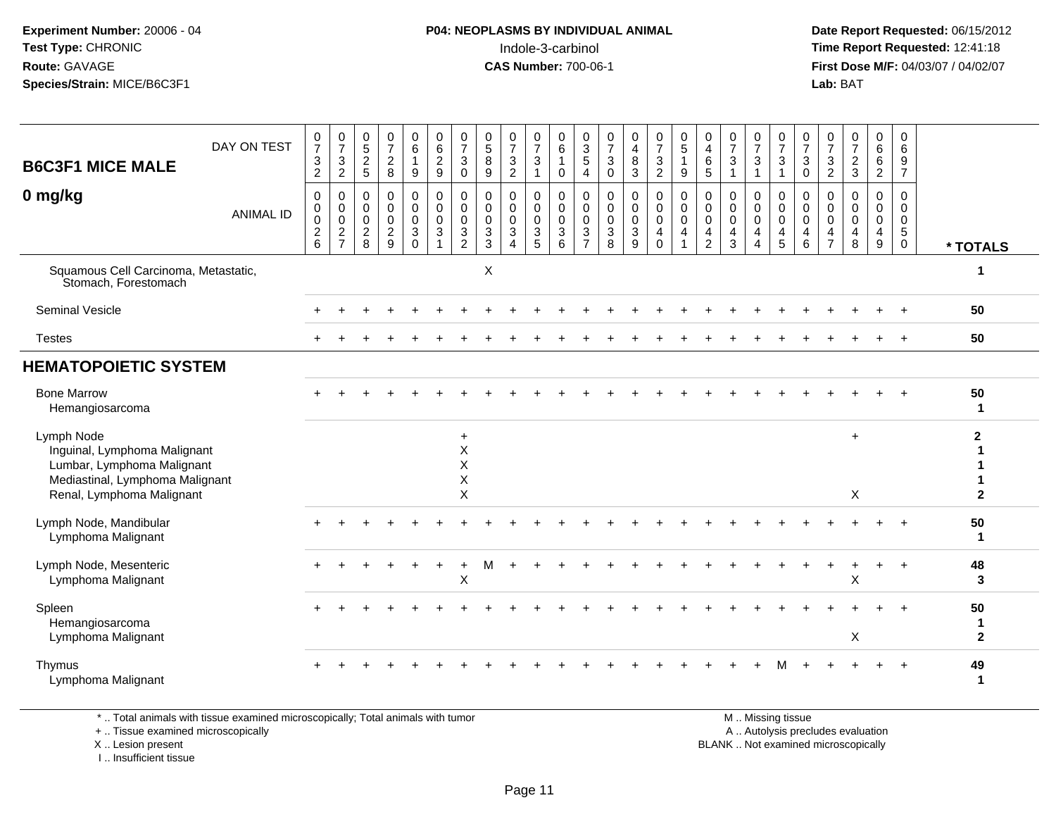**Experiment Number:** 20006 - 04
**Test Type:** CHRONIC
**Route:** GAVAGE
**Species/Strain:** MICE/B6C3F1

**P04: NEOPLASMS BY INDIVIDUAL ANIMAL**
Indole-3-carbinol
**CAS Number:** 700-06-1

**Date Report Requested:** 06/15/2012
**Time Report Requested:** 12:41:18
**First Dose M/F:** 04/03/07 / 04/02/07
**Lab:** BAT

## B6C3F1 MICE MALE

## 0 mg/kg

| DAY ON TEST | 0732 | 0732 | 0525 | 0728 | 0619 | 0629 | 0730 | 0589 | 0732 | 0731 | 0610 | 0354 | 0730 | 0483 | 0732 | 0519 | 0465 | 0731 | 0731 | 0731 | 0730 | 0732 | 0723 | 0662 | 0697 | |
|---|---|---|---|---|---|---|---|---|---|---|---|---|---|---|---|---|---|---|---|---|---|---|---|---|---|---|
| ANIMAL ID | 00026 | 00027 | 00028 | 00029 | 00030 | 00031 | 00032 | 00033 | 00034 | 00035 | 00036 | 00037 | 00038 | 00039 | 00040 | 00041 | 00042 | 00043 | 00044 | 00045 | 00046 | 00047 | 00048 | 00049 | 00050 | * TOTALS |
| Squamous Cell Carcinoma, Metastatic, Stomach, Forestomach | | | | | | | | X | | | | | | | | | | | | | | | | | | 1 |
| Seminal Vesicle | + | + | + | + | + | + | + | + | + | + | + | + | + | + | + | + | + | + | + | + | + | + | + | + | + | 50 |
| Testes | + | + | + | + | + | + | + | + | + | + | + | + | + | + | + | + | + | + | + | + | + | + | + | + | + | 50 |
| **HEMATOPOIETIC SYSTEM** | | | | | | | | | | | | | | | | | | | | | | | | | | |
| Bone Marrow | + | + | + | + | + | + | + | + | + | + | + | + | + | + | + | + | + | + | + | + | + | + | + | + | + | 50 |
| Hemangiosarcoma | | | | | | | | | | | | | | | | | | | | | | | | | | 1 |
| Lymph Node | | | | | | | + | | | | | | | | | | | | | | | | + | | | 2 |
| Inguinal, Lymphoma Malignant | | | | | | | X | | | | | | | | | | | | | | | | | | | 1 |
| Lumbar, Lymphoma Malignant | | | | | | | X | | | | | | | | | | | | | | | | | | | 1 |
| Mediastinal, Lymphoma Malignant | | | | | | | X | | | | | | | | | | | | | | | | | | | 1 |
| Renal, Lymphoma Malignant | | | | | | | X | | | | | | | | | | | | | | | | X | | | 2 |
| Lymph Node, Mandibular | + | + | + | + | + | + | + | + | + | + | + | + | + | + | + | + | + | + | + | + | + | + | + | + | + | 50 |
| Lymphoma Malignant | | | | | | | | | | | | | | | | | | | | | | | | | | 1 |
| Lymph Node, Mesenteric | + | + | + | + | + | + | + | M | + | + | + | + | + | + | + | + | + | + | + | + | + | + | + | + | + | 48 |
| Lymphoma Malignant | | | | | | | X | | | | | | | | | | | | | | | | X | | | 3 |
| Spleen | + | + | + | + | + | + | + | + | + | + | + | + | + | + | + | + | + | + | + | + | + | + | + | + | + | 50 |
| Hemangiosarcoma | | | | | | | | | | | | | | | | | | | | | | | | | | 1 |
| Lymphoma Malignant | | | | | | | | | | | | | | | | | | | | | | | X | | | 2 |
| Thymus | + | + | + | + | + | + | + | + | + | + | + | + | + | + | + | + | + | + | + | M | + | + | + | + | + | 49 |
| Lymphoma Malignant | | | | | | | | | | | | | | | | | | | | | | | | | | 1 |

\* .. Total animals with tissue examined microscopically; Total animals with tumor
\+ .. Tissue examined microscopically
X .. Lesion present
I .. Insufficient tissue

M .. Missing tissue
A .. Autolysis precludes evaluation
BLANK .. Not examined microscopically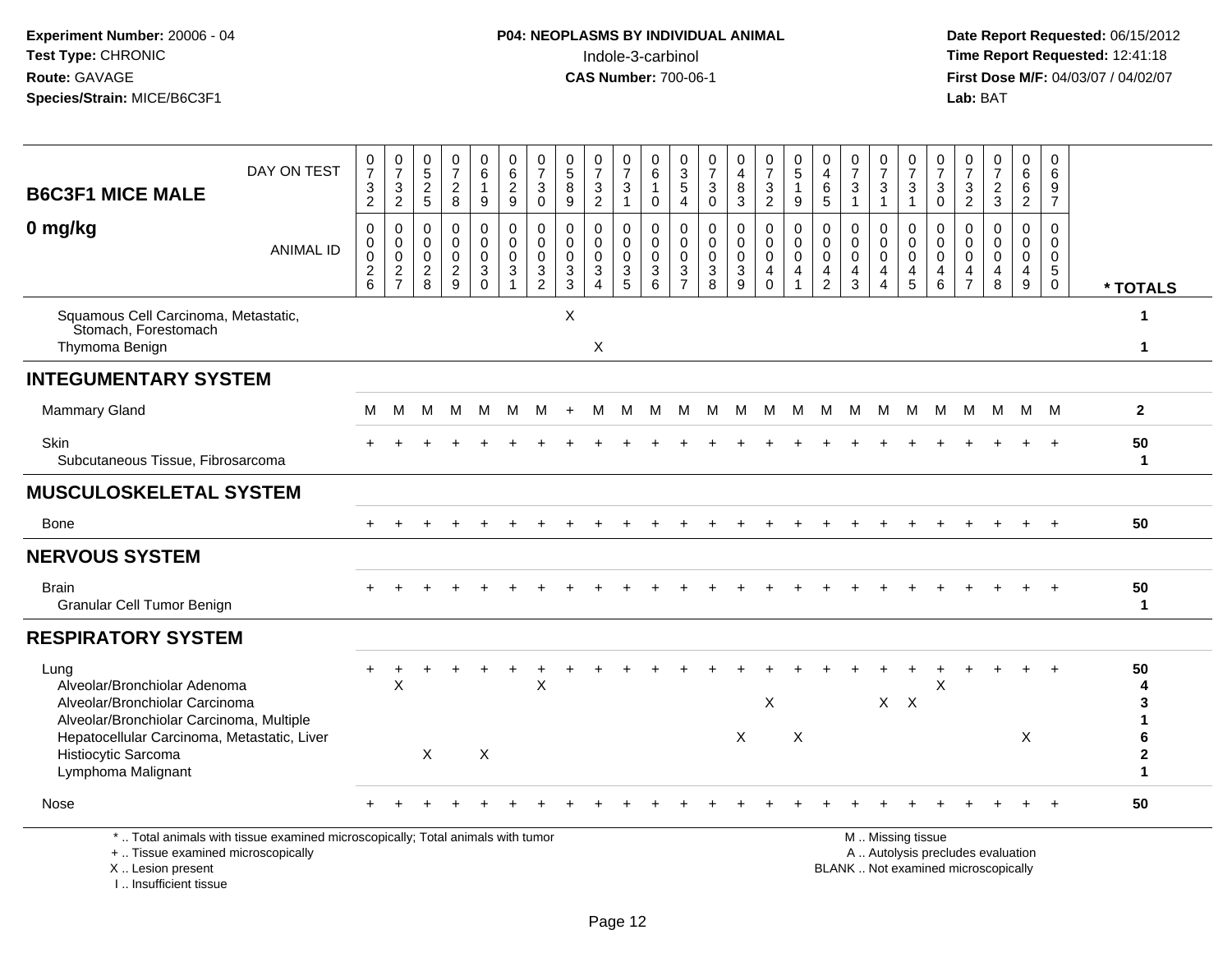Experiment Number: 20006 - 04
Test Type: CHRONIC
Route: GAVAGE
Species/Strain: MICE/B6C3F1

**P04: NEOPLASMS BY INDIVIDUAL ANIMAL**
Indole-3-carbinol
**CAS Number:** 700-06-1

Date Report Requested: 06/15/2012
Time Report Requested: 12:41:18
First Dose M/F: 04/03/07 / 04/02/07
Lab: BAT

## B6C3F1 MICE MALE
## 0 mg/kg

| DAY ON TEST | 0732 | 0732 | 0525 | 0728 | 0619 | 0629 | 0730 | 0589 | 0732 | 0731 | 0610 | 0354 | 0730 | 0483 | 0732 | 0519 | 0465 | 0731 | 0731 | 0731 | 0730 | 0732 | 0723 | 0662 | 0697 | |
|---|---|---|---|---|---|---|---|---|---|---|---|---|---|---|---|---|---|---|---|---|---|---|---|---|---|---|
| **ANIMAL ID** | 00026 | 00027 | 00028 | 00029 | 00030 | 00031 | 00032 | 00033 | 00034 | 00035 | 00036 | 00037 | 00038 | 00039 | 00040 | 00041 | 00042 | 00043 | 00044 | 00045 | 00046 | 00047 | 00048 | 00049 | 00050 | **\* TOTALS** |
| Squamous Cell Carcinoma, Metastatic, Stomach, Forestomach | | | | | | | | X | | | | | | | | | | | | | | | | | | 1 |
| Thymoma Benign | | | | | | | | | X | | | | | | | | | | | | | | | | | 1 |
| **INTEGUMENTARY SYSTEM** | | | | | | | | | | | | | | | | | | | | | | | | | | |
| Mammary Gland | M | M | M | M | M | M | M | + | M | M | M | M | M | M | M | M | M | M | M | M | M | M | M | M | M | 2 |
| Skin | + | + | + | + | + | + | + | + | + | + | + | + | + | + | + | + | + | + | + | + | + | + | + | + | + | 50 |
| Subcutaneous Tissue, Fibrosarcoma | | | | | | | | | | | | | | | | | | | | | | | | | | 1 |
| **MUSCULOSKELETAL SYSTEM** | | | | | | | | | | | | | | | | | | | | | | | | | | |
| Bone | + | + | + | + | + | + | + | + | + | + | + | + | + | + | + | + | + | + | + | + | + | + | + | + | + | 50 |
| **NERVOUS SYSTEM** | | | | | | | | | | | | | | | | | | | | | | | | | | |
| Brain | + | + | + | + | + | + | + | + | + | + | + | + | + | + | + | + | + | + | + | + | + | + | + | + | + | 50 |
| Granular Cell Tumor Benign | | | | | | | | | | | | | | | | | | | | | | | | | | 1 |
| **RESPIRATORY SYSTEM** | | | | | | | | | | | | | | | | | | | | | | | | | | |
| Lung | + | + | + | + | + | + | + | + | + | + | + | + | + | + | + | + | + | + | + | + | + | + | + | + | + | 50 |
| Alveolar/Bronchiolar Adenoma | | X | | | | | X | | | | | | | | | | | | | | X | | | | | 4 |
| Alveolar/Bronchiolar Carcinoma | | | | | | | | | | | | | | | X | | | | X | X | | | | | | 3 |
| Alveolar/Bronchiolar Carcinoma, Multiple | | | | | | | | | | | | | | | | | | | | | | | | | | 1 |
| Hepatocellular Carcinoma, Metastatic, Liver | | | | | | | | | | | | | | X | | X | | | | | | | | X | | 6 |
| Histiocytic Sarcoma | | | X | | X | | | | | | | | | | | | | | | | | | | | | 2 |
| Lymphoma Malignant | | | | | | | | | | | | | | | | | | | | | | | | | | 1 |
| Nose | + | + | + | + | + | + | + | + | + | + | + | + | + | + | + | + | + | + | + | + | + | + | + | + | + | 50 |

\* .. Total animals with tissue examined microscopically; Total animals with tumor
\+ .. Tissue examined microscopically
X .. Lesion present
I .. Insufficient tissue

M .. Missing tissue
A .. Autolysis precludes evaluation
BLANK .. Not examined microscopically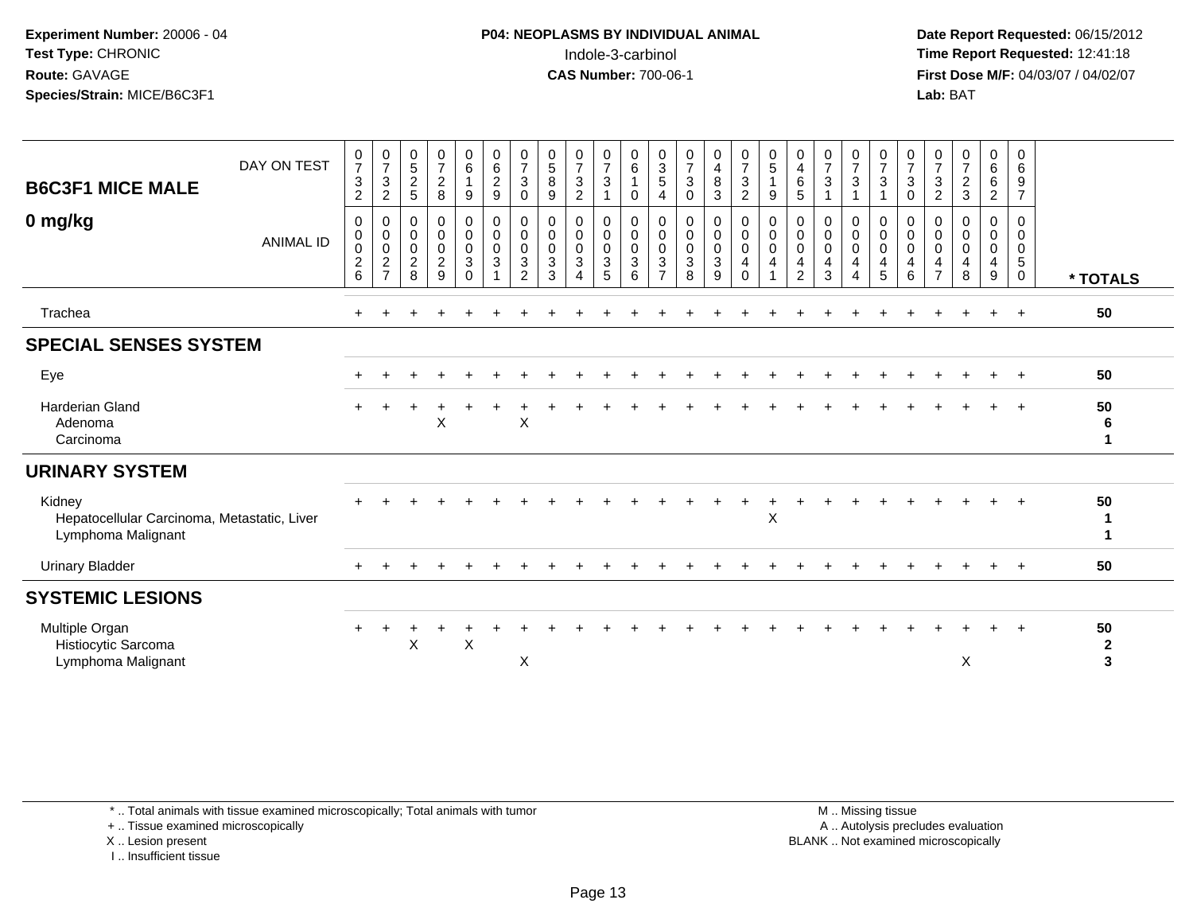Experiment Number: 20006 - 04
Test Type: CHRONIC
Route: GAVAGE
Species/Strain: MICE/B6C3F1

**P04: NEOPLASMS BY INDIVIDUAL ANIMAL**
Indole-3-carbinol
**CAS Number:** 700-06-1

Date Report Requested: 06/15/2012
Time Report Requested: 12:41:18
First Dose M/F: 04/03/07 / 04/02/07
Lab: BAT

| B6C3F1 MICE MALE 0 mg/kg — DAY ON TEST | 0732 | 0732 | 0525 | 0728 | 0619 | 0629 | 0730 | 0589 | 0732 | 0731 | 0610 | 0354 | 0730 | 0483 | 0732 | 0519 | 0465 | 0731 | 0731 | 0731 | 0730 | 0732 | 0723 | 0662 | 0697 | |
|---|---|---|---|---|---|---|---|---|---|---|---|---|---|---|---|---|---|---|---|---|---|---|---|---|---|---|
| ANIMAL ID | 00026 | 00027 | 00028 | 00029 | 00030 | 00031 | 00032 | 00033 | 00034 | 00035 | 00036 | 00037 | 00038 | 00039 | 00040 | 00041 | 00042 | 00043 | 00044 | 00045 | 00046 | 00047 | 00048 | 00049 | 00050 | * TOTALS |
| Trachea | + | + | + | + | + | + | + | + | + | + | + | + | + | + | + | + | + | + | + | + | + | + | + | + | + | 50 |
| **SPECIAL SENSES SYSTEM** | | | | | | | | | | | | | | | | | | | | | | | | | | |
| Eye | + | + | + | + | + | + | + | + | + | + | + | + | + | + | + | + | + | + | + | + | + | + | + | + | + | 50 |
| Harderian Gland | + | + | + | + | + | + | + | + | + | + | + | + | + | + | + | + | + | + | + | + | + | + | + | + | + | 50 |
| Adenoma | | | | X | | | X | | | | | | | | | | | | | | | | | | | 6 |
| Carcinoma | | | | | | | | | | | | | | | | | | | | | | | | | | 1 |
| **URINARY SYSTEM** | | | | | | | | | | | | | | | | | | | | | | | | | | |
| Kidney | + | + | + | + | + | + | + | + | + | + | + | + | + | + | + | + | + | + | + | + | + | + | + | + | + | 50 |
| Hepatocellular Carcinoma, Metastatic, Liver | | | | | | | | | | | | | | | | X | | | | | | | | | | 1 |
| Lymphoma Malignant | | | | | | | | | | | | | | | | | | | | | | | | | | 1 |
| Urinary Bladder | + | + | + | + | + | + | + | + | + | + | + | + | + | + | + | + | + | + | + | + | + | + | + | + | + | 50 |
| **SYSTEMIC LESIONS** | | | | | | | | | | | | | | | | | | | | | | | | | | |
| Multiple Organ | + | + | + | + | + | + | + | + | + | + | + | + | + | + | + | + | + | + | + | + | + | + | + | + | + | 50 |
| Histiocytic Sarcoma | | | X | | X | | | | | | | | | | | | | | | | | | | | | 2 |
| Lymphoma Malignant | | | | | | | X | | | | | | | | | | | | | | | | X | | | 3 |

\* .. Total animals with tissue examined microscopically; Total animals with tumor
\+ .. Tissue examined microscopically
X .. Lesion present
I .. Insufficient tissue

M .. Missing tissue
A .. Autolysis precludes evaluation
BLANK .. Not examined microscopically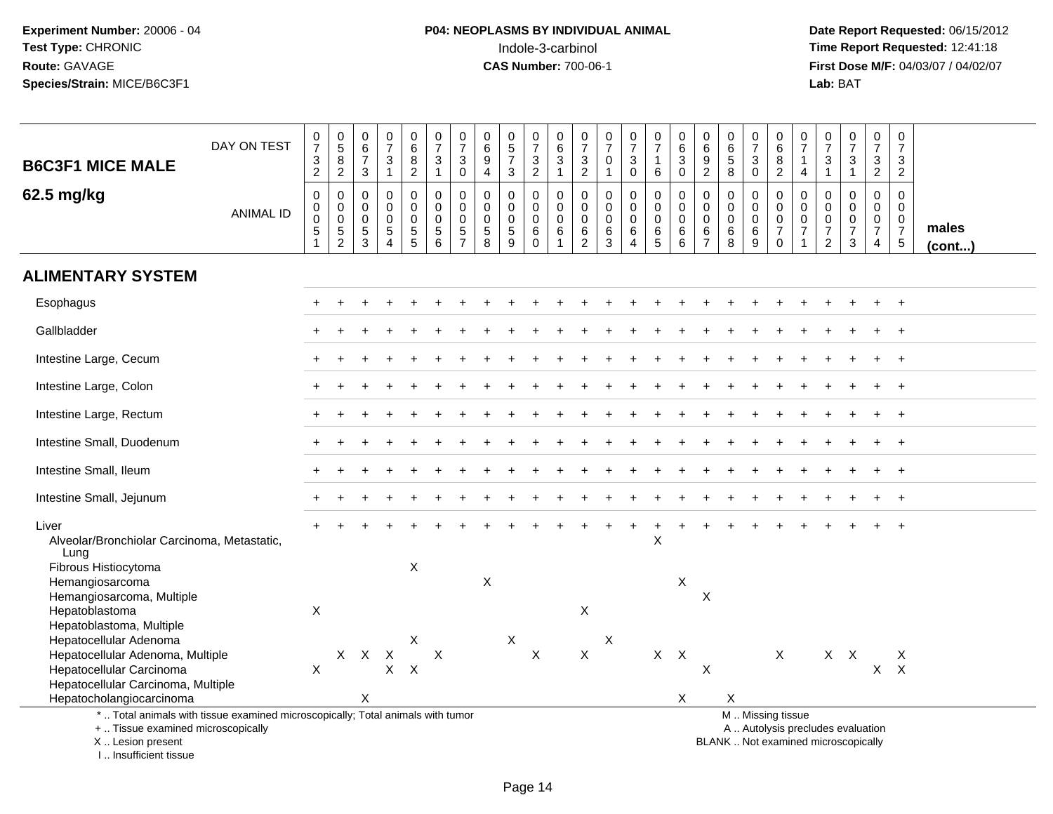**Experiment Number:** 20006 - 04
**Test Type:** CHRONIC
**Route:** GAVAGE
**Species/Strain:** MICE/B6C3F1

**P04: NEOPLASMS BY INDIVIDUAL ANIMAL**
Indole-3-carbinol
**CAS Number:** 700-06-1

**Date Report Requested:** 06/15/2012
**Time Report Requested:** 12:41:18
**First Dose M/F:** 04/03/07 / 04/02/07
**Lab:** BAT

## B6C3F1 MICE MALE 62.5 mg/kg

| DAY ON TEST | 0732 | 0582 | 0673 | 0731 | 0682 | 0731 | 0730 | 0694 | 0573 | 0732 | 0631 | 0732 | 0701 | 0730 | 0716 | 0630 | 0692 | 0658 | 0730 | 0682 | 0714 | 0731 | 0731 | 0732 | 0732 | |
|---|---|---|---|---|---|---|---|---|---|---|---|---|---|---|---|---|---|---|---|---|---|---|---|---|---|---|
| **ANIMAL ID** | 0051 | 0052 | 0053 | 0054 | 0055 | 0056 | 0057 | 0058 | 0059 | 0060 | 0061 | 0062 | 0063 | 0064 | 0065 | 0066 | 0067 | 0068 | 0069 | 0070 | 0071 | 0072 | 0073 | 0074 | 0075 | **males (cont...)** |
| **ALIMENTARY SYSTEM** | | | | | | | | | | | | | | | | | | | | | | | | | | |
| Esophagus | + | + | + | + | + | + | + | + | + | + | + | + | + | + | + | + | + | + | + | + | + | + | + | + | + | |
| Gallbladder | + | + | + | + | + | + | + | + | + | + | + | + | + | + | + | + | + | + | + | + | + | + | + | + | + | |
| Intestine Large, Cecum | + | + | + | + | + | + | + | + | + | + | + | + | + | + | + | + | + | + | + | + | + | + | + | + | + | |
| Intestine Large, Colon | + | + | + | + | + | + | + | + | + | + | + | + | + | + | + | + | + | + | + | + | + | + | + | + | + | |
| Intestine Large, Rectum | + | + | + | + | + | + | + | + | + | + | + | + | + | + | + | + | + | + | + | + | + | + | + | + | + | |
| Intestine Small, Duodenum | + | + | + | + | + | + | + | + | + | + | + | + | + | + | + | + | + | + | + | + | + | + | + | + | + | |
| Intestine Small, Ileum | + | + | + | + | + | + | + | + | + | + | + | + | + | + | + | + | + | + | + | + | + | + | + | + | + | |
| Intestine Small, Jejunum | + | + | + | + | + | + | + | + | + | + | + | + | + | + | + | + | + | + | + | + | + | + | + | + | + | |
| Liver | + | + | + | + | + | + | + | + | + | + | + | + | + | + | + | + | + | + | + | + | + | + | + | + | + | |
| Alveolar/Bronchiolar Carcinoma, Metastatic, Lung | | | | | | | | | | | | | | | X | | | | | | | | | | | |
| Fibrous Histiocytoma | | | | | X | | | | | | | | | | | | | | | | | | | | | |
| Hemangiosarcoma | | | | | | | | X | | | | | | | | X | | | | | | | | | | |
| Hemangiosarcoma, Multiple | | | | | | | | | | | | | | | | | X | | | | | | | | | |
| Hepatoblastoma | X | | | | | | | | | | | X | | | | | | | | | | | | | | |
| Hepatoblastoma, Multiple | | | | | | | | | | | | | | | | | | | | | | | | | | |
| Hepatocellular Adenoma | | | | | X | | | | X | | | | X | | | | | | | | | | | | | |
| Hepatocellular Adenoma, Multiple | | X | X | X | | X | | | | X | | X | | | X | X | | | | X | | X | X | | X | |
| Hepatocellular Carcinoma | X | | | X | X | | | | | | | | | | | | X | | | | | | | X | X | |
| Hepatocellular Carcinoma, Multiple | | | | | | | | | | | | | | | | | | | | | | | | | | |
| Hepatocholangiocarcinoma | | | X | | | | | | | | | | | | | X | | X | | | | | | | | |

\* .. Total animals with tissue examined microscopically; Total animals with tumor
\+ .. Tissue examined microscopically
X .. Lesion present
I .. Insufficient tissue

M .. Missing tissue
A .. Autolysis precludes evaluation
BLANK .. Not examined microscopically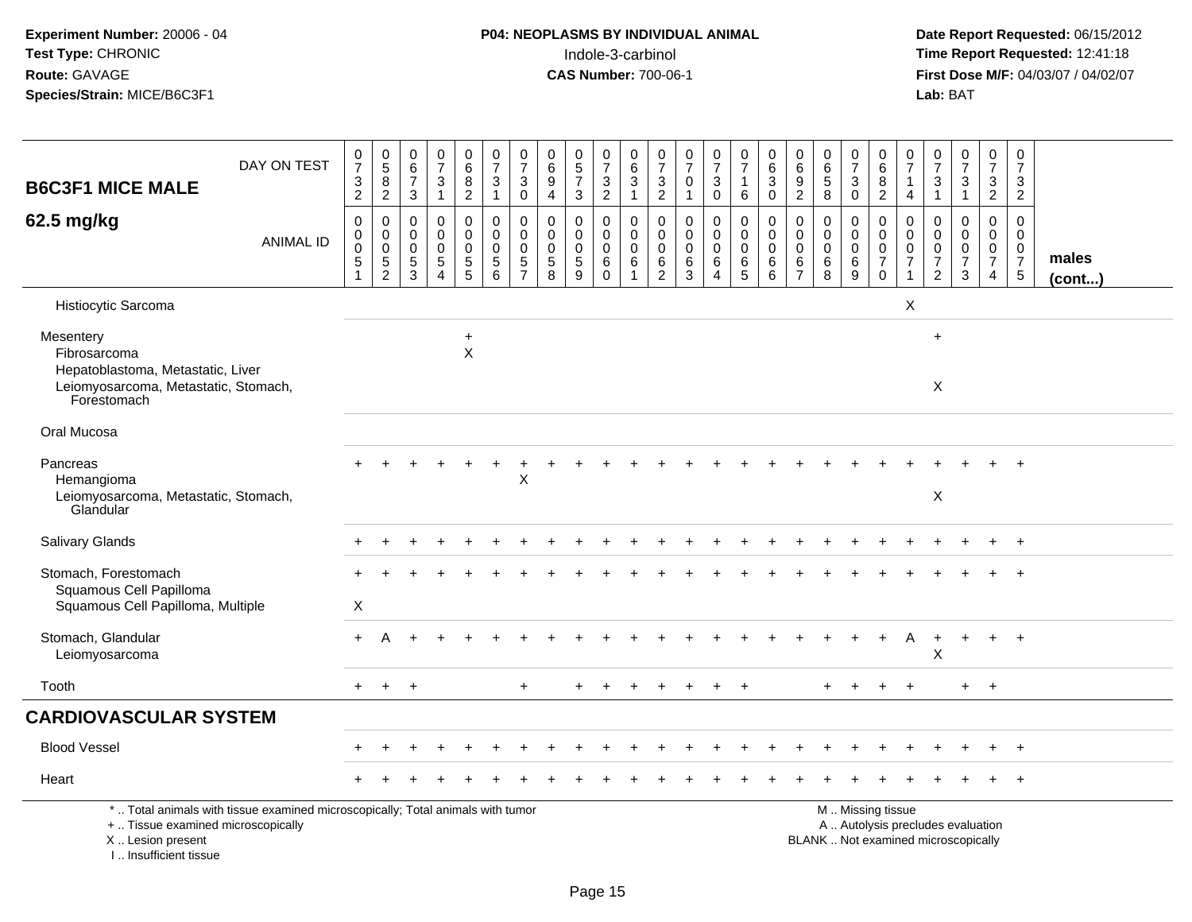**Experiment Number:** 20006 - 04
**Test Type:** CHRONIC
**Route:** GAVAGE
**Species/Strain:** MICE/B6C3F1

**P04: NEOPLASMS BY INDIVIDUAL ANIMAL**
Indole-3-carbinol
**CAS Number:** 700-06-1

**Date Report Requested:** 06/15/2012
**Time Report Requested:** 12:41:18
**First Dose M/F:** 04/03/07 / 04/02/07
**Lab:** BAT

| B6C3F1 MICE MALE 62.5 mg/kg | | | | | | | | | | | | | | | | | | | | | | | | | | |
|---|---|---|---|---|---|---|---|---|---|---|---|---|---|---|---|---|---|---|---|---|---|---|---|---|---|---|
| DAY ON TEST | 0732 | 0582 | 0673 | 0731 | 0682 | 0731 | 0730 | 0694 | 0573 | 0732 | 0631 | 0732 | 0701 | 0730 | 0716 | 0630 | 0692 | 0658 | 0730 | 0682 | 0714 | 0731 | 0731 | 0732 | 0732 | |
| ANIMAL ID | 00051 | 00052 | 00053 | 00054 | 00055 | 00056 | 00057 | 00058 | 00059 | 00060 | 00061 | 00062 | 00063 | 00064 | 00065 | 00066 | 00067 | 00068 | 00069 | 00070 | 00071 | 00072 | 00073 | 00074 | 00075 | males (cont...) |
| Histiocytic Sarcoma | | | | | | | | | | | | | | | | | | | | | X | | | | | |
| Mesentery | | | | | + | | | | | | | | | | | | | | | | | + | | | | |
| Fibrosarcoma | | | | | X | | | | | | | | | | | | | | | | | | | | | |
| Hepatoblastoma, Metastatic, Liver | | | | | | | | | | | | | | | | | | | | | | | | | | |
| Leiomyosarcoma, Metastatic, Stomach, Forestomach | | | | | | | | | | | | | | | | | | | | | | X | | | | |
| Oral Mucosa | | | | | | | | | | | | | | | | | | | | | | | | | | |
| Pancreas | + | + | + | + | + | + | + | + | + | + | + | + | + | + | + | + | + | + | + | + | + | + | + | + | + | |
| Hemangioma | | | | | | | X | | | | | | | | | | | | | | | | | | | |
| Leiomyosarcoma, Metastatic, Stomach, Glandular | | | | | | | | | | | | | | | | | | | | | | X | | | | |
| Salivary Glands | + | + | + | + | + | + | + | + | + | + | + | + | + | + | + | + | + | + | + | + | + | + | + | + | + | |
| Stomach, Forestomach | + | + | + | + | + | + | + | + | + | + | + | + | + | + | + | + | + | + | + | + | + | + | + | + | + | |
| Squamous Cell Papilloma | | | | | | | | | | | | | | | | | | | | | | | | | | |
| Squamous Cell Papilloma, Multiple | X | | | | | | | | | | | | | | | | | | | | | | | | | |
| Stomach, Glandular | + | A | + | + | + | + | + | + | + | + | + | + | + | + | + | + | + | + | + | + | A | + | + | + | + | |
| Leiomyosarcoma | | | | | | | | | | | | | | | | | | | | | | X | | | | |
| Tooth | + | + | + | | | | + | | + | + | + | + | + | + | + | | | + | + | + | + | | + | + | | |
| **CARDIOVASCULAR SYSTEM** | | | | | | | | | | | | | | | | | | | | | | | | | | |
| Blood Vessel | + | + | + | + | + | + | + | + | + | + | + | + | + | + | + | + | + | + | + | + | + | + | + | + | + | |
| Heart | + | + | + | + | + | + | + | + | + | + | + | + | + | + | + | + | + | + | + | + | + | + | + | + | + | |

\* .. Total animals with tissue examined microscopically; Total animals with tumor
\+ .. Tissue examined microscopically
X .. Lesion present
I .. Insufficient tissue

M .. Missing tissue
A .. Autolysis precludes evaluation
BLANK .. Not examined microscopically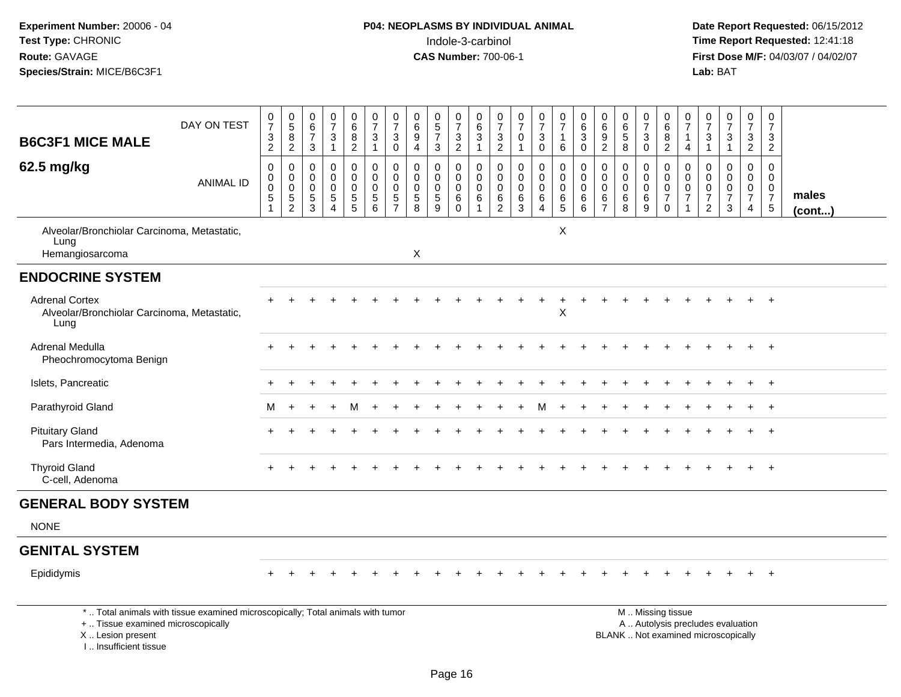**Experiment Number:** 20006 - 04
**Test Type:** CHRONIC
**Route:** GAVAGE
**Species/Strain:** MICE/B6C3F1

**P04: NEOPLASMS BY INDIVIDUAL ANIMAL**
Indole-3-carbinol
**CAS Number:** 700-06-1

**Date Report Requested:** 06/15/2012
**Time Report Requested:** 12:41:18
**First Dose M/F:** 04/03/07 / 04/02/07
**Lab:** BAT

| B6C3F1 MICE MALE 62.5 mg/kg | | | | | | | | | | | | | | | | | | | | | | | | | | |
|---|---|---|---|---|---|---|---|---|---|---|---|---|---|---|---|---|---|---|---|---|---|---|---|---|---|---|
| DAY ON TEST | 0732 | 0582 | 0673 | 0731 | 0682 | 0731 | 0730 | 0694 | 0573 | 0732 | 0631 | 0732 | 0701 | 0730 | 0716 | 0630 | 0692 | 0658 | 0730 | 0682 | 0714 | 0731 | 0731 | 0732 | 0732 | |
| ANIMAL ID | 00051 | 00052 | 00053 | 00054 | 00055 | 00056 | 00057 | 00058 | 00059 | 00060 | 00061 | 00062 | 00063 | 00064 | 00065 | 00066 | 00067 | 00068 | 00069 | 00070 | 00071 | 00072 | 00073 | 00074 | 00075 | males (cont...) |
| Alveolar/Bronchiolar Carcinoma, Metastatic, Lung | | | | | | | | | | | | | | | X | | | | | | | | | | | |
| Hemangiosarcoma | | | | | | | | X | | | | | | | | | | | | | | | | | | |
| **ENDOCRINE SYSTEM** | | | | | | | | | | | | | | | | | | | | | | | | | | |
| Adrenal Cortex | + | + | + | + | + | + | + | + | + | + | + | + | + | + | + | + | + | + | + | + | + | + | + | + | + | |
| Alveolar/Bronchiolar Carcinoma, Metastatic, Lung | | | | | | | | | | | | | | | X | | | | | | | | | | | |
| Adrenal Medulla | + | + | + | + | + | + | + | + | + | + | + | + | + | + | + | + | + | + | + | + | + | + | + | + | + | |
| Pheochromocytoma Benign | | | | | | | | | | | | | | | | | | | | | | | | | | |
| Islets, Pancreatic | + | + | + | + | + | + | + | + | + | + | + | + | + | + | + | + | + | + | + | + | + | + | + | + | + | |
| Parathyroid Gland | M | + | + | + | M | + | + | + | + | + | + | + | + | M | + | + | + | + | + | + | + | + | + | + | + | |
| Pituitary Gland | + | + | + | + | + | + | + | + | + | + | + | + | + | + | + | + | + | + | + | + | + | + | + | + | + | |
| Pars Intermedia, Adenoma | | | | | | | | | | | | | | | | | | | | | | | | | | |
| Thyroid Gland | + | + | + | + | + | + | + | + | + | + | + | + | + | + | + | + | + | + | + | + | + | + | + | + | + | |
| C-cell, Adenoma | | | | | | | | | | | | | | | | | | | | | | | | | | |
| **GENERAL BODY SYSTEM** | | | | | | | | | | | | | | | | | | | | | | | | | | |
| NONE | | | | | | | | | | | | | | | | | | | | | | | | | | |
| **GENITAL SYSTEM** | | | | | | | | | | | | | | | | | | | | | | | | | | |
| Epididymis | + | + | + | + | + | + | + | + | + | + | + | + | + | + | + | + | + | + | + | + | + | + | + | + | + | |

\* .. Total animals with tissue examined microscopically; Total animals with tumor
+ .. Tissue examined microscopically
X .. Lesion present
I .. Insufficient tissue

M .. Missing tissue
A .. Autolysis precludes evaluation
BLANK .. Not examined microscopically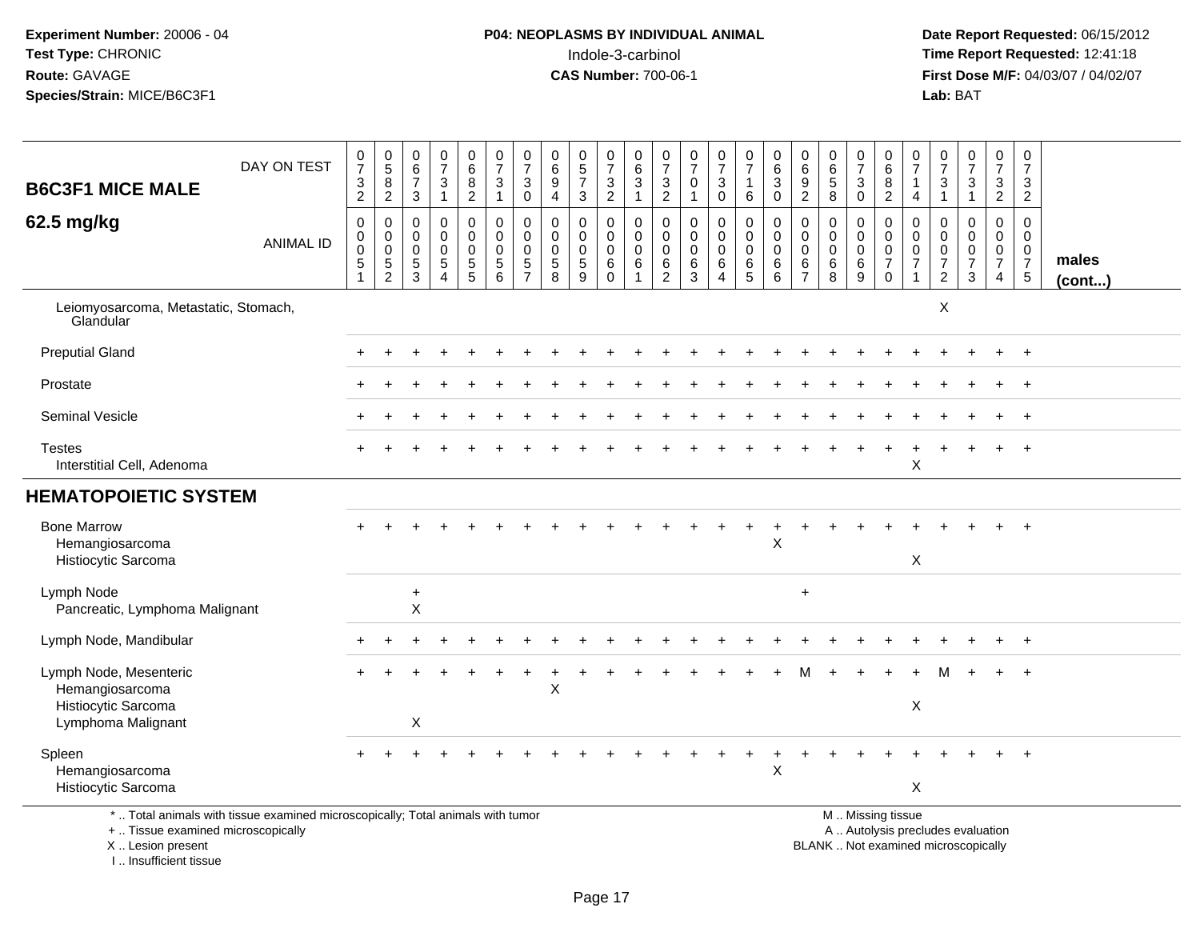**Experiment Number:** 20006 - 04
**Test Type:** CHRONIC
**Route:** GAVAGE
**Species/Strain:** MICE/B6C3F1

**P04: NEOPLASMS BY INDIVIDUAL ANIMAL**
Indole-3-carbinol
**CAS Number:** 700-06-1

**Date Report Requested:** 06/15/2012
**Time Report Requested:** 12:41:18
**First Dose M/F:** 04/03/07 / 04/02/07
**Lab:** BAT

| B6C3F1 MICE MALE 62.5 mg/kg | | | | | | | | | | | | | | | | | | | | | | | | | | |
|---|---|---|---|---|---|---|---|---|---|---|---|---|---|---|---|---|---|---|---|---|---|---|---|---|---|---|
| DAY ON TEST | 0732 | 0582 | 0673 | 0731 | 0682 | 0731 | 0730 | 0694 | 0573 | 0732 | 0631 | 0732 | 0701 | 0730 | 0716 | 0630 | 0692 | 0658 | 0730 | 0682 | 0714 | 0731 | 0731 | 0732 | 0732 | |
| ANIMAL ID | 00051 | 00052 | 00053 | 00054 | 00055 | 00056 | 00057 | 00058 | 00059 | 00060 | 00061 | 00062 | 00063 | 00064 | 00065 | 00066 | 00067 | 00068 | 00069 | 00070 | 00071 | 00072 | 00073 | 00074 | 00075 | males (cont...) |
| Leiomyosarcoma, Metastatic, Stomach, Glandular | | | | | | | | | | | | | | | | | | | | | | X | | | | |
| Preputial Gland | + | + | + | + | + | + | + | + | + | + | + | + | + | + | + | + | + | + | + | + | + | + | + | + | + | |
| Prostate | + | + | + | + | + | + | + | + | + | + | + | + | + | + | + | + | + | + | + | + | + | + | + | + | + | |
| Seminal Vesicle | + | + | + | + | + | + | + | + | + | + | + | + | + | + | + | + | + | + | + | + | + | + | + | + | + | |
| Testes | + | + | + | + | + | + | + | + | + | + | + | + | + | + | + | + | + | + | + | + | + | + | + | + | + | |
| Interstitial Cell, Adenoma | | | | | | | | | | | | | | | | | | | | | X | | | | | |
| **HEMATOPOIETIC SYSTEM** | | | | | | | | | | | | | | | | | | | | | | | | | | |
| Bone Marrow | + | + | + | + | + | + | + | + | + | + | + | + | + | + | + | + | + | + | + | + | + | + | + | + | + | |
| Hemangiosarcoma | | | | | | | | | | | | | | | | X | | | | | | | | | | |
| Histiocytic Sarcoma | | | | | | | | | | | | | | | | | | | | | X | | | | | |
| Lymph Node | | | + | | | | | | | | | | | | | | + | | | | | | | | | |
| Pancreatic, Lymphoma Malignant | | | X | | | | | | | | | | | | | | | | | | | | | | | |
| Lymph Node, Mandibular | + | + | + | + | + | + | + | + | + | + | + | + | + | + | + | + | + | + | + | + | + | + | + | + | + | |
| Lymph Node, Mesenteric | + | + | + | + | + | + | + | + | + | + | + | + | + | + | + | + | M | + | + | + | + | M | + | + | + | |
| Hemangiosarcoma | | | | | | | | X | | | | | | | | | | | | | | | | | | |
| Histiocytic Sarcoma | | | | | | | | | | | | | | | | | | | | | X | | | | | |
| Lymphoma Malignant | | | X | | | | | | | | | | | | | | | | | | | | | | | |
| Spleen | + | + | + | + | + | + | + | + | + | + | + | + | + | + | + | + | + | + | + | + | + | + | + | + | + | |
| Hemangiosarcoma | | | | | | | | | | | | | | | | X | | | | | | | | | | |
| Histiocytic Sarcoma | | | | | | | | | | | | | | | | | | | | | X | | | | | |

\* .. Total animals with tissue examined microscopically; Total animals with tumor
\+ .. Tissue examined microscopically
X .. Lesion present
I .. Insufficient tissue

M .. Missing tissue
A .. Autolysis precludes evaluation
BLANK .. Not examined microscopically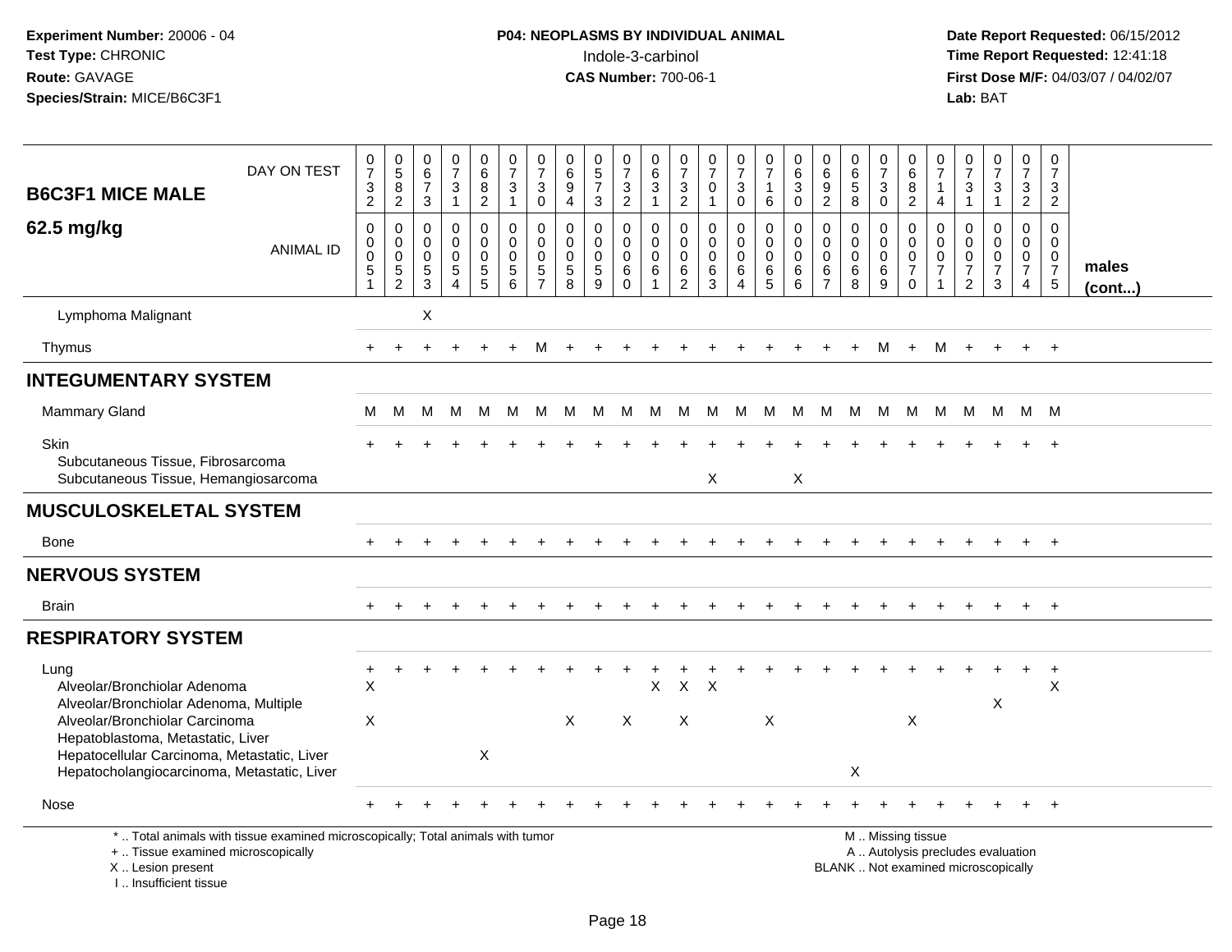Experiment Number: 20006 - 04
Test Type: CHRONIC
Route: GAVAGE
Species/Strain: MICE/B6C3F1

**P04: NEOPLASMS BY INDIVIDUAL ANIMAL**
Indole-3-carbinol
**CAS Number:** 700-06-1

Date Report Requested: 06/15/2012
Time Report Requested: 12:41:18
First Dose M/F: 04/03/07 / 04/02/07
Lab: BAT

| B6C3F1 MICE MALE 62.5 mg/kg | | | | | | | | | | | | | | | | | | | | | | | | | | |
|---|---|---|---|---|---|---|---|---|---|---|---|---|---|---|---|---|---|---|---|---|---|---|---|---|---|---|
| DAY ON TEST | 0732 | 0582 | 0673 | 0731 | 0682 | 0731 | 0730 | 0694 | 0573 | 0732 | 0631 | 0732 | 0701 | 0730 | 0716 | 0630 | 0692 | 0658 | 0730 | 0682 | 0714 | 0731 | 0731 | 0732 | 0732 | |
| ANIMAL ID | 00051 | 00052 | 00053 | 00054 | 00055 | 00056 | 00057 | 00058 | 00059 | 00060 | 00061 | 00062 | 00063 | 00064 | 00065 | 00066 | 00067 | 00068 | 00069 | 00070 | 00071 | 00072 | 00073 | 00074 | 00075 | males (cont...) |
| Lymphoma Malignant | | | X | | | | | | | | | | | | | | | | | | | | | | | |
| Thymus | + | + | + | + | + | + | M | + | + | + | + | + | + | + | + | + | + | + | M | + | M | + | + | + | + | |
| **INTEGUMENTARY SYSTEM** | | | | | | | | | | | | | | | | | | | | | | | | | | |
| Mammary Gland | M | M | M | M | M | M | M | M | M | M | M | M | M | M | M | M | M | M | M | M | M | M | M | M | M | |
| Skin | + | + | + | + | + | + | + | + | + | + | + | + | + | + | + | + | + | + | + | + | + | + | + | + | + | |
| Subcutaneous Tissue, Fibrosarcoma | | | | | | | | | | | | | | | | | | | | | | | | | | |
| Subcutaneous Tissue, Hemangiosarcoma | | | | | | | | | | | | | X | | | X | | | | | | | | | | |
| **MUSCULOSKELETAL SYSTEM** | | | | | | | | | | | | | | | | | | | | | | | | | | |
| Bone | + | + | + | + | + | + | + | + | + | + | + | + | + | + | + | + | + | + | + | + | + | + | + | + | + | |
| **NERVOUS SYSTEM** | | | | | | | | | | | | | | | | | | | | | | | | | | |
| Brain | + | + | + | + | + | + | + | + | + | + | + | + | + | + | + | + | + | + | + | + | + | + | + | + | + | |
| **RESPIRATORY SYSTEM** | | | | | | | | | | | | | | | | | | | | | | | | | | |
| Lung | + | + | + | + | + | + | + | + | + | + | + | + | + | + | + | + | + | + | + | + | + | + | + | + | + | |
| Alveolar/Bronchiolar Adenoma | X | | | | | | | | | | X | X | X | | | | | | | | | | | | X | |
| Alveolar/Bronchiolar Adenoma, Multiple | | | | | | | | | | | | | | | | | | | | | | | X | | | |
| Alveolar/Bronchiolar Carcinoma | X | | | | | | | X | | X | | X | | | X | | | | | X | | | | | | |
| Hepatoblastoma, Metastatic, Liver | | | | | | | | | | | | | | | | | | | | | | | | | | |
| Hepatocellular Carcinoma, Metastatic, Liver | | | | | X | | | | | | | | | | | | | | | | | | | | | |
| Hepatocholangiocarcinoma, Metastatic, Liver | | | | | | | | | | | | | | | | | | X | | | | | | | | |
| Nose | + | + | + | + | + | + | + | + | + | + | + | + | + | + | + | + | + | + | + | + | + | + | + | + | + | |

\* .. Total animals with tissue examined microscopically; Total animals with tumor
\+ .. Tissue examined microscopically
X .. Lesion present
I .. Insufficient tissue

M .. Missing tissue
A .. Autolysis precludes evaluation
BLANK .. Not examined microscopically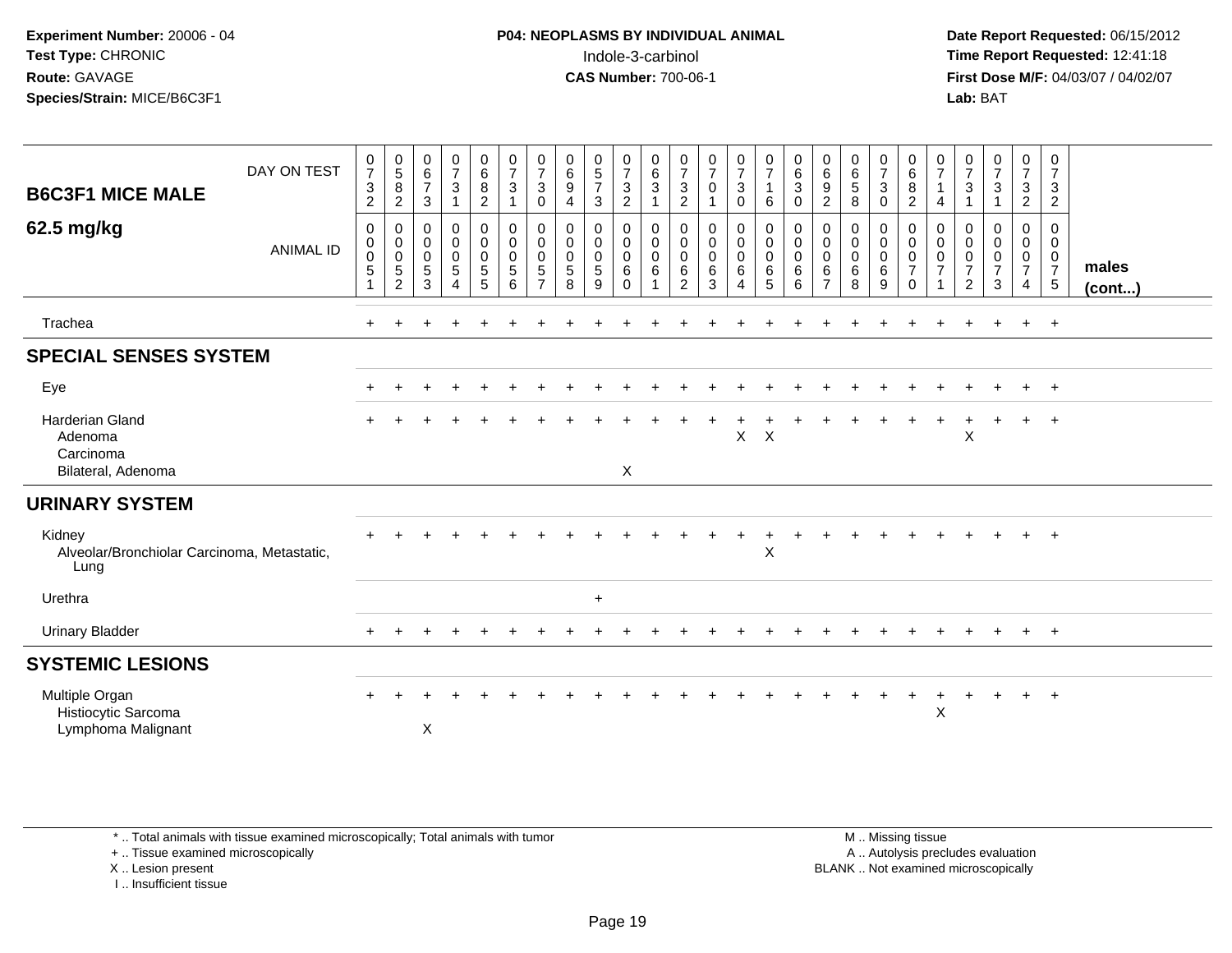**Experiment Number:** 20006 - 04
**Test Type:** CHRONIC
**Route:** GAVAGE
**Species/Strain:** MICE/B6C3F1

**P04: NEOPLASMS BY INDIVIDUAL ANIMAL**
Indole-3-carbinol
**CAS Number:** 700-06-1

**Date Report Requested:** 06/15/2012
**Time Report Requested:** 12:41:18
**First Dose M/F:** 04/03/07 / 04/02/07
**Lab:** BAT

| B6C3F1 MICE MALE 62.5 mg/kg | | | | | | | | | | | | | | | | | | | | | | | | | | |
|---|---|---|---|---|---|---|---|---|---|---|---|---|---|---|---|---|---|---|---|---|---|---|---|---|---|---|
| DAY ON TEST | 0732 | 0582 | 0673 | 0731 | 0682 | 0731 | 0730 | 0694 | 0573 | 0732 | 0631 | 0732 | 0701 | 0730 | 0716 | 0630 | 0692 | 0658 | 0730 | 0682 | 0714 | 0731 | 0731 | 0732 | 0732 | |
| ANIMAL ID | 0051 | 0052 | 0053 | 0054 | 0055 | 0056 | 0057 | 0058 | 0059 | 0060 | 0061 | 0062 | 0063 | 0064 | 0065 | 0066 | 0067 | 0068 | 0069 | 0070 | 0071 | 0072 | 0073 | 0074 | 0075 | males (cont...) |
| Trachea | + | + | + | + | + | + | + | + | + | + | + | + | + | + | + | + | + | + | + | + | + | + | + | + | + | |
| **SPECIAL SENSES SYSTEM** | | | | | | | | | | | | | | | | | | | | | | | | | | |
| Eye | + | + | + | + | + | + | + | + | + | + | + | + | + | + | + | + | + | + | + | + | + | + | + | + | + | |
| Harderian Gland | + | + | + | + | + | + | + | + | + | + | + | + | + | + | + | + | + | + | + | + | + | + | + | + | + | |
| Adenoma | | | | | | | | | | | | | | X | X | | | | | | | X | | | | |
| Carcinoma | | | | | | | | | | | | | | | | | | | | | | | | | | |
| Bilateral, Adenoma | | | | | | | | | | X | | | | | | | | | | | | | | | | |
| **URINARY SYSTEM** | | | | | | | | | | | | | | | | | | | | | | | | | | |
| Kidney | + | + | + | + | + | + | + | + | + | + | + | + | + | + | + | + | + | + | + | + | + | + | + | + | + | |
| Alveolar/Bronchiolar Carcinoma, Metastatic, Lung | | | | | | | | | | | | | | | X | | | | | | | | | | | |
| Urethra | | | | | | | | | + | | | | | | | | | | | | | | | | | |
| Urinary Bladder | + | + | + | + | + | + | + | + | + | + | + | + | + | + | + | + | + | + | + | + | + | + | + | + | + | |
| **SYSTEMIC LESIONS** | | | | | | | | | | | | | | | | | | | | | | | | | | |
| Multiple Organ | + | + | + | + | + | + | + | + | + | + | + | + | + | + | + | + | + | + | + | + | + | + | + | + | + | |
| Histiocytic Sarcoma | | | | | | | | | | | | | | | | | | | | | X | | | | | |
| Lymphoma Malignant | | | X | | | | | | | | | | | | | | | | | | | | | | | |

\* .. Total animals with tissue examined microscopically; Total animals with tumor
\+ .. Tissue examined microscopically
X .. Lesion present
I .. Insufficient tissue

M .. Missing tissue
A .. Autolysis precludes evaluation
BLANK .. Not examined microscopically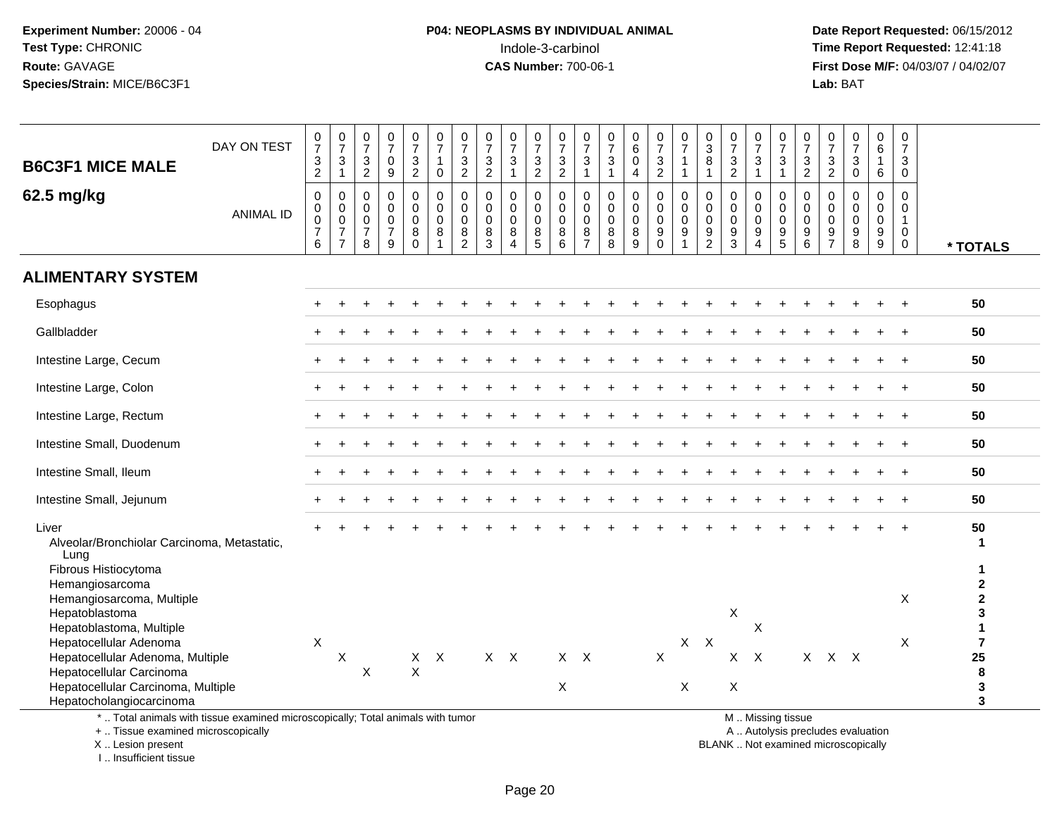**Experiment Number:** 20006 - 04
**Test Type:** CHRONIC
**Route:** GAVAGE
**Species/Strain:** MICE/B6C3F1

**P04: NEOPLASMS BY INDIVIDUAL ANIMAL**
Indole-3-carbinol
**CAS Number:** 700-06-1

**Date Report Requested:** 06/15/2012
**Time Report Requested:** 12:41:18
**First Dose M/F:** 04/03/07 / 04/02/07
**Lab:** BAT

## B6C3F1 MICE MALE
## 62.5 mg/kg

| DAY ON TEST | 0732 | 0731 | 0732 | 0709 | 0732 | 0710 | 0732 | 0732 | 0731 | 0732 | 0732 | 0731 | 0731 | 0604 | 0732 | 0711 | 0381 | 0732 | 0731 | 0731 | 0732 | 0732 | 0730 | 0616 | 0730 | |
|---|---|---|---|---|---|---|---|---|---|---|---|---|---|---|---|---|---|---|---|---|---|---|---|---|---|---|
| **ANIMAL ID** | 0076 | 0077 | 0078 | 0079 | 0080 | 0081 | 0082 | 0083 | 0084 | 0085 | 0086 | 0087 | 0088 | 0089 | 0090 | 0091 | 0092 | 0093 | 0094 | 0095 | 0096 | 0097 | 0098 | 0099 | 0100 | *** TOTALS** |
| **ALIMENTARY SYSTEM** | | | | | | | | | | | | | | | | | | | | | | | | | | |
| Esophagus | + | + | + | + | + | + | + | + | + | + | + | + | + | + | + | + | + | + | + | + | + | + | + | + | + | 50 |
| Gallbladder | + | + | + | + | + | + | + | + | + | + | + | + | + | + | + | + | + | + | + | + | + | + | + | + | + | 50 |
| Intestine Large, Cecum | + | + | + | + | + | + | + | + | + | + | + | + | + | + | + | + | + | + | + | + | + | + | + | + | + | 50 |
| Intestine Large, Colon | + | + | + | + | + | + | + | + | + | + | + | + | + | + | + | + | + | + | + | + | + | + | + | + | + | 50 |
| Intestine Large, Rectum | + | + | + | + | + | + | + | + | + | + | + | + | + | + | + | + | + | + | + | + | + | + | + | + | + | 50 |
| Intestine Small, Duodenum | + | + | + | + | + | + | + | + | + | + | + | + | + | + | + | + | + | + | + | + | + | + | + | + | + | 50 |
| Intestine Small, Ileum | + | + | + | + | + | + | + | + | + | + | + | + | + | + | + | + | + | + | + | + | + | + | + | + | + | 50 |
| Intestine Small, Jejunum | + | + | + | + | + | + | + | + | + | + | + | + | + | + | + | + | + | + | + | + | + | + | + | + | + | 50 |
| Liver | + | + | + | + | + | + | + | + | + | + | + | + | + | + | + | + | + | + | + | + | + | + | + | + | + | 50 |
| Alveolar/Bronchiolar Carcinoma, Metastatic, Lung | | | | | | | | | | | | | | | | | | | | | | | | | | 1 |
| Fibrous Histiocytoma | | | | | | | | | | | | | | | | | | | | | | | | | | 1 |
| Hemangiosarcoma | | | | | | | | | | | | | | | | | | | | | | | | | | 2 |
| Hemangiosarcoma, Multiple | | | | | | | | | | | | | | | | | | | | | | | | | X | 2 |
| Hepatoblastoma | | | | | | | | | | | | | | | | | | X | | | | | | | | 3 |
| Hepatoblastoma, Multiple | | | | | | | | | | | | | | | | | | | X | | | | | | | 1 |
| Hepatocellular Adenoma | X | | | | | | | | | | | | | | | X | X | | | | | | | | X | 7 |
| Hepatocellular Adenoma, Multiple | | X | | | X | X | | X | X | | X | X | | | X | | | X | X | | X | X | X | | | 25 |
| Hepatocellular Carcinoma | | | X | | X | | | | | | | | | | | | | | | | | | | | | 8 |
| Hepatocellular Carcinoma, Multiple | | | | | | | | | | | X | | | | | X | | X | | | | | | | | 3 |
| Hepatocholangiocarcinoma | | | | | | | | | | | | | | | | | | | | | | | | | | 3 |

\* .. Total animals with tissue examined microscopically; Total animals with tumor
\+ .. Tissue examined microscopically
X .. Lesion present
I .. Insufficient tissue

M .. Missing tissue
A .. Autolysis precludes evaluation
BLANK .. Not examined microscopically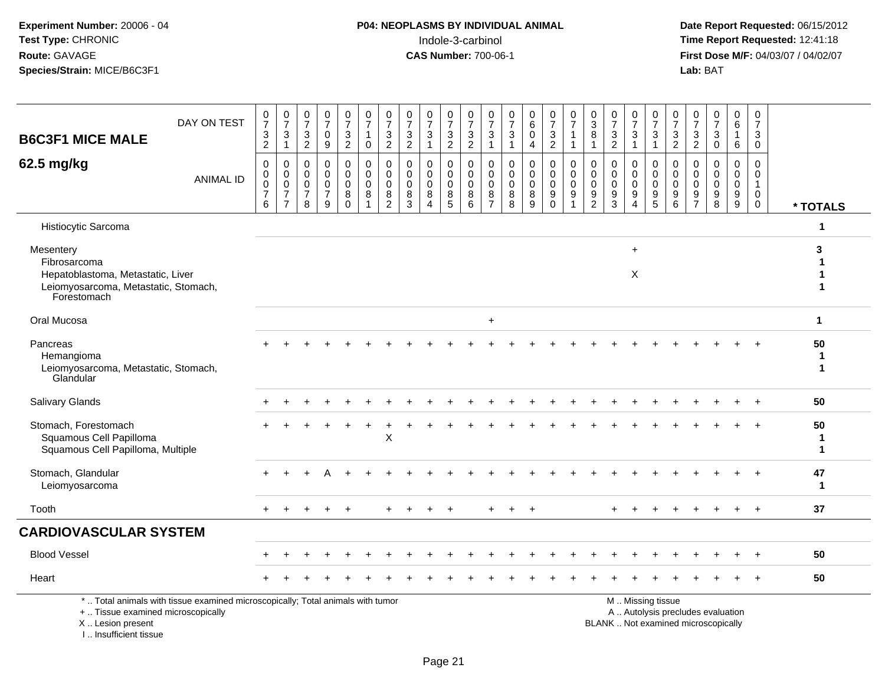**Experiment Number:** 20006 - 04
**Test Type:** CHRONIC
**Route:** GAVAGE
**Species/Strain:** MICE/B6C3F1

**P04: NEOPLASMS BY INDIVIDUAL ANIMAL**
Indole-3-carbinol
**CAS Number:** 700-06-1

**Date Report Requested:** 06/15/2012
**Time Report Requested:** 12:41:18
**First Dose M/F:** 04/03/07 / 04/02/07
**Lab:** BAT

**B6C3F1 MICE MALE**
**62.5 mg/kg**

| DAY ON TEST | 0732 | 0731 | 0732 | 0709 | 0732 | 0710 | 0732 | 0732 | 0731 | 0732 | 0732 | 0731 | 0731 | 0604 | 0732 | 0711 | 0381 | 0732 | 0731 | 0731 | 0732 | 0732 | 0730 | 0616 | 0730 | |
|---|---|---|---|---|---|---|---|---|---|---|---|---|---|---|---|---|---|---|---|---|---|---|---|---|---|---|
| **ANIMAL ID** | 0000<br>76 | 0000<br>77 | 0000<br>78 | 0000<br>79 | 0000<br>80 | 0000<br>81 | 0000<br>82 | 0000<br>83 | 0000<br>84 | 0000<br>85 | 0000<br>86 | 0000<br>87 | 0000<br>88 | 0000<br>89 | 0000<br>90 | 0000<br>91 | 0000<br>92 | 0000<br>93 | 0000<br>94 | 0000<br>95 | 0000<br>96 | 0000<br>97 | 0000<br>98 | 0000<br>99 | 0001<br>00 | *** TOTALS** |
| Histiocytic Sarcoma | | | | | | | | | | | | | | | | | | | | | | | | | | 1 |
| Mesentery | | | | | | | | | | | | | | | | | | | + | | | | | | | 3 |
| Fibrosarcoma | | | | | | | | | | | | | | | | | | | | | | | | | | 1 |
| Hepatoblastoma, Metastatic, Liver | | | | | | | | | | | | | | | | | | | X | | | | | | | 1 |
| Leiomyosarcoma, Metastatic, Stomach, Forestomach | | | | | | | | | | | | | | | | | | | | | | | | | | 1 |
| Oral Mucosa | | | | | | | | | | | | + | | | | | | | | | | | | | | 1 |
| Pancreas | + | + | + | + | + | + | + | + | + | + | + | + | + | + | + | + | + | + | + | + | + | + | + | + | + | 50 |
| Hemangioma | | | | | | | | | | | | | | | | | | | | | | | | | | 1 |
| Leiomyosarcoma, Metastatic, Stomach, Glandular | | | | | | | | | | | | | | | | | | | | | | | | | | 1 |
| Salivary Glands | + | + | + | + | + | + | + | + | + | + | + | + | + | + | + | + | + | + | + | + | + | + | + | + | + | 50 |
| Stomach, Forestomach | + | + | + | + | + | + | + | + | + | + | + | + | + | + | + | + | + | + | + | + | + | + | + | + | + | 50 |
| Squamous Cell Papilloma | | | | | | | X | | | | | | | | | | | | | | | | | | | 1 |
| Squamous Cell Papilloma, Multiple | | | | | | | | | | | | | | | | | | | | | | | | | | 1 |
| Stomach, Glandular | + | + | + | A | + | + | + | + | + | + | + | + | + | + | + | + | + | + | + | + | + | + | + | + | + | 47 |
| Leiomyosarcoma | | | | | | | | | | | | | | | | | | | | | | | | | | 1 |
| Tooth | + | + | + | + | + | | + | + | + | + | | + | + | + | | | | + | + | + | + | + | + | + | + | 37 |

## CARDIOVASCULAR SYSTEM

| | | | | | | | | | | | | | | | | | | | | | | | | | | |
|---|---|---|---|---|---|---|---|---|---|---|---|---|---|---|---|---|---|---|---|---|---|---|---|---|---|---|
| Blood Vessel | + | + | + | + | + | + | + | + | + | + | + | + | + | + | + | + | + | + | + | + | + | + | + | + | + | 50 |
| Heart | + | + | + | + | + | + | + | + | + | + | + | + | + | + | + | + | + | + | + | + | + | + | + | + | + | 50 |

* .. Total animals with tissue examined microscopically; Total animals with tumor
+ .. Tissue examined microscopically
X .. Lesion present
I .. Insufficient tissue

M .. Missing tissue
A .. Autolysis precludes evaluation
BLANK .. Not examined microscopically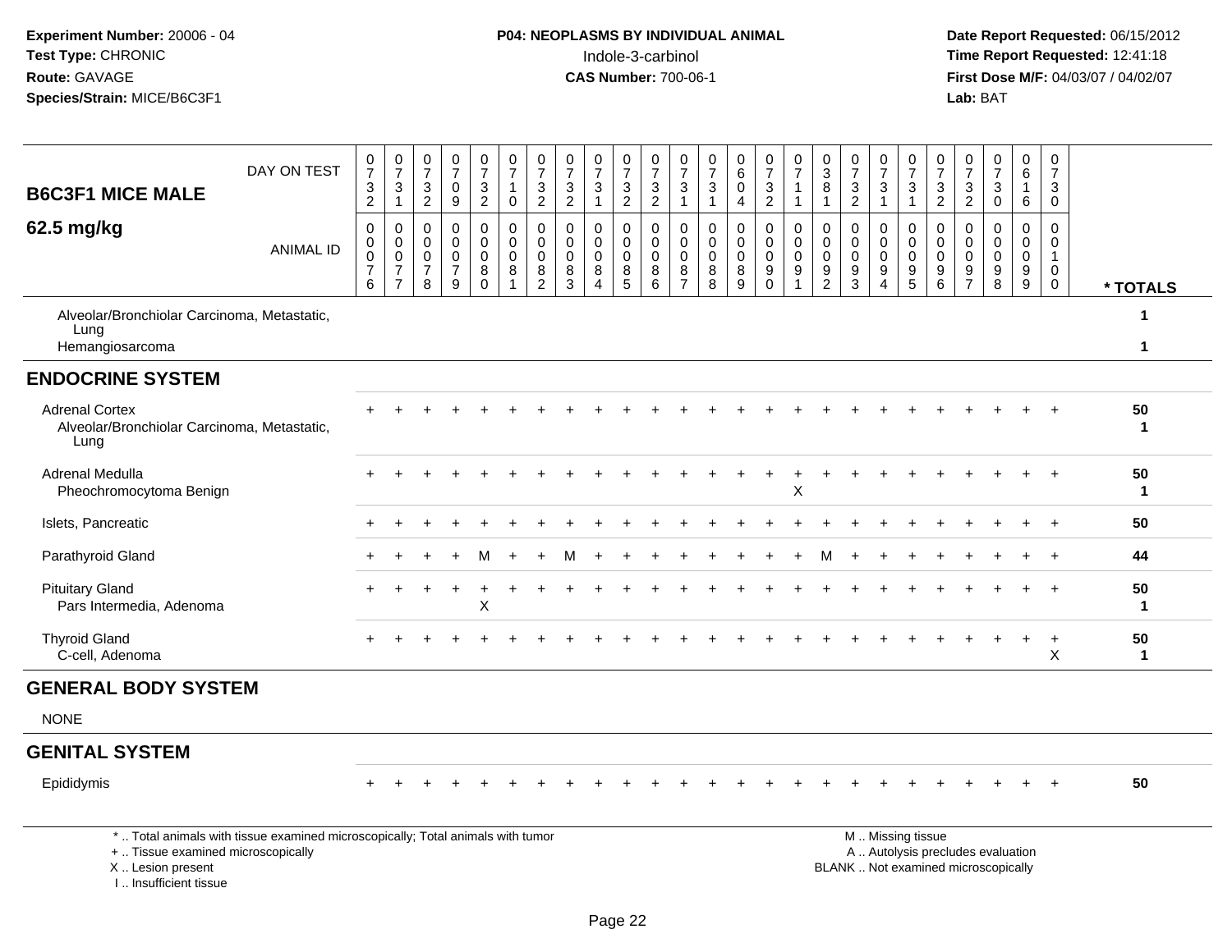Experiment Number: 20006 - 04
Test Type: CHRONIC
Route: GAVAGE
Species/Strain: MICE/B6C3F1

P04: NEOPLASMS BY INDIVIDUAL ANIMAL
Indole-3-carbinol
CAS Number: 700-06-1

Date Report Requested: 06/15/2012
Time Report Requested: 12:41:18
First Dose M/F: 04/03/07 / 04/02/07
Lab: BAT

| B6C3F1 MICE MALE 62.5 mg/kg | 0732 | 0731 | 0732 | 0709 | 0732 | 0710 | 0732 | 0732 | 0731 | 0732 | 0732 | 0731 | 0731 | 0604 | 0732 | 0711 | 0381 | 0732 | 0731 | 0731 | 0732 | 0732 | 0730 | 0616 | 0730 | |
|---|---|---|---|---|---|---|---|---|---|---|---|---|---|---|---|---|---|---|---|---|---|---|---|---|---|---|
| ANIMAL ID | 00076 | 00077 | 00078 | 00079 | 00080 | 00081 | 00082 | 00083 | 00084 | 00085 | 00086 | 00087 | 00088 | 00089 | 00090 | 00091 | 00092 | 00093 | 00094 | 00095 | 00096 | 00097 | 00098 | 00099 | 00100 | * TOTALS |
| Alveolar/Bronchiolar Carcinoma, Metastatic, Lung | | | | | | | | | | | | | | | | | | | | | | | | | | 1 |
| Hemangiosarcoma | | | | | | | | | | | | | | | | | | | | | | | | | | 1 |
| **ENDOCRINE SYSTEM** | | | | | | | | | | | | | | | | | | | | | | | | | | |
| Adrenal Cortex | + | + | + | + | + | + | + | + | + | + | + | + | + | + | + | + | + | + | + | + | + | + | + | + | + | 50 |
| Alveolar/Bronchiolar Carcinoma, Metastatic, Lung | | | | | | | | | | | | | | | | | | | | | | | | | | 1 |
| Adrenal Medulla | + | + | + | + | + | + | + | + | + | + | + | + | + | + | + | + | + | + | + | + | + | + | + | + | + | 50 |
| Pheochromocytoma Benign | | | | | | | | | | | | | | | | X | | | | | | | | | | 1 |
| Islets, Pancreatic | + | + | + | + | + | + | + | + | + | + | + | + | + | + | + | + | + | + | + | + | + | + | + | + | + | 50 |
| Parathyroid Gland | + | + | + | + | M | + | + | M | + | + | + | + | + | + | + | + | M | + | + | + | + | + | + | + | + | 44 |
| Pituitary Gland | + | + | + | + | + | + | + | + | + | + | + | + | + | + | + | + | + | + | + | + | + | + | + | + | + | 50 |
| Pars Intermedia, Adenoma | | | | | X | | | | | | | | | | | | | | | | | | | | | 1 |
| Thyroid Gland | + | + | + | + | + | + | + | + | + | + | + | + | + | + | + | + | + | + | + | + | + | + | + | + | + | 50 |
| C-cell, Adenoma | | | | | | | | | | | | | | | | | | | | | | | | | X | 1 |
| **GENERAL BODY SYSTEM** | | | | | | | | | | | | | | | | | | | | | | | | | | |
| NONE | | | | | | | | | | | | | | | | | | | | | | | | | | |
| **GENITAL SYSTEM** | | | | | | | | | | | | | | | | | | | | | | | | | | |
| Epididymis | + | + | + | + | + | + | + | + | + | + | + | + | + | + | + | + | + | + | + | + | + | + | + | + | + | 50 |

\* .. Total animals with tissue examined microscopically; Total animals with tumor
\+ .. Tissue examined microscopically
X .. Lesion present
I .. Insufficient tissue

M .. Missing tissue
A .. Autolysis precludes evaluation
BLANK .. Not examined microscopically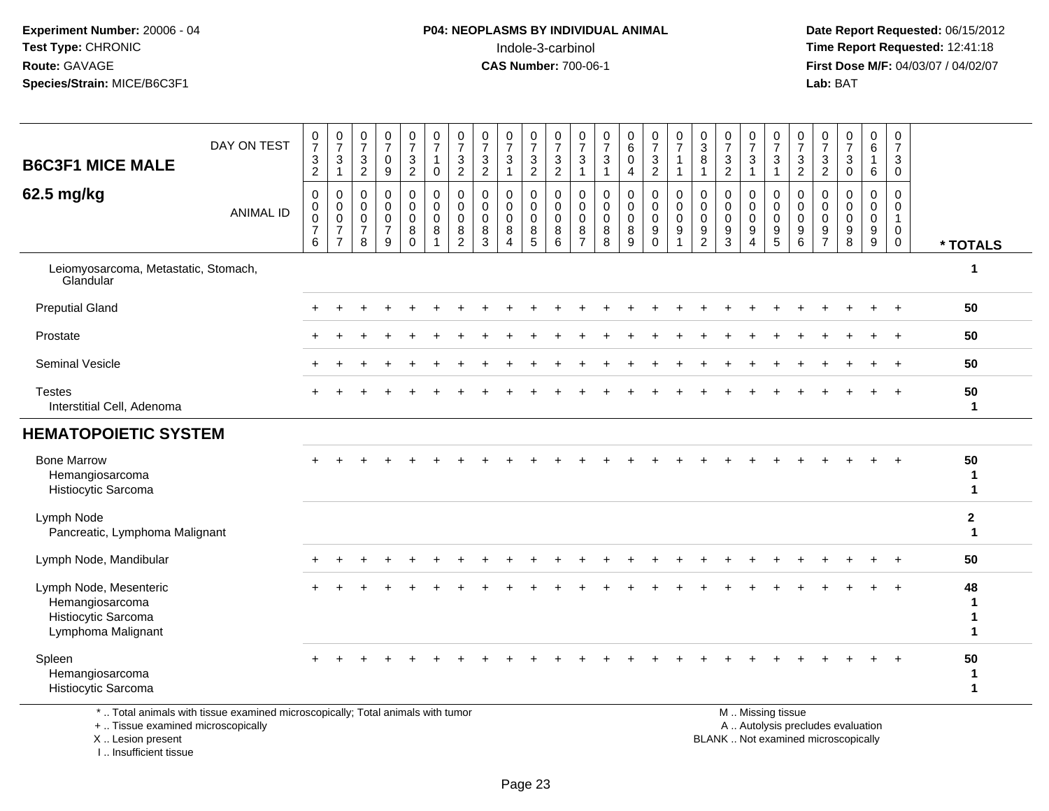Experiment Number: 20006 - 04
Test Type: CHRONIC
Route: GAVAGE
Species/Strain: MICE/B6C3F1

**P04: NEOPLASMS BY INDIVIDUAL ANIMAL**
Indole-3-carbinol
**CAS Number:** 700-06-1

Date Report Requested: 06/15/2012
Time Report Requested: 12:41:18
First Dose M/F: 04/03/07 / 04/02/07
Lab: BAT

## B6C3F1 MICE MALE

## 62.5 mg/kg

| DAY ON TEST | 0732 | 0731 | 0732 | 0709 | 0732 | 0710 | 0732 | 0732 | 0731 | 0732 | 0732 | 0731 | 0731 | 0604 | 0732 | 0711 | 0381 | 0732 | 0731 | 0731 | 0732 | 0732 | 0730 | 0616 | 0730 | |
|---|---|---|---|---|---|---|---|---|---|---|---|---|---|---|---|---|---|---|---|---|---|---|---|---|---|---|
| ANIMAL ID | 00076 | 00077 | 00078 | 00079 | 00080 | 00081 | 00082 | 00083 | 00084 | 00085 | 00086 | 00087 | 00088 | 00089 | 00090 | 00091 | 00092 | 00093 | 00094 | 00095 | 00096 | 00097 | 00098 | 00099 | 00100 | * TOTALS |
| Leiomyosarcoma, Metastatic, Stomach, Glandular | | | | | | | | | | | | | | | | | | | | | | | | | | 1 |
| Preputial Gland | + | + | + | + | + | + | + | + | + | + | + | + | + | + | + | + | + | + | + | + | + | + | + | + | + | 50 |
| Prostate | + | + | + | + | + | + | + | + | + | + | + | + | + | + | + | + | + | + | + | + | + | + | + | + | + | 50 |
| Seminal Vesicle | + | + | + | + | + | + | + | + | + | + | + | + | + | + | + | + | + | + | + | + | + | + | + | + | + | 50 |
| Testes | + | + | + | + | + | + | + | + | + | + | + | + | + | + | + | + | + | + | + | + | + | + | + | + | + | 50 |
| Interstitial Cell, Adenoma | | | | | | | | | | | | | | | | | | | | | | | | | | 1 |
| **HEMATOPOIETIC SYSTEM** | | | | | | | | | | | | | | | | | | | | | | | | | | |
| Bone Marrow | + | + | + | + | + | + | + | + | + | + | + | + | + | + | + | + | + | + | + | + | + | + | + | + | + | 50 |
| Hemangiosarcoma | | | | | | | | | | | | | | | | | | | | | | | | | | 1 |
| Histiocytic Sarcoma | | | | | | | | | | | | | | | | | | | | | | | | | | 1 |
| Lymph Node | | | | | | | | | | | | | | | | | | | | | | | | | | 2 |
| Pancreatic, Lymphoma Malignant | | | | | | | | | | | | | | | | | | | | | | | | | | 1 |
| Lymph Node, Mandibular | + | + | + | + | + | + | + | + | + | + | + | + | + | + | + | + | + | + | + | + | + | + | + | + | + | 50 |
| Lymph Node, Mesenteric | + | + | + | + | + | + | + | + | + | + | + | + | + | + | + | + | + | + | + | + | + | + | + | + | + | 48 |
| Hemangiosarcoma | | | | | | | | | | | | | | | | | | | | | | | | | | 1 |
| Histiocytic Sarcoma | | | | | | | | | | | | | | | | | | | | | | | | | | 1 |
| Lymphoma Malignant | | | | | | | | | | | | | | | | | | | | | | | | | | 1 |
| Spleen | + | + | + | + | + | + | + | + | + | + | + | + | + | + | + | + | + | + | + | + | + | + | + | + | + | 50 |
| Hemangiosarcoma | | | | | | | | | | | | | | | | | | | | | | | | | | 1 |
| Histiocytic Sarcoma | | | | | | | | | | | | | | | | | | | | | | | | | | 1 |

* .. Total animals with tissue examined microscopically; Total animals with tumor
+ .. Tissue examined microscopically
X .. Lesion present
I .. Insufficient tissue

M .. Missing tissue
A .. Autolysis precludes evaluation
BLANK .. Not examined microscopically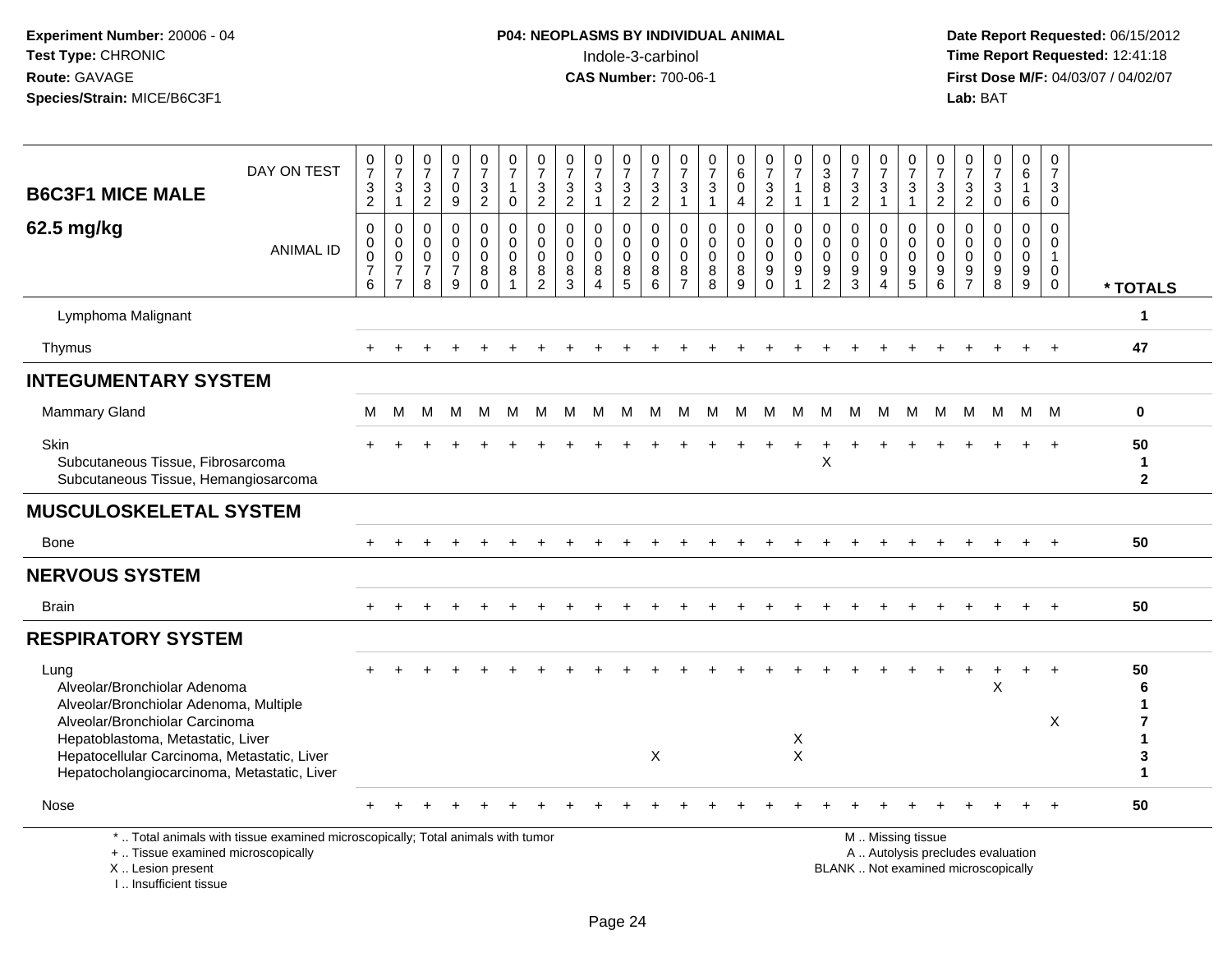Experiment Number: 20006 - 04
Test Type: CHRONIC
Route: GAVAGE
Species/Strain: MICE/B6C3F1

**P04: NEOPLASMS BY INDIVIDUAL ANIMAL**
Indole-3-carbinol
**CAS Number:** 700-06-1

Date Report Requested: 06/15/2012
Time Report Requested: 12:41:18
First Dose M/F: 04/03/07 / 04/02/07
Lab: BAT

**B6C3F1 MICE MALE**
**62.5 mg/kg**

| DAY ON TEST | 0732 | 0731 | 0732 | 0709 | 0732 | 0710 | 0732 | 0732 | 0731 | 0732 | 0732 | 0731 | 0731 | 0604 | 0732 | 0711 | 0381 | 0732 | 0731 | 0731 | 0732 | 0732 | 0730 | 0616 | 0730 | |
|---|---|---|---|---|---|---|---|---|---|---|---|---|---|---|---|---|---|---|---|---|---|---|---|---|---|---|
| **ANIMAL ID** | 00076 | 00077 | 00078 | 00079 | 00080 | 00081 | 00082 | 00083 | 00084 | 00085 | 00086 | 00087 | 00088 | 00089 | 00090 | 00091 | 00092 | 00093 | 00094 | 00095 | 00096 | 00097 | 00098 | 00099 | 00100 | *** TOTALS** |
| Lymphoma Malignant | | | | | | | | | | | | | | | | | | | | | | | | | | 1 |
| Thymus | + | + | + | + | + | + | + | + | + | + | + | + | + | + | + | + | + | + | + | + | + | + | + | + | + | 47 |
| **INTEGUMENTARY SYSTEM** | | | | | | | | | | | | | | | | | | | | | | | | | | |
| Mammary Gland | M | M | M | M | M | M | M | M | M | M | M | M | M | M | M | M | M | M | M | M | M | M | M | M | M | 0 |
| Skin | + | + | + | + | + | + | + | + | + | + | + | + | + | + | + | + | + | + | + | + | + | + | + | + | + | 50 |
| Subcutaneous Tissue, Fibrosarcoma | | | | | | | | | | | | | | | | | X | | | | | | | | | 1 |
| Subcutaneous Tissue, Hemangiosarcoma | | | | | | | | | | | | | | | | | | | | | | | | | | 2 |
| **MUSCULOSKELETAL SYSTEM** | | | | | | | | | | | | | | | | | | | | | | | | | | |
| Bone | + | + | + | + | + | + | + | + | + | + | + | + | + | + | + | + | + | + | + | + | + | + | + | + | + | 50 |
| **NERVOUS SYSTEM** | | | | | | | | | | | | | | | | | | | | | | | | | | |
| Brain | + | + | + | + | + | + | + | + | + | + | + | + | + | + | + | + | + | + | + | + | + | + | + | + | + | 50 |
| **RESPIRATORY SYSTEM** | | | | | | | | | | | | | | | | | | | | | | | | | | |
| Lung | + | + | + | + | + | + | + | + | + | + | + | + | + | + | + | + | + | + | + | + | + | + | + | + | + | 50 |
| Alveolar/Bronchiolar Adenoma | | | | | | | | | | | | | | | | | | | | | | | X | | | 6 |
| Alveolar/Bronchiolar Adenoma, Multiple | | | | | | | | | | | | | | | | | | | | | | | | | | 1 |
| Alveolar/Bronchiolar Carcinoma | | | | | | | | | | | | | | | | | | | | | | | | | X | 7 |
| Hepatoblastoma, Metastatic, Liver | | | | | | | | | | | | | | | | X | | | | | | | | | | 1 |
| Hepatocellular Carcinoma, Metastatic, Liver | | | | | | | | | | | X | | | | | X | | | | | | | | | | 3 |
| Hepatocholangiocarcinoma, Metastatic, Liver | | | | | | | | | | | | | | | | | | | | | | | | | | 1 |
| Nose | + | + | + | + | + | + | + | + | + | + | + | + | + | + | + | + | + | + | + | + | + | + | + | + | + | 50 |

\* .. Total animals with tissue examined microscopically; Total animals with tumor
\+ .. Tissue examined microscopically
X .. Lesion present
I .. Insufficient tissue

M .. Missing tissue
A .. Autolysis precludes evaluation
BLANK .. Not examined microscopically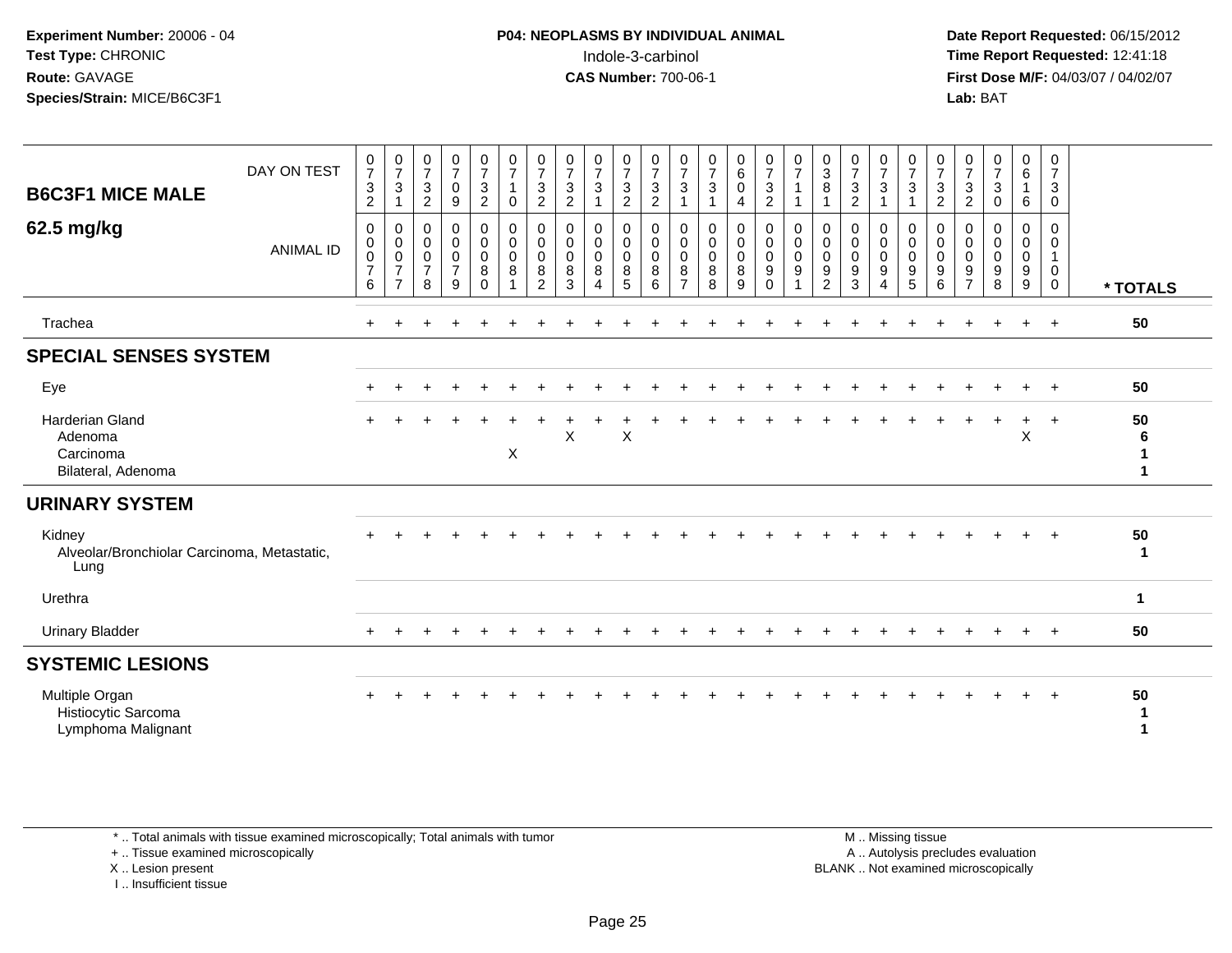**Experiment Number:** 20006 - 04
**Test Type:** CHRONIC
**Route:** GAVAGE
**Species/Strain:** MICE/B6C3F1

**P04: NEOPLASMS BY INDIVIDUAL ANIMAL**
Indole-3-carbinol
**CAS Number:** 700-06-1

**Date Report Requested:** 06/15/2012
**Time Report Requested:** 12:41:18
**First Dose M/F:** 04/03/07 / 04/02/07
**Lab:** BAT

| B6C3F1 MICE MALE 62.5 mg/kg | | | | | | | | | | | | | | | | | | | | | | | | | | |
|---|---|---|---|---|---|---|---|---|---|---|---|---|---|---|---|---|---|---|---|---|---|---|---|---|---|---|
| DAY ON TEST | 0732 | 0731 | 0732 | 0709 | 0732 | 0710 | 0732 | 0732 | 0731 | 0732 | 0732 | 0731 | 0731 | 0604 | 0732 | 0711 | 0381 | 0732 | 0731 | 0731 | 0732 | 0732 | 0730 | 0616 | 0730 | |
| ANIMAL ID | 0076 | 0077 | 0078 | 0079 | 0080 | 0081 | 0082 | 0083 | 0084 | 0085 | 0086 | 0087 | 0088 | 0089 | 0090 | 0091 | 0092 | 0093 | 0094 | 0095 | 0096 | 0097 | 0098 | 0099 | 0100 | * TOTALS |
| Trachea | + | + | + | + | + | + | + | + | + | + | + | + | + | + | + | + | + | + | + | + | + | + | + | + | + | 50 |
| **SPECIAL SENSES SYSTEM** | | | | | | | | | | | | | | | | | | | | | | | | | | |
| Eye | + | + | + | + | + | + | + | + | + | + | + | + | + | + | + | + | + | + | + | + | + | + | + | + | + | 50 |
| Harderian Gland | + | + | + | + | + | + | + | + | + | + | + | + | + | + | + | + | + | + | + | + | + | + | + | + | + | 50 |
| Adenoma | | | | | | | | X | | X | | | | | | | | | | | | | | X | | 6 |
| Carcinoma | | | | | | X | | | | | | | | | | | | | | | | | | | | 1 |
| Bilateral, Adenoma | | | | | | | | | | | | | | | | | | | | | | | | | | 1 |
| **URINARY SYSTEM** | | | | | | | | | | | | | | | | | | | | | | | | | | |
| Kidney | + | + | + | + | + | + | + | + | + | + | + | + | + | + | + | + | + | + | + | + | + | + | + | + | + | 50 |
| Alveolar/Bronchiolar Carcinoma, Metastatic, Lung | | | | | | | | | | | | | | | | | | | | | | | | | | 1 |
| Urethra | | | | | | | | | | | | | | | | | | | | | | | | | | 1 |
| Urinary Bladder | + | + | + | + | + | + | + | + | + | + | + | + | + | + | + | + | + | + | + | + | + | + | + | + | + | 50 |
| **SYSTEMIC LESIONS** | | | | | | | | | | | | | | | | | | | | | | | | | | |
| Multiple Organ | + | + | + | + | + | + | + | + | + | + | + | + | + | + | + | + | + | + | + | + | + | + | + | + | + | 50 |
| Histiocytic Sarcoma | | | | | | | | | | | | | | | | | | | | | | | | | | 1 |
| Lymphoma Malignant | | | | | | | | | | | | | | | | | | | | | | | | | | 1 |

* .. Total animals with tissue examined microscopically; Total animals with tumor
+ .. Tissue examined microscopically
X .. Lesion present
I .. Insufficient tissue

M .. Missing tissue
A .. Autolysis precludes evaluation
BLANK .. Not examined microscopically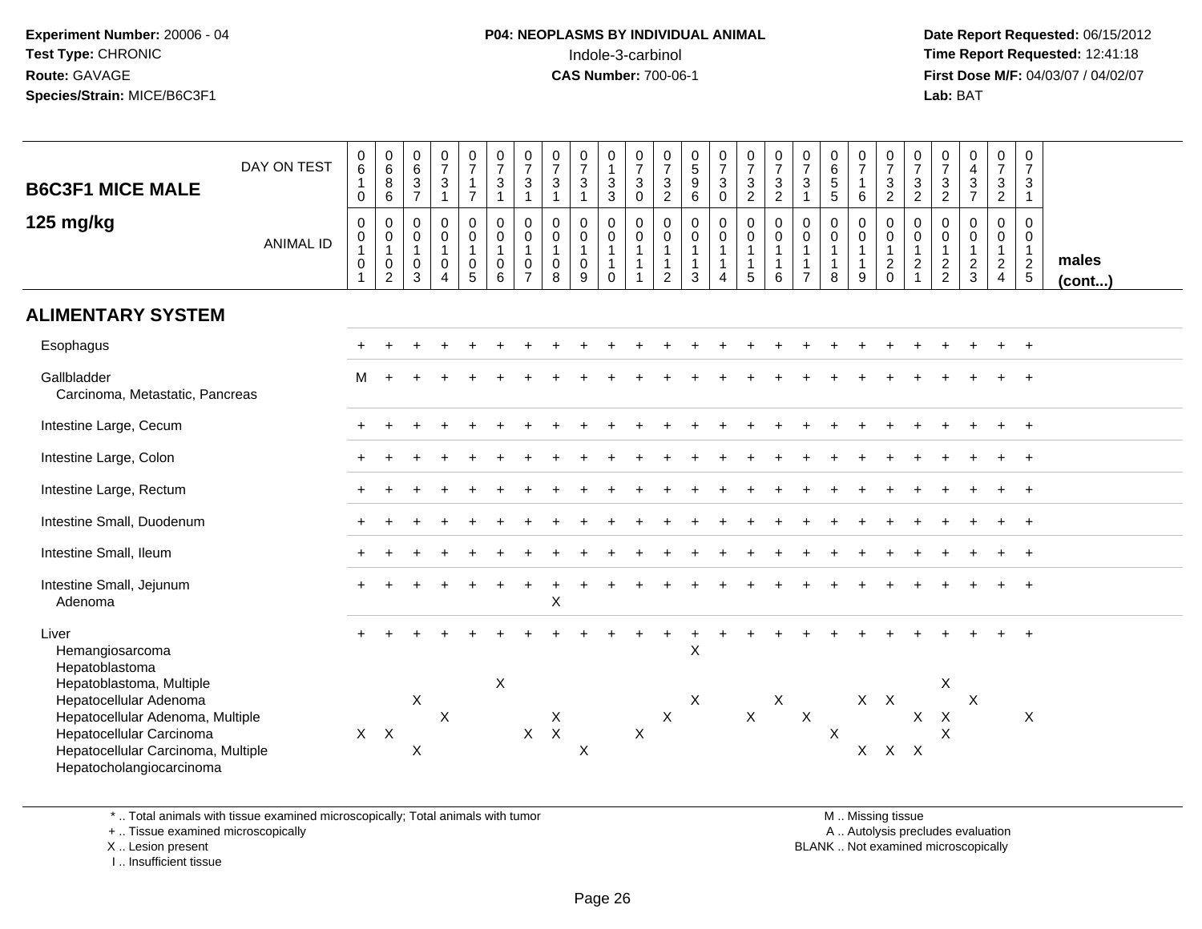**Experiment Number:** 20006 - 04
**Test Type:** CHRONIC
**Route:** GAVAGE
**Species/Strain:** MICE/B6C3F1

**P04: NEOPLASMS BY INDIVIDUAL ANIMAL**
Indole-3-carbinol
**CAS Number:** 700-06-1

**Date Report Requested:** 06/15/2012
**Time Report Requested:** 12:41:18
**First Dose M/F:** 04/03/07 / 04/02/07
**Lab:** BAT

## B6C3F1 MICE MALE 125 mg/kg

| DAY ON TEST | 610 | 686 | 637 | 731 | 717 | 731 | 731 | 731 | 731 | 133 | 730 | 732 | 596 | 730 | 732 | 732 | 731 | 655 | 716 | 732 | 732 | 732 | 437 | 732 | 731 | |
|---|---|---|---|---|---|---|---|---|---|---|---|---|---|---|---|---|---|---|---|---|---|---|---|---|---|---|
| **ANIMAL ID** | 00101 | 00102 | 00103 | 00104 | 00105 | 00106 | 00107 | 00108 | 00109 | 00110 | 00111 | 00112 | 00113 | 00114 | 00115 | 00116 | 00117 | 00118 | 00119 | 00120 | 00121 | 00122 | 00123 | 00124 | 00125 | **males (cont...)** |
| **ALIMENTARY SYSTEM** | | | | | | | | | | | | | | | | | | | | | | | | | | |
| Esophagus | + | + | + | + | + | + | + | + | + | + | + | + | + | + | + | + | + | + | + | + | + | + | + | + | + | |
| Gallbladder | M | + | + | + | + | + | + | + | + | + | + | + | + | + | + | + | + | + | + | + | + | + | + | + | + | |
| Carcinoma, Metastatic, Pancreas | | | | | | | | | | | | | | | | | | | | | | | | | | |
| Intestine Large, Cecum | + | + | + | + | + | + | + | + | + | + | + | + | + | + | + | + | + | + | + | + | + | + | + | + | + | |
| Intestine Large, Colon | + | + | + | + | + | + | + | + | + | + | + | + | + | + | + | + | + | + | + | + | + | + | + | + | + | |
| Intestine Large, Rectum | + | + | + | + | + | + | + | + | + | + | + | + | + | + | + | + | + | + | + | + | + | + | + | + | + | |
| Intestine Small, Duodenum | + | + | + | + | + | + | + | + | + | + | + | + | + | + | + | + | + | + | + | + | + | + | + | + | + | |
| Intestine Small, Ileum | + | + | + | + | + | + | + | + | + | + | + | + | + | + | + | + | + | + | + | + | + | + | + | + | + | |
| Intestine Small, Jejunum | + | + | + | + | + | + | + | + | + | + | + | + | + | + | + | + | + | + | + | + | + | + | + | + | + | |
| Adenoma | | | | | | | | X | | | | | | | | | | | | | | | | | | |
| Liver | + | + | + | + | + | + | + | + | + | + | + | + | + | + | + | + | + | + | + | + | + | + | + | + | + | |
| Hemangiosarcoma | | | | | | | | | | | | | X | | | | | | | | | | | | | |
| Hepatoblastoma | | | | | | | | | | | | | | | | | | | | | | | | | | |
| Hepatoblastoma, Multiple | | | | | | X | | | | | | | | | | | | | | | | X | | | | |
| Hepatocellular Adenoma | | | X | | | | | | | | | | X | | | X | | | X | X | | | X | | | |
| Hepatocellular Adenoma, Multiple | | | | X | | | | X | | | | X | | | X | | X | | | | X | X | | | X | |
| Hepatocellular Carcinoma | X | X | | | | | X | X | | | X | | | | | | | X | | | | X | | | | |
| Hepatocellular Carcinoma, Multiple | | | X | | | | | | X | | | | | | | | | | X | X | X | | | | | |
| Hepatocholangiocarcinoma | | | | | | | | | | | | | | | | | | | | | | | | | | |

\* .. Total animals with tissue examined microscopically; Total animals with tumor
\+ .. Tissue examined microscopically
X .. Lesion present
I .. Insufficient tissue

M .. Missing tissue
A .. Autolysis precludes evaluation
BLANK .. Not examined microscopically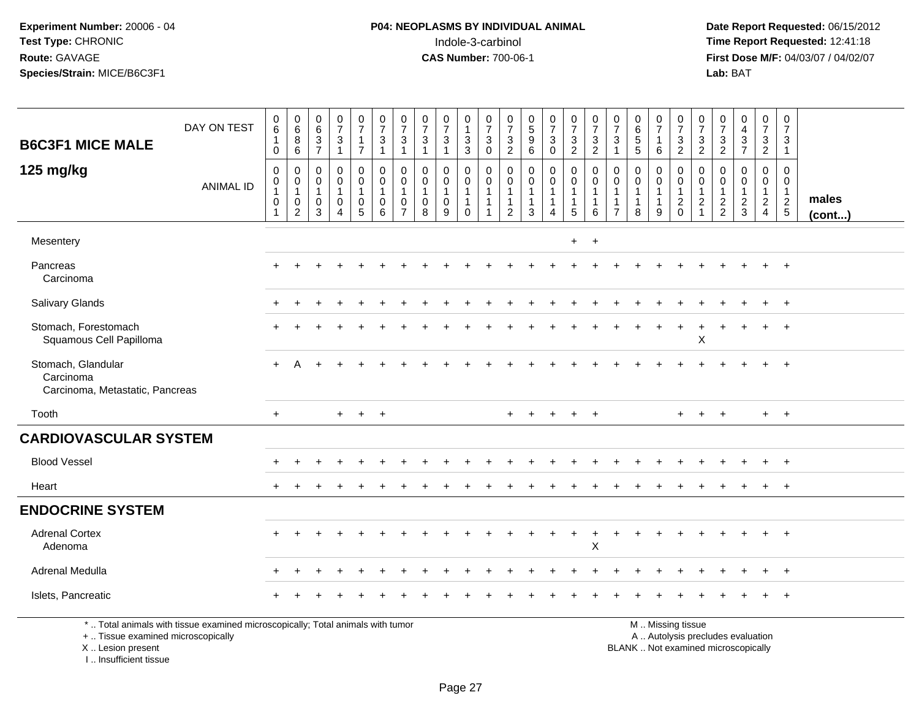Experiment Number: 20006 - 04
Test Type: CHRONIC
Route: GAVAGE
Species/Strain: MICE/B6C3F1

**P04: NEOPLASMS BY INDIVIDUAL ANIMAL**
Indole-3-carbinol
**CAS Number:** 700-06-1

Date Report Requested: 06/15/2012
Time Report Requested: 12:41:18
First Dose M/F: 04/03/07 / 04/02/07
Lab: BAT

| B6C3F1 MICE MALE 125 mg/kg | 0610 | 0686 | 0637 | 0731 | 0717 | 0731 | 0731 | 0731 | 0731 | 0133 | 0730 | 0732 | 0596 | 0730 | 0732 | 0732 | 0731 | 0655 | 0716 | 0732 | 0732 | 0732 | 0437 | 0732 | 0731 | males (cont...) |
|---|---|---|---|---|---|---|---|---|---|---|---|---|---|---|---|---|---|---|---|---|---|---|---|---|---|---|
| ANIMAL ID | 00101 | 00102 | 00103 | 00104 | 00105 | 00106 | 00107 | 00108 | 00109 | 00110 | 00111 | 00112 | 00113 | 00114 | 00115 | 00116 | 00117 | 00118 | 00119 | 00120 | 00121 | 00122 | 00123 | 00124 | 00125 | |
| Mesentery | | | | | | | | | | | | | | | + | + | | | | | | | | | | |
| Pancreas | + | + | + | + | + | + | + | + | + | + | + | + | + | + | + | + | + | + | + | + | + | + | + | + | + | |
| Carcinoma | | | | | | | | | | | | | | | | | | | | | | | | | | |
| Salivary Glands | + | + | + | + | + | + | + | + | + | + | + | + | + | + | + | + | + | + | + | + | + | + | + | + | + | |
| Stomach, Forestomach | + | + | + | + | + | + | + | + | + | + | + | + | + | + | + | + | + | + | + | + | + | + | + | + | + | |
| Squamous Cell Papilloma | | | | | | | | | | | | | | | | | | | | | X | | | | | |
| Stomach, Glandular | + | A | + | + | + | + | + | + | + | + | + | + | + | + | + | + | + | + | + | + | + | + | + | + | + | |
| Carcinoma | | | | | | | | | | | | | | | | | | | | | | | | | | |
| Carcinoma, Metastatic, Pancreas | | | | | | | | | | | | | | | | | | | | | | | | | | |
| Tooth | + | | | + | + | + | | | | | | + | + | + | + | + | | | | + | + | + | | + | + | |
| **CARDIOVASCULAR SYSTEM** | | | | | | | | | | | | | | | | | | | | | | | | | | |
| Blood Vessel | + | + | + | + | + | + | + | + | + | + | + | + | + | + | + | + | + | + | + | + | + | + | + | + | + | |
| Heart | + | + | + | + | + | + | + | + | + | + | + | + | + | + | + | + | + | + | + | + | + | + | + | + | + | |
| **ENDOCRINE SYSTEM** | | | | | | | | | | | | | | | | | | | | | | | | | | |
| Adrenal Cortex | + | + | + | + | + | + | + | + | + | + | + | + | + | + | + | + | + | + | + | + | + | + | + | + | + | |
| Adenoma | | | | | | | | | | | | | | | | X | | | | | | | | | | |
| Adrenal Medulla | + | + | + | + | + | + | + | + | + | + | + | + | + | + | + | + | + | + | + | + | + | + | + | + | + | |
| Islets, Pancreatic | + | + | + | + | + | + | + | + | + | + | + | + | + | + | + | + | + | + | + | + | + | + | + | + | + | |

\* .. Total animals with tissue examined microscopically; Total animals with tumor
\+ .. Tissue examined microscopically
X .. Lesion present
I .. Insufficient tissue

M .. Missing tissue
A .. Autolysis precludes evaluation
BLANK .. Not examined microscopically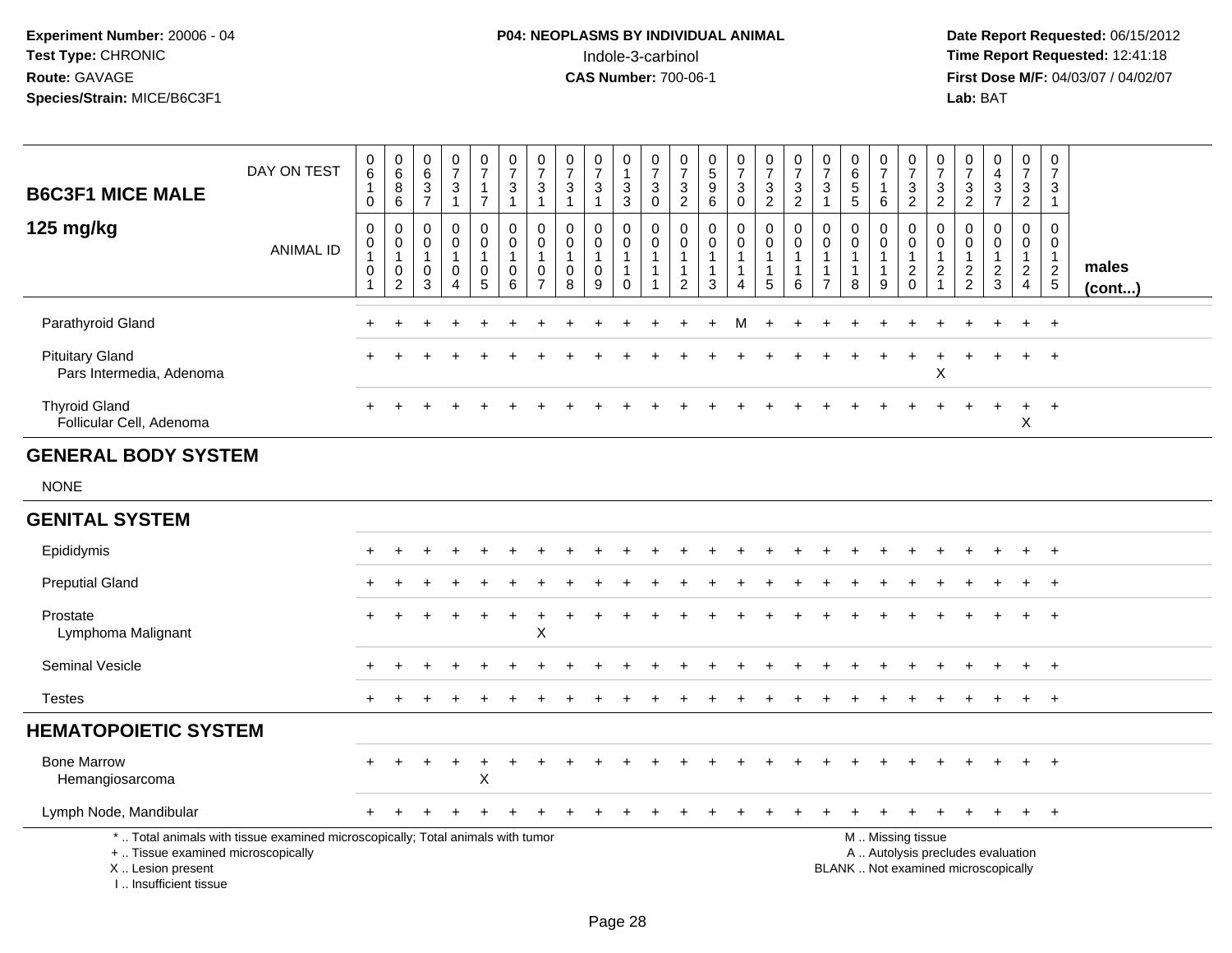**Experiment Number:** 20006 - 04
**Test Type:** CHRONIC
**Route:** GAVAGE
**Species/Strain:** MICE/B6C3F1

**P04: NEOPLASMS BY INDIVIDUAL ANIMAL**
Indole-3-carbinol
**CAS Number:** 700-06-1

**Date Report Requested:** 06/15/2012
**Time Report Requested:** 12:41:18
**First Dose M/F:** 04/03/07 / 04/02/07
**Lab:** BAT

## B6C3F1 MICE MALE 125 mg/kg

| DAY ON TEST | 0610 | 0686 | 0637 | 0731 | 0717 | 0731 | 0731 | 0731 | 0731 | 0133 | 0730 | 0732 | 0596 | 0730 | 0732 | 0732 | 0731 | 0655 | 0716 | 0732 | 0732 | 0732 | 0437 | 0732 | 0731 | |
|---|---|---|---|---|---|---|---|---|---|---|---|---|---|---|---|---|---|---|---|---|---|---|---|---|---|---|
| ANIMAL ID | 00101 | 00102 | 00103 | 00104 | 00105 | 00106 | 00107 | 00108 | 00109 | 00110 | 00111 | 00112 | 00113 | 00114 | 00115 | 00116 | 00117 | 00118 | 00119 | 00120 | 00121 | 00122 | 00123 | 00124 | 00125 | males (cont...) |
| Parathyroid Gland | + | + | + | + | + | + | + | + | + | + | + | + | + | M | + | + | + | + | + | + | + | + | + | + | + | |
| Pituitary Gland | + | + | + | + | + | + | + | + | + | + | + | + | + | + | + | + | + | + | + | + | + | + | + | + | + | |
| Pars Intermedia, Adenoma | | | | | | | | | | | | | | | | | | | | | X | | | | | |
| Thyroid Gland | + | + | + | + | + | + | + | + | + | + | + | + | + | + | + | + | + | + | + | + | + | + | + | + | + | |
| Follicular Cell, Adenoma | | | | | | | | | | | | | | | | | | | | | | | | X | | |
| **GENERAL BODY SYSTEM** | | | | | | | | | | | | | | | | | | | | | | | | | | |
| NONE | | | | | | | | | | | | | | | | | | | | | | | | | | |
| **GENITAL SYSTEM** | | | | | | | | | | | | | | | | | | | | | | | | | | |
| Epididymis | + | + | + | + | + | + | + | + | + | + | + | + | + | + | + | + | + | + | + | + | + | + | + | + | + | |
| Preputial Gland | + | + | + | + | + | + | + | + | + | + | + | + | + | + | + | + | + | + | + | + | + | + | + | + | + | |
| Prostate | + | + | + | + | + | + | + | + | + | + | + | + | + | + | + | + | + | + | + | + | + | + | + | + | + | |
| Lymphoma Malignant | | | | | | | X | | | | | | | | | | | | | | | | | | | |
| Seminal Vesicle | + | + | + | + | + | + | + | + | + | + | + | + | + | + | + | + | + | + | + | + | + | + | + | + | + | |
| Testes | + | + | + | + | + | + | + | + | + | + | + | + | + | + | + | + | + | + | + | + | + | + | + | + | + | |
| **HEMATOPOIETIC SYSTEM** | | | | | | | | | | | | | | | | | | | | | | | | | | |
| Bone Marrow | + | + | + | + | + | + | + | + | + | + | + | + | + | + | + | + | + | + | + | + | + | + | + | + | + | |
| Hemangiosarcoma | | | | | X | | | | | | | | | | | | | | | | | | | | | |
| Lymph Node, Mandibular | + | + | + | + | + | + | + | + | + | + | + | + | + | + | + | + | + | + | + | + | + | + | + | + | + | |

\* .. Total animals with tissue examined microscopically; Total animals with tumor
+ .. Tissue examined microscopically
X .. Lesion present
I .. Insufficient tissue

M .. Missing tissue
A .. Autolysis precludes evaluation
BLANK .. Not examined microscopically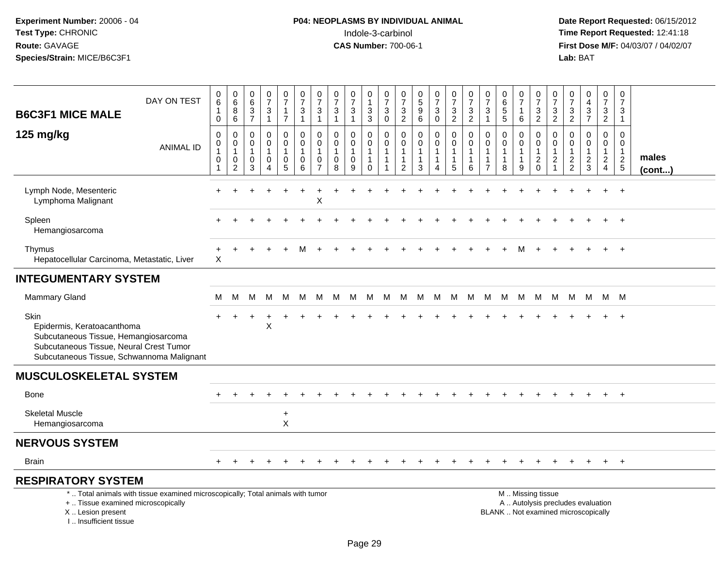Experiment Number: 20006 - 04
Test Type: CHRONIC
Route: GAVAGE
Species/Strain: MICE/B6C3F1

**P04: NEOPLASMS BY INDIVIDUAL ANIMAL**
Indole-3-carbinol
**CAS Number:** 700-06-1

Date Report Requested: 06/15/2012
Time Report Requested: 12:41:18
First Dose M/F: 04/03/07 / 04/02/07
Lab: BAT

| B6C3F1 MICE MALE 125 mg/kg | 1 | 2 | 3 | 4 | 5 | 6 | 7 | 8 | 9 | 10 | 11 | 12 | 13 | 14 | 15 | 16 | 17 | 18 | 19 | 20 | 21 | 22 | 23 | 24 | 25 | |
|---|---|---|---|---|---|---|---|---|---|---|---|---|---|---|---|---|---|---|---|---|---|---|---|---|---|---|
| DAY ON TEST | 0610 | 0686 | 0637 | 0731 | 0717 | 0731 | 0731 | 0731 | 0731 | 0133 | 0730 | 0732 | 0596 | 0730 | 0732 | 0732 | 0731 | 0655 | 0716 | 0732 | 0732 | 0732 | 0437 | 0732 | 0731 | |
| ANIMAL ID | 00101 | 00102 | 00103 | 00104 | 00105 | 00106 | 00107 | 00108 | 00109 | 00110 | 00111 | 00112 | 00113 | 00114 | 00115 | 00116 | 00117 | 00118 | 00119 | 00120 | 00121 | 00122 | 00123 | 00124 | 00125 | males (cont...) |
| Lymph Node, Mesenteric | + | + | + | + | + | + | + | + | + | + | + | + | + | + | + | + | + | + | + | + | + | + | + | + | + | |
| Lymphoma Malignant | | | | | | | X | | | | | | | | | | | | | | | | | | | |
| Spleen | + | + | + | + | + | + | + | + | + | + | + | + | + | + | + | + | + | + | + | + | + | + | + | + | + | |
| Hemangiosarcoma | | | | | | | | | | | | | | | | | | | | | | | | | | |
| Thymus | + | + | + | + | + | M | + | + | + | + | + | + | + | + | + | + | + | + | M | + | + | + | + | + | + | |
| Hepatocellular Carcinoma, Metastatic, Liver | X | | | | | | | | | | | | | | | | | | | | | | | | | |
| **INTEGUMENTARY SYSTEM** | | | | | | | | | | | | | | | | | | | | | | | | | | |
| Mammary Gland | M | M | M | M | M | M | M | M | M | M | M | M | M | M | M | M | M | M | M | M | M | M | M | M | M | |
| Skin | + | + | + | + | + | + | + | + | + | + | + | + | + | + | + | + | + | + | + | + | + | + | + | + | + | |
| Epidermis, Keratoacanthoma | | | | X | | | | | | | | | | | | | | | | | | | | | | |
| Subcutaneous Tissue, Hemangiosarcoma | | | | | | | | | | | | | | | | | | | | | | | | | | |
| Subcutaneous Tissue, Neural Crest Tumor | | | | | | | | | | | | | | | | | | | | | | | | | | |
| Subcutaneous Tissue, Schwannoma Malignant | | | | | | | | | | | | | | | | | | | | | | | | | | |
| **MUSCULOSKELETAL SYSTEM** | | | | | | | | | | | | | | | | | | | | | | | | | | |
| Bone | + | + | + | + | + | + | + | + | + | + | + | + | + | + | + | + | + | + | + | + | + | + | + | + | + | |
| Skeletal Muscle | | | | | + | | | | | | | | | | | | | | | | | | | | | |
| Hemangiosarcoma | | | | | X | | | | | | | | | | | | | | | | | | | | | |
| **NERVOUS SYSTEM** | | | | | | | | | | | | | | | | | | | | | | | | | | |
| Brain | + | + | + | + | + | + | + | + | + | + | + | + | + | + | + | + | + | + | + | + | + | + | + | + | + | |
| **RESPIRATORY SYSTEM** | | | | | | | | | | | | | | | | | | | | | | | | | | |

\* .. Total animals with tissue examined microscopically; Total animals with tumor
+ .. Tissue examined microscopically
X .. Lesion present
I .. Insufficient tissue

M .. Missing tissue
A .. Autolysis precludes evaluation
BLANK .. Not examined microscopically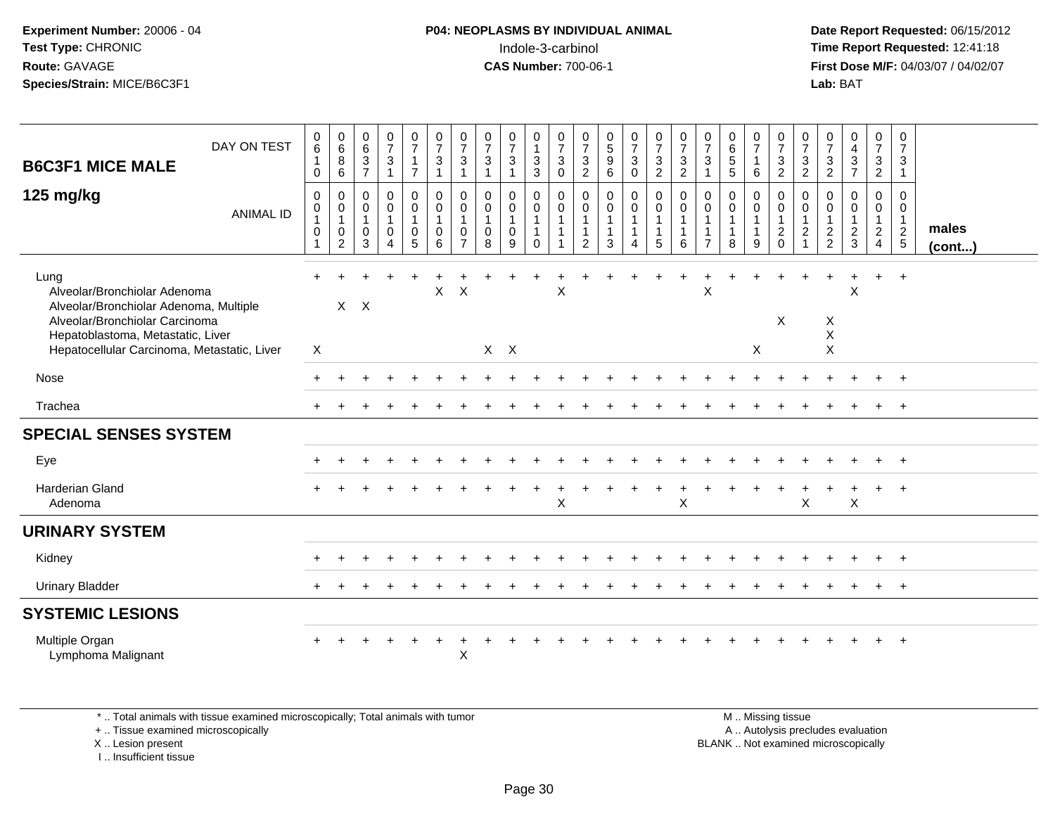## B6C3F1 MICE MALE — 125 mg/kg

| B6C3F1 MICE MALE 125 mg/kg | | | | | | | | | | | | | | | | | | | | | | | | | | |
|---|---|---|---|---|---|---|---|---|---|---|---|---|---|---|---|---|---|---|---|---|---|---|---|---|---|---|
| DAY ON TEST | 0610 | 0686 | 0637 | 0731 | 0717 | 0731 | 0731 | 0731 | 0731 | 0133 | 0730 | 0732 | 0596 | 0730 | 0732 | 0732 | 0731 | 0655 | 0716 | 0732 | 0732 | 0732 | 0437 | 0732 | 0731 | |
| ANIMAL ID | 00101 | 00102 | 00103 | 00104 | 00105 | 00106 | 00107 | 00108 | 00109 | 00110 | 00111 | 00112 | 00113 | 00114 | 00115 | 00116 | 00117 | 00118 | 00119 | 00120 | 00121 | 00122 | 00123 | 00124 | 00125 | males (cont...) |
| Lung | + | + | + | + | + | + | + | + | + | + | + | + | + | + | + | + | + | + | + | + | + | + | + | + | + | |
| Alveolar/Bronchiolar Adenoma | | | | | | X | X | | | | X | | | | | | X | | | | | | X | | | |
| Alveolar/Bronchiolar Adenoma, Multiple | | X | X | | | | | | | | | | | | | | | | | | | | | | | |
| Alveolar/Bronchiolar Carcinoma | | | | | | | | | | | | | | | | | | | | X | | X | | | | |
| Hepatoblastoma, Metastatic, Liver | | | | | | | | | | | | | | | | | | | | | | X | | | | |
| Hepatocellular Carcinoma, Metastatic, Liver | X | | | | | | | X | X | | | | | | | | | | X | | | X | | | | |
| Nose | + | + | + | + | + | + | + | + | + | + | + | + | + | + | + | + | + | + | + | + | + | + | + | + | + | |
| Trachea | + | + | + | + | + | + | + | + | + | + | + | + | + | + | + | + | + | + | + | + | + | + | + | + | + | |
| **SPECIAL SENSES SYSTEM** | | | | | | | | | | | | | | | | | | | | | | | | | | |
| Eye | + | + | + | + | + | + | + | + | + | + | + | + | + | + | + | + | + | + | + | + | + | + | + | + | + | |
| Harderian Gland | + | + | + | + | + | + | + | + | + | + | + | + | + | + | + | + | + | + | + | + | + | + | + | + | + | |
| Adenoma | | | | | | | | | | | X | | | | | X | | | | | X | | X | | | |
| **URINARY SYSTEM** | | | | | | | | | | | | | | | | | | | | | | | | | | |
| Kidney | + | + | + | + | + | + | + | + | + | + | + | + | + | + | + | + | + | + | + | + | + | + | + | + | + | |
| Urinary Bladder | + | + | + | + | + | + | + | + | + | + | + | + | + | + | + | + | + | + | + | + | + | + | + | + | + | |
| **SYSTEMIC LESIONS** | | | | | | | | | | | | | | | | | | | | | | | | | | |
| Multiple Organ | + | + | + | + | + | + | + | + | + | + | + | + | + | + | + | + | + | + | + | + | + | + | + | + | + | |
| Lymphoma Malignant | | | | | | | X | | | | | | | | | | | | | | | | | | | |

* .. Total animals with tissue examined microscopically; Total animals with tumor
+ .. Tissue examined microscopically
X .. Lesion present
I .. Insufficient tissue

M .. Missing tissue
A .. Autolysis precludes evaluation
BLANK .. Not examined microscopically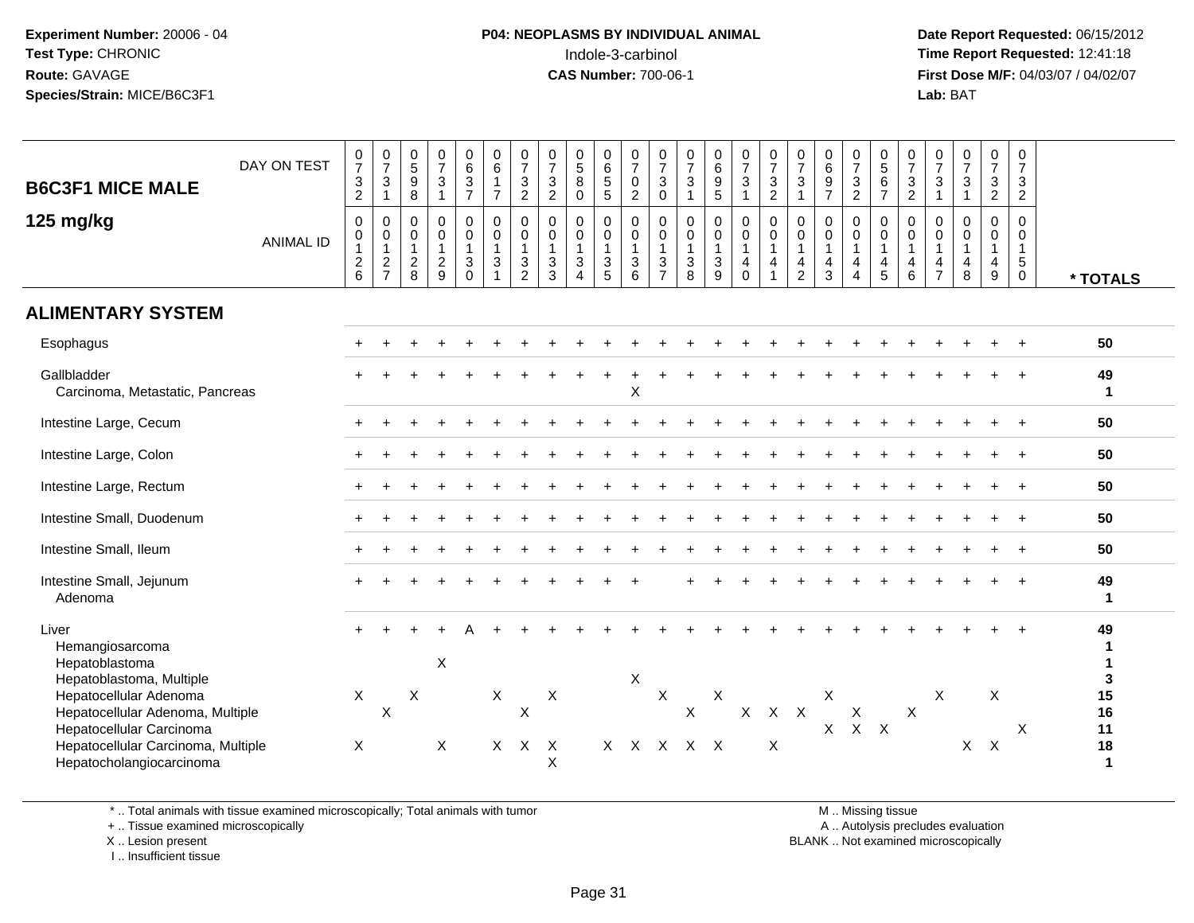Experiment Number: 20006 - 04
Test Type: CHRONIC
Route: GAVAGE
Species/Strain: MICE/B6C3F1

**P04: NEOPLASMS BY INDIVIDUAL ANIMAL**
Indole-3-carbinol
**CAS Number:** 700-06-1

Date Report Requested: 06/15/2012
Time Report Requested: 12:41:18
First Dose M/F: 04/03/07 / 04/02/07
Lab: BAT

| B6C3F1 MICE MALE 125 mg/kg | | | | | | | | | | | | | | | | | | | | | | | | | | |
|---|---|---|---|---|---|---|---|---|---|---|---|---|---|---|---|---|---|---|---|---|---|---|---|---|---|---|
| DAY ON TEST | 0732 | 0731 | 0598 | 0731 | 0637 | 0617 | 0732 | 0732 | 0580 | 0655 | 0702 | 0730 | 0731 | 0695 | 0731 | 0732 | 0731 | 0697 | 0732 | 0567 | 0732 | 0731 | 0731 | 0732 | 0732 | |
| ANIMAL ID | 0126 | 0127 | 0128 | 0129 | 0130 | 0131 | 0132 | 0133 | 0134 | 0135 | 0136 | 0137 | 0138 | 0139 | 0140 | 0141 | 0142 | 0143 | 0144 | 0145 | 0146 | 0147 | 0148 | 0149 | 0150 | * TOTALS |
| **ALIMENTARY SYSTEM** | | | | | | | | | | | | | | | | | | | | | | | | | | |
| Esophagus | + | + | + | + | + | + | + | + | + | + | + | + | + | + | + | + | + | + | + | + | + | + | + | + | + | 50 |
| Gallbladder | + | + | + | + | + | + | + | + | + | + | + | + | + | + | + | + | + | + | + | + | + | + | + | + | + | 49 |
| Carcinoma, Metastatic, Pancreas | | | | | | | | | | | X | | | | | | | | | | | | | | | 1 |
| Intestine Large, Cecum | + | + | + | + | + | + | + | + | + | + | + | + | + | + | + | + | + | + | + | + | + | + | + | + | + | 50 |
| Intestine Large, Colon | + | + | + | + | + | + | + | + | + | + | + | + | + | + | + | + | + | + | + | + | + | + | + | + | + | 50 |
| Intestine Large, Rectum | + | + | + | + | + | + | + | + | + | + | + | + | + | + | + | + | + | + | + | + | + | + | + | + | + | 50 |
| Intestine Small, Duodenum | + | + | + | + | + | + | + | + | + | + | + | + | + | + | + | + | + | + | + | + | + | + | + | + | + | 50 |
| Intestine Small, Ileum | + | + | + | + | + | + | + | + | + | + | + | + | + | + | + | + | + | + | + | + | + | + | + | + | + | 50 |
| Intestine Small, Jejunum | + | + | + | + | + | + | + | + | + | + | + | | + | + | + | + | + | + | + | + | + | + | + | + | + | 49 |
| Adenoma | | | | | | | | | | | | | | | | | | | | | | | | | | 1 |
| Liver | + | + | + | + | A | + | + | + | + | + | + | + | + | + | + | + | + | + | + | + | + | + | + | + | + | 49 |
| Hemangiosarcoma | | | | | | | | | | | | | | | | | | | | | | | | | | 1 |
| Hepatoblastoma | | | | X | | | | | | | | | | | | | | | | | | | | | | 1 |
| Hepatoblastoma, Multiple | | | | | | | | | | | X | | | | | | | | | | | | | | | 3 |
| Hepatocellular Adenoma | X | | X | | | X | | X | | | | X | | X | | | | X | | | | X | | X | | 15 |
| Hepatocellular Adenoma, Multiple | | X | | | | | X | | | | | | X | | X | X | X | | X | | X | | | | | 16 |
| Hepatocellular Carcinoma | | | | | | | | | | | | | | | | | | X | X | X | | | | | X | 11 |
| Hepatocellular Carcinoma, Multiple | X | | | X | | X | X | X | | X | X | X | X | X | | X | | | | | | | X | X | | 18 |
| Hepatocholangiocarcinoma | | | | | | | | X | | | | | | | | | | | | | | | | | | 1 |

\* .. Total animals with tissue examined microscopically; Total animals with tumor
\+ .. Tissue examined microscopically
X .. Lesion present
I .. Insufficient tissue

M .. Missing tissue
A .. Autolysis precludes evaluation
BLANK .. Not examined microscopically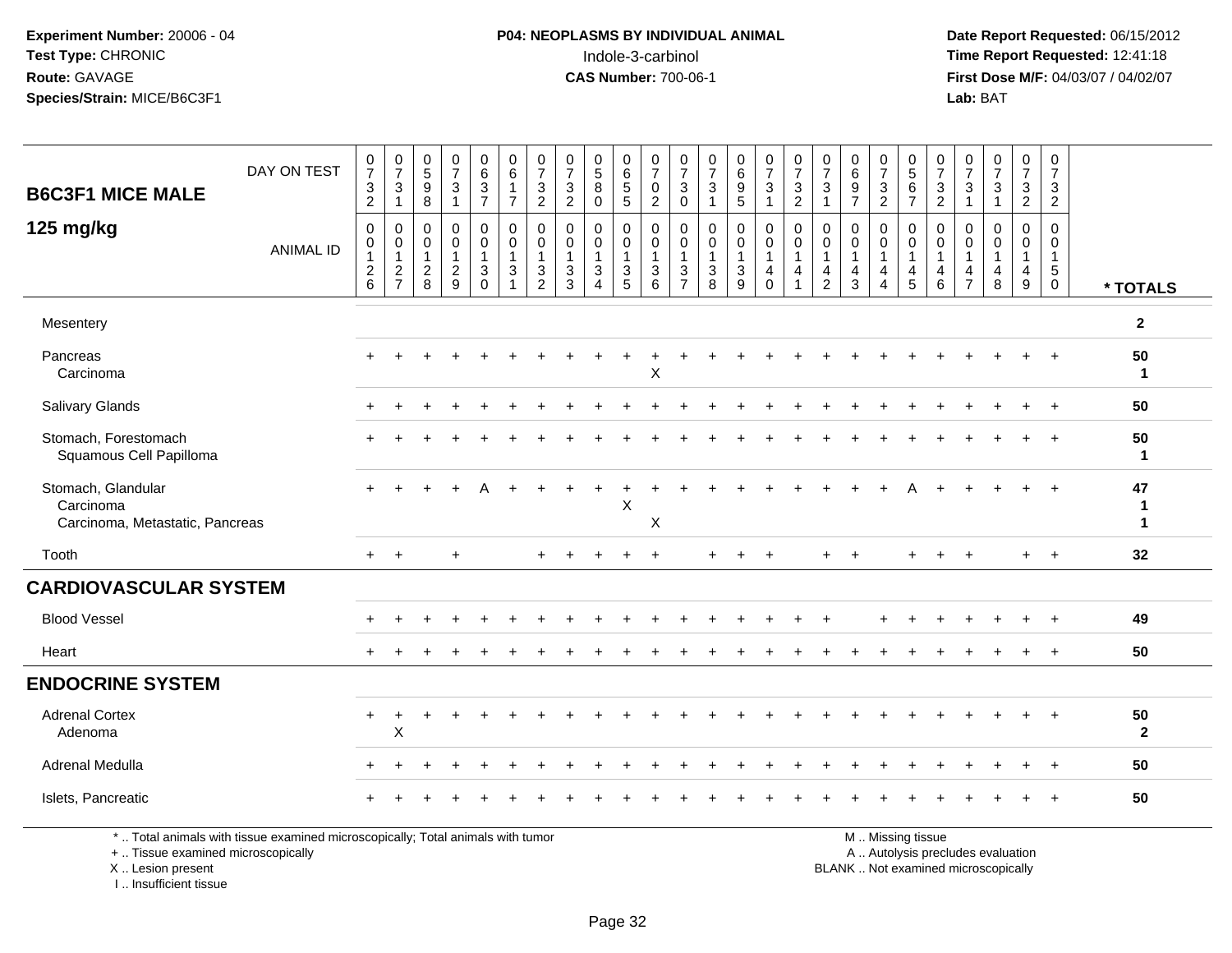**Experiment Number:** 20006 - 04
**Test Type:** CHRONIC
**Route:** GAVAGE
**Species/Strain:** MICE/B6C3F1

**P04: NEOPLASMS BY INDIVIDUAL ANIMAL**
Indole-3-carbinol
**CAS Number:** 700-06-1

**Date Report Requested:** 06/15/2012
**Time Report Requested:** 12:41:18
**First Dose M/F:** 04/03/07 / 04/02/07
**Lab:** BAT

## B6C3F1 MICE MALE
## 125 mg/kg

| DAY ON TEST | 0732 | 0731 | 0598 | 0731 | 0637 | 0617 | 0732 | 0732 | 0580 | 0655 | 0702 | 0730 | 0731 | 0695 | 0731 | 0732 | 0731 | 0697 | 0732 | 0567 | 0732 | 0731 | 0731 | 0732 | 0732 | |
|---|---|---|---|---|---|---|---|---|---|---|---|---|---|---|---|---|---|---|---|---|---|---|---|---|---|---|
| **ANIMAL ID** | 0012 6 | 0012 7 | 0012 8 | 0012 9 | 0013 0 | 0013 1 | 0013 2 | 0013 3 | 0013 4 | 0013 5 | 0013 6 | 0013 7 | 0013 8 | 0013 9 | 0014 0 | 0014 1 | 0014 2 | 0014 3 | 0014 4 | 0014 5 | 0014 6 | 0014 7 | 0014 8 | 0014 9 | 0015 0 | *** TOTALS** |
| Mesentery | | | | | | | | | | | | | | | | | | | | | | | | | | **2** |
| Pancreas | + | + | + | + | + | + | + | + | + | + | + | + | + | + | + | + | + | + | + | + | + | + | + | + | + | **50** |
| Carcinoma | | | | | | | | | | | X | | | | | | | | | | | | | | | **1** |
| Salivary Glands | + | + | + | + | + | + | + | + | + | + | + | + | + | + | + | + | + | + | + | + | + | + | + | + | + | **50** |
| Stomach, Forestomach | + | + | + | + | + | + | + | + | + | + | + | + | + | + | + | + | + | + | + | + | + | + | + | + | + | **50** |
| Squamous Cell Papilloma | | | | | | | | | | | | | | | | | | | | | | | | | | **1** |
| Stomach, Glandular | + | + | + | + | A | + | + | + | + | + | + | + | + | + | + | + | + | + | + | A | + | + | + | + | + | **47** |
| Carcinoma | | | | | | | | | | X | | | | | | | | | | | | | | | | **1** |
| Carcinoma, Metastatic, Pancreas | | | | | | | | | | | X | | | | | | | | | | | | | | | **1** |
| Tooth | + | + | | + | | | + | + | + | + | + | | + | + | + | | + | + | | + | + | + | | + | + | **32** |
| **CARDIOVASCULAR SYSTEM** | | | | | | | | | | | | | | | | | | | | | | | | | | |
| Blood Vessel | + | + | + | + | + | + | + | + | + | + | + | + | + | + | + | + | + | | + | + | + | + | + | + | + | **49** |
| Heart | + | + | + | + | + | + | + | + | + | + | + | + | + | + | + | + | + | + | + | + | + | + | + | + | + | **50** |
| **ENDOCRINE SYSTEM** | | | | | | | | | | | | | | | | | | | | | | | | | | |
| Adrenal Cortex | + | + | + | + | + | + | + | + | + | + | + | + | + | + | + | + | + | + | + | + | + | + | + | + | + | **50** |
| Adenoma | | X | | | | | | | | | | | | | | | | | | | | | | | | **2** |
| Adrenal Medulla | + | + | + | + | + | + | + | + | + | + | + | + | + | + | + | + | + | + | + | + | + | + | + | + | + | **50** |
| Islets, Pancreatic | + | + | + | + | + | + | + | + | + | + | + | + | + | + | + | + | + | + | + | + | + | + | + | + | + | **50** |

* .. Total animals with tissue examined microscopically; Total animals with tumor
+ .. Tissue examined microscopically
X .. Lesion present
I .. Insufficient tissue

M .. Missing tissue
A .. Autolysis precludes evaluation
BLANK .. Not examined microscopically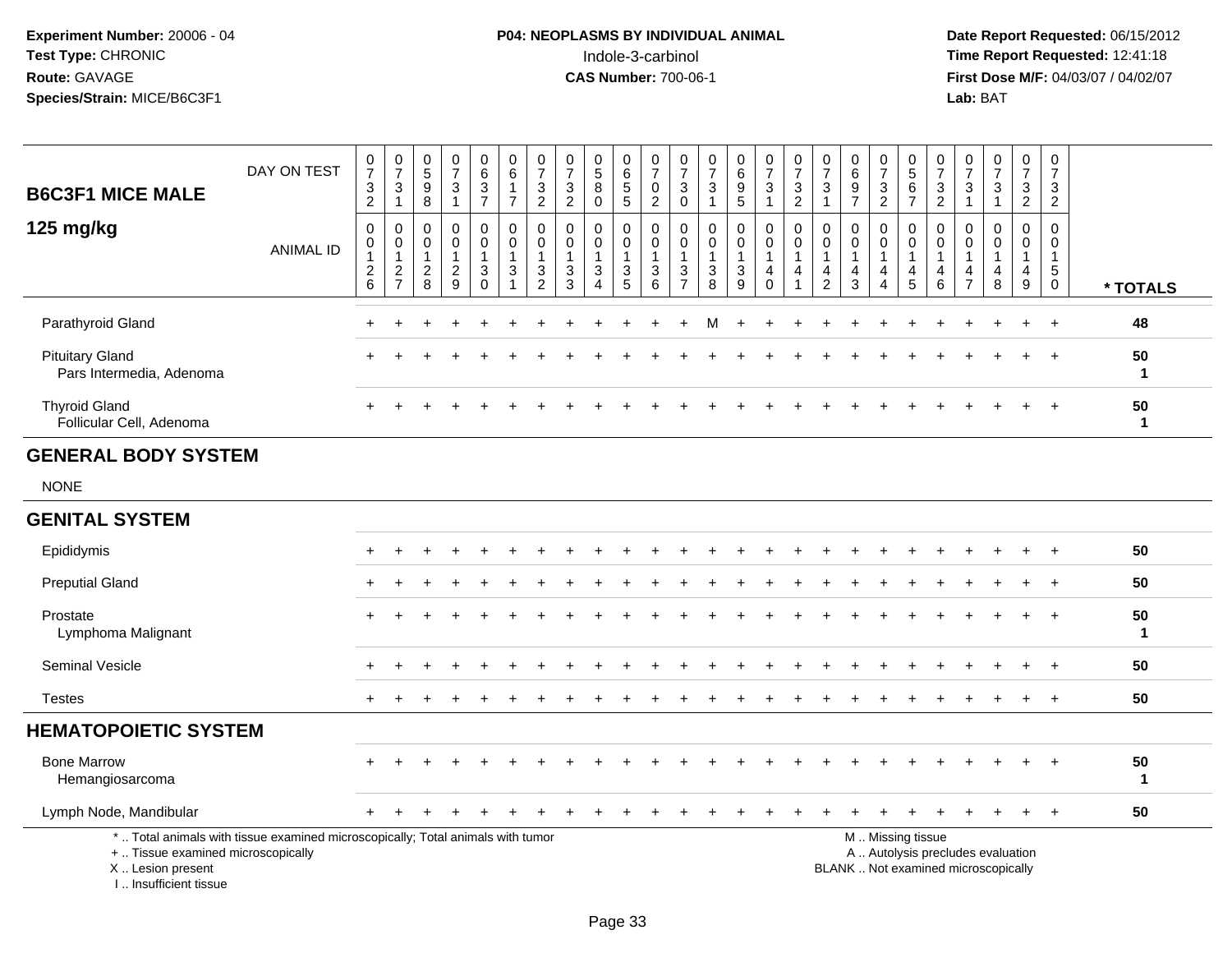Experiment Number: 20006 - 04
Test Type: CHRONIC
Route: GAVAGE
Species/Strain: MICE/B6C3F1

P04: NEOPLASMS BY INDIVIDUAL ANIMAL
Indole-3-carbinol
CAS Number: 700-06-1

Date Report Requested: 06/15/2012
Time Report Requested: 12:41:18
First Dose M/F: 04/03/07 / 04/02/07
Lab: BAT

**B6C3F1 MICE MALE**
**125 mg/kg**

| DAY ON TEST | 0732 | 0731 | 0598 | 0731 | 0637 | 0617 | 0732 | 0732 | 0580 | 0655 | 0702 | 0730 | 0731 | 0695 | 0731 | 0732 | 0731 | 0697 | 0732 | 0567 | 0732 | 0731 | 0731 | 0732 | 0732 | |
|---|---|---|---|---|---|---|---|---|---|---|---|---|---|---|---|---|---|---|---|---|---|---|---|---|---|---|
| **ANIMAL ID** | 00126 | 00127 | 00128 | 00129 | 00130 | 00131 | 00132 | 00133 | 00134 | 00135 | 00136 | 00137 | 00138 | 00139 | 00140 | 00141 | 00142 | 00143 | 00144 | 00145 | 00146 | 00147 | 00148 | 00149 | 00150 | *** TOTALS** |
| Parathyroid Gland | + | + | + | + | + | + | + | + | + | + | + | + | M | + | + | + | + | + | + | + | + | + | + | + | + | 48 |
| Pituitary Gland | + | + | + | + | + | + | + | + | + | + | + | + | + | + | + | + | + | + | + | + | + | + | + | + | + | 50 |
| Pars Intermedia, Adenoma | | | | | | | | | | | | | | | | | | | | | | | | | | 1 |
| Thyroid Gland | + | + | + | + | + | + | + | + | + | + | + | + | + | + | + | + | + | + | + | + | + | + | + | + | + | 50 |
| Follicular Cell, Adenoma | | | | | | | | | | | | | | | | | | | | | | | | | | 1 |
| **GENERAL BODY SYSTEM** | | | | | | | | | | | | | | | | | | | | | | | | | | |
| NONE | | | | | | | | | | | | | | | | | | | | | | | | | | |
| **GENITAL SYSTEM** | | | | | | | | | | | | | | | | | | | | | | | | | | |
| Epididymis | + | + | + | + | + | + | + | + | + | + | + | + | + | + | + | + | + | + | + | + | + | + | + | + | + | 50 |
| Preputial Gland | + | + | + | + | + | + | + | + | + | + | + | + | + | + | + | + | + | + | + | + | + | + | + | + | + | 50 |
| Prostate | + | + | + | + | + | + | + | + | + | + | + | + | + | + | + | + | + | + | + | + | + | + | + | + | + | 50 |
| Lymphoma Malignant | | | | | | | | | | | | | | | | | | | | | | | | | | 1 |
| Seminal Vesicle | + | + | + | + | + | + | + | + | + | + | + | + | + | + | + | + | + | + | + | + | + | + | + | + | + | 50 |
| Testes | + | + | + | + | + | + | + | + | + | + | + | + | + | + | + | + | + | + | + | + | + | + | + | + | + | 50 |
| **HEMATOPOIETIC SYSTEM** | | | | | | | | | | | | | | | | | | | | | | | | | | |
| Bone Marrow | + | + | + | + | + | + | + | + | + | + | + | + | + | + | + | + | + | + | + | + | + | + | + | + | + | 50 |
| Hemangiosarcoma | | | | | | | | | | | | | | | | | | | | | | | | | | 1 |
| Lymph Node, Mandibular | + | + | + | + | + | + | + | + | + | + | + | + | + | + | + | + | + | + | + | + | + | + | + | + | + | 50 |

\* .. Total animals with tissue examined microscopically; Total animals with tumor
\+ .. Tissue examined microscopically
X .. Lesion present
I .. Insufficient tissue

M .. Missing tissue
A .. Autolysis precludes evaluation
BLANK .. Not examined microscopically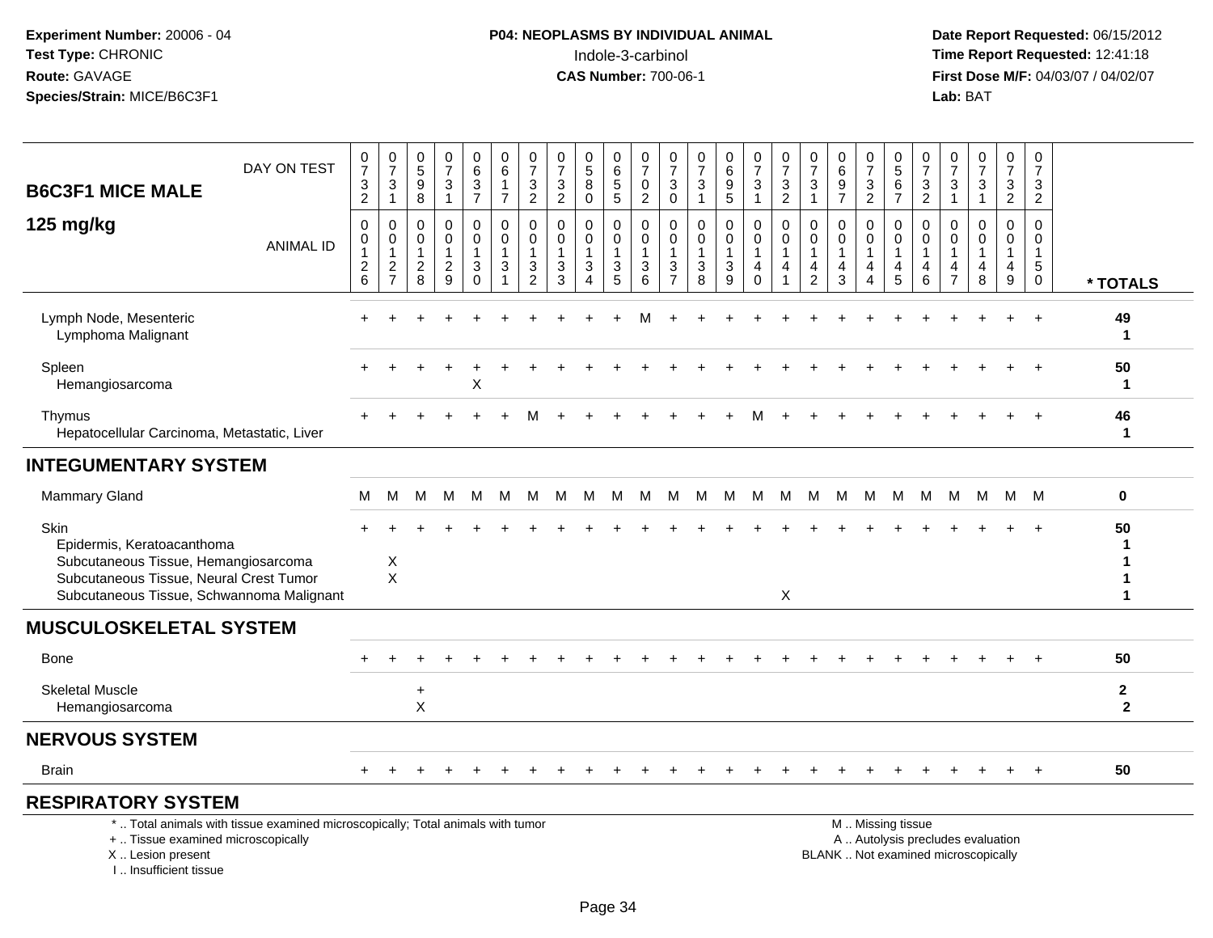Experiment Number: 20006 - 04
Test Type: CHRONIC
Route: GAVAGE
Species/Strain: MICE/B6C3F1

P04: NEOPLASMS BY INDIVIDUAL ANIMAL
Indole-3-carbinol
CAS Number: 700-06-1

Date Report Requested: 06/15/2012
Time Report Requested: 12:41:18
First Dose M/F: 04/03/07 / 04/02/07
Lab: BAT

| B6C3F1 MICE MALE 125 mg/kg | 0 | 0 | 0 | 0 | 0 | 0 | 0 | 0 | 0 | 0 | 0 | 0 | 0 | 0 | 0 | 0 | 0 | 0 | 0 | 0 | 0 | 0 | 0 | 0 | 0 | |
|---|---|---|---|---|---|---|---|---|---|---|---|---|---|---|---|---|---|---|---|---|---|---|---|---|---|---|
| DAY ON TEST | 732 | 731 | 598 | 731 | 637 | 617 | 732 | 732 | 580 | 655 | 702 | 730 | 731 | 695 | 731 | 732 | 731 | 697 | 732 | 567 | 732 | 731 | 731 | 732 | 732 | |
| ANIMAL ID | 0126 | 0127 | 0128 | 0129 | 0130 | 0131 | 0132 | 0133 | 0134 | 0135 | 0136 | 0137 | 0138 | 0139 | 0140 | 0141 | 0142 | 0143 | 0144 | 0145 | 0146 | 0147 | 0148 | 0149 | 0150 | * TOTALS |
| Lymph Node, Mesenteric | + | + | + | + | + | + | + | + | + | + | M | + | + | + | + | + | + | + | + | + | + | + | + | + | + | 49 |
| Lymphoma Malignant | | | | | | | | | | | | | | | | | | | | | | | | | | 1 |
| Spleen | + | + | + | + | + | + | + | + | + | + | + | + | + | + | + | + | + | + | + | + | + | + | + | + | + | 50 |
| Hemangiosarcoma | | | | | X | | | | | | | | | | | | | | | | | | | | | 1 |
| Thymus | + | + | + | + | + | + | M | + | + | + | + | + | + | + | M | + | + | + | + | + | + | + | + | + | + | 46 |
| Hepatocellular Carcinoma, Metastatic, Liver | | | | | | | | | | | | | | | | | | | | | | | | | | 1 |
| **INTEGUMENTARY SYSTEM** | | | | | | | | | | | | | | | | | | | | | | | | | | |
| Mammary Gland | M | M | M | M | M | M | M | M | M | M | M | M | M | M | M | M | M | M | M | M | M | M | M | M | M | 0 |
| Skin | + | + | + | + | + | + | + | + | + | + | + | + | + | + | + | + | + | + | + | + | + | + | + | + | + | 50 |
| Epidermis, Keratoacanthoma | | | | | | | | | | | | | | | | | | | | | | | | | | 1 |
| Subcutaneous Tissue, Hemangiosarcoma | | X | | | | | | | | | | | | | | | | | | | | | | | | 1 |
| Subcutaneous Tissue, Neural Crest Tumor | | X | | | | | | | | | | | | | | | | | | | | | | | | 1 |
| Subcutaneous Tissue, Schwannoma Malignant | | | | | | | | | | | | | | | | X | | | | | | | | | | 1 |
| **MUSCULOSKELETAL SYSTEM** | | | | | | | | | | | | | | | | | | | | | | | | | | |
| Bone | + | + | + | + | + | + | + | + | + | + | + | + | + | + | + | + | + | + | + | + | + | + | + | + | + | 50 |
| Skeletal Muscle | | | + | | | | | | | | | | | | | | | | | | | | | | | 2 |
| Hemangiosarcoma | | | X | | | | | | | | | | | | | | | | | | | | | | | 2 |
| **NERVOUS SYSTEM** | | | | | | | | | | | | | | | | | | | | | | | | | | |
| Brain | + | + | + | + | + | + | + | + | + | + | + | + | + | + | + | + | + | + | + | + | + | + | + | + | + | 50 |
| **RESPIRATORY SYSTEM** | | | | | | | | | | | | | | | | | | | | | | | | | | |

* .. Total animals with tissue examined microscopically; Total animals with tumor
+ .. Tissue examined microscopically
X .. Lesion present
I .. Insufficient tissue

M .. Missing tissue
A .. Autolysis precludes evaluation
BLANK .. Not examined microscopically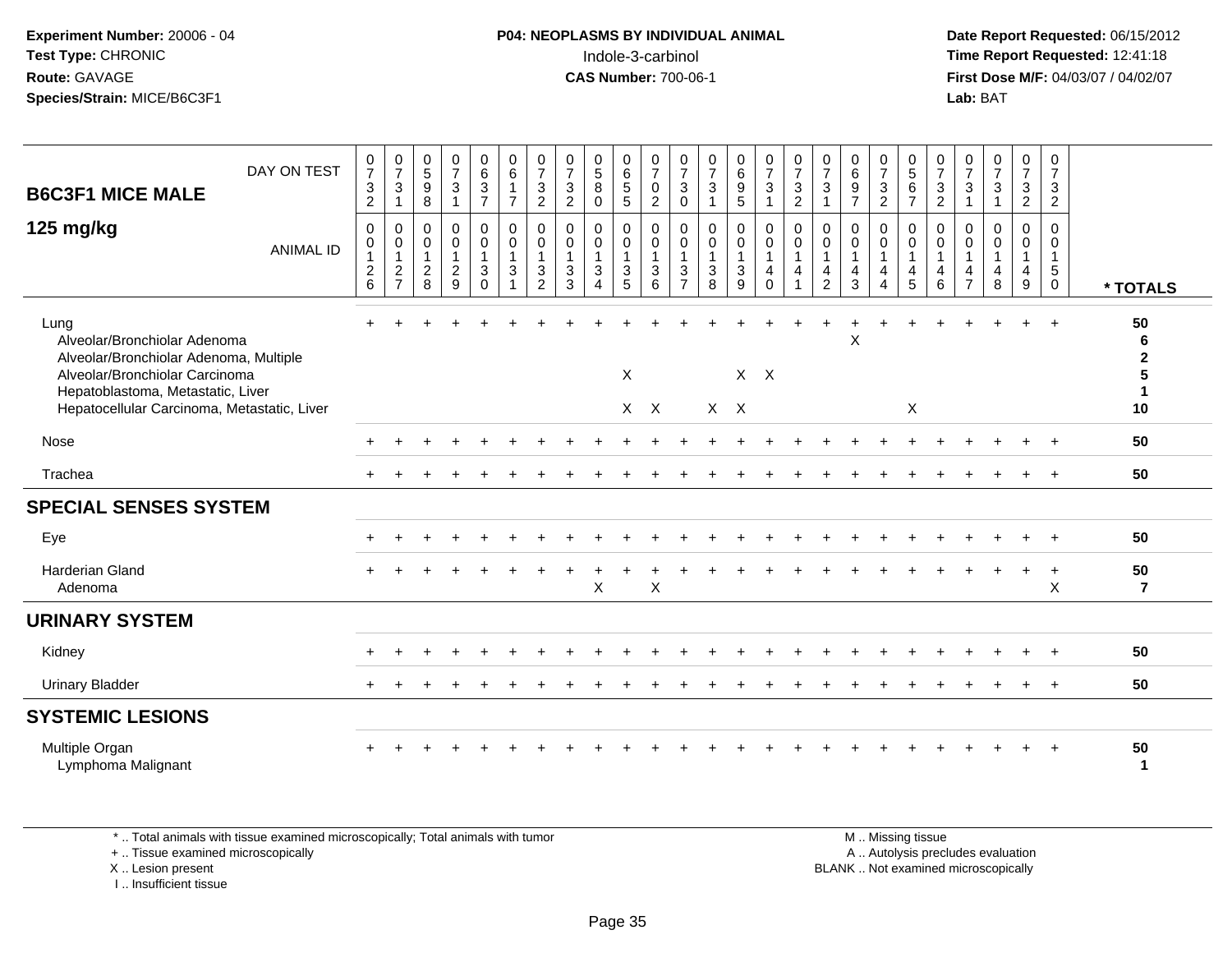**Experiment Number:** 20006 - 04
**Test Type:** CHRONIC
**Route:** GAVAGE
**Species/Strain:** MICE/B6C3F1

**P04: NEOPLASMS BY INDIVIDUAL ANIMAL**
Indole-3-carbinol
**CAS Number:** 700-06-1

**Date Report Requested:** 06/15/2012
**Time Report Requested:** 12:41:18
**First Dose M/F:** 04/03/07 / 04/02/07
**Lab:** BAT

## B6C3F1 MICE MALE 125 mg/kg

| DAY ON TEST | 0732 | 0731 | 0598 | 0731 | 0637 | 0617 | 0732 | 0732 | 0580 | 0655 | 0702 | 0730 | 0731 | 0695 | 0731 | 0732 | 0731 | 0697 | 0732 | 0567 | 0732 | 0731 | 0731 | 0732 | 0732 | |
|---|---|---|---|---|---|---|---|---|---|---|---|---|---|---|---|---|---|---|---|---|---|---|---|---|---|---|
| ANIMAL ID | 00126 | 00127 | 00128 | 00129 | 00130 | 00131 | 00132 | 00133 | 00134 | 00135 | 00136 | 00137 | 00138 | 00139 | 00140 | 00141 | 00142 | 00143 | 00144 | 00145 | 00146 | 00147 | 00148 | 00149 | 00150 | * TOTALS |
| Lung | + | + | + | + | + | + | + | + | + | + | + | + | + | + | + | + | + | + | + | + | + | + | + | + | + | 50 |
| Alveolar/Bronchiolar Adenoma | | | | | | | | | | | | | | | | | | X | | | | | | | | 6 |
| Alveolar/Bronchiolar Adenoma, Multiple | | | | | | | | | | | | | | | | | | | | | | | | | | 2 |
| Alveolar/Bronchiolar Carcinoma | | | | | | | | | | X | | | | X | X | | | | | | | | | | | 5 |
| Hepatoblastoma, Metastatic, Liver | | | | | | | | | | | | | | | | | | | | | | | | | | 1 |
| Hepatocellular Carcinoma, Metastatic, Liver | | | | | | | | | | X | X | | X | X | | | | | | X | | | | | | 10 |
| Nose | + | + | + | + | + | + | + | + | + | + | + | + | + | + | + | + | + | + | + | + | + | + | + | + | + | 50 |
| Trachea | + | + | + | + | + | + | + | + | + | + | + | + | + | + | + | + | + | + | + | + | + | + | + | + | + | 50 |
| **SPECIAL SENSES SYSTEM** | | | | | | | | | | | | | | | | | | | | | | | | | | |
| Eye | + | + | + | + | + | + | + | + | + | + | + | + | + | + | + | + | + | + | + | + | + | + | + | + | + | 50 |
| Harderian Gland | + | + | + | + | + | + | + | + | + | + | + | + | + | + | + | + | + | + | + | + | + | + | + | + | + | 50 |
| Adenoma | | | | | | | | | X | | X | | | | | | | | | | | | | | X | 7 |
| **URINARY SYSTEM** | | | | | | | | | | | | | | | | | | | | | | | | | | |
| Kidney | + | + | + | + | + | + | + | + | + | + | + | + | + | + | + | + | + | + | + | + | + | + | + | + | + | 50 |
| Urinary Bladder | + | + | + | + | + | + | + | + | + | + | + | + | + | + | + | + | + | + | + | + | + | + | + | + | + | 50 |
| **SYSTEMIC LESIONS** | | | | | | | | | | | | | | | | | | | | | | | | | | |
| Multiple Organ | + | + | + | + | + | + | + | + | + | + | + | + | + | + | + | + | + | + | + | + | + | + | + | + | + | 50 |
| Lymphoma Malignant | | | | | | | | | | | | | | | | | | | | | | | | | | 1 |

\* .. Total animals with tissue examined microscopically; Total animals with tumor
\+ .. Tissue examined microscopically
X .. Lesion present
I .. Insufficient tissue

M .. Missing tissue
A .. Autolysis precludes evaluation
BLANK .. Not examined microscopically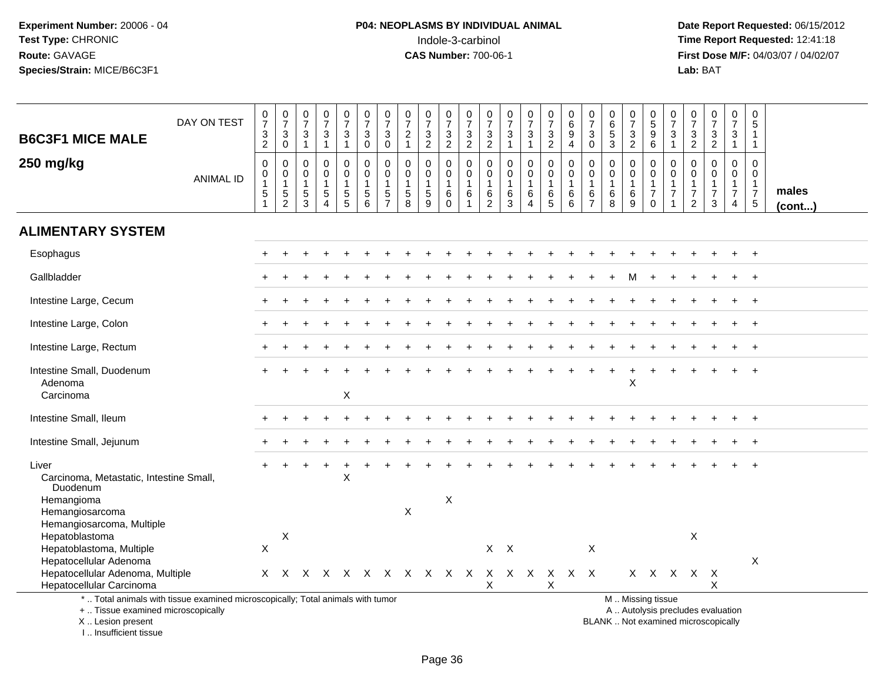**Experiment Number:** 20006 - 04
**Test Type:** CHRONIC
**Route:** GAVAGE
**Species/Strain:** MICE/B6C3F1

**P04: NEOPLASMS BY INDIVIDUAL ANIMAL**
Indole-3-carbinol
**CAS Number:** 700-06-1

**Date Report Requested:** 06/15/2012
**Time Report Requested:** 12:41:18
**First Dose M/F:** 04/03/07 / 04/02/07
**Lab:** BAT

**B6C3F1 MICE MALE**
**250 mg/kg**

| DAY ON TEST | 0732 | 0730 | 0731 | 0731 | 0731 | 0730 | 0730 | 0721 | 0732 | 0732 | 0732 | 0732 | 0731 | 0731 | 0732 | 0694 | 0730 | 0653 | 0732 | 0596 | 0731 | 0732 | 0732 | 0731 | 0511 | |
|---|---|---|---|---|---|---|---|---|---|---|---|---|---|---|---|---|---|---|---|---|---|---|---|---|---|---|
| **ANIMAL ID** | 0151 | 0152 | 0153 | 0154 | 0155 | 0156 | 0157 | 0158 | 0159 | 0160 | 0161 | 0162 | 0163 | 0164 | 0165 | 0166 | 0167 | 0168 | 0169 | 0170 | 0171 | 0172 | 0173 | 0174 | 0175 | **males (cont...)** |
| **ALIMENTARY SYSTEM** | | | | | | | | | | | | | | | | | | | | | | | | | | |
| Esophagus | + | + | + | + | + | + | + | + | + | + | + | + | + | + | + | + | + | + | + | + | + | + | + | + | + | |
| Gallbladder | + | + | + | + | + | + | + | + | + | + | + | + | + | + | + | + | + | + | M | + | + | + | + | + | + | |
| Intestine Large, Cecum | + | + | + | + | + | + | + | + | + | + | + | + | + | + | + | + | + | + | + | + | + | + | + | + | + | |
| Intestine Large, Colon | + | + | + | + | + | + | + | + | + | + | + | + | + | + | + | + | + | + | + | + | + | + | + | + | + | |
| Intestine Large, Rectum | + | + | + | + | + | + | + | + | + | + | + | + | + | + | + | + | + | + | + | + | + | + | + | + | + | |
| Intestine Small, Duodenum | + | + | + | + | + | + | + | + | + | + | + | + | + | + | + | + | + | + | + | + | + | + | + | + | + | |
| Adenoma | | | | | | | | | | | | | | | | | | | X | | | | | | | |
| Carcinoma | | | | | X | | | | | | | | | | | | | | | | | | | | | |
| Intestine Small, Ileum | + | + | + | + | + | + | + | + | + | + | + | + | + | + | + | + | + | + | + | + | + | + | + | + | + | |
| Intestine Small, Jejunum | + | + | + | + | + | + | + | + | + | + | + | + | + | + | + | + | + | + | + | + | + | + | + | + | + | |
| Liver | + | + | + | + | + | + | + | + | + | + | + | + | + | + | + | + | + | + | + | + | + | + | + | + | + | |
| Carcinoma, Metastatic, Intestine Small, Duodenum | | | | | X | | | | | | | | | | | | | | | | | | | | | |
| Hemangioma | | | | | | | | | | X | | | | | | | | | | | | | | | | |
| Hemangiosarcoma | | | | | | | | X | | | | | | | | | | | | | | | | | | |
| Hemangiosarcoma, Multiple | | | | | | | | | | | | | | | | | | | | | | | | | | |
| Hepatoblastoma | | X | | | | | | | | | | | | | | | | | | | | X | | | | |
| Hepatoblastoma, Multiple | X | | | | | | | | | | | X | X | | | | X | | | | | | | | | |
| Hepatocellular Adenoma | | | | | | | | | | | | | | | | | | | | | | | | | X | |
| Hepatocellular Adenoma, Multiple | X | X | X | X | X | X | X | X | X | X | X | X | X | X | X | X | X | | X | X | X | X | X | | | |
| Hepatocellular Carcinoma | | | | | | | | | | | | X | | | X | | | | | | | | X | | | |

\* .. Total animals with tissue examined microscopically; Total animals with tumor
\+ .. Tissue examined microscopically
X .. Lesion present
I .. Insufficient tissue

M .. Missing tissue
A .. Autolysis precludes evaluation
BLANK .. Not examined microscopically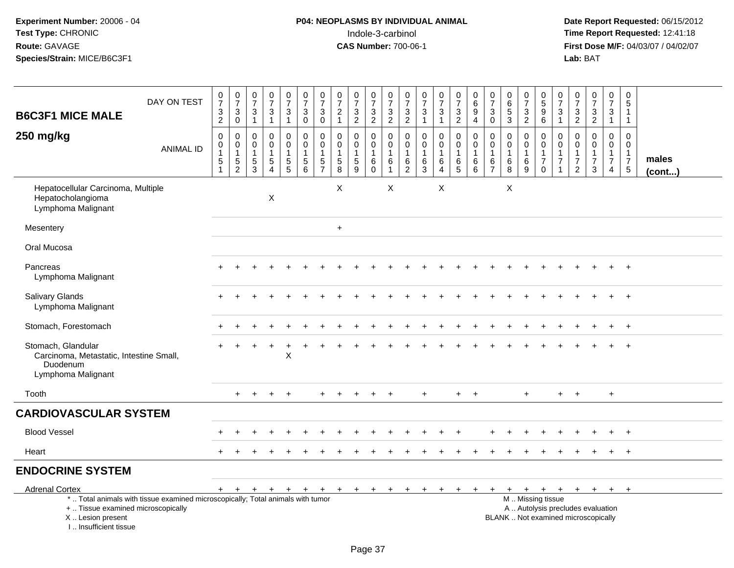**Experiment Number:** 20006 - 04
**Test Type:** CHRONIC
**Route:** GAVAGE
**Species/Strain:** MICE/B6C3F1

**P04: NEOPLASMS BY INDIVIDUAL ANIMAL**
Indole-3-carbinol
**CAS Number:** 700-06-1

**Date Report Requested:** 06/15/2012
**Time Report Requested:** 12:41:18
**First Dose M/F:** 04/03/07 / 04/02/07
**Lab:** BAT

| B6C3F1 MICE MALE 250 mg/kg | 0732 | 0730 | 0731 | 0731 | 0731 | 0730 | 0730 | 0721 | 0732 | 0732 | 0732 | 0732 | 0731 | 0731 | 0732 | 0694 | 0730 | 0653 | 0732 | 0596 | 0731 | 0732 | 0732 | 0731 | 0511 | |
|---|---|---|---|---|---|---|---|---|---|---|---|---|---|---|---|---|---|---|---|---|---|---|---|---|---|---|
| ANIMAL ID | 00151 | 00152 | 00153 | 00154 | 00155 | 00156 | 00157 | 00158 | 00159 | 00160 | 00161 | 00162 | 00163 | 00164 | 00165 | 00166 | 00167 | 00168 | 00169 | 00170 | 00171 | 00172 | 00173 | 00174 | 00175 | males (cont...) |
| Hepatocellular Carcinoma, Multiple | | | | | | | | X | | | X | | | X | | | | X | | | | | | | | |
| Hepatocholangioma | | | | X | | | | | | | | | | | | | | | | | | | | | | |
| Lymphoma Malignant | | | | | | | | | | | | | | | | | | | | | | | | | | |
| Mesentery | | | | | | | | + | | | | | | | | | | | | | | | | | | |
| Oral Mucosa | | | | | | | | | | | | | | | | | | | | | | | | | | |
| Pancreas | + | + | + | + | + | + | + | + | + | + | + | + | + | + | + | + | + | + | + | + | + | + | + | + | + | |
| Lymphoma Malignant | | | | | | | | | | | | | | | | | | | | | | | | | | |
| Salivary Glands | + | + | + | + | + | + | + | + | + | + | + | + | + | + | + | + | + | + | + | + | + | + | + | + | + | |
| Lymphoma Malignant | | | | | | | | | | | | | | | | | | | | | | | | | | |
| Stomach, Forestomach | + | + | + | + | + | + | + | + | + | + | + | + | + | + | + | + | + | + | + | + | + | + | + | + | + | |
| Stomach, Glandular | + | + | + | + | + | + | + | + | + | + | + | + | + | + | + | + | + | + | + | + | + | + | + | + | + | |
| Carcinoma, Metastatic, Intestine Small, Duodenum | | | | | X | | | | | | | | | | | | | | | | | | | | | |
| Lymphoma Malignant | | | | | | | | | | | | | | | | | | | | | | | | | | |
| Tooth | | + | + | + | + | | + | + | + | + | + | | + | | + | + | | | + | | + | + | | + | | |
| **CARDIOVASCULAR SYSTEM** | | | | | | | | | | | | | | | | | | | | | | | | | | |
| Blood Vessel | + | + | + | + | + | + | + | + | + | + | + | + | + | + | + | | + | + | + | + | + | + | + | + | + | |
| Heart | + | + | + | + | + | + | + | + | + | + | + | + | + | + | + | + | + | + | + | + | + | + | + | + | + | |
| **ENDOCRINE SYSTEM** | | | | | | | | | | | | | | | | | | | | | | | | | | |
| Adrenal Cortex | + | + | + | + | + | + | + | + | + | + | + | + | + | + | + | + | + | + | + | + | + | + | + | + | + | |

\* .. Total animals with tissue examined microscopically; Total animals with tumor
+ .. Tissue examined microscopically
X .. Lesion present
I .. Insufficient tissue

M .. Missing tissue
A .. Autolysis precludes evaluation
BLANK .. Not examined microscopically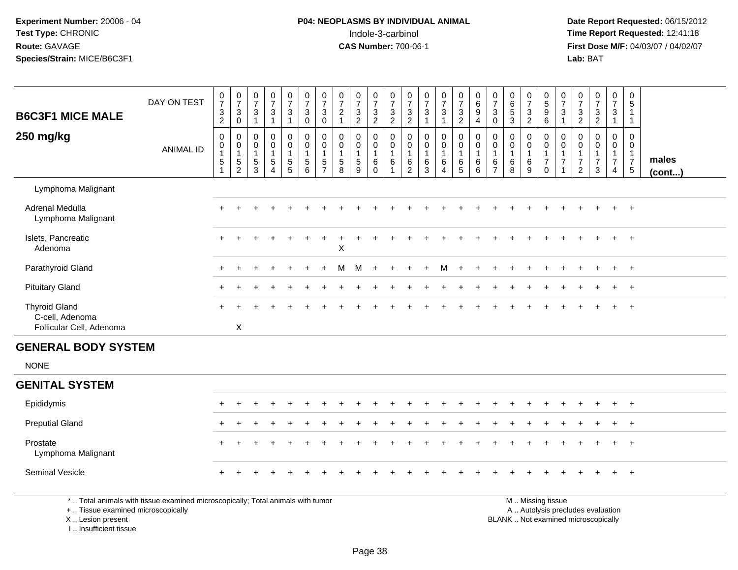**Experiment Number:** 20006 - 04
**Test Type:** CHRONIC
**Route:** GAVAGE
**Species/Strain:** MICE/B6C3F1

**P04: NEOPLASMS BY INDIVIDUAL ANIMAL**
Indole-3-carbinol
**CAS Number:** 700-06-1

**Date Report Requested:** 06/15/2012
**Time Report Requested:** 12:41:18
**First Dose M/F:** 04/03/07 / 04/02/07
**Lab:** BAT

## B6C3F1 MICE MALE 250 mg/kg

| DAY ON TEST | 0732 | 0730 | 0731 | 0731 | 0731 | 0730 | 0730 | 0721 | 0732 | 0732 | 0732 | 0732 | 0731 | 0731 | 0732 | 0694 | 0730 | 0653 | 0732 | 0596 | 0731 | 0732 | 0732 | 0731 | 0511 | |
|---|---|---|---|---|---|---|---|---|---|---|---|---|---|---|---|---|---|---|---|---|---|---|---|---|---|---|
| **ANIMAL ID** | 0015 1 | 0015 2 | 0015 3 | 0015 4 | 0015 5 | 0015 6 | 0015 7 | 0015 8 | 0015 9 | 0016 0 | 0016 1 | 0016 2 | 0016 3 | 0016 4 | 0016 5 | 0016 6 | 0016 7 | 0016 8 | 0016 9 | 0017 0 | 0017 1 | 0017 2 | 0017 3 | 0017 4 | 0017 5 | **males (cont...)** |
| Lymphoma Malignant | | | | | | | | | | | | | | | | | | | | | | | | | | |
| Adrenal Medulla | + | + | + | + | + | + | + | + | + | + | + | + | + | + | + | + | + | + | + | + | + | + | + | + | + | |
| Lymphoma Malignant | | | | | | | | | | | | | | | | | | | | | | | | | | |
| Islets, Pancreatic | + | + | + | + | + | + | + | + | + | + | + | + | + | + | + | + | + | + | + | + | + | + | + | + | + | |
| Adenoma | | | | | | | | X | | | | | | | | | | | | | | | | | | |
| Parathyroid Gland | + | + | + | + | + | + | + | M | M | + | + | + | + | M | + | + | + | + | + | + | + | + | + | + | + | |
| Pituitary Gland | + | + | + | + | + | + | + | + | + | + | + | + | + | + | + | + | + | + | + | + | + | + | + | + | + | |
| Thyroid Gland | + | + | + | + | + | + | + | + | + | + | + | + | + | + | + | + | + | + | + | + | + | + | + | + | + | |
| C-cell, Adenoma | | | | | | | | | | | | | | | | | | | | | | | | | | |
| Follicular Cell, Adenoma | | X | | | | | | | | | | | | | | | | | | | | | | | | |
| **GENERAL BODY SYSTEM** | | | | | | | | | | | | | | | | | | | | | | | | | | |
| NONE | | | | | | | | | | | | | | | | | | | | | | | | | | |
| **GENITAL SYSTEM** | | | | | | | | | | | | | | | | | | | | | | | | | | |
| Epididymis | + | + | + | + | + | + | + | + | + | + | + | + | + | + | + | + | + | + | + | + | + | + | + | + | + | |
| Preputial Gland | + | + | + | + | + | + | + | + | + | + | + | + | + | + | + | + | + | + | + | + | + | + | + | + | + | |
| Prostate | + | + | + | + | + | + | + | + | + | + | + | + | + | + | + | + | + | + | + | + | + | + | + | + | + | |
| Lymphoma Malignant | | | | | | | | | | | | | | | | | | | | | | | | | | |
| Seminal Vesicle | + | + | + | + | + | + | + | + | + | + | + | + | + | + | + | + | + | + | + | + | + | + | + | + | + | |

\* .. Total animals with tissue examined microscopically; Total animals with tumor
\+ .. Tissue examined microscopically
X .. Lesion present
I .. Insufficient tissue

M .. Missing tissue
A .. Autolysis precludes evaluation
BLANK .. Not examined microscopically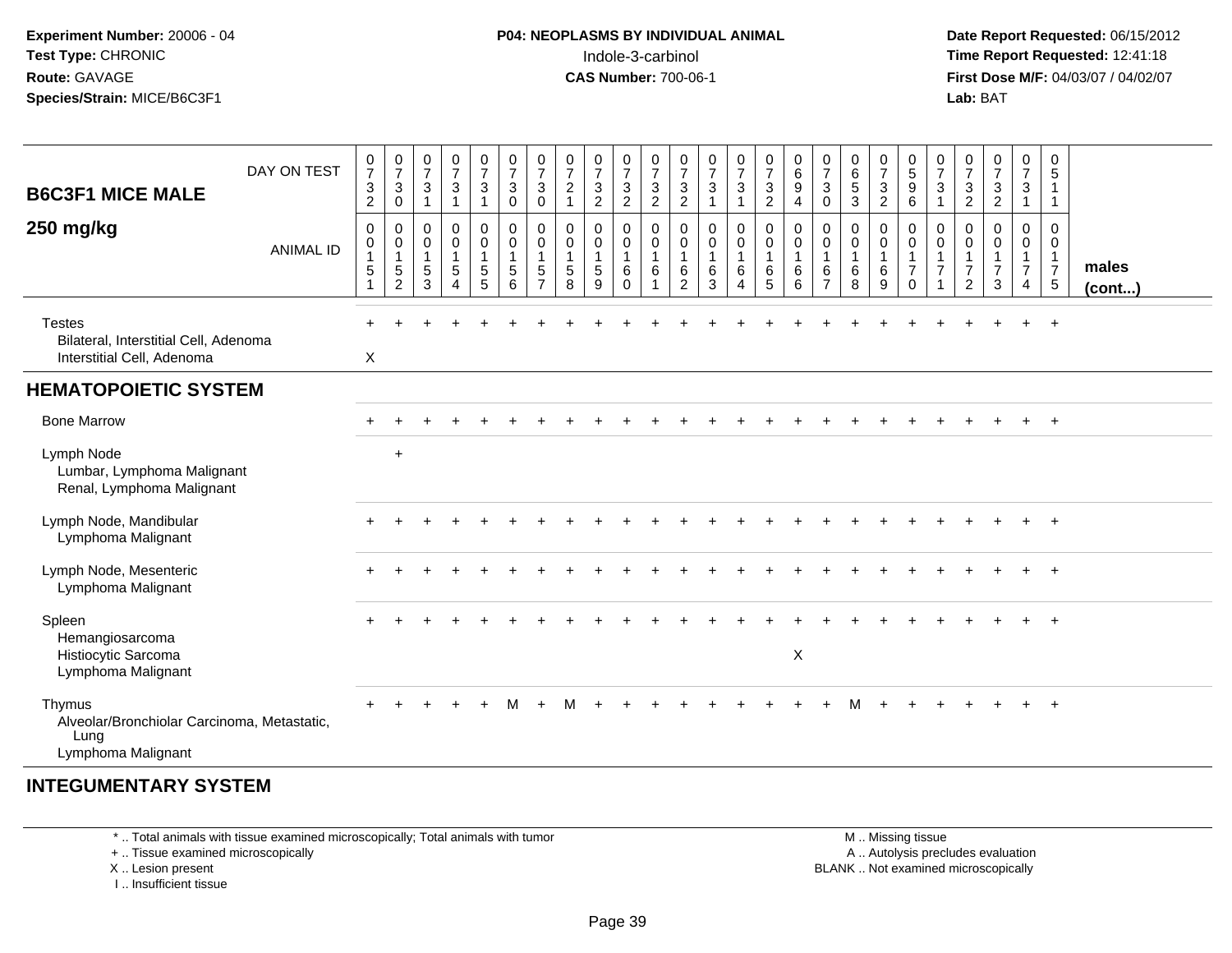**Experiment Number:** 20006 - 04
**Test Type:** CHRONIC
**Route:** GAVAGE
**Species/Strain:** MICE/B6C3F1

**P04: NEOPLASMS BY INDIVIDUAL ANIMAL**
Indole-3-carbinol
**CAS Number:** 700-06-1

**Date Report Requested:** 06/15/2012
**Time Report Requested:** 12:41:18
**First Dose M/F:** 04/03/07 / 04/02/07
**Lab:** BAT

| B6C3F1 MICE MALE 250 mg/kg | | | | | | | | | | | | | | | | | | | | | | | | | | |
|---|---|---|---|---|---|---|---|---|---|---|---|---|---|---|---|---|---|---|---|---|---|---|---|---|---|---|
| DAY ON TEST | 0732 | 0730 | 0731 | 0731 | 0731 | 0730 | 0730 | 0721 | 0732 | 0732 | 0732 | 0732 | 0731 | 0731 | 0732 | 0694 | 0730 | 0653 | 0732 | 0596 | 0731 | 0732 | 0732 | 0731 | 0511 | |
| ANIMAL ID | 00151 | 00152 | 00153 | 00154 | 00155 | 00156 | 00157 | 00158 | 00159 | 00160 | 00161 | 00162 | 00163 | 00164 | 00165 | 00166 | 00167 | 00168 | 00169 | 00170 | 00171 | 00172 | 00173 | 00174 | 00175 | males (cont...) |
| Testes | + | + | + | + | + | + | + | + | + | + | + | + | + | + | + | + | + | + | + | + | + | + | + | + | + | |
| Bilateral, Interstitial Cell, Adenoma | | | | | | | | | | | | | | | | | | | | | | | | | | |
| Interstitial Cell, Adenoma | X | | | | | | | | | | | | | | | | | | | | | | | | | |
| **HEMATOPOIETIC SYSTEM** | | | | | | | | | | | | | | | | | | | | | | | | | | |
| Bone Marrow | + | + | + | + | + | + | + | + | + | + | + | + | + | + | + | + | + | + | + | + | + | + | + | + | + | |
| Lymph Node | | + | | | | | | | | | | | | | | | | | | | | | | | | |
| Lumbar, Lymphoma Malignant | | | | | | | | | | | | | | | | | | | | | | | | | | |
| Renal, Lymphoma Malignant | | | | | | | | | | | | | | | | | | | | | | | | | | |
| Lymph Node, Mandibular | + | + | + | + | + | + | + | + | + | + | + | + | + | + | + | + | + | + | + | + | + | + | + | + | + | |
| Lymphoma Malignant | | | | | | | | | | | | | | | | | | | | | | | | | | |
| Lymph Node, Mesenteric | + | + | + | + | + | + | + | + | + | + | + | + | + | + | + | + | + | + | + | + | + | + | + | + | + | |
| Lymphoma Malignant | | | | | | | | | | | | | | | | | | | | | | | | | | |
| Spleen | + | + | + | + | + | + | + | + | + | + | + | + | + | + | + | + | + | + | + | + | + | + | + | + | + | |
| Hemangiosarcoma | | | | | | | | | | | | | | | | | | | | | | | | | | |
| Histiocytic Sarcoma | | | | | | | | | | | | | | | | X | | | | | | | | | | |
| Lymphoma Malignant | | | | | | | | | | | | | | | | | | | | | | | | | | |
| Thymus | + | + | + | + | + | M | + | M | + | + | + | + | + | + | + | + | + | M | + | + | + | + | + | + | + | |
| Alveolar/Bronchiolar Carcinoma, Metastatic, Lung | | | | | | | | | | | | | | | | | | | | | | | | | | |
| Lymphoma Malignant | | | | | | | | | | | | | | | | | | | | | | | | | | |
| **INTEGUMENTARY SYSTEM** | | | | | | | | | | | | | | | | | | | | | | | | | | |

\* .. Total animals with tissue examined microscopically; Total animals with tumor
\+ .. Tissue examined microscopically
X .. Lesion present
I .. Insufficient tissue

M .. Missing tissue
A .. Autolysis precludes evaluation
BLANK .. Not examined microscopically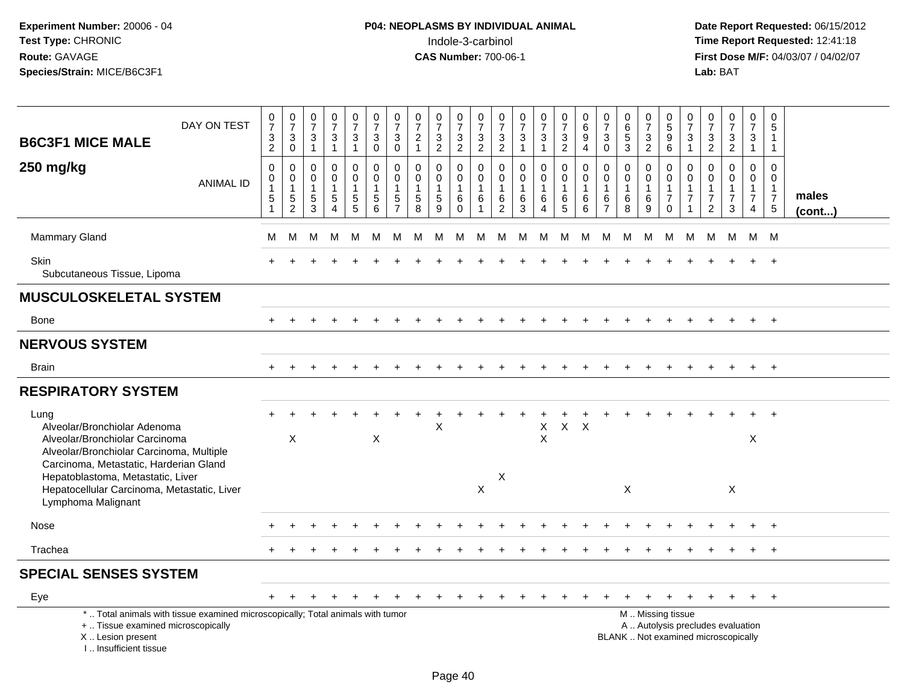# B6C3F1 MICE MALE 250 mg/kg

**P04: NEOPLASMS BY INDIVIDUAL ANIMAL**
Indole-3-carbinol
**CAS Number:** 700-06-1

| B6C3F1 MICE MALE 250 mg/kg | | | | | | | | | | | | | | | | | | | | | | | | | | |
|---|---|---|---|---|---|---|---|---|---|---|---|---|---|---|---|---|---|---|---|---|---|---|---|---|---|---|
| DAY ON TEST | 0732 | 0730 | 0731 | 0731 | 0731 | 0730 | 0730 | 0721 | 0732 | 0732 | 0732 | 0732 | 0731 | 0731 | 0732 | 0694 | 0730 | 0653 | 0732 | 0596 | 0731 | 0732 | 0732 | 0731 | 0511 | |
| ANIMAL ID | 0151 | 0152 | 0153 | 0154 | 0155 | 0156 | 0157 | 0158 | 0159 | 0160 | 0161 | 0162 | 0163 | 0164 | 0165 | 0166 | 0167 | 0168 | 0169 | 0170 | 0171 | 0172 | 0173 | 0174 | 0175 | males (cont...) |
| Mammary Gland | M | M | M | M | M | M | M | M | M | M | M | M | M | M | M | M | M | M | M | M | M | M | M | M | M | |
| Skin | + | + | + | + | + | + | + | + | + | + | + | + | + | + | + | + | + | + | + | + | + | + | + | + | + | |
| Subcutaneous Tissue, Lipoma | | | | | | | | | | | | | | | | | | | | | | | | | | |
| **MUSCULOSKELETAL SYSTEM** | | | | | | | | | | | | | | | | | | | | | | | | | | |
| Bone | + | + | + | + | + | + | + | + | + | + | + | + | + | + | + | + | + | + | + | + | + | + | + | + | + | |
| **NERVOUS SYSTEM** | | | | | | | | | | | | | | | | | | | | | | | | | | |
| Brain | + | + | + | + | + | + | + | + | + | + | + | + | + | + | + | + | + | + | + | + | + | + | + | + | + | |
| **RESPIRATORY SYSTEM** | | | | | | | | | | | | | | | | | | | | | | | | | | |
| Lung | + | + | + | + | + | + | + | + | + | + | + | + | + | + | + | + | + | + | + | + | + | + | + | + | + | |
| Alveolar/Bronchiolar Adenoma | | | | | | | | | X | | | | | X | X | X | | | | | | | | | | |
| Alveolar/Bronchiolar Carcinoma | | X | | | | X | | | | | | | | X | | | | | | | | | | X | | |
| Alveolar/Bronchiolar Carcinoma, Multiple | | | | | | | | | | | | | | | | | | | | | | | | | | |
| Carcinoma, Metastatic, Harderian Gland | | | | | | | | | | | | | | | | | | | | | | | | | | |
| Hepatoblastoma, Metastatic, Liver | | | | | | | | | | | | X | | | | | | | | | | | | | | |
| Hepatocellular Carcinoma, Metastatic, Liver | | | | | | | | | | | X | | | | | | | X | | | | | X | | | |
| Lymphoma Malignant | | | | | | | | | | | | | | | | | | | | | | | | | | |
| Nose | + | + | + | + | + | + | + | + | + | + | + | + | + | + | + | + | + | + | + | + | + | + | + | + | + | |
| Trachea | + | + | + | + | + | + | + | + | + | + | + | + | + | + | + | + | + | + | + | + | + | + | + | + | + | |
| **SPECIAL SENSES SYSTEM** | | | | | | | | | | | | | | | | | | | | | | | | | | |
| Eye | + | + | + | + | + | + | + | + | + | + | + | + | + | + | + | + | + | + | + | + | + | + | + | + | + | |

\* .. Total animals with tissue examined microscopically; Total animals with tumor
+ .. Tissue examined microscopically
X .. Lesion present
I .. Insufficient tissue

M .. Missing tissue
A .. Autolysis precludes evaluation
BLANK .. Not examined microscopically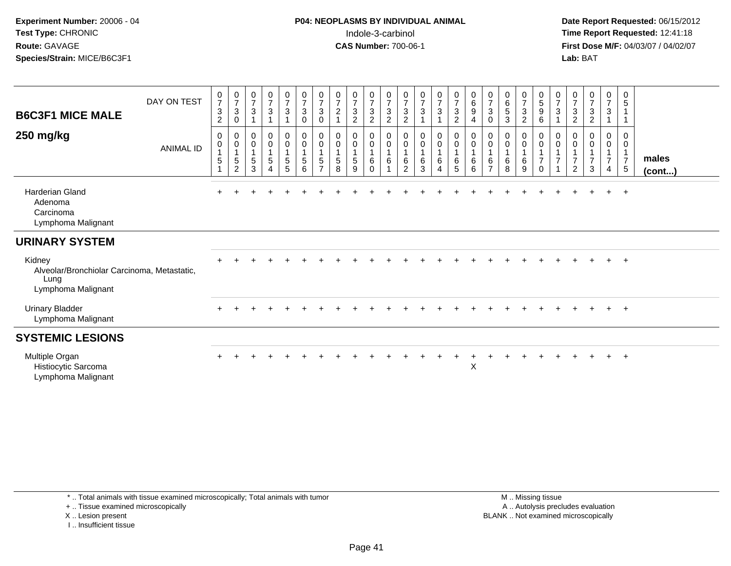**Experiment Number:** 20006 - 04
**Test Type:** CHRONIC
**Route:** GAVAGE
**Species/Strain:** MICE/B6C3F1

**P04: NEOPLASMS BY INDIVIDUAL ANIMAL**
Indole-3-carbinol
**CAS Number:** 700-06-1

**Date Report Requested:** 06/15/2012
**Time Report Requested:** 12:41:18
**First Dose M/F:** 04/03/07 / 04/02/07
**Lab:** BAT

## B6C3F1 MICE MALE 250 mg/kg

| DAY ON TEST | 0732 | 0730 | 0731 | 0731 | 0731 | 0730 | 0730 | 0721 | 0732 | 0732 | 0732 | 0732 | 0731 | 0731 | 0732 | 0694 | 0730 | 0653 | 0732 | 0596 | 0731 | 0732 | 0732 | 0731 | 0511 | |
|---|---|---|---|---|---|---|---|---|---|---|---|---|---|---|---|---|---|---|---|---|---|---|---|---|---|---|
| **ANIMAL ID** | 00151 | 00152 | 00153 | 00154 | 00155 | 00156 | 00157 | 00158 | 00159 | 00160 | 00161 | 00162 | 00163 | 00164 | 00165 | 00166 | 00167 | 00168 | 00169 | 00170 | 00171 | 00172 | 00173 | 00174 | 00175 | **males (cont...)** |
| Harderian Gland | + | + | + | + | + | + | + | + | + | + | + | + | + | + | + | + | + | + | + | + | + | + | + | + | + | |
| Adenoma | | | | | | | | | | | | | | | | | | | | | | | | | | |
| Carcinoma | | | | | | | | | | | | | | | | | | | | | | | | | | |
| Lymphoma Malignant | | | | | | | | | | | | | | | | | | | | | | | | | | |
| **URINARY SYSTEM** | | | | | | | | | | | | | | | | | | | | | | | | | | |
| Kidney | + | + | + | + | + | + | + | + | + | + | + | + | + | + | + | + | + | + | + | + | + | + | + | + | + | |
| Alveolar/Bronchiolar Carcinoma, Metastatic, Lung | | | | | | | | | | | | | | | | | | | | | | | | | | |
| Lymphoma Malignant | | | | | | | | | | | | | | | | | | | | | | | | | | |
| Urinary Bladder | + | + | + | + | + | + | + | + | + | + | + | + | + | + | + | + | + | + | + | + | + | + | + | + | + | |
| Lymphoma Malignant | | | | | | | | | | | | | | | | | | | | | | | | | | |
| **SYSTEMIC LESIONS** | | | | | | | | | | | | | | | | | | | | | | | | | | |
| Multiple Organ | + | + | + | + | + | + | + | + | + | + | + | + | + | + | + | + | + | + | + | + | + | + | + | + | + | |
| Histiocytic Sarcoma | | | | | | | | | | | | | | | | X | | | | | | | | | | |
| Lymphoma Malignant | | | | | | | | | | | | | | | | | | | | | | | | | | |

\* .. Total animals with tissue examined microscopically; Total animals with tumor
+ .. Tissue examined microscopically
X .. Lesion present
I .. Insufficient tissue

M .. Missing tissue
A .. Autolysis precludes evaluation
BLANK .. Not examined microscopically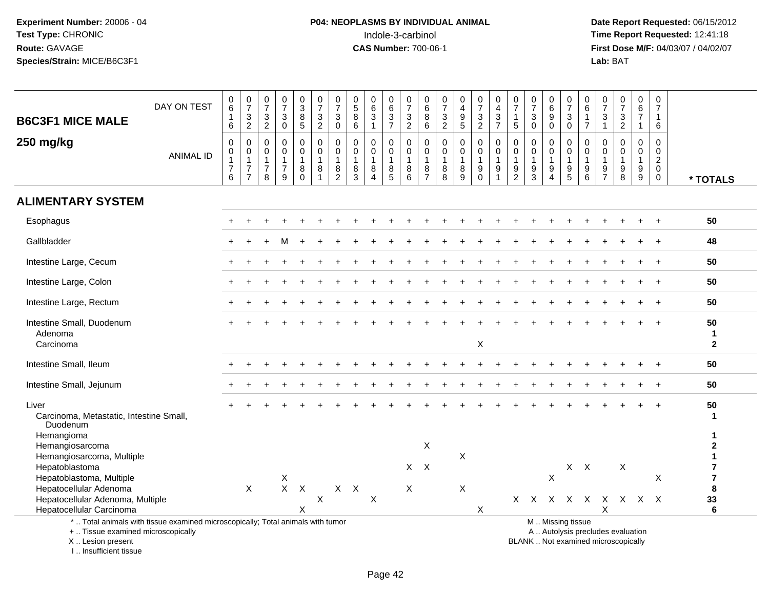**Experiment Number:** 20006 - 04
**Test Type:** CHRONIC
**Route:** GAVAGE
**Species/Strain:** MICE/B6C3F1

**P04: NEOPLASMS BY INDIVIDUAL ANIMAL**
Indole-3-carbinol
**CAS Number:** 700-06-1

**Date Report Requested:** 06/15/2012
**Time Report Requested:** 12:41:18
**First Dose M/F:** 04/03/07 / 04/02/07
**Lab:** BAT

## B6C3F1 MICE MALE
## 250 mg/kg

| DAY ON TEST | 0616 | 0732 | 0732 | 0730 | 0385 | 0732 | 0730 | 0586 | 0631 | 0637 | 0732 | 0686 | 0732 | 0495 | 0732 | 0437 | 0715 | 0730 | 0690 | 0730 | 0617 | 0731 | 0732 | 0671 | 0716 | |
|---|---|---|---|---|---|---|---|---|---|---|---|---|---|---|---|---|---|---|---|---|---|---|---|---|---|---|
| **ANIMAL ID** | 00176 | 00177 | 00178 | 00179 | 00180 | 00181 | 00182 | 00183 | 00184 | 00185 | 00186 | 00187 | 00188 | 00189 | 00190 | 00191 | 00192 | 00193 | 00194 | 00195 | 00196 | 00197 | 00198 | 00199 | 00200 | *** TOTALS** |
| **ALIMENTARY SYSTEM** | | | | | | | | | | | | | | | | | | | | | | | | | | |
| Esophagus | + | + | + | + | + | + | + | + | + | + | + | + | + | + | + | + | + | + | + | + | + | + | + | + | + | 50 |
| Gallbladder | + | + | + | M | + | + | + | + | + | + | + | + | + | + | + | + | + | + | + | + | + | + | + | + | + | 48 |
| Intestine Large, Cecum | + | + | + | + | + | + | + | + | + | + | + | + | + | + | + | + | + | + | + | + | + | + | + | + | + | 50 |
| Intestine Large, Colon | + | + | + | + | + | + | + | + | + | + | + | + | + | + | + | + | + | + | + | + | + | + | + | + | + | 50 |
| Intestine Large, Rectum | + | + | + | + | + | + | + | + | + | + | + | + | + | + | + | + | + | + | + | + | + | + | + | + | + | 50 |
| Intestine Small, Duodenum | + | + | + | + | + | + | + | + | + | + | + | + | + | + | + | + | + | + | + | + | + | + | + | + | + | 50 |
| Adenoma | | | | | | | | | | | | | | | | | | | | | | | | | | 1 |
| Carcinoma | | | | | | | | | | | | | | | X | | | | | | | | | | | 2 |
| Intestine Small, Ileum | + | + | + | + | + | + | + | + | + | + | + | + | + | + | + | + | + | + | + | + | + | + | + | + | + | 50 |
| Intestine Small, Jejunum | + | + | + | + | + | + | + | + | + | + | + | + | + | + | + | + | + | + | + | + | + | + | + | + | + | 50 |
| Liver | + | + | + | + | + | + | + | + | + | + | + | + | + | + | + | + | + | + | + | + | + | + | + | + | + | 50 |
| Carcinoma, Metastatic, Intestine Small, Duodenum | | | | | | | | | | | | | | | | | | | | | | | | | | 1 |
| Hemangioma | | | | | | | | | | | | | | | | | | | | | | | | | | 1 |
| Hemangiosarcoma | | | | | | | | | | | | X | | | | | | | | | | | | | | 2 |
| Hemangiosarcoma, Multiple | | | | | | | | | | | | | | X | | | | | | | | | | | | 1 |
| Hepatoblastoma | | | | | | | | | | | X | X | | | | | | | | X | X | | X | | | 7 |
| Hepatoblastoma, Multiple | | | | X | | | | | | | | | | | | | | | X | | | | | | X | 7 |
| Hepatocellular Adenoma | | X | | X | X | | X | X | | | X | | | X | | | | | | | | | | | | 8 |
| Hepatocellular Adenoma, Multiple | | | | | | X | | | X | | | | | | | | X | X | X | X | X | X | X | X | X | 33 |
| Hepatocellular Carcinoma | | | | | X | | | | | | | | | | X | | | | | | | X | | | | 6 |

\* .. Total animals with tissue examined microscopically; Total animals with tumor
\+ .. Tissue examined microscopically
X .. Lesion present
I .. Insufficient tissue

M .. Missing tissue
A .. Autolysis precludes evaluation
BLANK .. Not examined microscopically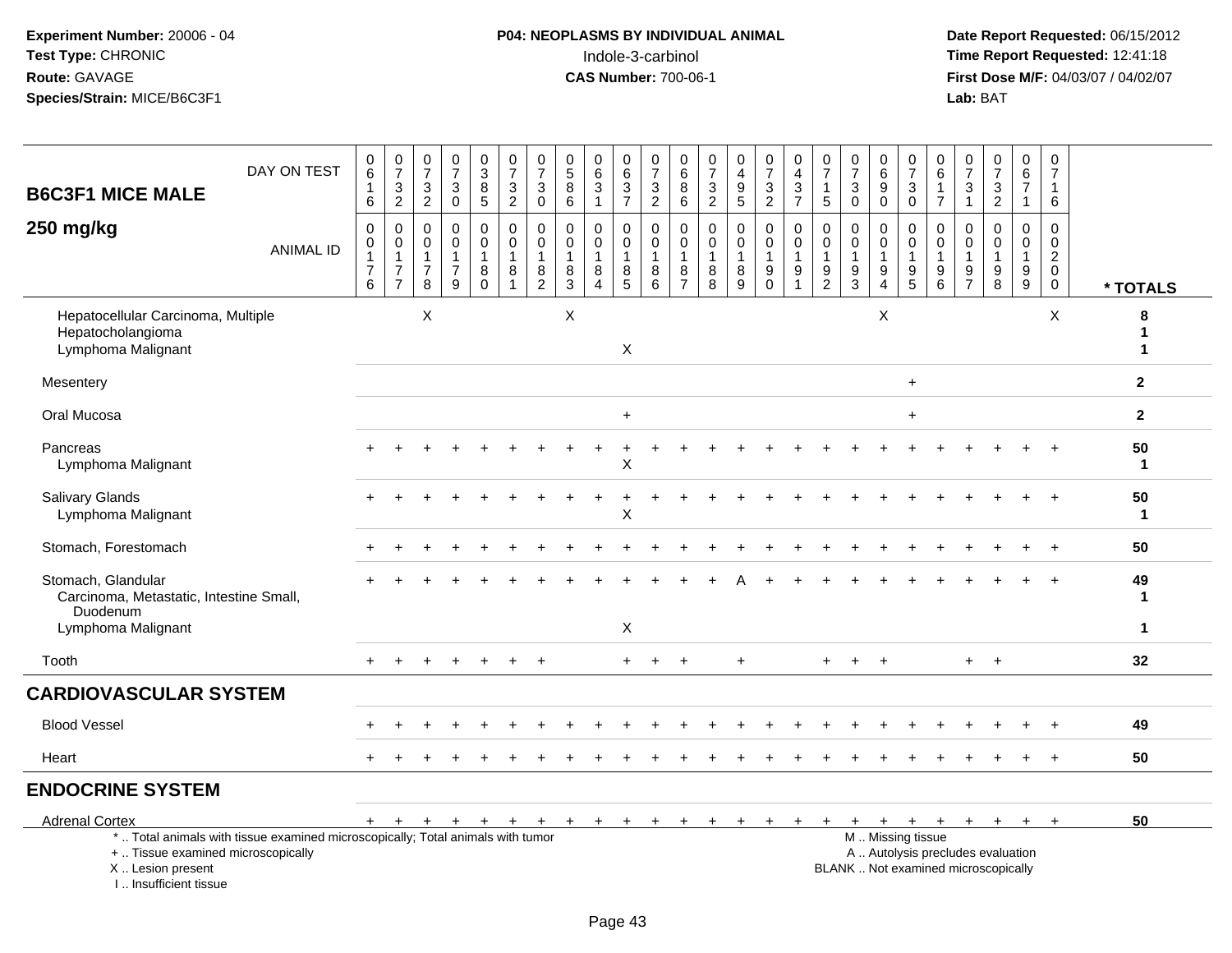**Experiment Number:** 20006 - 04
**Test Type:** CHRONIC
**Route:** GAVAGE
**Species/Strain:** MICE/B6C3F1

**P04: NEOPLASMS BY INDIVIDUAL ANIMAL**
Indole-3-carbinol
**CAS Number:** 700-06-1

**Date Report Requested:** 06/15/2012
**Time Report Requested:** 12:41:18
**First Dose M/F:** 04/03/07 / 04/02/07
**Lab:** BAT

## B6C3F1 MICE MALE 250 mg/kg

| DAY ON TEST | 0616 | 0732 | 0732 | 0730 | 0385 | 0732 | 0730 | 0586 | 0631 | 0637 | 0732 | 0686 | 0732 | 0495 | 0732 | 0437 | 0715 | 0730 | 0690 | 0730 | 0617 | 0731 | 0732 | 0671 | 0716 | |
|---|---|---|---|---|---|---|---|---|---|---|---|---|---|---|---|---|---|---|---|---|---|---|---|---|---|---|
| **ANIMAL ID** | 00176 | 00177 | 00178 | 00179 | 00180 | 00181 | 00182 | 00183 | 00184 | 00185 | 00186 | 00187 | 00188 | 00189 | 00190 | 00191 | 00192 | 00193 | 00194 | 00195 | 00196 | 00197 | 00198 | 00199 | 00200 | *** TOTALS** |
| Hepatocellular Carcinoma, Multiple | | | X | | | | | X | | | | | | | | | | | X | | | | | | X | 8 |
| Hepatocholangioma | | | | | | | | | | | | | | | | | | | | | | | | | | 1 |
| Lymphoma Malignant | | | | | | | | | | X | | | | | | | | | | | | | | | | 1 |
| Mesentery | | | | | | | | | | | | | | | | | | | | + | | | | | | 2 |
| Oral Mucosa | | | | | | | | | | + | | | | | | | | | | + | | | | | | 2 |
| Pancreas | + | + | + | + | + | + | + | + | + | + | + | + | + | + | + | + | + | + | + | + | + | + | + | + | + | 50 |
| Lymphoma Malignant | | | | | | | | | | X | | | | | | | | | | | | | | | | 1 |
| Salivary Glands | + | + | + | + | + | + | + | + | + | + | + | + | + | + | + | + | + | + | + | + | + | + | + | + | + | 50 |
| Lymphoma Malignant | | | | | | | | | | X | | | | | | | | | | | | | | | | 1 |
| Stomach, Forestomach | + | + | + | + | + | + | + | + | + | + | + | + | + | + | + | + | + | + | + | + | + | + | + | + | + | 50 |
| Stomach, Glandular | + | + | + | + | + | + | + | + | + | + | + | + | + | A | + | + | + | + | + | + | + | + | + | + | + | 49 |
| Carcinoma, Metastatic, Intestine Small, Duodenum | | | | | | | | | | | | | | | | | | | | | | | | | | 1 |
| Lymphoma Malignant | | | | | | | | | | X | | | | | | | | | | | | | | | | 1 |
| Tooth | + | + | + | + | + | + | + | | | + | + | + | | + | | | + | + | + | | | + | + | | | 32 |
| **CARDIOVASCULAR SYSTEM** | | | | | | | | | | | | | | | | | | | | | | | | | | |
| Blood Vessel | + | + | + | + | + | + | + | + | + | + | + | + | + | + | + | + | + | + | + | + | + | + | + | + | + | 49 |
| Heart | + | + | + | + | + | + | + | + | + | + | + | + | + | + | + | + | + | + | + | + | + | + | + | + | + | 50 |
| **ENDOCRINE SYSTEM** | | | | | | | | | | | | | | | | | | | | | | | | | | |
| Adrenal Cortex | + | + | + | + | + | + | + | + | + | + | + | + | + | + | + | + | + | + | + | + | + | + | + | + | + | 50 |

\* .. Total animals with tissue examined microscopically; Total animals with tumor
\+ .. Tissue examined microscopically
X .. Lesion present
I .. Insufficient tissue

M .. Missing tissue
A .. Autolysis precludes evaluation
BLANK .. Not examined microscopically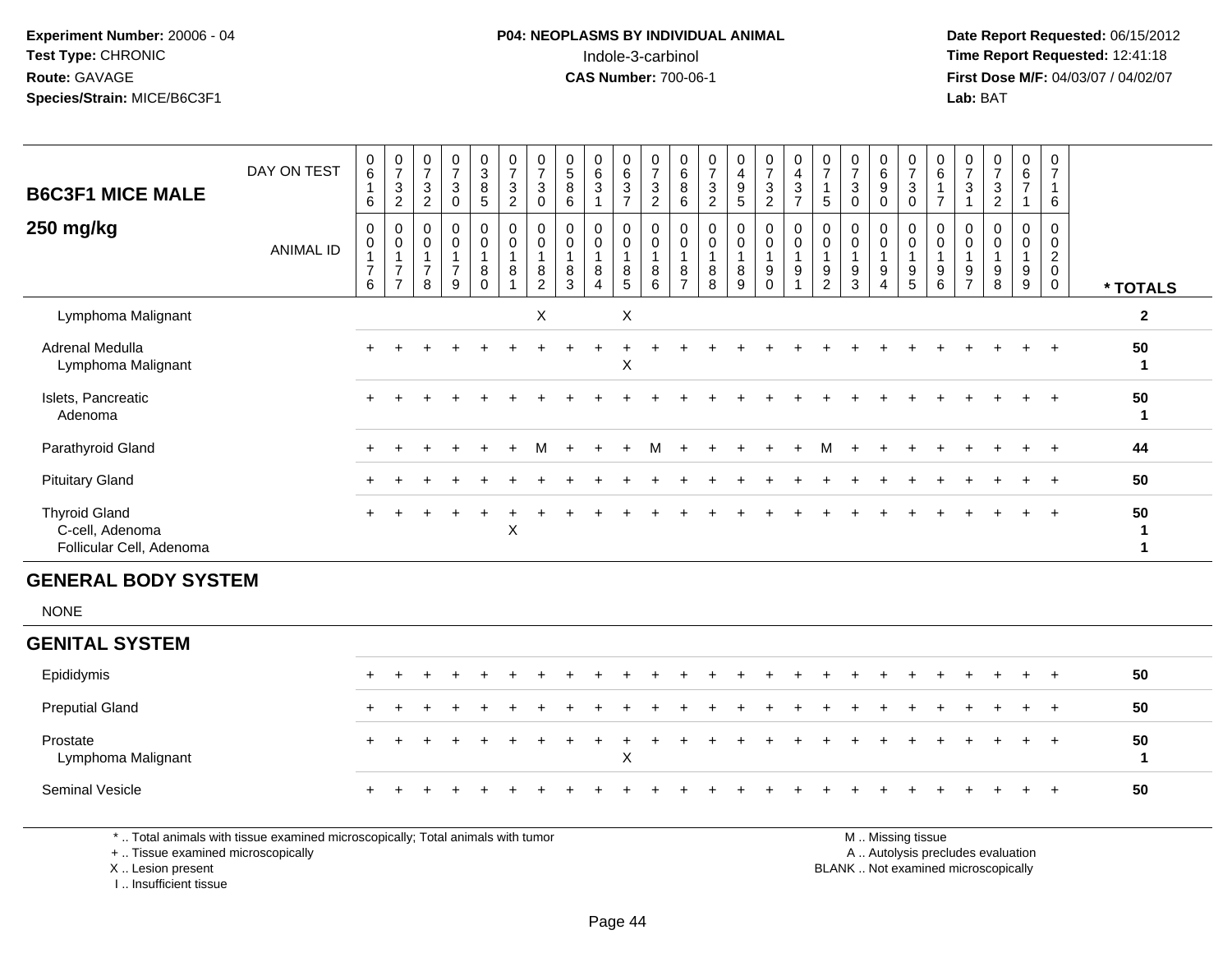**Experiment Number:** 20006 - 04
**Test Type:** CHRONIC
**Route:** GAVAGE
**Species/Strain:** MICE/B6C3F1

**P04: NEOPLASMS BY INDIVIDUAL ANIMAL**
Indole-3-carbinol
**CAS Number:** 700-06-1

**Date Report Requested:** 06/15/2012
**Time Report Requested:** 12:41:18
**First Dose M/F:** 04/03/07 / 04/02/07
**Lab:** BAT

## B6C3F1 MICE MALE
## 250 mg/kg

| DAY ON TEST | 0616 | 0732 | 0732 | 0730 | 0385 | 0732 | 0730 | 0586 | 0631 | 0637 | 0732 | 0686 | 0732 | 0495 | 0732 | 0437 | 0715 | 0730 | 0690 | 0730 | 0617 | 0731 | 0732 | 0671 | 0716 | |
|---|---|---|---|---|---|---|---|---|---|---|---|---|---|---|---|---|---|---|---|---|---|---|---|---|---|---|
| **ANIMAL ID** | 00176 | 00177 | 00178 | 00179 | 00180 | 00181 | 00182 | 00183 | 00184 | 00185 | 00186 | 00187 | 00188 | 00189 | 00190 | 00191 | 00192 | 00193 | 00194 | 00195 | 00196 | 00197 | 00198 | 00199 | 00200 | *** TOTALS** |
| Lymphoma Malignant | | | | | | | X | | | X | | | | | | | | | | | | | | | | 2 |
| Adrenal Medulla | + | + | + | + | + | + | + | + | + | + | + | + | + | + | + | + | + | + | + | + | + | + | + | + | + | 50 |
| Lymphoma Malignant | | | | | | | | | | X | | | | | | | | | | | | | | | | 1 |
| Islets, Pancreatic | + | + | + | + | + | + | + | + | + | + | + | + | + | + | + | + | + | + | + | + | + | + | + | + | + | 50 |
| Adenoma | | | | | | | | | | | | | | | | | | | | | | | | | | 1 |
| Parathyroid Gland | + | + | + | + | + | + | M | + | + | + | M | + | + | + | + | + | M | + | + | + | + | + | + | + | + | 44 |
| Pituitary Gland | + | + | + | + | + | + | + | + | + | + | + | + | + | + | + | + | + | + | + | + | + | + | + | + | + | 50 |
| Thyroid Gland | + | + | + | + | + | + | + | + | + | + | + | + | + | + | + | + | + | + | + | + | + | + | + | + | + | 50 |
| C-cell, Adenoma | | | | | | X | | | | | | | | | | | | | | | | | | | | 1 |
| Follicular Cell, Adenoma | | | | | | | | | | | | | | | | | | | | | | | | | | 1 |

## GENERAL BODY SYSTEM

NONE

## GENITAL SYSTEM

| | | | | | | | | | | | | | | | | | | | | | | | | | | |
|---|---|---|---|---|---|---|---|---|---|---|---|---|---|---|---|---|---|---|---|---|---|---|---|---|---|---|
| Epididymis | + | + | + | + | + | + | + | + | + | + | + | + | + | + | + | + | + | + | + | + | + | + | + | + | + | 50 |
| Preputial Gland | + | + | + | + | + | + | + | + | + | + | + | + | + | + | + | + | + | + | + | + | + | + | + | + | + | 50 |
| Prostate | + | + | + | + | + | + | + | + | + | + | + | + | + | + | + | + | + | + | + | + | + | + | + | + | + | 50 |
| Lymphoma Malignant | | | | | | | | | | X | | | | | | | | | | | | | | | | 1 |
| Seminal Vesicle | + | + | + | + | + | + | + | + | + | + | + | + | + | + | + | + | + | + | + | + | + | + | + | + | + | 50 |

* .. Total animals with tissue examined microscopically; Total animals with tumor
+ .. Tissue examined microscopically
X .. Lesion present
I .. Insufficient tissue

M .. Missing tissue
A .. Autolysis precludes evaluation
BLANK .. Not examined microscopically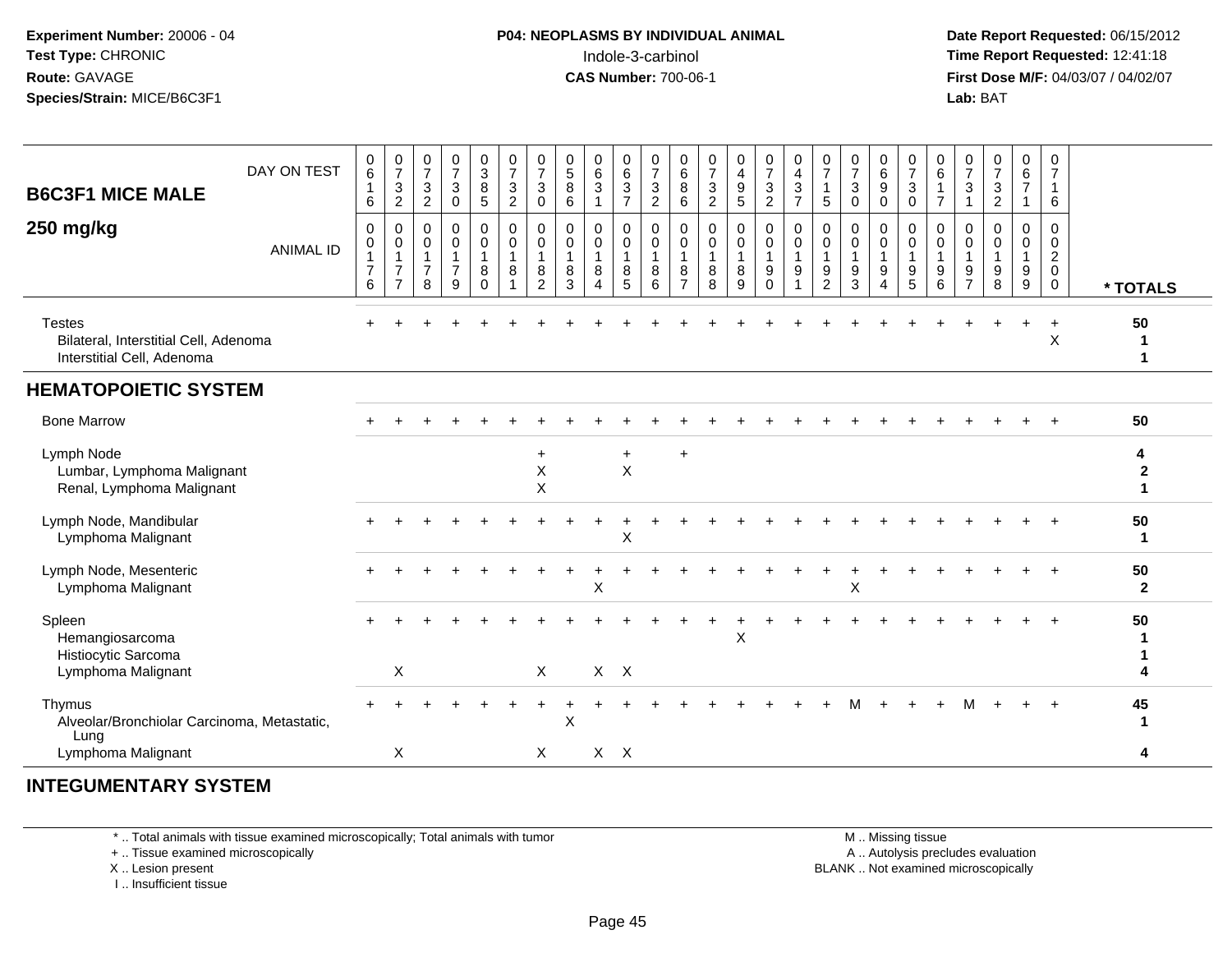Experiment Number: 20006 - 04
Test Type: CHRONIC
Route: GAVAGE
Species/Strain: MICE/B6C3F1

**P04: NEOPLASMS BY INDIVIDUAL ANIMAL**
Indole-3-carbinol
**CAS Number:** 700-06-1

Date Report Requested: 06/15/2012
Time Report Requested: 12:41:18
First Dose M/F: 04/03/07 / 04/02/07
Lab: BAT

## B6C3F1 MICE MALE
## 250 mg/kg

| DAY ON TEST | 0616 | 0732 | 0732 | 0730 | 0385 | 0732 | 0730 | 0586 | 0631 | 0637 | 0732 | 0686 | 0732 | 0495 | 0732 | 0437 | 0715 | 0730 | 0690 | 0730 | 0617 | 0731 | 0732 | 0671 | 0716 | |
|---|---|---|---|---|---|---|---|---|---|---|---|---|---|---|---|---|---|---|---|---|---|---|---|---|---|---|
| ANIMAL ID | 00176 | 00177 | 00178 | 00179 | 00180 | 00181 | 00182 | 00183 | 00184 | 00185 | 00186 | 00187 | 00188 | 00189 | 00190 | 00191 | 00192 | 00193 | 00194 | 00195 | 00196 | 00197 | 00198 | 00199 | 00200 | * TOTALS |
| Testes | + | + | + | + | + | + | + | + | + | + | + | + | + | + | + | + | + | + | + | + | + | + | + | + | + | 50 |
| Bilateral, Interstitial Cell, Adenoma | | | | | | | | | | | | | | | | | | | | | | | | | X | 1 |
| Interstitial Cell, Adenoma | | | | | | | | | | | | | | | | | | | | | | | | | | 1 |
| **HEMATOPOIETIC SYSTEM** | | | | | | | | | | | | | | | | | | | | | | | | | | |
| Bone Marrow | + | + | + | + | + | + | + | + | + | + | + | + | + | + | + | + | + | + | + | + | + | + | + | + | + | 50 |
| Lymph Node | | | | | | | + | | | + | | + | | | | | | | | | | | | | | 4 |
| Lumbar, Lymphoma Malignant | | | | | | | X | | | X | | | | | | | | | | | | | | | | 2 |
| Renal, Lymphoma Malignant | | | | | | | X | | | | | | | | | | | | | | | | | | | 1 |
| Lymph Node, Mandibular | + | + | + | + | + | + | + | + | + | + | + | + | + | + | + | + | + | + | + | + | + | + | + | + | + | 50 |
| Lymphoma Malignant | | | | | | | | | | X | | | | | | | | | | | | | | | | 1 |
| Lymph Node, Mesenteric | + | + | + | + | + | + | + | + | + | + | + | + | + | + | + | + | + | + | + | + | + | + | + | + | + | 50 |
| Lymphoma Malignant | | | | | | | | | X | | | | | | | | | X | | | | | | | | 2 |
| Spleen | + | + | + | + | + | + | + | + | + | + | + | + | + | + | + | + | + | + | + | + | + | + | + | + | + | 50 |
| Hemangiosarcoma | | | | | | | | | | | | | | X | | | | | | | | | | | | 1 |
| Histiocytic Sarcoma | | | | | | | | | | | | | | | | | | | | | | | | | | 1 |
| Lymphoma Malignant | | X | | | | | X | | X | X | | | | | | | | | | | | | | | | 4 |
| Thymus | + | + | + | + | + | + | + | + | + | + | + | + | + | + | + | + | + | M | + | + | + | M | + | + | + | 45 |
| Alveolar/Bronchiolar Carcinoma, Metastatic, Lung | | | | | | | | X | | | | | | | | | | | | | | | | | | 1 |
| Lymphoma Malignant | | X | | | | | X | | X | X | | | | | | | | | | | | | | | | 4 |

## INTEGUMENTARY SYSTEM

\* .. Total animals with tissue examined microscopically; Total animals with tumor
\+ .. Tissue examined microscopically
X .. Lesion present
I .. Insufficient tissue

M .. Missing tissue
A .. Autolysis precludes evaluation
BLANK .. Not examined microscopically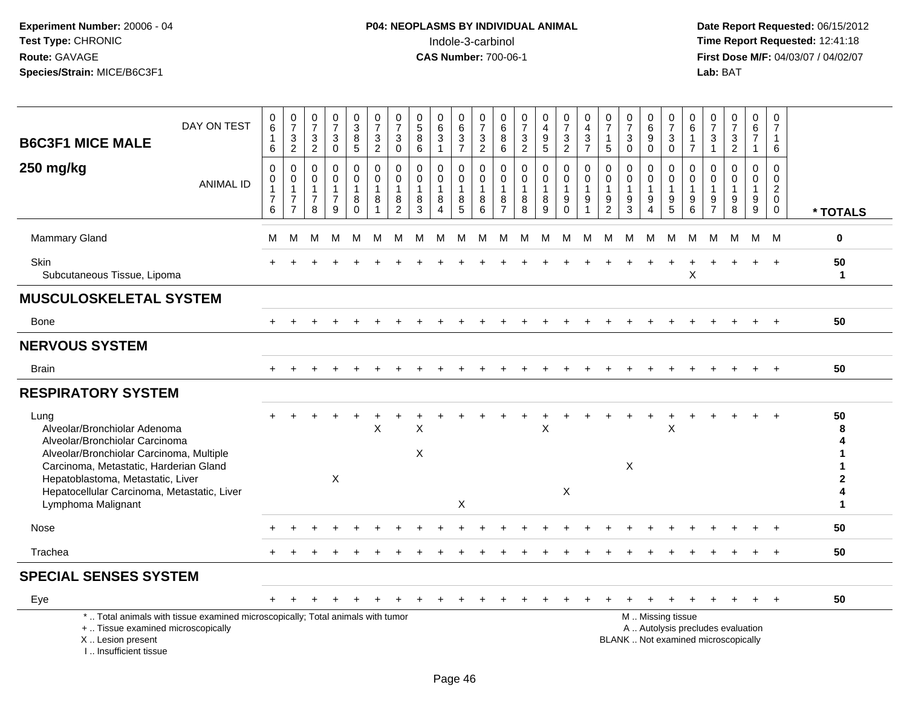## B6C3F1 MICE MALE 250 mg/kg

| | DAY ON TEST | 0616 | 0732 | 0732 | 0730 | 0385 | 0732 | 0730 | 0586 | 0631 | 0637 | 0732 | 0686 | 0732 | 0495 | 0732 | 0437 | 0715 | 0730 | 0690 | 0730 | 0617 | 0731 | 0732 | 0671 | 0716 | |
|---|---|---|---|---|---|---|---|---|---|---|---|---|---|---|---|---|---|---|---|---|---|---|---|---|---|---|---|
| | ANIMAL ID | 0176 | 0177 | 0178 | 0179 | 0180 | 0181 | 0182 | 0183 | 0184 | 0185 | 0186 | 0187 | 0188 | 0189 | 0190 | 0191 | 0192 | 0193 | 0194 | 0195 | 0196 | 0197 | 0198 | 0199 | 0200 | * TOTALS |
| Mammary Gland | | M | M | M | M | M | M | M | M | M | M | M | M | M | M | M | M | M | M | M | M | M | M | M | M | M | 0 |
| Skin | | + | + | + | + | + | + | + | + | + | + | + | + | + | + | + | + | + | + | + | + | + | + | + | + | + | 50 |
| Subcutaneous Tissue, Lipoma | | | | | | | | | | | | | | | | | | | | | | X | | | | | 1 |
| **MUSCULOSKELETAL SYSTEM** | | | | | | | | | | | | | | | | | | | | | | | | | | | |
| Bone | | + | + | + | + | + | + | + | + | + | + | + | + | + | + | + | + | + | + | + | + | + | + | + | + | + | 50 |
| **NERVOUS SYSTEM** | | | | | | | | | | | | | | | | | | | | | | | | | | | |
| Brain | | + | + | + | + | + | + | + | + | + | + | + | + | + | + | + | + | + | + | + | + | + | + | + | + | + | 50 |
| **RESPIRATORY SYSTEM** | | | | | | | | | | | | | | | | | | | | | | | | | | | |
| Lung | | + | + | + | + | + | + | + | + | + | + | + | + | + | + | + | + | + | + | + | + | + | + | + | + | + | 50 |
| Alveolar/Bronchiolar Adenoma | | | | | | | X | | X | | | | | | X | | | | | | X | | | | | | 8 |
| Alveolar/Bronchiolar Carcinoma | | | | | | | | | | | | | | | | | | | | | | | | | | | 4 |
| Alveolar/Bronchiolar Carcinoma, Multiple | | | | | | | | | X | | | | | | | | | | | | | | | | | | 1 |
| Carcinoma, Metastatic, Harderian Gland | | | | | | | | | | | | | | | | | | | X | | | | | | | | 1 |
| Hepatoblastoma, Metastatic, Liver | | | | | X | | | | | | | | | | | | | | | | | | | | | | 2 |
| Hepatocellular Carcinoma, Metastatic, Liver | | | | | | | | | | | | | | | | X | | | | | | | | | | | 4 |
| Lymphoma Malignant | | | | | | | | | | | X | | | | | | | | | | | | | | | | 1 |
| Nose | | + | + | + | + | + | + | + | + | + | + | + | + | + | + | + | + | + | + | + | + | + | + | + | + | + | 50 |
| Trachea | | + | + | + | + | + | + | + | + | + | + | + | + | + | + | + | + | + | + | + | + | + | + | + | + | + | 50 |
| **SPECIAL SENSES SYSTEM** | | | | | | | | | | | | | | | | | | | | | | | | | | | |
| Eye | | + | + | + | + | + | + | + | + | + | + | + | + | + | + | + | + | + | + | + | + | + | + | + | + | + | 50 |

\* .. Total animals with tissue examined microscopically; Total animals with tumor
+ .. Tissue examined microscopically
X .. Lesion present
I .. Insufficient tissue

M .. Missing tissue
A .. Autolysis precludes evaluation
BLANK .. Not examined microscopically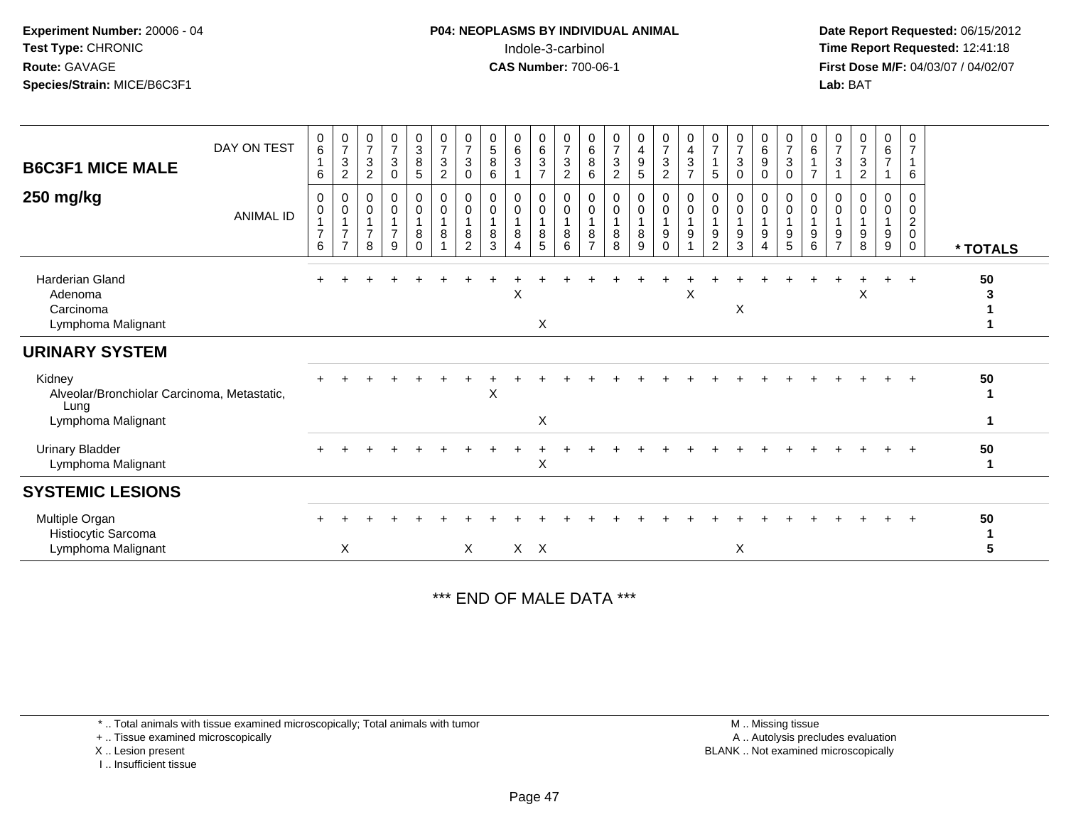**Experiment Number:** 20006 - 04
**Test Type:** CHRONIC
**Route:** GAVAGE
**Species/Strain:** MICE/B6C3F1

**P04: NEOPLASMS BY INDIVIDUAL ANIMAL**
Indole-3-carbinol
**CAS Number:** 700-06-1

**Date Report Requested:** 06/15/2012
**Time Report Requested:** 12:41:18
**First Dose M/F:** 04/03/07 / 04/02/07
**Lab:** BAT

## B6C3F1 MICE MALE 250 mg/kg

| DAY ON TEST | 0616 | 0732 | 0732 | 0730 | 0385 | 0732 | 0730 | 0586 | 0631 | 0637 | 0732 | 0686 | 0732 | 0495 | 0732 | 0437 | 0715 | 0730 | 0690 | 0730 | 0617 | 0731 | 0732 | 0671 | 0716 | |
|---|---|---|---|---|---|---|---|---|---|---|---|---|---|---|---|---|---|---|---|---|---|---|---|---|---|---|
| **ANIMAL ID** | 00176 | 00177 | 00178 | 00179 | 00180 | 00181 | 00182 | 00183 | 00184 | 00185 | 00186 | 00187 | 00188 | 00189 | 00190 | 00191 | 00192 | 00193 | 00194 | 00195 | 00196 | 00197 | 00198 | 00199 | 00200 | *** TOTALS** |
| Harderian Gland | + | + | + | + | + | + | + | + | + | + | + | + | + | + | + | + | + | + | + | + | + | + | + | + | + | **50** |
| Adenoma | | | | | | | | | X | | | | | | | X | | | | | | | X | | | **3** |
| Carcinoma | | | | | | | | | | | | | | | | | | X | | | | | | | | **1** |
| Lymphoma Malignant | | | | | | | | | | X | | | | | | | | | | | | | | | | **1** |
| **URINARY SYSTEM** | | | | | | | | | | | | | | | | | | | | | | | | | | |
| Kidney | + | + | + | + | + | + | + | + | + | + | + | + | + | + | + | + | + | + | + | + | + | + | + | + | + | **50** |
| Alveolar/Bronchiolar Carcinoma, Metastatic, Lung | | | | | | | | X | | | | | | | | | | | | | | | | | | **1** |
| Lymphoma Malignant | | | | | | | | | | X | | | | | | | | | | | | | | | | **1** |
| Urinary Bladder | + | + | + | + | + | + | + | + | + | + | + | + | + | + | + | + | + | + | + | + | + | + | + | + | + | **50** |
| Lymphoma Malignant | | | | | | | | | | X | | | | | | | | | | | | | | | | **1** |
| **SYSTEMIC LESIONS** | | | | | | | | | | | | | | | | | | | | | | | | | | |
| Multiple Organ | + | + | + | + | + | + | + | + | + | + | + | + | + | + | + | + | + | + | + | + | + | + | + | + | + | **50** |
| Histiocytic Sarcoma | | | | | | | | | | | | | | | | | | | | | | | | | | **1** |
| Lymphoma Malignant | | X | | | | | X | | X | X | | | | | | | | X | | | | | | | | **5** |

*** END OF MALE DATA ***

\* .. Total animals with tissue examined microscopically; Total animals with tumor
\+ .. Tissue examined microscopically
X .. Lesion present
I .. Insufficient tissue

M .. Missing tissue
A .. Autolysis precludes evaluation
BLANK .. Not examined microscopically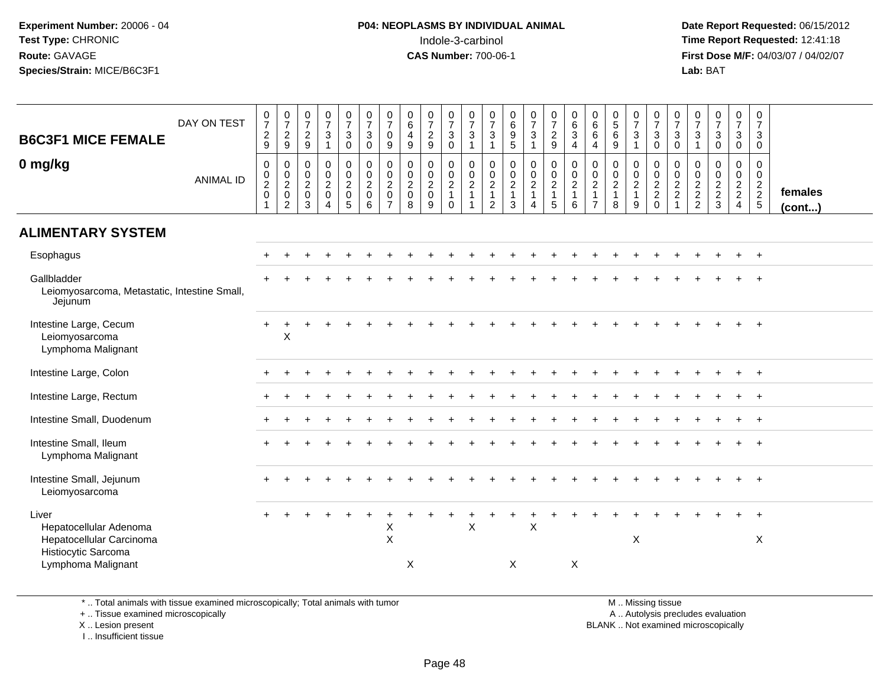Experiment Number: 20006 - 04
Test Type: CHRONIC
Route: GAVAGE
Species/Strain: MICE/B6C3F1

**P04: NEOPLASMS BY INDIVIDUAL ANIMAL**
Indole-3-carbinol
**CAS Number:** 700-06-1

Date Report Requested: 06/15/2012
Time Report Requested: 12:41:18
First Dose M/F: 04/03/07 / 04/02/07
Lab: BAT

## B6C3F1 MICE FEMALE
## 0 mg/kg

| DAY ON TEST | 0729 | 0729 | 0729 | 0731 | 0730 | 0730 | 0709 | 0649 | 0729 | 0730 | 0731 | 0731 | 0695 | 0731 | 0729 | 0634 | 0664 | 0569 | 0731 | 0730 | 0730 | 0731 | 0730 | 0730 | 0730 | |
|---|---|---|---|---|---|---|---|---|---|---|---|---|---|---|---|---|---|---|---|---|---|---|---|---|---|---|
| ANIMAL ID | 00201 | 00202 | 00203 | 00204 | 00205 | 00206 | 00207 | 00208 | 00209 | 00210 | 00211 | 00212 | 00213 | 00214 | 00215 | 00216 | 00217 | 00218 | 00219 | 00220 | 00221 | 00222 | 00223 | 00224 | 00225 | females (cont...) |
| **ALIMENTARY SYSTEM** | | | | | | | | | | | | | | | | | | | | | | | | | | |
| Esophagus | + | + | + | + | + | + | + | + | + | + | + | + | + | + | + | + | + | + | + | + | + | + | + | + | + | |
| Gallbladder | + | + | + | + | + | + | + | + | + | + | + | + | + | + | + | + | + | + | + | + | + | + | + | + | + | |
| Leiomyosarcoma, Metastatic, Intestine Small, Jejunum | | | | | | | | | | | | | | | | | | | | | | | | | | |
| Intestine Large, Cecum | + | + | + | + | + | + | + | + | + | + | + | + | + | + | + | + | + | + | + | + | + | + | + | + | + | |
| Leiomyosarcoma | | X | | | | | | | | | | | | | | | | | | | | | | | | |
| Lymphoma Malignant | | | | | | | | | | | | | | | | | | | | | | | | | | |
| Intestine Large, Colon | + | + | + | + | + | + | + | + | + | + | + | + | + | + | + | + | + | + | + | + | + | + | + | + | + | |
| Intestine Large, Rectum | + | + | + | + | + | + | + | + | + | + | + | + | + | + | + | + | + | + | + | + | + | + | + | + | + | |
| Intestine Small, Duodenum | + | + | + | + | + | + | + | + | + | + | + | + | + | + | + | + | + | + | + | + | + | + | + | + | + | |
| Intestine Small, Ileum | + | + | + | + | + | + | + | + | + | + | + | + | + | + | + | + | + | + | + | + | + | + | + | + | + | |
| Lymphoma Malignant | | | | | | | | | | | | | | | | | | | | | | | | | | |
| Intestine Small, Jejunum | + | + | + | + | + | + | + | + | + | + | + | + | + | + | + | + | + | + | + | + | + | + | + | + | + | |
| Leiomyosarcoma | | | | | | | | | | | | | | | | | | | | | | | | | | |
| Liver | + | + | + | + | + | + | + | + | + | + | + | + | + | + | + | + | + | + | + | + | + | + | + | + | + | |
| Hepatocellular Adenoma | | | | | | | X | | | | X | | | X | | | | | | | | | | | | |
| Hepatocellular Carcinoma | | | | | | | X | | | | | | | | | | | | X | | | | | | X | |
| Histiocytic Sarcoma | | | | | | | | | | | | | | | | | | | | | | | | | | |
| Lymphoma Malignant | | | | | | | | X | | | | | X | | | X | | | | | | | | | | |

\* .. Total animals with tissue examined microscopically; Total animals with tumor
+ .. Tissue examined microscopically
X .. Lesion present
I .. Insufficient tissue

M .. Missing tissue
A .. Autolysis precludes evaluation
BLANK .. Not examined microscopically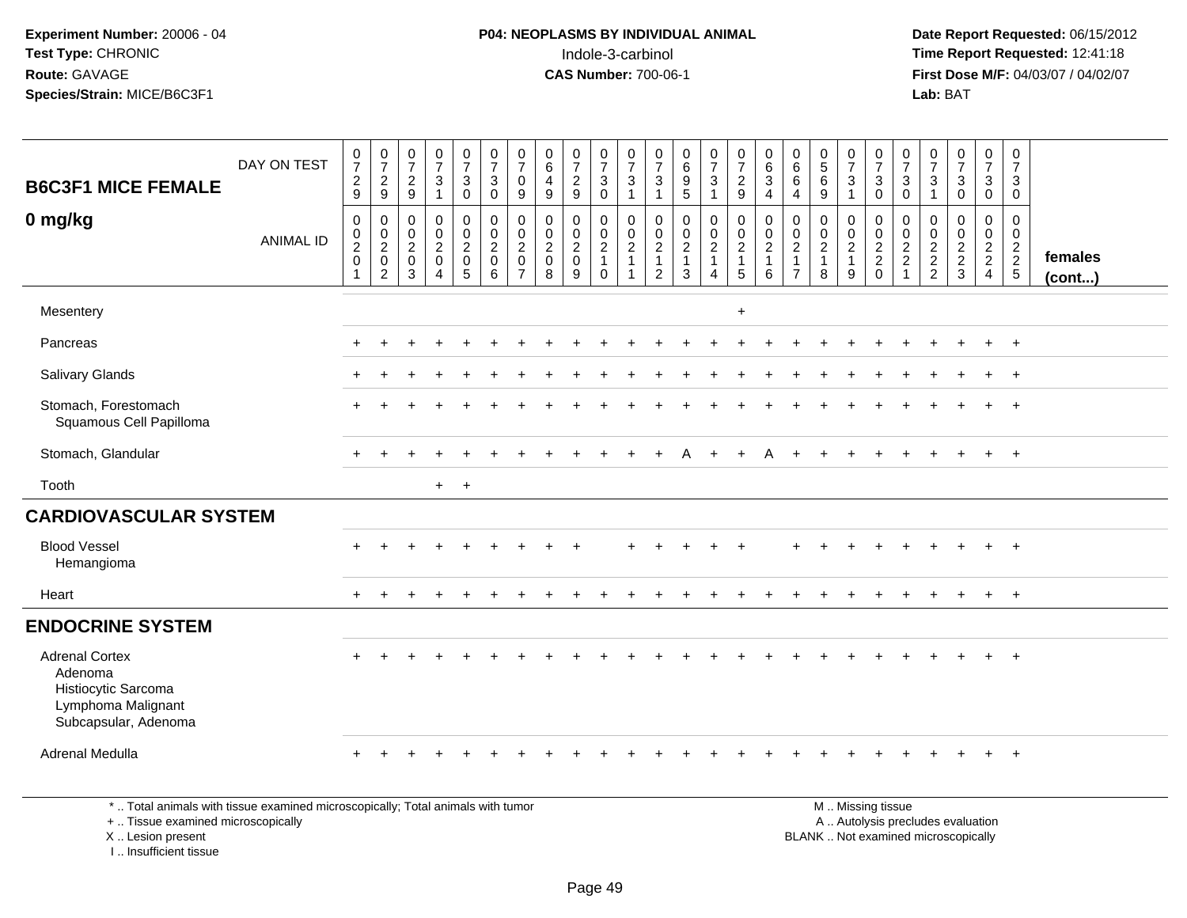Experiment Number: 20006 - 04
Test Type: CHRONIC
Route: GAVAGE
Species/Strain: MICE/B6C3F1

**P04: NEOPLASMS BY INDIVIDUAL ANIMAL**
Indole-3-carbinol
**CAS Number:** 700-06-1

Date Report Requested: 06/15/2012
Time Report Requested: 12:41:18
First Dose M/F: 04/03/07 / 04/02/07
Lab: BAT

| B6C3F1 MICE FEMALE — DAY ON TEST | 0729 | 0729 | 0729 | 0731 | 0730 | 0730 | 0709 | 0649 | 0729 | 0730 | 0731 | 0731 | 0695 | 0731 | 0729 | 0634 | 0664 | 0569 | 0731 | 0730 | 0730 | 0731 | 0730 | 0730 | 0730 | |
|---|---|---|---|---|---|---|---|---|---|---|---|---|---|---|---|---|---|---|---|---|---|---|---|---|---|---|
| **0 mg/kg** — ANIMAL ID | 00201 | 00202 | 00203 | 00204 | 00205 | 00206 | 00207 | 00208 | 00209 | 00210 | 00211 | 00212 | 00213 | 00214 | 00215 | 00216 | 00217 | 00218 | 00219 | 00220 | 00221 | 00222 | 00223 | 00224 | 00225 | **females (cont...)** |
| Mesentery | | | | | | | | | | | | | | | + | | | | | | | | | | | |
| Pancreas | + | + | + | + | + | + | + | + | + | + | + | + | + | + | + | + | + | + | + | + | + | + | + | + | + | |
| Salivary Glands | + | + | + | + | + | + | + | + | + | + | + | + | + | + | + | + | + | + | + | + | + | + | + | + | + | |
| Stomach, Forestomach | + | + | + | + | + | + | + | + | + | + | + | + | + | + | + | + | + | + | + | + | + | + | + | + | + | |
| Squamous Cell Papilloma | | | | | | | | | | | | | | | | | | | | | | | | | | |
| Stomach, Glandular | + | + | + | + | + | + | + | + | + | + | + | + | A | + | + | A | + | + | + | + | + | + | + | + | + | |
| Tooth | | | | + | + | | | | | | | | | | | | | | | | | | | | | |
| **CARDIOVASCULAR SYSTEM** | | | | | | | | | | | | | | | | | | | | | | | | | | |
| Blood Vessel | + | + | + | + | + | + | + | + | + | | + | + | + | + | + | | + | + | + | + | + | + | + | + | + | |
| Hemangioma | | | | | | | | | | | | | | | | | | | | | | | | | | |
| Heart | + | + | + | + | + | + | + | + | + | + | + | + | + | + | + | + | + | + | + | + | + | + | + | + | + | |
| **ENDOCRINE SYSTEM** | | | | | | | | | | | | | | | | | | | | | | | | | | |
| Adrenal Cortex | + | + | + | + | + | + | + | + | + | + | + | + | + | + | + | + | + | + | + | + | + | + | + | + | + | |
| Adenoma | | | | | | | | | | | | | | | | | | | | | | | | | | |
| Histiocytic Sarcoma | | | | | | | | | | | | | | | | | | | | | | | | | | |
| Lymphoma Malignant | | | | | | | | | | | | | | | | | | | | | | | | | | |
| Subcapsular, Adenoma | | | | | | | | | | | | | | | | | | | | | | | | | | |
| Adrenal Medulla | + | + | + | + | + | + | + | + | + | + | + | + | + | + | + | + | + | + | + | + | + | + | + | + | + | |

\* .. Total animals with tissue examined microscopically; Total animals with tumor
+ .. Tissue examined microscopically
X .. Lesion present
I .. Insufficient tissue

M .. Missing tissue
A .. Autolysis precludes evaluation
BLANK .. Not examined microscopically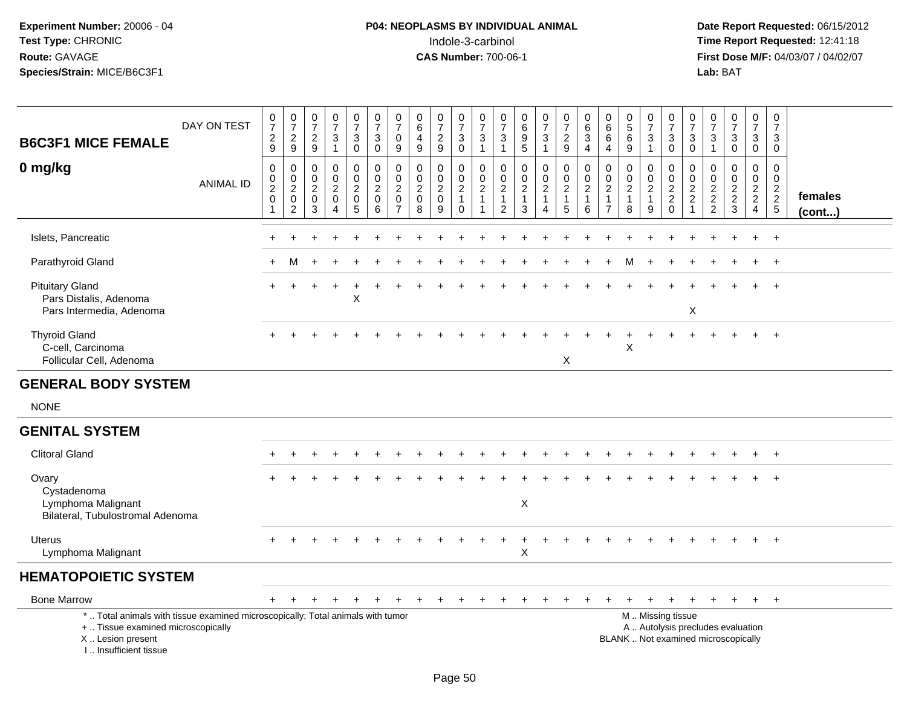**Experiment Number:** 20006 - 04
**Test Type:** CHRONIC
**Route:** GAVAGE
**Species/Strain:** MICE/B6C3F1

**P04: NEOPLASMS BY INDIVIDUAL ANIMAL**
Indole-3-carbinol
**CAS Number:** 700-06-1

**Date Report Requested:** 06/15/2012
**Time Report Requested:** 12:41:18
**First Dose M/F:** 04/03/07 / 04/02/07
**Lab:** BAT

## B6C3F1 MICE FEMALE
## 0 mg/kg

| DAY ON TEST | 0729 | 0729 | 0729 | 0731 | 0730 | 0730 | 0709 | 0649 | 0729 | 0730 | 0731 | 0731 | 0695 | 0731 | 0729 | 0634 | 0664 | 0569 | 0731 | 0730 | 0730 | 0731 | 0730 | 0730 | 0730 | |
|---|---|---|---|---|---|---|---|---|---|---|---|---|---|---|---|---|---|---|---|---|---|---|---|---|---|---|
| **ANIMAL ID** | 00201 | 00202 | 00203 | 00204 | 00205 | 00206 | 00207 | 00208 | 00209 | 00210 | 00211 | 00212 | 00213 | 00214 | 00215 | 00216 | 00217 | 00218 | 00219 | 00220 | 00221 | 00222 | 00223 | 00224 | 00225 | **females (cont...)** |
| Islets, Pancreatic | + | + | + | + | + | + | + | + | + | + | + | + | + | + | + | + | + | + | + | + | + | + | + | + | + | |
| Parathyroid Gland | + | M | + | + | + | + | + | + | + | + | + | + | + | + | + | + | + | M | + | + | + | + | + | + | + | |
| Pituitary Gland | + | + | + | + | + | + | + | + | + | + | + | + | + | + | + | + | + | + | + | + | + | + | + | + | + | |
| Pars Distalis, Adenoma | | | | | X | | | | | | | | | | | | | | | | | | | | | |
| Pars Intermedia, Adenoma | | | | | | | | | | | | | | | | | | | | | X | | | | | |
| Thyroid Gland | + | + | + | + | + | + | + | + | + | + | + | + | + | + | + | + | + | + | + | + | + | + | + | + | + | |
| C-cell, Carcinoma | | | | | | | | | | | | | | | | | | X | | | | | | | | |
| Follicular Cell, Adenoma | | | | | | | | | | | | | | | X | | | | | | | | | | | |
| **GENERAL BODY SYSTEM** | | | | | | | | | | | | | | | | | | | | | | | | | | |
| NONE | | | | | | | | | | | | | | | | | | | | | | | | | | |
| **GENITAL SYSTEM** | | | | | | | | | | | | | | | | | | | | | | | | | | |
| Clitoral Gland | + | + | + | + | + | + | + | + | + | + | + | + | + | + | + | + | + | + | + | + | + | + | + | + | + | |
| Ovary | + | + | + | + | + | + | + | + | + | + | + | + | + | + | + | + | + | + | + | + | + | + | + | + | + | |
| Cystadenoma | | | | | | | | | | | | | | | | | | | | | | | | | | |
| Lymphoma Malignant | | | | | | | | | | | | | X | | | | | | | | | | | | | |
| Bilateral, Tubulostromal Adenoma | | | | | | | | | | | | | | | | | | | | | | | | | | |
| Uterus | + | + | + | + | + | + | + | + | + | + | + | + | + | + | + | + | + | + | + | + | + | + | + | + | + | |
| Lymphoma Malignant | | | | | | | | | | | | | X | | | | | | | | | | | | | |
| **HEMATOPOIETIC SYSTEM** | | | | | | | | | | | | | | | | | | | | | | | | | | |
| Bone Marrow | + | + | + | + | + | + | + | + | + | + | + | + | + | + | + | + | + | + | + | + | + | + | + | + | + | |

\* .. Total animals with tissue examined microscopically; Total animals with tumor
\+ .. Tissue examined microscopically
X .. Lesion present
I .. Insufficient tissue

M .. Missing tissue
A .. Autolysis precludes evaluation
BLANK .. Not examined microscopically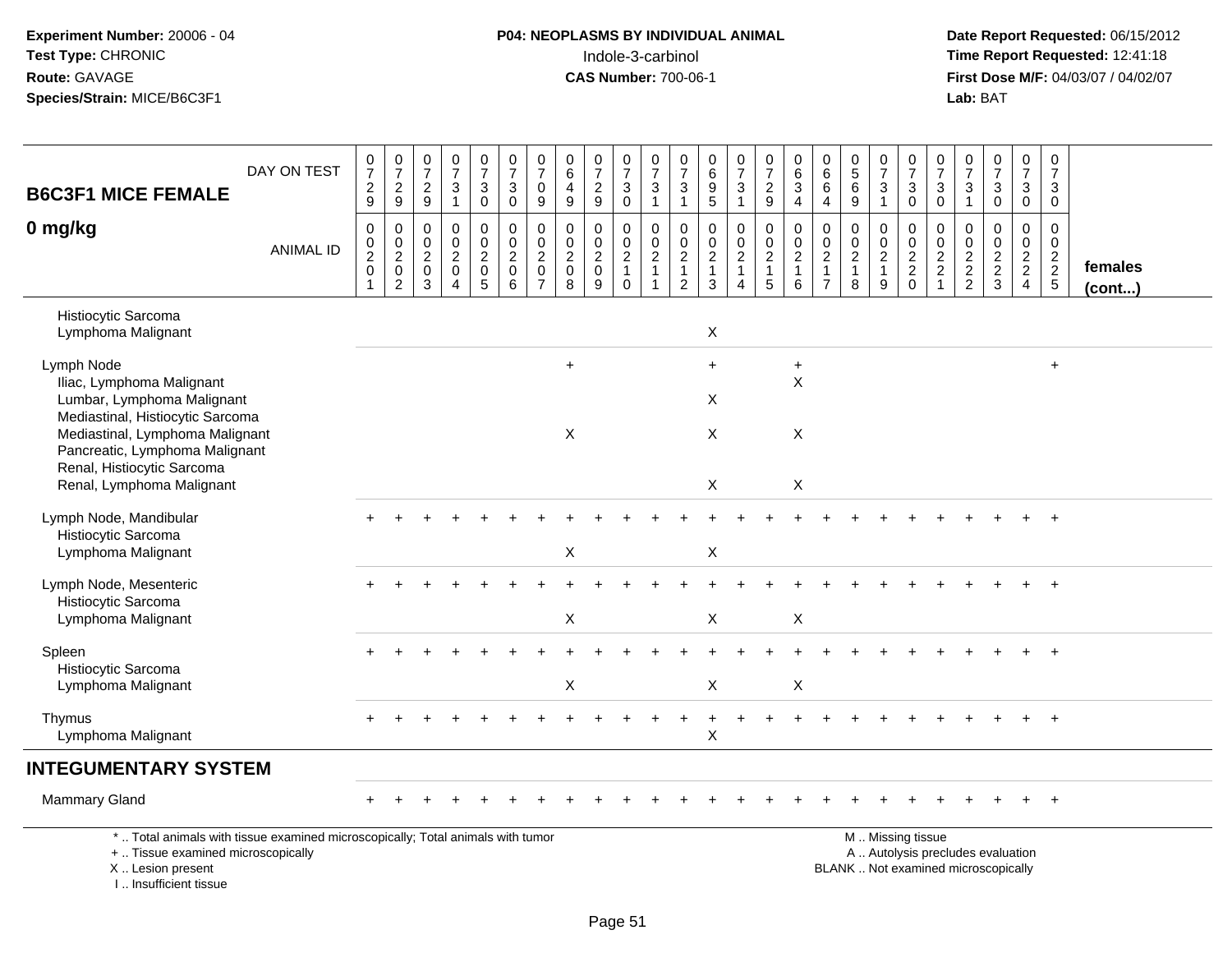**Experiment Number:** 20006 - 04
**Test Type:** CHRONIC
**Route:** GAVAGE
**Species/Strain:** MICE/B6C3F1

**P04: NEOPLASMS BY INDIVIDUAL ANIMAL**
Indole-3-carbinol
**CAS Number:** 700-06-1

**Date Report Requested:** 06/15/2012
**Time Report Requested:** 12:41:18
**First Dose M/F:** 04/03/07 / 04/02/07
**Lab:** BAT

| B6C3F1 MICE FEMALE 0 mg/kg | 0729 | 0729 | 0729 | 0731 | 0730 | 0730 | 0709 | 0649 | 0729 | 0730 | 0731 | 0731 | 0695 | 0731 | 0729 | 0634 | 0664 | 0569 | 0731 | 0730 | 0730 | 0731 | 0730 | 0730 | 0730 | |
|---|---|---|---|---|---|---|---|---|---|---|---|---|---|---|---|---|---|---|---|---|---|---|---|---|---|---|
| ANIMAL ID | 00201 | 00202 | 00203 | 00204 | 00205 | 00206 | 00207 | 00208 | 00209 | 00210 | 00211 | 00212 | 00213 | 00214 | 00215 | 00216 | 00217 | 00218 | 00219 | 00220 | 00221 | 00222 | 00223 | 00224 | 00225 | females (cont...) |
| Histiocytic Sarcoma | | | | | | | | | | | | | | | | | | | | | | | | | | |
| Lymphoma Malignant | | | | | | | | | | | | | X | | | | | | | | | | | | | |
| Lymph Node | | | | | | | | + | | | | | + | | | + | | | | | | | | | + | |
| Iliac, Lymphoma Malignant | | | | | | | | | | | | | | | | X | | | | | | | | | | |
| Lumbar, Lymphoma Malignant | | | | | | | | | | | | | X | | | | | | | | | | | | | |
| Mediastinal, Histiocytic Sarcoma | | | | | | | | | | | | | | | | | | | | | | | | | | |
| Mediastinal, Lymphoma Malignant | | | | | | | | X | | | | | X | | | X | | | | | | | | | | |
| Pancreatic, Lymphoma Malignant | | | | | | | | | | | | | | | | | | | | | | | | | | |
| Renal, Histiocytic Sarcoma | | | | | | | | | | | | | | | | | | | | | | | | | | |
| Renal, Lymphoma Malignant | | | | | | | | | | | | | X | | | X | | | | | | | | | | |
| Lymph Node, Mandibular | + | + | + | + | + | + | + | + | + | + | + | + | + | + | + | + | + | + | + | + | + | + | + | + | + | |
| Histiocytic Sarcoma | | | | | | | | | | | | | | | | | | | | | | | | | | |
| Lymphoma Malignant | | | | | | | | X | | | | | X | | | | | | | | | | | | | |
| Lymph Node, Mesenteric | + | + | + | + | + | + | + | + | + | + | + | + | + | + | + | + | + | + | + | + | + | + | + | + | + | |
| Histiocytic Sarcoma | | | | | | | | | | | | | | | | | | | | | | | | | | |
| Lymphoma Malignant | | | | | | | | X | | | | | X | | | X | | | | | | | | | | |
| Spleen | + | + | + | + | + | + | + | + | + | + | + | + | + | + | + | + | + | + | + | + | + | + | + | + | + | |
| Histiocytic Sarcoma | | | | | | | | | | | | | | | | | | | | | | | | | | |
| Lymphoma Malignant | | | | | | | | X | | | | | X | | | X | | | | | | | | | | |
| Thymus | + | + | + | + | + | + | + | + | + | + | + | + | + | + | + | + | + | + | + | + | + | + | + | + | + | |
| Lymphoma Malignant | | | | | | | | | | | | | X | | | | | | | | | | | | | |
| **INTEGUMENTARY SYSTEM** | | | | | | | | | | | | | | | | | | | | | | | | | | |
| Mammary Gland | + | + | + | + | + | + | + | + | + | + | + | + | + | + | + | + | + | + | + | + | + | + | + | + | + | |

\* .. Total animals with tissue examined microscopically; Total animals with tumor
\+ .. Tissue examined microscopically
X .. Lesion present
I .. Insufficient tissue

M .. Missing tissue
A .. Autolysis precludes evaluation
BLANK .. Not examined microscopically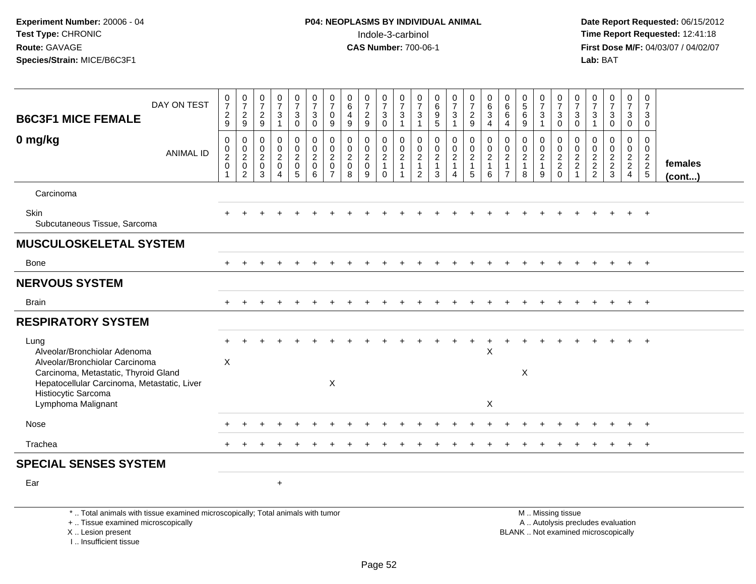**Experiment Number:** 20006 - 04
**Test Type:** CHRONIC
**Route:** GAVAGE
**Species/Strain:** MICE/B6C3F1

**P04: NEOPLASMS BY INDIVIDUAL ANIMAL**
Indole-3-carbinol
**CAS Number:** 700-06-1

**Date Report Requested:** 06/15/2012
**Time Report Requested:** 12:41:18
**First Dose M/F:** 04/03/07 / 04/02/07
**Lab:** BAT

| B6C3F1 MICE FEMALE — DAY ON TEST | 0729 | 0729 | 0729 | 0731 | 0730 | 0730 | 0709 | 0649 | 0729 | 0730 | 0731 | 0731 | 0695 | 0731 | 0729 | 0634 | 0664 | 0569 | 0731 | 0730 | 0730 | 0731 | 0730 | 0730 | 0730 | |
|---|---|---|---|---|---|---|---|---|---|---|---|---|---|---|---|---|---|---|---|---|---|---|---|---|---|---|
| **0 mg/kg** — ANIMAL ID | 00201 | 00202 | 00203 | 00204 | 00205 | 00206 | 00207 | 00208 | 00209 | 00210 | 00211 | 00212 | 00213 | 00214 | 00215 | 00216 | 00217 | 00218 | 00219 | 00220 | 00221 | 00222 | 00223 | 00224 | 00225 | **females (cont...)** |
| Carcinoma | | | | | | | | | | | | | | | | | | | | | | | | | | |
| Skin | + | + | + | + | + | + | + | + | + | + | + | + | + | + | + | + | + | + | + | + | + | + | + | + | + | |
| Subcutaneous Tissue, Sarcoma | | | | | | | | | | | | | | | | | | | | | | | | | | |
| **MUSCULOSKELETAL SYSTEM** | | | | | | | | | | | | | | | | | | | | | | | | | | |
| Bone | + | + | + | + | + | + | + | + | + | + | + | + | + | + | + | + | + | + | + | + | + | + | + | + | + | |
| **NERVOUS SYSTEM** | | | | | | | | | | | | | | | | | | | | | | | | | | |
| Brain | + | + | + | + | + | + | + | + | + | + | + | + | + | + | + | + | + | + | + | + | + | + | + | + | + | |
| **RESPIRATORY SYSTEM** | | | | | | | | | | | | | | | | | | | | | | | | | | |
| Lung | + | + | + | + | + | + | + | + | + | + | + | + | + | + | + | + | + | + | + | + | + | + | + | + | + | |
| Alveolar/Bronchiolar Adenoma | | | | | | | | | | | | | | | | X | | | | | | | | | | |
| Alveolar/Bronchiolar Carcinoma | X | | | | | | | | | | | | | | | | | | | | | | | | | |
| Carcinoma, Metastatic, Thyroid Gland | | | | | | | | | | | | | | | | | | X | | | | | | | | |
| Hepatocellular Carcinoma, Metastatic, Liver | | | | | | | X | | | | | | | | | | | | | | | | | | | |
| Histiocytic Sarcoma | | | | | | | | | | | | | | | | | | | | | | | | | | |
| Lymphoma Malignant | | | | | | | | | | | | | | | | X | | | | | | | | | | |
| Nose | + | + | + | + | + | + | + | + | + | + | + | + | + | + | + | + | + | + | + | + | + | + | + | + | + | |
| Trachea | + | + | + | + | + | + | + | + | + | + | + | + | + | + | + | + | + | + | + | + | + | + | + | + | + | |
| **SPECIAL SENSES SYSTEM** | | | | | | | | | | | | | | | | | | | | | | | | | | |
| Ear | | | | + | | | | | | | | | | | | | | | | | | | | | | |

\* .. Total animals with tissue examined microscopically; Total animals with tumor
+ .. Tissue examined microscopically
X .. Lesion present
I .. Insufficient tissue

M .. Missing tissue
A .. Autolysis precludes evaluation
BLANK .. Not examined microscopically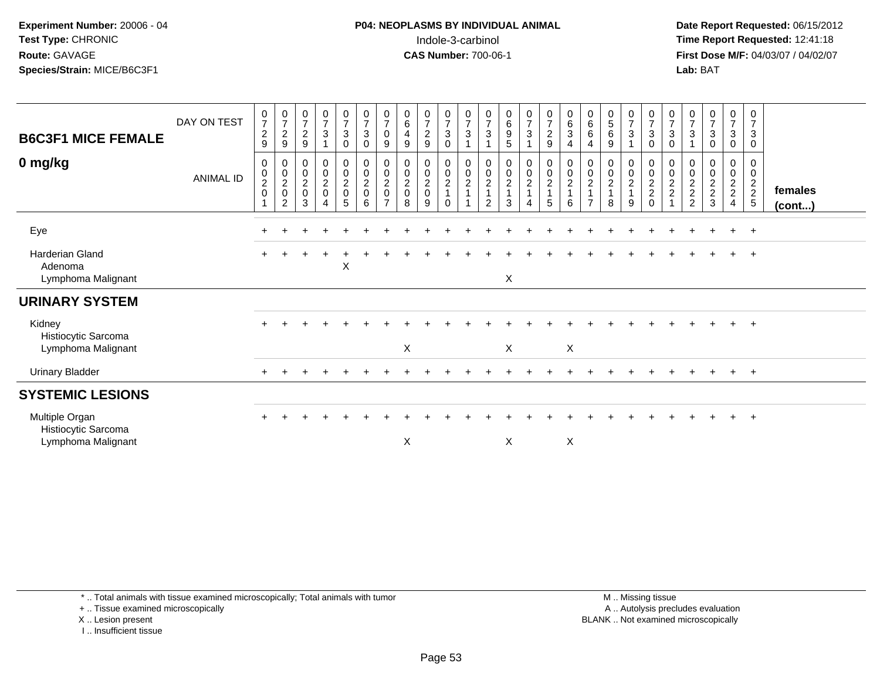**Experiment Number:** 20006 - 04
**Test Type:** CHRONIC
**Route:** GAVAGE
**Species/Strain:** MICE/B6C3F1

**P04: NEOPLASMS BY INDIVIDUAL ANIMAL**
Indole-3-carbinol
**CAS Number:** 700-06-1

**Date Report Requested:** 06/15/2012
**Time Report Requested:** 12:41:18
**First Dose M/F:** 04/03/07 / 04/02/07
**Lab:** BAT

## B6C3F1 MICE FEMALE

## 0 mg/kg

| DAY ON TEST | 0729 | 0729 | 0729 | 0731 | 0730 | 0730 | 0709 | 0649 | 0729 | 0730 | 0731 | 0731 | 0695 | 0731 | 0729 | 0634 | 0664 | 0569 | 0731 | 0730 | 0730 | 0731 | 0730 | 0730 | 0730 | |
|---|---|---|---|---|---|---|---|---|---|---|---|---|---|---|---|---|---|---|---|---|---|---|---|---|---|---|
| **ANIMAL ID** | 0020 1 | 0020 2 | 0020 3 | 0020 4 | 0020 5 | 0020 6 | 0020 7 | 0020 8 | 0020 9 | 0021 0 | 0021 1 | 0021 2 | 0021 3 | 0021 4 | 0021 5 | 0021 6 | 0021 7 | 0021 8 | 0021 9 | 0022 0 | 0022 1 | 0022 2 | 0022 3 | 0022 4 | 0022 5 | **females (cont...)** |
| Eye | + | + | + | + | + | + | + | + | + | + | + | + | + | + | + | + | + | + | + | + | + | + | + | + | + | |
| Harderian Gland | + | + | + | + | + | + | + | + | + | + | + | + | + | + | + | + | + | + | + | + | + | + | + | + | + | |
| Adenoma | | | | | X | | | | | | | | | | | | | | | | | | | | | |
| Lymphoma Malignant | | | | | | | | | | | | | X | | | | | | | | | | | | | |
| **URINARY SYSTEM** | | | | | | | | | | | | | | | | | | | | | | | | | | |
| Kidney | + | + | + | + | + | + | + | + | + | + | + | + | + | + | + | + | + | + | + | + | + | + | + | + | + | |
| Histiocytic Sarcoma | | | | | | | | | | | | | | | | | | | | | | | | | | |
| Lymphoma Malignant | | | | | | | | X | | | | | X | | | X | | | | | | | | | | |
| Urinary Bladder | + | + | + | + | + | + | + | + | + | + | + | + | + | + | + | + | + | + | + | + | + | + | + | + | + | |
| **SYSTEMIC LESIONS** | | | | | | | | | | | | | | | | | | | | | | | | | | |
| Multiple Organ | + | + | + | + | + | + | + | + | + | + | + | + | + | + | + | + | + | + | + | + | + | + | + | + | + | |
| Histiocytic Sarcoma | | | | | | | | | | | | | | | | | | | | | | | | | | |
| Lymphoma Malignant | | | | | | | | X | | | | | X | | | X | | | | | | | | | | |

\* .. Total animals with tissue examined microscopically; Total animals with tumor
\+ .. Tissue examined microscopically
X .. Lesion present
I .. Insufficient tissue

M .. Missing tissue
A .. Autolysis precludes evaluation
BLANK .. Not examined microscopically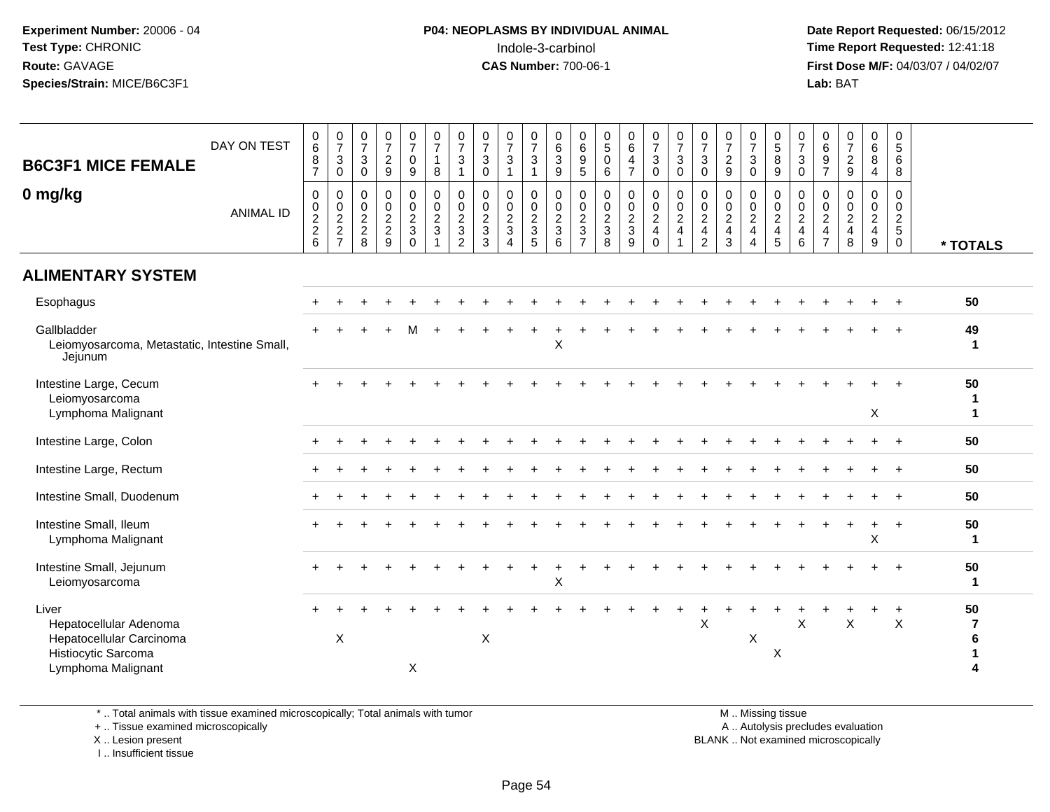Experiment Number: 20006 - 04
Test Type: CHRONIC
Route: GAVAGE
Species/Strain: MICE/B6C3F1

**P04: NEOPLASMS BY INDIVIDUAL ANIMAL**
Indole-3-carbinol
**CAS Number:** 700-06-1

Date Report Requested: 06/15/2012
Time Report Requested: 12:41:18
First Dose M/F: 04/03/07 / 04/02/07
Lab: BAT

## B6C3F1 MICE FEMALE
## 0 mg/kg

| DAY ON TEST | 0687 | 0730 | 0730 | 0729 | 0709 | 0718 | 0731 | 0730 | 0731 | 0731 | 0639 | 0695 | 0506 | 0647 | 0730 | 0730 | 0730 | 0729 | 0730 | 0589 | 0730 | 0697 | 0729 | 0684 | 0568 | |
|---|---|---|---|---|---|---|---|---|---|---|---|---|---|---|---|---|---|---|---|---|---|---|---|---|---|---|
| **ANIMAL ID** | 0226 | 0227 | 0228 | 0229 | 0230 | 0231 | 0232 | 0233 | 0234 | 0235 | 0236 | 0237 | 0238 | 0239 | 0240 | 0241 | 0242 | 0243 | 0244 | 0245 | 0246 | 0247 | 0248 | 0249 | 0250 | **\* TOTALS** |
| **ALIMENTARY SYSTEM** | | | | | | | | | | | | | | | | | | | | | | | | | | |
| Esophagus | + | + | + | + | + | + | + | + | + | + | + | + | + | + | + | + | + | + | + | + | + | + | + | + | + | 50 |
| Gallbladder | + | + | + | + | M | + | + | + | + | + | + | + | + | + | + | + | + | + | + | + | + | + | + | + | + | 49 |
| Leiomyosarcoma, Metastatic, Intestine Small, Jejunum | | | | | | | | | | | X | | | | | | | | | | | | | | | 1 |
| Intestine Large, Cecum | + | + | + | + | + | + | + | + | + | + | + | + | + | + | + | + | + | + | + | + | + | + | + | + | + | 50 |
| Leiomyosarcoma | | | | | | | | | | | | | | | | | | | | | | | | | | 1 |
| Lymphoma Malignant | | | | | | | | | | | | | | | | | | | | | | | | X | | 1 |
| Intestine Large, Colon | + | + | + | + | + | + | + | + | + | + | + | + | + | + | + | + | + | + | + | + | + | + | + | + | + | 50 |
| Intestine Large, Rectum | + | + | + | + | + | + | + | + | + | + | + | + | + | + | + | + | + | + | + | + | + | + | + | + | + | 50 |
| Intestine Small, Duodenum | + | + | + | + | + | + | + | + | + | + | + | + | + | + | + | + | + | + | + | + | + | + | + | + | + | 50 |
| Intestine Small, Ileum | + | + | + | + | + | + | + | + | + | + | + | + | + | + | + | + | + | + | + | + | + | + | + | + | + | 50 |
| Lymphoma Malignant | | | | | | | | | | | | | | | | | | | | | | | | X | | 1 |
| Intestine Small, Jejunum | + | + | + | + | + | + | + | + | + | + | + | + | + | + | + | + | + | + | + | + | + | + | + | + | + | 50 |
| Leiomyosarcoma | | | | | | | | | | | X | | | | | | | | | | | | | | | 1 |
| Liver | + | + | + | + | + | + | + | + | + | + | + | + | + | + | + | + | + | + | + | + | + | + | + | + | + | 50 |
| Hepatocellular Adenoma | | | | | | | | | | | | | | | | | X | | | | X | | X | | X | 7 |
| Hepatocellular Carcinoma | | X | | | | | | X | | | | | | | | | | | X | | | | | | | 6 |
| Histiocytic Sarcoma | | | | | | | | | | | | | | | | | | | | X | | | | | | 1 |
| Lymphoma Malignant | | | | | X | | | | | | | | | | | | | | | | | | | | | 4 |

\* .. Total animals with tissue examined microscopically; Total animals with tumor
\+ .. Tissue examined microscopically
X .. Lesion present
I .. Insufficient tissue

M .. Missing tissue
A .. Autolysis precludes evaluation
BLANK .. Not examined microscopically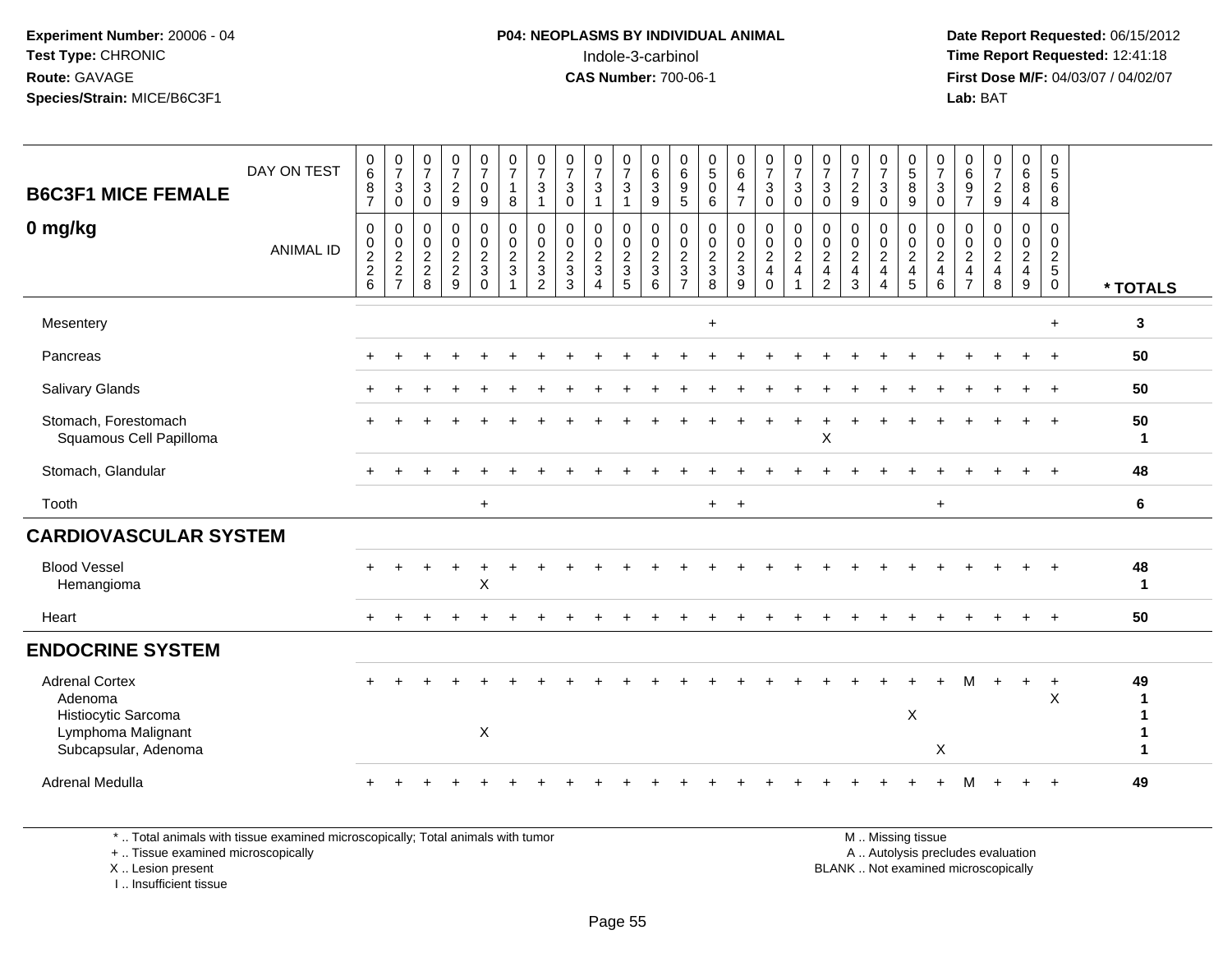**Experiment Number:** 20006 - 04
**Test Type:** CHRONIC
**Route:** GAVAGE
**Species/Strain:** MICE/B6C3F1

**P04: NEOPLASMS BY INDIVIDUAL ANIMAL**
Indole-3-carbinol
**CAS Number:** 700-06-1

**Date Report Requested:** 06/15/2012
**Time Report Requested:** 12:41:18
**First Dose M/F:** 04/03/07 / 04/02/07
**Lab:** BAT

## B6C3F1 MICE FEMALE
## 0 mg/kg

| DAY ON TEST | 0687 | 0730 | 0730 | 0729 | 0709 | 0718 | 0731 | 0730 | 0731 | 0731 | 0639 | 0695 | 0506 | 0647 | 0730 | 0730 | 0730 | 0729 | 0730 | 0589 | 0730 | 0697 | 0729 | 0684 | 0568 | |
|---|---|---|---|---|---|---|---|---|---|---|---|---|---|---|---|---|---|---|---|---|---|---|---|---|---|---|
| **ANIMAL ID** | 00226 | 00227 | 00228 | 00229 | 00230 | 00231 | 00232 | 00233 | 00234 | 00235 | 00236 | 00237 | 00238 | 00239 | 00240 | 00241 | 00242 | 00243 | 00244 | 00245 | 00246 | 00247 | 00248 | 00249 | 00250 | *** TOTALS** |
| Mesentery | | | | | | | | | | | | | + | | | | | | | | | | | | + | 3 |
| Pancreas | + | + | + | + | + | + | + | + | + | + | + | + | + | + | + | + | + | + | + | + | + | + | + | + | + | 50 |
| Salivary Glands | + | + | + | + | + | + | + | + | + | + | + | + | + | + | + | + | + | + | + | + | + | + | + | + | + | 50 |
| Stomach, Forestomach | + | + | + | + | + | + | + | + | + | + | + | + | + | + | + | + | + | + | + | + | + | + | + | + | + | 50 |
| Squamous Cell Papilloma | | | | | | | | | | | | | | | | | X | | | | | | | | | 1 |
| Stomach, Glandular | + | + | + | + | + | + | + | + | + | + | + | + | + | + | + | + | + | + | + | + | + | + | + | + | + | 48 |
| Tooth | | | | | + | | | | | | | | + | + | | | | | | | + | | | | | 6 |
| **CARDIOVASCULAR SYSTEM** | | | | | | | | | | | | | | | | | | | | | | | | | | |
| Blood Vessel | + | + | + | + | + | + | + | + | + | + | + | + | + | + | + | + | + | + | + | + | + | + | + | + | + | 48 |
| Hemangioma | | | | | X | | | | | | | | | | | | | | | | | | | | | 1 |
| Heart | + | + | + | + | + | + | + | + | + | + | + | + | + | + | + | + | + | + | + | + | + | + | + | + | + | 50 |
| **ENDOCRINE SYSTEM** | | | | | | | | | | | | | | | | | | | | | | | | | | |
| Adrenal Cortex | + | + | + | + | + | + | + | + | + | + | + | + | + | + | + | + | + | + | + | + | + | M | + | + | + | 49 |
| Adenoma | | | | | | | | | | | | | | | | | | | | | | | | | X | 1 |
| Histiocytic Sarcoma | | | | | | | | | | | | | | | | | | | | X | | | | | | 1 |
| Lymphoma Malignant | | | | | X | | | | | | | | | | | | | | | | | | | | | 1 |
| Subcapsular, Adenoma | | | | | | | | | | | | | | | | | | | | | X | | | | | 1 |
| Adrenal Medulla | + | + | + | + | + | + | + | + | + | + | + | + | + | + | + | + | + | + | + | + | + | M | + | + | + | 49 |

* .. Total animals with tissue examined microscopically; Total animals with tumor
+ .. Tissue examined microscopically
X .. Lesion present
I .. Insufficient tissue

M .. Missing tissue
A .. Autolysis precludes evaluation
BLANK .. Not examined microscopically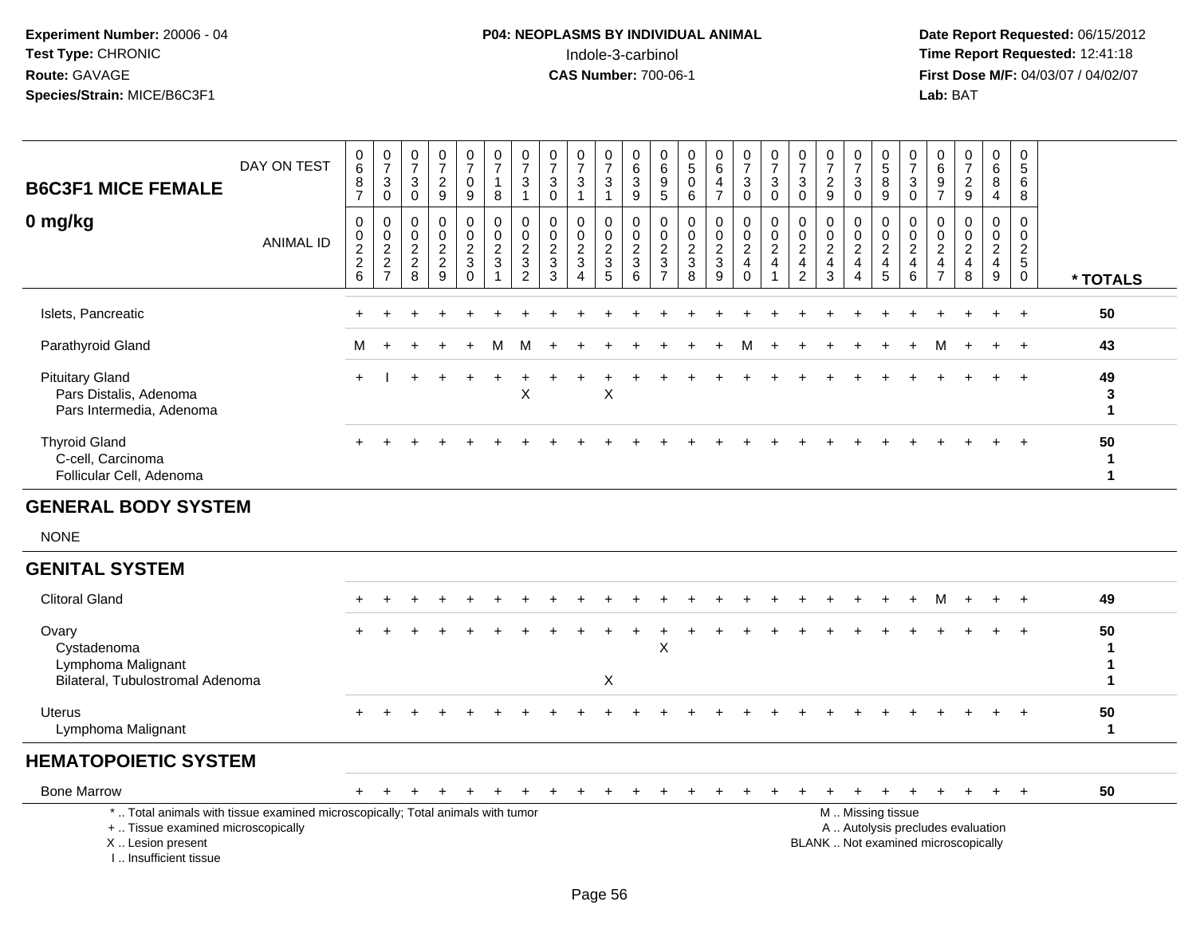**Experiment Number:** 20006 - 04
**Test Type:** CHRONIC
**Route:** GAVAGE
**Species/Strain:** MICE/B6C3F1

**P04: NEOPLASMS BY INDIVIDUAL ANIMAL**
Indole-3-carbinol
**CAS Number:** 700-06-1

**Date Report Requested:** 06/15/2012
**Time Report Requested:** 12:41:18
**First Dose M/F:** 04/03/07 / 04/02/07
**Lab:** BAT

## B6C3F1 MICE FEMALE
## 0 mg/kg

| DAY ON TEST | 0687 | 0730 | 0730 | 0729 | 0709 | 0718 | 0731 | 0730 | 0731 | 0731 | 0639 | 0695 | 0506 | 0647 | 0730 | 0730 | 0730 | 0729 | 0730 | 0589 | 0730 | 0697 | 0729 | 0684 | 0568 | |
|---|---|---|---|---|---|---|---|---|---|---|---|---|---|---|---|---|---|---|---|---|---|---|---|---|---|---|
| **ANIMAL ID** | 00226 | 00227 | 00228 | 00229 | 00230 | 00231 | 00232 | 00233 | 00234 | 00235 | 00236 | 00237 | 00238 | 00239 | 00240 | 00241 | 00242 | 00243 | 00244 | 00245 | 00246 | 00247 | 00248 | 00249 | 00250 | *** TOTALS** |
| Islets, Pancreatic | + | + | + | + | + | + | + | + | + | + | + | + | + | + | + | + | + | + | + | + | + | + | + | + | + | 50 |
| Parathyroid Gland | M | + | + | + | + | M | M | + | + | + | + | + | + | + | M | + | + | + | + | + | + | M | + | + | + | 43 |
| Pituitary Gland | + | I | + | + | + | + | + | + | + | + | + | + | + | + | + | + | + | + | + | + | + | + | + | + | + | 49 |
| Pars Distalis, Adenoma | | | | | | | X | | | X | | | | | | | | | | | | | | | | 3 |
| Pars Intermedia, Adenoma | | | | | | | | | | | | | | | | | | | | | | | | | | 1 |
| Thyroid Gland | + | + | + | + | + | + | + | + | + | + | + | + | + | + | + | + | + | + | + | + | + | + | + | + | + | 50 |
| C-cell, Carcinoma | | | | | | | | | | | | | | | | | | | | | | | | | | 1 |
| Follicular Cell, Adenoma | | | | | | | | | | | | | | | | | | | | | | | | | | 1 |
| **GENERAL BODY SYSTEM** | | | | | | | | | | | | | | | | | | | | | | | | | | |
| NONE | | | | | | | | | | | | | | | | | | | | | | | | | | |
| **GENITAL SYSTEM** | | | | | | | | | | | | | | | | | | | | | | | | | | |
| Clitoral Gland | + | + | + | + | + | + | + | + | + | + | + | + | + | + | + | + | + | + | + | + | + | M | + | + | + | 49 |
| Ovary | + | + | + | + | + | + | + | + | + | + | + | + | + | + | + | + | + | + | + | + | + | + | + | + | + | 50 |
| Cystadenoma | | | | | | | | | | | | X | | | | | | | | | | | | | | 1 |
| Lymphoma Malignant | | | | | | | | | | | | | | | | | | | | | | | | | | 1 |
| Bilateral, Tubulostromal Adenoma | | | | | | | | | | X | | | | | | | | | | | | | | | | 1 |
| Uterus | + | + | + | + | + | + | + | + | + | + | + | + | + | + | + | + | + | + | + | + | + | + | + | + | + | 50 |
| Lymphoma Malignant | | | | | | | | | | | | | | | | | | | | | | | | | | 1 |
| **HEMATOPOIETIC SYSTEM** | | | | | | | | | | | | | | | | | | | | | | | | | | |
| Bone Marrow | + | + | + | + | + | + | + | + | + | + | + | + | + | + | + | + | + | + | + | + | + | + | + | + | + | 50 |

\* .. Total animals with tissue examined microscopically; Total animals with tumor
\+ .. Tissue examined microscopically
X .. Lesion present
I .. Insufficient tissue

M .. Missing tissue
A .. Autolysis precludes evaluation
BLANK .. Not examined microscopically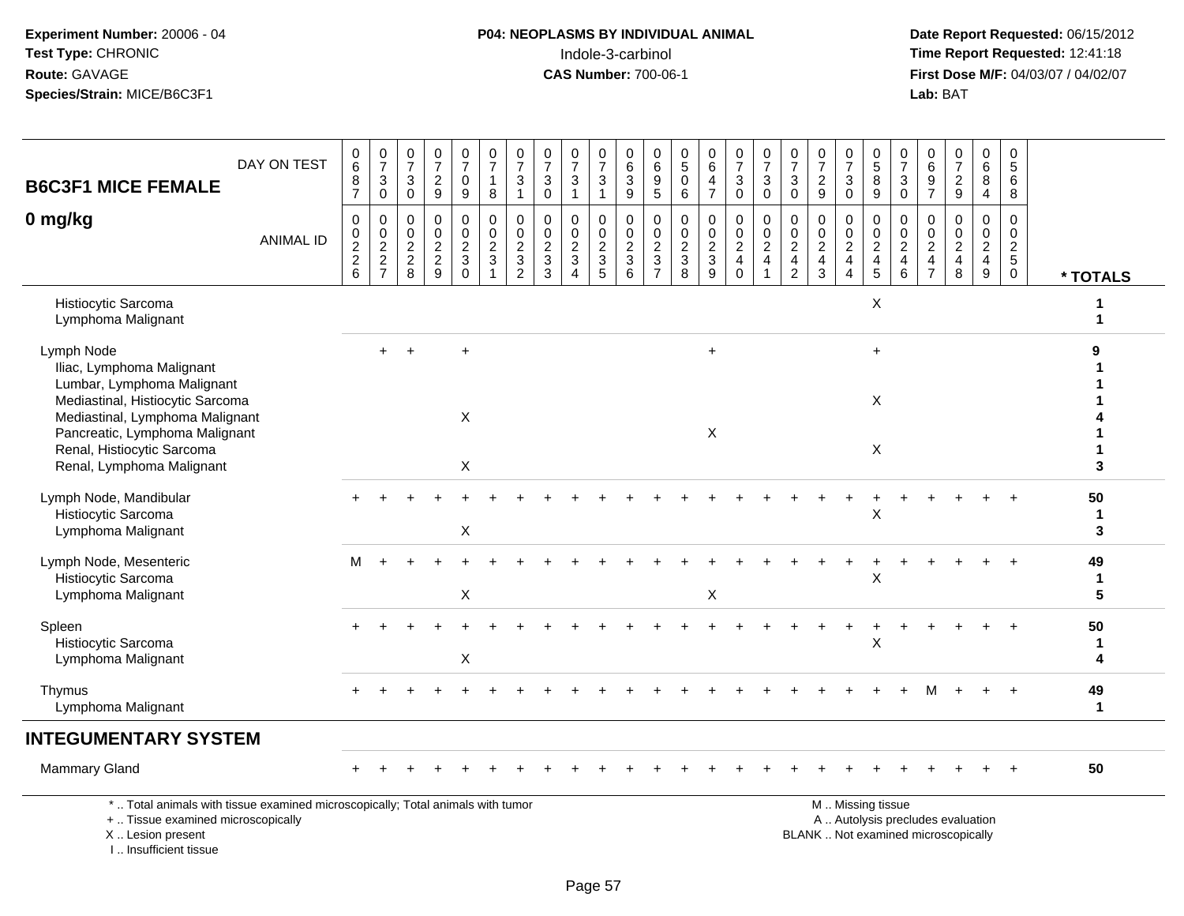**Experiment Number:** 20006 - 04
**Test Type:** CHRONIC
**Route:** GAVAGE
**Species/Strain:** MICE/B6C3F1

**P04: NEOPLASMS BY INDIVIDUAL ANIMAL**
Indole-3-carbinol
**CAS Number:** 700-06-1

**Date Report Requested:** 06/15/2012
**Time Report Requested:** 12:41:18
**First Dose M/F:** 04/03/07 / 04/02/07
**Lab:** BAT

| B6C3F1 MICE FEMALE 0 mg/kg | | | | | | | | | | | | | | | | | | | | | | | | | | |
|---|---|---|---|---|---|---|---|---|---|---|---|---|---|---|---|---|---|---|---|---|---|---|---|---|---|---|
| DAY ON TEST | 0687 | 0730 | 0730 | 0729 | 0709 | 0718 | 0731 | 0730 | 0731 | 0731 | 0639 | 0695 | 0506 | 0647 | 0730 | 0730 | 0730 | 0729 | 0730 | 0589 | 0730 | 0697 | 0729 | 0684 | 0568 | |
| ANIMAL ID | 00226 | 00227 | 00228 | 00229 | 00230 | 00231 | 00232 | 00233 | 00234 | 00235 | 00236 | 00237 | 00238 | 00239 | 00240 | 00241 | 00242 | 00243 | 00244 | 00245 | 00246 | 00247 | 00248 | 00249 | 00250 | * TOTALS |
| Histiocytic Sarcoma | | | | | | | | | | | | | | | | | | | | X | | | | | | 1 |
| Lymphoma Malignant | | | | | | | | | | | | | | | | | | | | | | | | | | 1 |
| Lymph Node | | + | + | | + | | | | | | | | | + | | | | | | + | | | | | | 9 |
| Iliac, Lymphoma Malignant | | | | | | | | | | | | | | | | | | | | | | | | | | 1 |
| Lumbar, Lymphoma Malignant | | | | | | | | | | | | | | | | | | | | | | | | | | 1 |
| Mediastinal, Histiocytic Sarcoma | | | | | | | | | | | | | | | | | | | | X | | | | | | 1 |
| Mediastinal, Lymphoma Malignant | | | | | X | | | | | | | | | | | | | | | | | | | | | 4 |
| Pancreatic, Lymphoma Malignant | | | | | | | | | | | | | | X | | | | | | | | | | | | 1 |
| Renal, Histiocytic Sarcoma | | | | | | | | | | | | | | | | | | | | X | | | | | | 1 |
| Renal, Lymphoma Malignant | | | | | X | | | | | | | | | | | | | | | | | | | | | 3 |
| Lymph Node, Mandibular | + | + | + | + | + | + | + | + | + | + | + | + | + | + | + | + | + | + | + | + | + | + | + | + | + | 50 |
| Histiocytic Sarcoma | | | | | | | | | | | | | | | | | | | | X | | | | | | 1 |
| Lymphoma Malignant | | | | | X | | | | | | | | | | | | | | | | | | | | | 3 |
| Lymph Node, Mesenteric | M | + | + | + | + | + | + | + | + | + | + | + | + | + | + | + | + | + | + | + | + | + | + | + | + | 49 |
| Histiocytic Sarcoma | | | | | | | | | | | | | | | | | | | | X | | | | | | 1 |
| Lymphoma Malignant | | | | | X | | | | | | | | | X | | | | | | | | | | | | 5 |
| Spleen | + | + | + | + | + | + | + | + | + | + | + | + | + | + | + | + | + | + | + | + | + | + | + | + | + | 50 |
| Histiocytic Sarcoma | | | | | | | | | | | | | | | | | | | | X | | | | | | 1 |
| Lymphoma Malignant | | | | | X | | | | | | | | | | | | | | | | | | | | | 4 |
| Thymus | + | + | + | + | + | + | + | + | + | + | + | + | + | + | + | + | + | + | + | + | + | M | + | + | + | 49 |
| Lymphoma Malignant | | | | | | | | | | | | | | | | | | | | | | | | | | 1 |
| **INTEGUMENTARY SYSTEM** | | | | | | | | | | | | | | | | | | | | | | | | | | |
| Mammary Gland | + | + | + | + | + | + | + | + | + | + | + | + | + | + | + | + | + | + | + | + | + | + | + | + | + | 50 |

\* .. Total animals with tissue examined microscopically; Total animals with tumor
\+ .. Tissue examined microscopically
X .. Lesion present
I .. Insufficient tissue

M .. Missing tissue
A .. Autolysis precludes evaluation
BLANK .. Not examined microscopically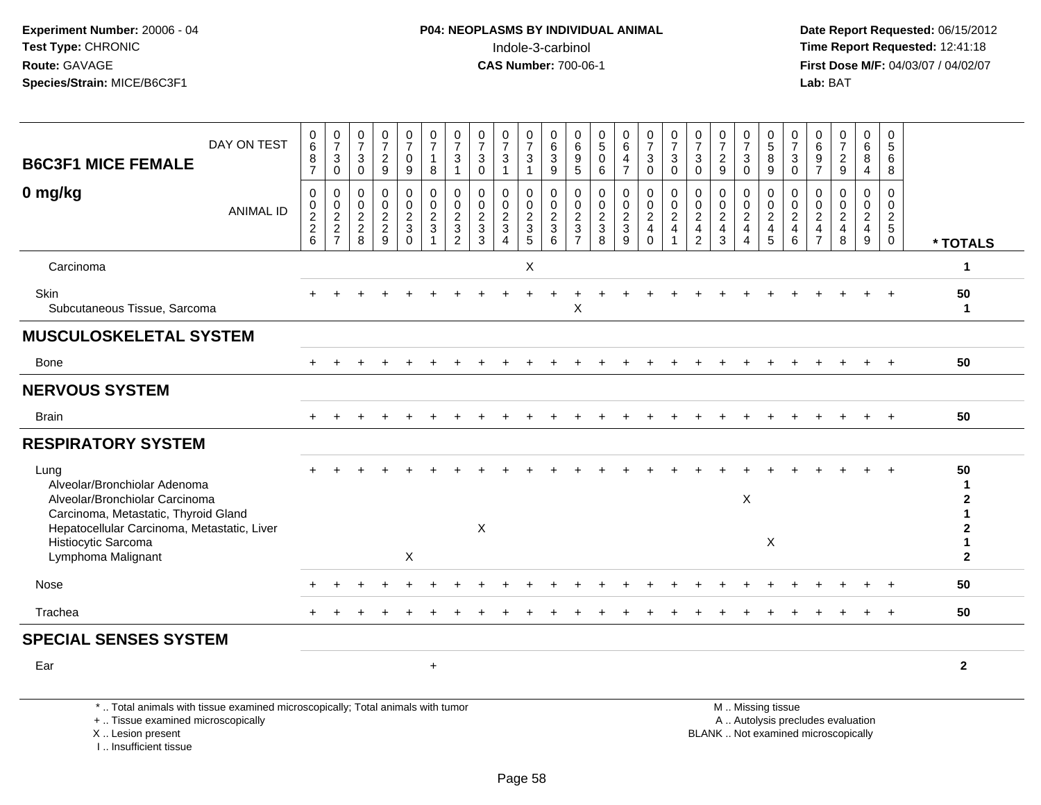**Experiment Number:** 20006 - 04
**Test Type:** CHRONIC
**Route:** GAVAGE
**Species/Strain:** MICE/B6C3F1

**P04: NEOPLASMS BY INDIVIDUAL ANIMAL**
Indole-3-carbinol
**CAS Number:** 700-06-1

**Date Report Requested:** 06/15/2012
**Time Report Requested:** 12:41:18
**First Dose M/F:** 04/03/07 / 04/02/07
**Lab:** BAT

**B6C3F1 MICE FEMALE**
**0 mg/kg**

| DAY ON TEST | 0687 | 0730 | 0730 | 0729 | 0709 | 0718 | 0731 | 0730 | 0731 | 0731 | 0639 | 0695 | 0506 | 0647 | 0730 | 0730 | 0730 | 0729 | 0730 | 0589 | 0730 | 0697 | 0729 | 0684 | 0568 | |
|---|---|---|---|---|---|---|---|---|---|---|---|---|---|---|---|---|---|---|---|---|---|---|---|---|---|---|
| ANIMAL ID | 00226 | 00227 | 00228 | 00229 | 00230 | 00231 | 00232 | 00233 | 00234 | 00235 | 00236 | 00237 | 00238 | 00239 | 00240 | 00241 | 00242 | 00243 | 00244 | 00245 | 00246 | 00247 | 00248 | 00249 | 00250 | *** TOTALS** |
| Carcinoma | | | | | | | | | | X | | | | | | | | | | | | | | | | 1 |
| Skin | + | + | + | + | + | + | + | + | + | + | + | + | + | + | + | + | + | + | + | + | + | + | + | + | + | 50 |
| Subcutaneous Tissue, Sarcoma | | | | | | | | | | | | X | | | | | | | | | | | | | | 1 |
| **MUSCULOSKELETAL SYSTEM** | | | | | | | | | | | | | | | | | | | | | | | | | | |
| Bone | + | + | + | + | + | + | + | + | + | + | + | + | + | + | + | + | + | + | + | + | + | + | + | + | + | 50 |
| **NERVOUS SYSTEM** | | | | | | | | | | | | | | | | | | | | | | | | | | |
| Brain | + | + | + | + | + | + | + | + | + | + | + | + | + | + | + | + | + | + | + | + | + | + | + | + | + | 50 |
| **RESPIRATORY SYSTEM** | | | | | | | | | | | | | | | | | | | | | | | | | | |
| Lung | + | + | + | + | + | + | + | + | + | + | + | + | + | + | + | + | + | + | + | + | + | + | + | + | + | 50 |
| Alveolar/Bronchiolar Adenoma | | | | | | | | | | | | | | | | | | | | | | | | | | 1 |
| Alveolar/Bronchiolar Carcinoma | | | | | | | | | | | | | | | | | | | X | | | | | | | 2 |
| Carcinoma, Metastatic, Thyroid Gland | | | | | | | | | | | | | | | | | | | | | | | | | | 1 |
| Hepatocellular Carcinoma, Metastatic, Liver | | | | | | | | X | | | | | | | | | | | | | | | | | | 2 |
| Histiocytic Sarcoma | | | | | | | | | | | | | | | | | | | | X | | | | | | 1 |
| Lymphoma Malignant | | | | | X | | | | | | | | | | | | | | | | | | | | | 2 |
| Nose | + | + | + | + | + | + | + | + | + | + | + | + | + | + | + | + | + | + | + | + | + | + | + | + | + | 50 |
| Trachea | + | + | + | + | + | + | + | + | + | + | + | + | + | + | + | + | + | + | + | + | + | + | + | + | + | 50 |
| **SPECIAL SENSES SYSTEM** | | | | | | | | | | | | | | | | | | | | | | | | | | |
| Ear | | | | | | + | | | | | | | | | | | | | | | | | | | | 2 |

\* .. Total animals with tissue examined microscopically; Total animals with tumor
\+ .. Tissue examined microscopically
X .. Lesion present
I .. Insufficient tissue

M .. Missing tissue
A .. Autolysis precludes evaluation
BLANK .. Not examined microscopically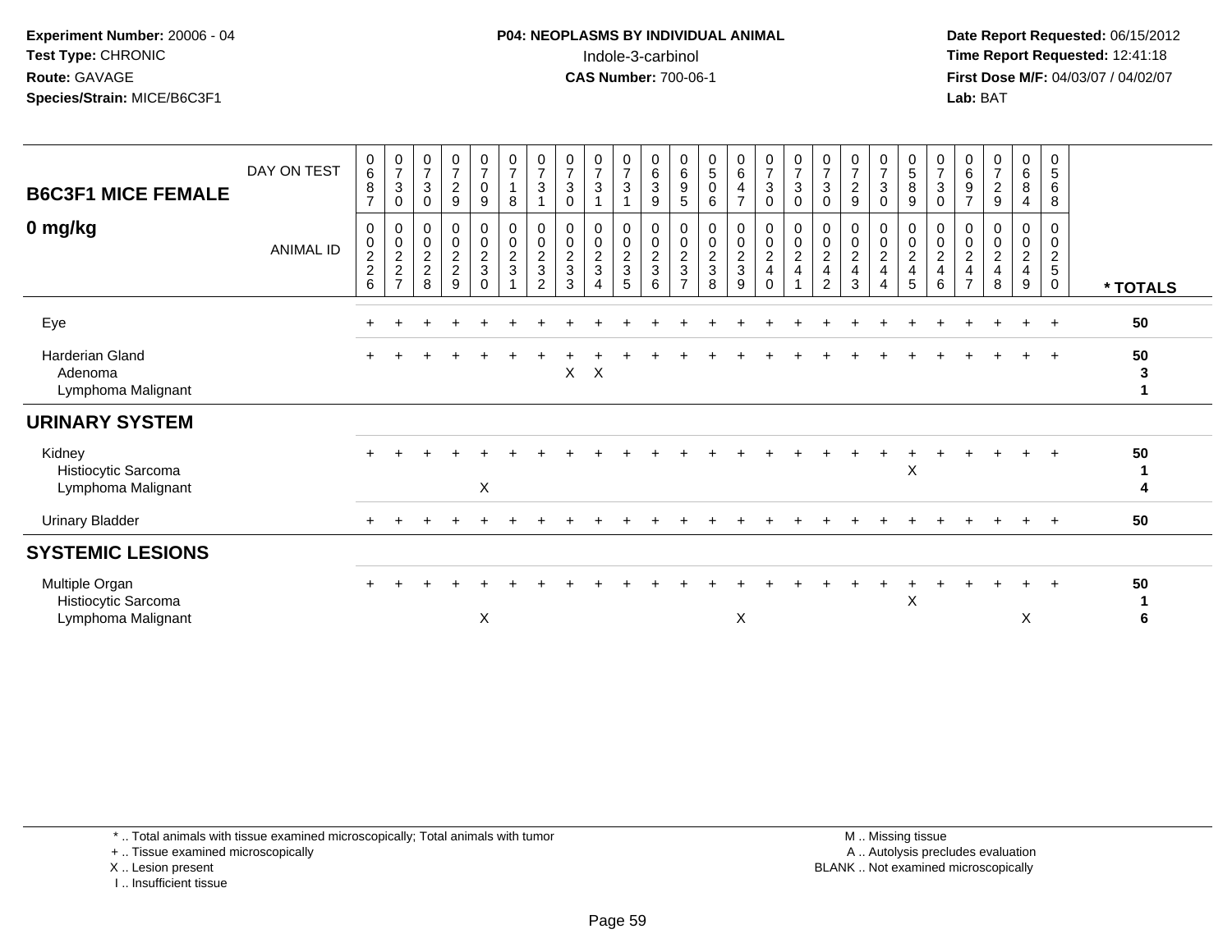**Experiment Number:** 20006 - 04
**Test Type:** CHRONIC
**Route:** GAVAGE
**Species/Strain:** MICE/B6C3F1

**P04: NEOPLASMS BY INDIVIDUAL ANIMAL**
Indole-3-carbinol
**CAS Number:** 700-06-1

**Date Report Requested:** 06/15/2012
**Time Report Requested:** 12:41:18
**First Dose M/F:** 04/03/07 / 04/02/07
**Lab:** BAT

## B6C3F1 MICE FEMALE
## 0 mg/kg

| DAY ON TEST | 0687 | 0730 | 0730 | 0729 | 0709 | 0718 | 0731 | 0730 | 0731 | 0731 | 0639 | 0695 | 0506 | 0647 | 0730 | 0730 | 0730 | 0729 | 0730 | 0589 | 0730 | 0697 | 0729 | 0684 | 0568 | |
|---|---|---|---|---|---|---|---|---|---|---|---|---|---|---|---|---|---|---|---|---|---|---|---|---|---|---|
| **ANIMAL ID** | 0226 | 0227 | 0228 | 0229 | 0230 | 0231 | 0232 | 0233 | 0234 | 0235 | 0236 | 0237 | 0238 | 0239 | 0240 | 0241 | 0242 | 0243 | 0244 | 0245 | 0246 | 0247 | 0248 | 0249 | 0250 | **\* TOTALS** |
| Eye | + | + | + | + | + | + | + | + | + | + | + | + | + | + | + | + | + | + | + | + | + | + | + | + | + | **50** |
| Harderian Gland | + | + | + | + | + | + | + | + | + | + | + | + | + | + | + | + | + | + | + | + | + | + | + | + | + | **50** |
| Adenoma | | | | | | | | X | X | | | | | | | | | | | | | | | | | **3** |
| Lymphoma Malignant | | | | | | | | | | | | | | | | | | | | | | | | | | **1** |
| **URINARY SYSTEM** | | | | | | | | | | | | | | | | | | | | | | | | | | |
| Kidney | + | + | + | + | + | + | + | + | + | + | + | + | + | + | + | + | + | + | + | + | + | + | + | + | + | **50** |
| Histiocytic Sarcoma | | | | | | | | | | | | | | | | | | | | X | | | | | | **1** |
| Lymphoma Malignant | | | | | X | | | | | | | | | | | | | | | | | | | | | **4** |
| Urinary Bladder | + | + | + | + | + | + | + | + | + | + | + | + | + | + | + | + | + | + | + | + | + | + | + | + | + | **50** |
| **SYSTEMIC LESIONS** | | | | | | | | | | | | | | | | | | | | | | | | | | |
| Multiple Organ | + | + | + | + | + | + | + | + | + | + | + | + | + | + | + | + | + | + | + | + | + | + | + | + | + | **50** |
| Histiocytic Sarcoma | | | | | | | | | | | | | | | | | | | | X | | | | | | **1** |
| Lymphoma Malignant | | | | | X | | | | | | | | | X | | | | | | | | | | X | | **6** |

\* .. Total animals with tissue examined microscopically; Total animals with tumor
\+ .. Tissue examined microscopically
X .. Lesion present
I .. Insufficient tissue

M .. Missing tissue
A .. Autolysis precludes evaluation
BLANK .. Not examined microscopically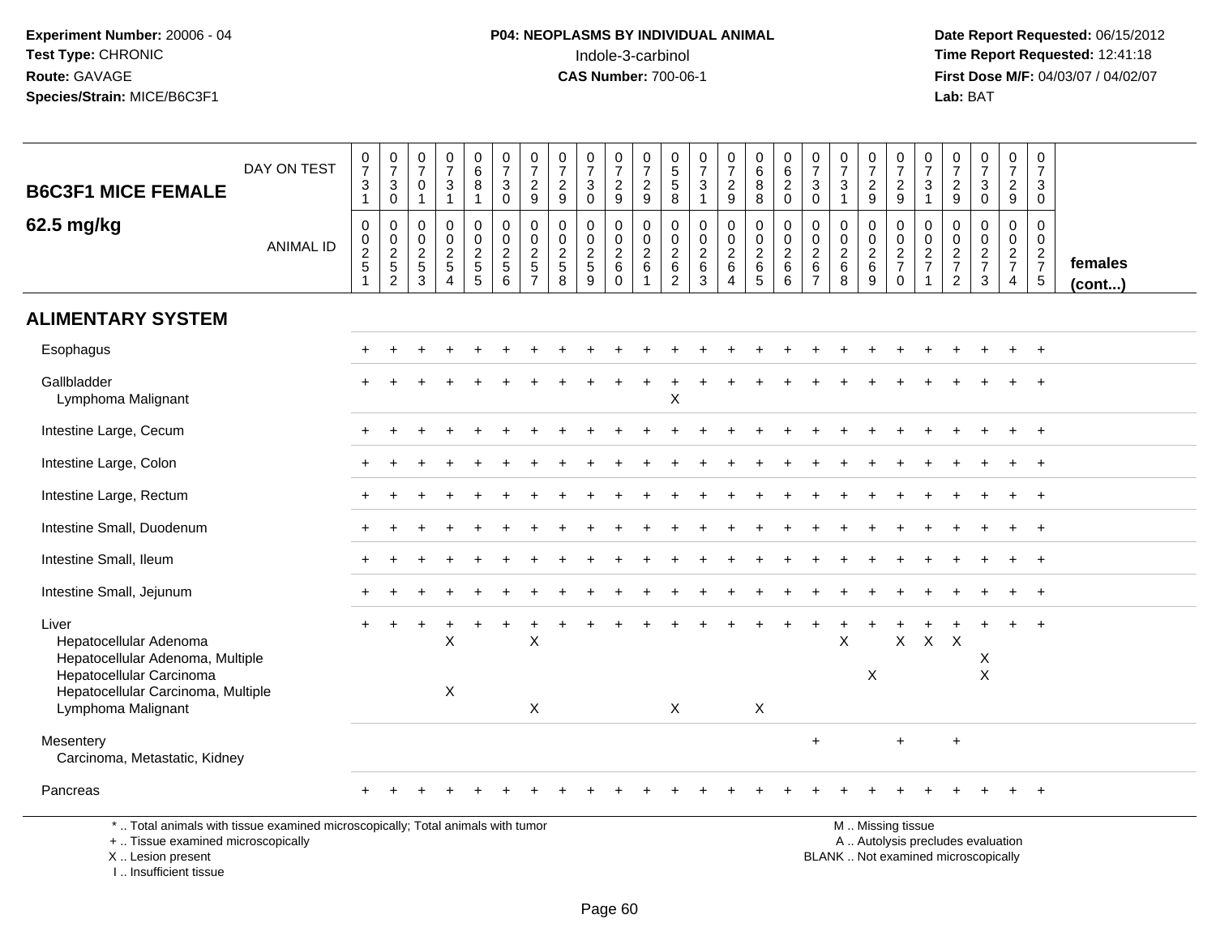**Experiment Number:** 20006 - 04
**Test Type:** CHRONIC
**Route:** GAVAGE
**Species/Strain:** MICE/B6C3F1

**P04: NEOPLASMS BY INDIVIDUAL ANIMAL**
Indole-3-carbinol
**CAS Number:** 700-06-1

**Date Report Requested:** 06/15/2012
**Time Report Requested:** 12:41:18
**First Dose M/F:** 04/03/07 / 04/02/07
**Lab:** BAT

## B6C3F1 MICE FEMALE 62.5 mg/kg

| DAY ON TEST | 0731 | 0730 | 0701 | 0731 | 0681 | 0730 | 0729 | 0729 | 0730 | 0729 | 0729 | 0558 | 0731 | 0729 | 0688 | 0620 | 0730 | 0731 | 0729 | 0729 | 0731 | 0729 | 0730 | 0729 | 0730 | |
|---|---|---|---|---|---|---|---|---|---|---|---|---|---|---|---|---|---|---|---|---|---|---|---|---|---|---|
| **ANIMAL ID** | 00251 | 00252 | 00253 | 00254 | 00255 | 00256 | 00257 | 00258 | 00259 | 00260 | 00261 | 00262 | 00263 | 00264 | 00265 | 00266 | 00267 | 00268 | 00269 | 00270 | 00271 | 00272 | 00273 | 00274 | 00275 | **females (cont...)** |
| **ALIMENTARY SYSTEM** | | | | | | | | | | | | | | | | | | | | | | | | | | |
| Esophagus | + | + | + | + | + | + | + | + | + | + | + | + | + | + | + | + | + | + | + | + | + | + | + | + | + | |
| Gallbladder | + | + | + | + | + | + | + | + | + | + | + | + | + | + | + | + | + | + | + | + | + | + | + | + | + | |
| Lymphoma Malignant | | | | | | | | | | | | X | | | | | | | | | | | | | | |
| Intestine Large, Cecum | + | + | + | + | + | + | + | + | + | + | + | + | + | + | + | + | + | + | + | + | + | + | + | + | + | |
| Intestine Large, Colon | + | + | + | + | + | + | + | + | + | + | + | + | + | + | + | + | + | + | + | + | + | + | + | + | + | |
| Intestine Large, Rectum | + | + | + | + | + | + | + | + | + | + | + | + | + | + | + | + | + | + | + | + | + | + | + | + | + | |
| Intestine Small, Duodenum | + | + | + | + | + | + | + | + | + | + | + | + | + | + | + | + | + | + | + | + | + | + | + | + | + | |
| Intestine Small, Ileum | + | + | + | + | + | + | + | + | + | + | + | + | + | + | + | + | + | + | + | + | + | + | + | + | + | |
| Intestine Small, Jejunum | + | + | + | + | + | + | + | + | + | + | + | + | + | + | + | + | + | + | + | + | + | + | + | + | + | |
| Liver | + | + | + | + | + | + | + | + | + | + | + | + | + | + | + | + | + | + | + | + | + | + | + | + | + | |
| Hepatocellular Adenoma | | | | X | | | X | | | | | | | | | | | X | | X | X | X | | | | |
| Hepatocellular Adenoma, Multiple | | | | | | | | | | | | | | | | | | | | | | | X | | | |
| Hepatocellular Carcinoma | | | | | | | | | | | | | | | | | | | X | | | | X | | | |
| Hepatocellular Carcinoma, Multiple | | | | X | | | | | | | | | | | | | | | | | | | | | | |
| Lymphoma Malignant | | | | | | | X | | | | | X | | | X | | | | | | | | | | | |
| Mesentery | | | | | | | | | | | | | | | | | + | | | + | | + | | | | |
| Carcinoma, Metastatic, Kidney | | | | | | | | | | | | | | | | | | | | | | | | | | |
| Pancreas | + | + | + | + | + | + | + | + | + | + | + | + | + | + | + | + | + | + | + | + | + | + | + | + | + | |

\* .. Total animals with tissue examined microscopically; Total animals with tumor
+ .. Tissue examined microscopically
X .. Lesion present
I .. Insufficient tissue

M .. Missing tissue
A .. Autolysis precludes evaluation
BLANK .. Not examined microscopically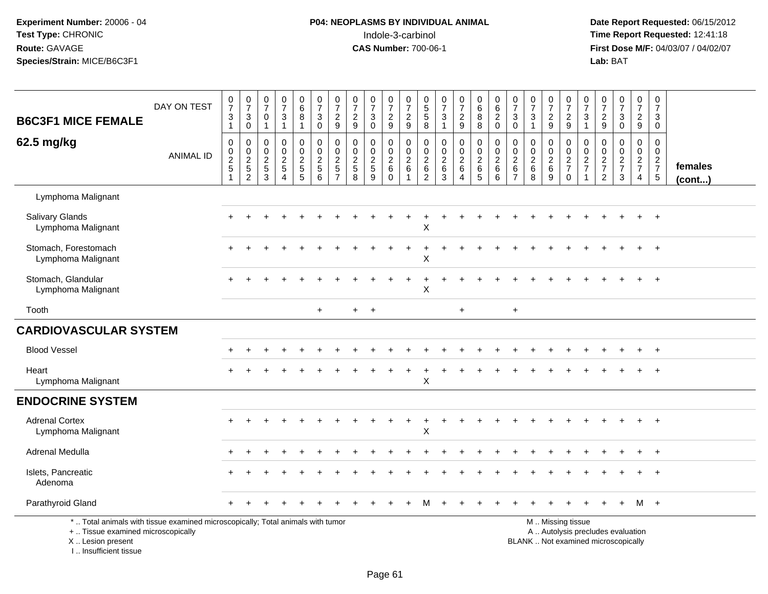**Experiment Number:** 20006 - 04
**Test Type:** CHRONIC
**Route:** GAVAGE
**Species/Strain:** MICE/B6C3F1

**P04: NEOPLASMS BY INDIVIDUAL ANIMAL**
Indole-3-carbinol
**CAS Number:** 700-06-1

**Date Report Requested:** 06/15/2012
**Time Report Requested:** 12:41:18
**First Dose M/F:** 04/03/07 / 04/02/07
**Lab:** BAT

| B6C3F1 MICE FEMALE 62.5 mg/kg | 0731 | 0730 | 0701 | 0731 | 0681 | 0730 | 0729 | 0729 | 0730 | 0729 | 0729 | 0558 | 0731 | 0729 | 0688 | 0620 | 0730 | 0731 | 0729 | 0729 | 0731 | 0729 | 0730 | 0729 | 0730 | |
|---|---|---|---|---|---|---|---|---|---|---|---|---|---|---|---|---|---|---|---|---|---|---|---|---|---|---|
| ANIMAL ID | 00251 | 00252 | 00253 | 00254 | 00255 | 00256 | 00257 | 00258 | 00259 | 00260 | 00261 | 00262 | 00263 | 00264 | 00265 | 00266 | 00267 | 00268 | 00269 | 00270 | 00271 | 00272 | 00273 | 00274 | 00275 | females (cont...) |
| Lymphoma Malignant | | | | | | | | | | | | | | | | | | | | | | | | | | |
| Salivary Glands | + | + | + | + | + | + | + | + | + | + | + | + | + | + | + | + | + | + | + | + | + | + | + | + | + | |
| Lymphoma Malignant | | | | | | | | | | | | X | | | | | | | | | | | | | | |
| Stomach, Forestomach | + | + | + | + | + | + | + | + | + | + | + | + | + | + | + | + | + | + | + | + | + | + | + | + | + | |
| Lymphoma Malignant | | | | | | | | | | | | X | | | | | | | | | | | | | | |
| Stomach, Glandular | + | + | + | + | + | + | + | + | + | + | + | + | + | + | + | + | + | + | + | + | + | + | + | + | + | |
| Lymphoma Malignant | | | | | | | | | | | | X | | | | | | | | | | | | | | |
| Tooth | | | | | | + | | + | + | | | | | + | | | + | | | | | | | | | |
| **CARDIOVASCULAR SYSTEM** | | | | | | | | | | | | | | | | | | | | | | | | | | |
| Blood Vessel | + | + | + | + | + | + | + | + | + | + | + | + | + | + | + | + | + | + | + | + | + | + | + | + | + | |
| Heart | + | + | + | + | + | + | + | + | + | + | + | + | + | + | + | + | + | + | + | + | + | + | + | + | + | |
| Lymphoma Malignant | | | | | | | | | | | | X | | | | | | | | | | | | | | |
| **ENDOCRINE SYSTEM** | | | | | | | | | | | | | | | | | | | | | | | | | | |
| Adrenal Cortex | + | + | + | + | + | + | + | + | + | + | + | + | + | + | + | + | + | + | + | + | + | + | + | + | + | |
| Lymphoma Malignant | | | | | | | | | | | | X | | | | | | | | | | | | | | |
| Adrenal Medulla | + | + | + | + | + | + | + | + | + | + | + | + | + | + | + | + | + | + | + | + | + | + | + | + | + | |
| Islets, Pancreatic | + | + | + | + | + | + | + | + | + | + | + | + | + | + | + | + | + | + | + | + | + | + | + | + | + | |
| Adenoma | | | | | | | | | | | | | | | | | | | | | | | | | | |
| Parathyroid Gland | + | + | + | + | + | + | + | + | + | + | + | M | + | + | + | + | + | + | + | + | + | + | + | M | + | |

\* .. Total animals with tissue examined microscopically; Total animals with tumor
\+ .. Tissue examined microscopically
X .. Lesion present
I .. Insufficient tissue

M .. Missing tissue
A .. Autolysis precludes evaluation
BLANK .. Not examined microscopically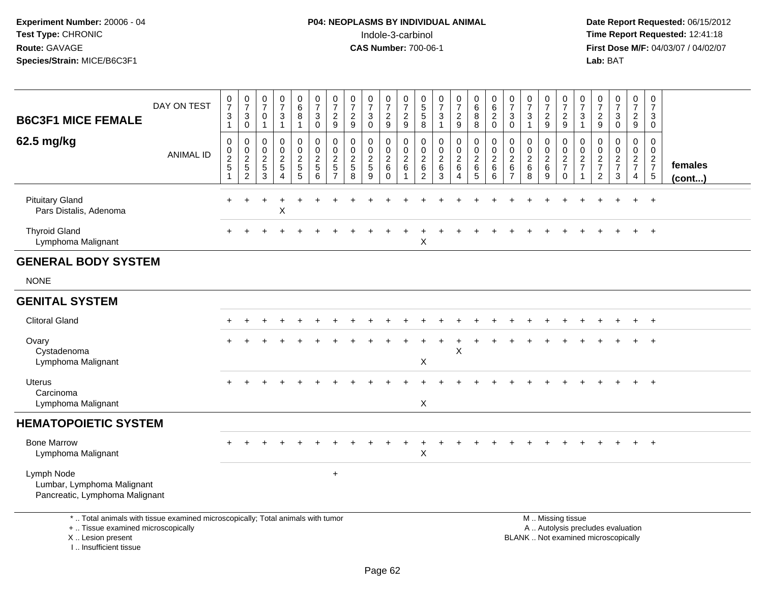**Experiment Number:** 20006 - 04
**Test Type:** CHRONIC
**Route:** GAVAGE
**Species/Strain:** MICE/B6C3F1

**P04: NEOPLASMS BY INDIVIDUAL ANIMAL**
Indole-3-carbinol
**CAS Number:** 700-06-1

**Date Report Requested:** 06/15/2012
**Time Report Requested:** 12:41:18
**First Dose M/F:** 04/03/07 / 04/02/07
**Lab:** BAT

| B6C3F1 MICE FEMALE 62.5 mg/kg | | | | | | | | | | | | | | | | | | | | | | | | | | |
|---|---|---|---|---|---|---|---|---|---|---|---|---|---|---|---|---|---|---|---|---|---|---|---|---|---|---|
| DAY ON TEST | 0731 | 0730 | 0701 | 0731 | 0681 | 0730 | 0729 | 0729 | 0730 | 0729 | 0729 | 0558 | 0731 | 0729 | 0688 | 0620 | 0730 | 0731 | 0729 | 0729 | 0731 | 0729 | 0730 | 0729 | 0730 | |
| ANIMAL ID | 00251 | 00252 | 00253 | 00254 | 00255 | 00256 | 00257 | 00258 | 00259 | 00260 | 00261 | 00262 | 00263 | 00264 | 00265 | 00266 | 00267 | 00268 | 00269 | 00270 | 00271 | 00272 | 00273 | 00274 | 00275 | females (cont...) |
| Pituitary Gland | + | + | + | + | + | + | + | + | + | + | + | + | + | + | + | + | + | + | + | + | + | + | + | + | + | |
| Pars Distalis, Adenoma | | | | X | | | | | | | | | | | | | | | | | | | | | | |
| Thyroid Gland | + | + | + | + | + | + | + | + | + | + | + | + | + | + | + | + | + | + | + | + | + | + | + | + | + | |
| Lymphoma Malignant | | | | | | | | | | | | X | | | | | | | | | | | | | | |
| **GENERAL BODY SYSTEM** | | | | | | | | | | | | | | | | | | | | | | | | | | |
| NONE | | | | | | | | | | | | | | | | | | | | | | | | | | |
| **GENITAL SYSTEM** | | | | | | | | | | | | | | | | | | | | | | | | | | |
| Clitoral Gland | + | + | + | + | + | + | + | + | + | + | + | + | + | + | + | + | + | + | + | + | + | + | + | + | + | |
| Ovary | + | + | + | + | + | + | + | + | + | + | + | + | + | + | + | + | + | + | + | + | + | + | + | + | + | |
| Cystadenoma | | | | | | | | | | | | | | X | | | | | | | | | | | | |
| Lymphoma Malignant | | | | | | | | | | | | X | | | | | | | | | | | | | | |
| Uterus | + | + | + | + | + | + | + | + | + | + | + | + | + | + | + | + | + | + | + | + | + | + | + | + | + | |
| Carcinoma | | | | | | | | | | | | | | | | | | | | | | | | | | |
| Lymphoma Malignant | | | | | | | | | | | | X | | | | | | | | | | | | | | |
| **HEMATOPOIETIC SYSTEM** | | | | | | | | | | | | | | | | | | | | | | | | | | |
| Bone Marrow | + | + | + | + | + | + | + | + | + | + | + | + | + | + | + | + | + | + | + | + | + | + | + | + | + | |
| Lymphoma Malignant | | | | | | | | | | | | X | | | | | | | | | | | | | | |
| Lymph Node | | | | | | | + | | | | | | | | | | | | | | | | | | | |
| Lumbar, Lymphoma Malignant | | | | | | | | | | | | | | | | | | | | | | | | | | |
| Pancreatic, Lymphoma Malignant | | | | | | | | | | | | | | | | | | | | | | | | | | |

\* .. Total animals with tissue examined microscopically; Total animals with tumor
\+ .. Tissue examined microscopically
X .. Lesion present
I .. Insufficient tissue

M .. Missing tissue
A .. Autolysis precludes evaluation
BLANK .. Not examined microscopically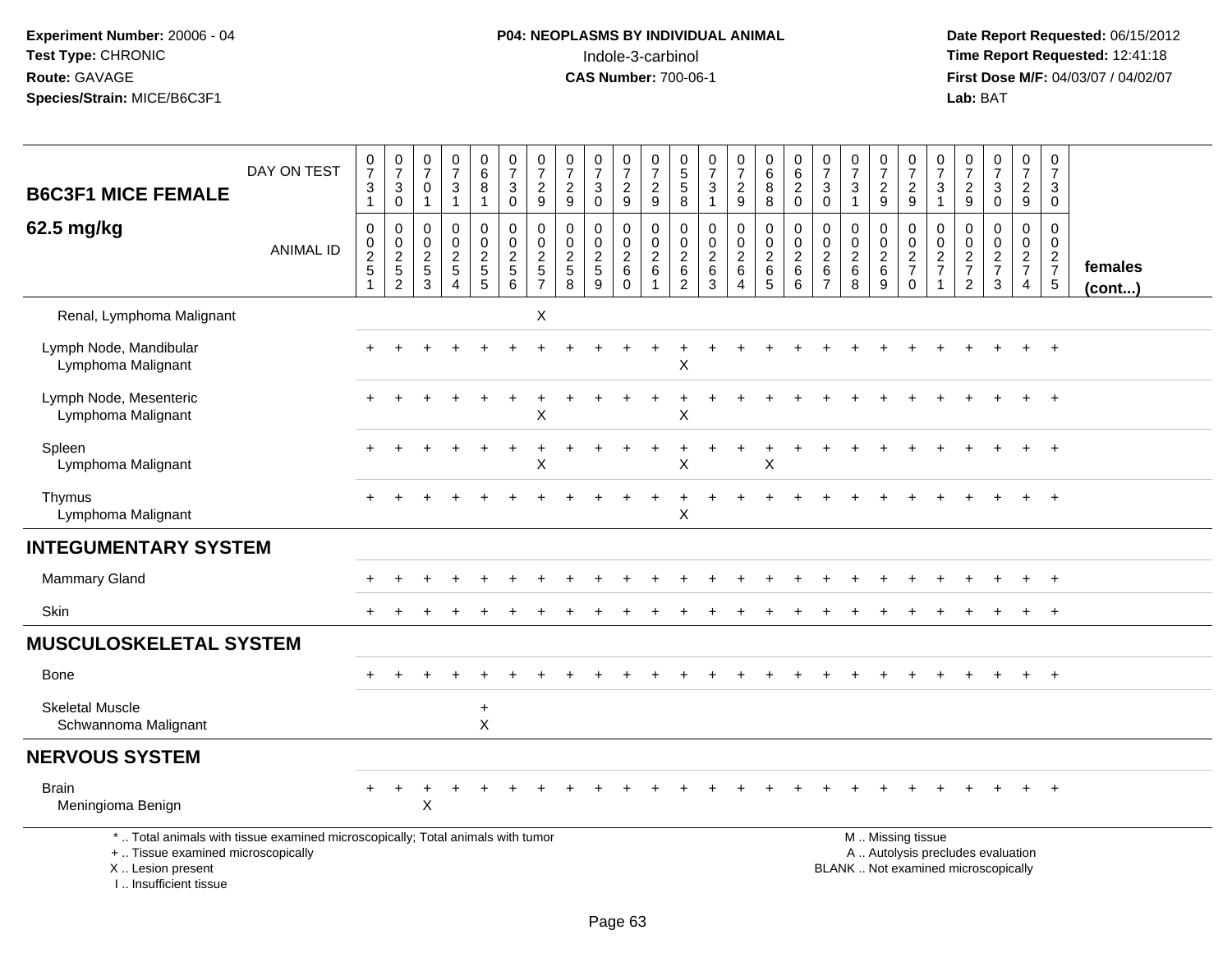**Experiment Number:** 20006 - 04
**Test Type:** CHRONIC
**Route:** GAVAGE
**Species/Strain:** MICE/B6C3F1

**P04: NEOPLASMS BY INDIVIDUAL ANIMAL**
Indole-3-carbinol
**CAS Number:** 700-06-1

**Date Report Requested:** 06/15/2012
**Time Report Requested:** 12:41:18
**First Dose M/F:** 04/03/07 / 04/02/07
**Lab:** BAT

| B6C3F1 MICE FEMALE 62.5 mg/kg | 0731 | 0730 | 0701 | 0731 | 0681 | 0730 | 0729 | 0729 | 0730 | 0729 | 0729 | 0558 | 0731 | 0729 | 0688 | 0620 | 0730 | 0731 | 0729 | 0729 | 0731 | 0729 | 0730 | 0729 | 0730 | |
|---|---|---|---|---|---|---|---|---|---|---|---|---|---|---|---|---|---|---|---|---|---|---|---|---|---|---|
| ANIMAL ID | 00251 | 00252 | 00253 | 00254 | 00255 | 00256 | 00257 | 00258 | 00259 | 00260 | 00261 | 00262 | 00263 | 00264 | 00265 | 00266 | 00267 | 00268 | 00269 | 00270 | 00271 | 00272 | 00273 | 00274 | 00275 | females (cont...) |
| Renal, Lymphoma Malignant | | | | | | | X | | | | | | | | | | | | | | | | | | | |
| Lymph Node, Mandibular | + | + | + | + | + | + | + | + | + | + | + | + | + | + | + | + | + | + | + | + | + | + | + | + | + | |
| Lymphoma Malignant | | | | | | | | | | | | X | | | | | | | | | | | | | | |
| Lymph Node, Mesenteric | + | + | + | + | + | + | + | + | + | + | + | + | + | + | + | + | + | + | + | + | + | + | + | + | + | |
| Lymphoma Malignant | | | | | | | X | | | | | X | | | | | | | | | | | | | | |
| Spleen | + | + | + | + | + | + | + | + | + | + | + | + | + | + | + | + | + | + | + | + | + | + | + | + | + | |
| Lymphoma Malignant | | | | | | | X | | | | | X | | | X | | | | | | | | | | | |
| Thymus | + | + | + | + | + | + | + | + | + | + | + | + | + | + | + | + | + | + | + | + | + | + | + | + | + | |
| Lymphoma Malignant | | | | | | | | | | | | X | | | | | | | | | | | | | | |
| **INTEGUMENTARY SYSTEM** | | | | | | | | | | | | | | | | | | | | | | | | | | |
| Mammary Gland | + | + | + | + | + | + | + | + | + | + | + | + | + | + | + | + | + | + | + | + | + | + | + | + | + | |
| Skin | + | + | + | + | + | + | + | + | + | + | + | + | + | + | + | + | + | + | + | + | + | + | + | + | + | |
| **MUSCULOSKELETAL SYSTEM** | | | | | | | | | | | | | | | | | | | | | | | | | | |
| Bone | + | + | + | + | + | + | + | + | + | + | + | + | + | + | + | + | + | + | + | + | + | + | + | + | + | |
| Skeletal Muscle | | | | | + | | | | | | | | | | | | | | | | | | | | | |
| Schwannoma Malignant | | | | | X | | | | | | | | | | | | | | | | | | | | | |
| **NERVOUS SYSTEM** | | | | | | | | | | | | | | | | | | | | | | | | | | |
| Brain | + | + | + | + | + | + | + | + | + | + | + | + | + | + | + | + | + | + | + | + | + | + | + | + | + | |
| Meningioma Benign | | | X | | | | | | | | | | | | | | | | | | | | | | | |

\* .. Total animals with tissue examined microscopically; Total animals with tumor
\+ .. Tissue examined microscopically
X .. Lesion present
I .. Insufficient tissue

M .. Missing tissue
A .. Autolysis precludes evaluation
BLANK .. Not examined microscopically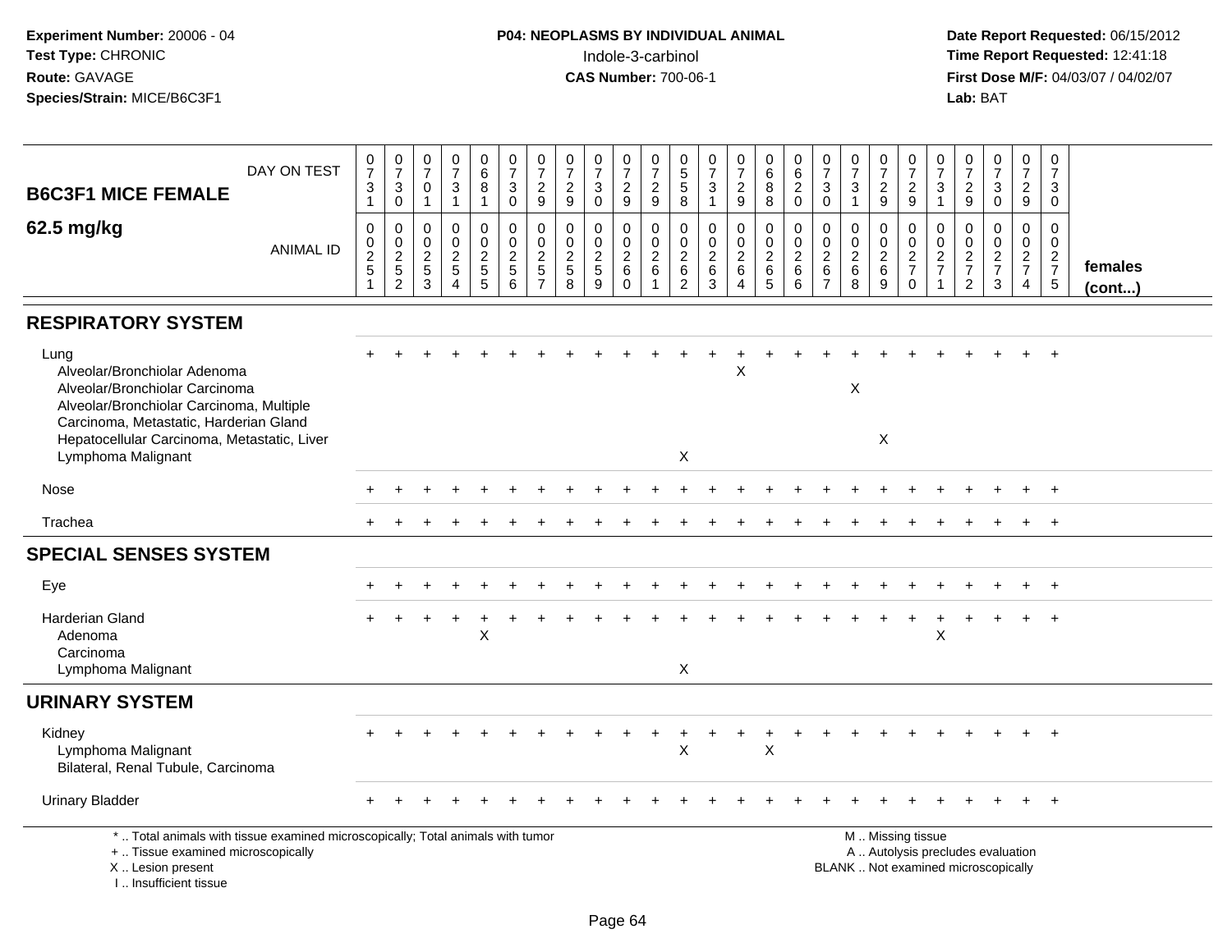Experiment Number: 20006 - 04
Test Type: CHRONIC
Route: GAVAGE
Species/Strain: MICE/B6C3F1

**P04: NEOPLASMS BY INDIVIDUAL ANIMAL**
Indole-3-carbinol
**CAS Number:** 700-06-1

Date Report Requested: 06/15/2012
Time Report Requested: 12:41:18
First Dose M/F: 04/03/07 / 04/02/07
Lab: BAT

## B6C3F1 MICE FEMALE
## 62.5 mg/kg

| DAY ON TEST | 0731 | 0730 | 0701 | 0731 | 0681 | 0730 | 0729 | 0729 | 0730 | 0729 | 0729 | 0558 | 0731 | 0729 | 0688 | 0620 | 0730 | 0731 | 0729 | 0729 | 0731 | 0729 | 0730 | 0729 | 0730 | |
|---|---|---|---|---|---|---|---|---|---|---|---|---|---|---|---|---|---|---|---|---|---|---|---|---|---|---|
| **ANIMAL ID** | 00251 | 00252 | 00253 | 00254 | 00255 | 00256 | 00257 | 00258 | 00259 | 00260 | 00261 | 00262 | 00263 | 00264 | 00265 | 00266 | 00267 | 00268 | 00269 | 00270 | 00271 | 00272 | 00273 | 00274 | 00275 | **females (cont...)** |
| **RESPIRATORY SYSTEM** | | | | | | | | | | | | | | | | | | | | | | | | | | |
| Lung | + | + | + | + | + | + | + | + | + | + | + | + | + | + | + | + | + | + | + | + | + | + | + | + | + | |
| Alveolar/Bronchiolar Adenoma | | | | | | | | | | | | | | X | | | | | | | | | | | | |
| Alveolar/Bronchiolar Carcinoma | | | | | | | | | | | | | | | | | | X | | | | | | | | |
| Alveolar/Bronchiolar Carcinoma, Multiple | | | | | | | | | | | | | | | | | | | | | | | | | | |
| Carcinoma, Metastatic, Harderian Gland | | | | | | | | | | | | | | | | | | | | | | | | | | |
| Hepatocellular Carcinoma, Metastatic, Liver | | | | | | | | | | | | | | | | | | | X | | | | | | | |
| Lymphoma Malignant | | | | | | | | | | | | X | | | | | | | | | | | | | | |
| Nose | + | + | + | + | + | + | + | + | + | + | + | + | + | + | + | + | + | + | + | + | + | + | + | + | + | |
| Trachea | + | + | + | + | + | + | + | + | + | + | + | + | + | + | + | + | + | + | + | + | + | + | + | + | + | |
| **SPECIAL SENSES SYSTEM** | | | | | | | | | | | | | | | | | | | | | | | | | | |
| Eye | + | + | + | + | + | + | + | + | + | + | + | + | + | + | + | + | + | + | + | + | + | + | + | + | + | |
| Harderian Gland | + | + | + | + | + | + | + | + | + | + | + | + | + | + | + | + | + | + | + | + | + | + | + | + | + | |
| Adenoma | | | | | X | | | | | | | | | | | | | | | | X | | | | | |
| Carcinoma | | | | | | | | | | | | | | | | | | | | | | | | | | |
| Lymphoma Malignant | | | | | | | | | | | | X | | | | | | | | | | | | | | |
| **URINARY SYSTEM** | | | | | | | | | | | | | | | | | | | | | | | | | | |
| Kidney | + | + | + | + | + | + | + | + | + | + | + | + | + | + | + | + | + | + | + | + | + | + | + | + | + | |
| Lymphoma Malignant | | | | | | | | | | | | X | | | X | | | | | | | | | | | |
| Bilateral, Renal Tubule, Carcinoma | | | | | | | | | | | | | | | | | | | | | | | | | | |
| Urinary Bladder | + | + | + | + | + | + | + | + | + | + | + | + | + | + | + | + | + | + | + | + | + | + | + | + | + | |

\* .. Total animals with tissue examined microscopically; Total animals with tumor
\+ .. Tissue examined microscopically
X .. Lesion present
I .. Insufficient tissue

M .. Missing tissue
A .. Autolysis precludes evaluation
BLANK .. Not examined microscopically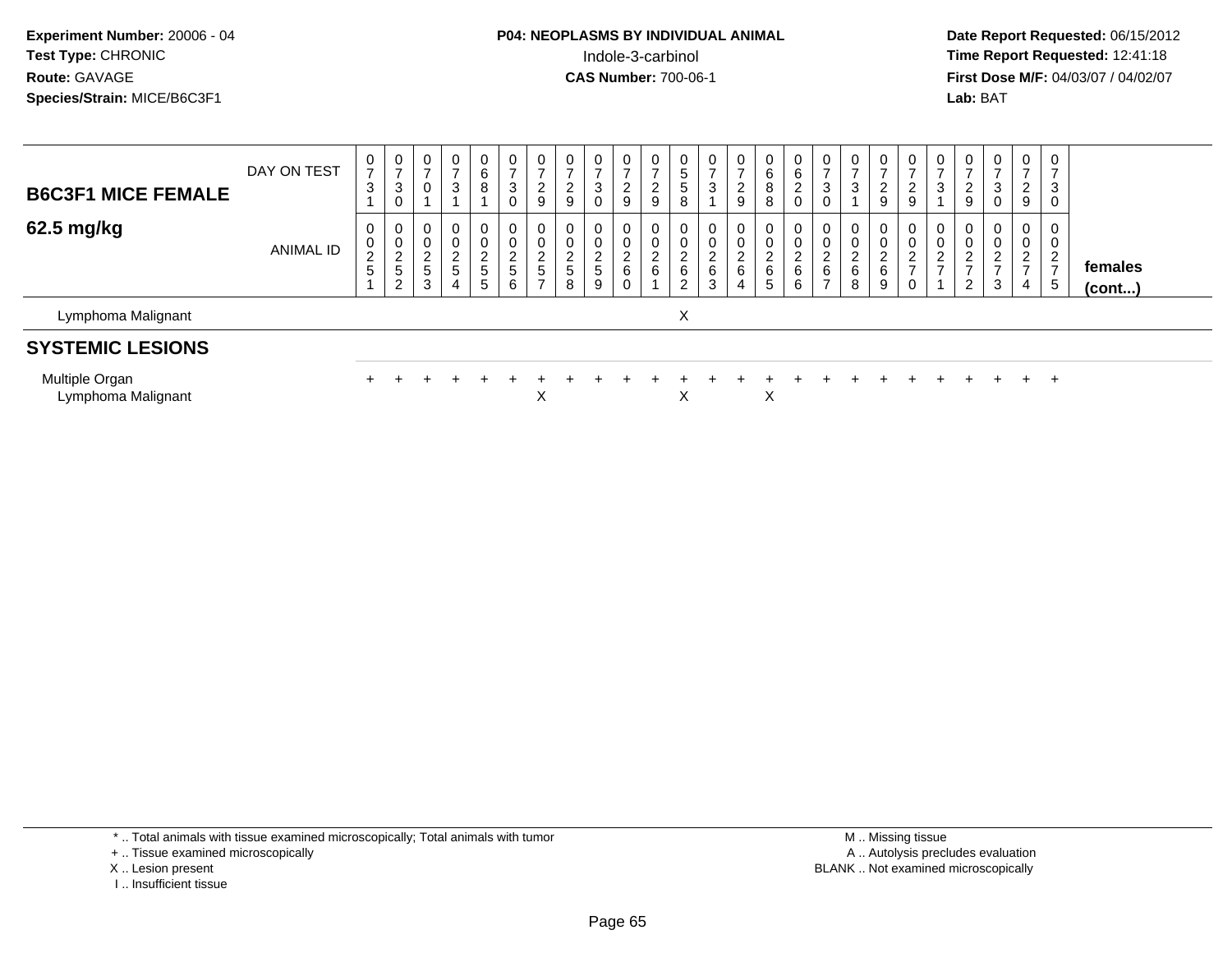**Experiment Number:** 20006 - 04
**Test Type:** CHRONIC
**Route:** GAVAGE
**Species/Strain:** MICE/B6C3F1

**P04: NEOPLASMS BY INDIVIDUAL ANIMAL**
Indole-3-carbinol
**CAS Number:** 700-06-1

**Date Report Requested:** 06/15/2012
**Time Report Requested:** 12:41:18
**First Dose M/F:** 04/03/07 / 04/02/07
**Lab:** BAT

| **B6C3F1 MICE FEMALE** DAY ON TEST | 0731 | 0730 | 0701 | 0731 | 0681 | 0730 | 0729 | 0729 | 0730 | 0729 | 0729 | 0558 | 0731 | 0729 | 0688 | 0620 | 0730 | 0731 | 0729 | 0729 | 0731 | 0729 | 0730 | 0729 | 0730 | |
|---|---|---|---|---|---|---|---|---|---|---|---|---|---|---|---|---|---|---|---|---|---|---|---|---|---|---|
| **62.5 mg/kg** ANIMAL ID | 00251 | 00252 | 00253 | 00254 | 00255 | 00256 | 00257 | 00258 | 00259 | 00260 | 00261 | 00262 | 00263 | 00264 | 00265 | 00266 | 00267 | 00268 | 00269 | 00270 | 00271 | 00272 | 00273 | 00274 | 00275 | **females (cont...)** |
| Lymphoma Malignant | | | | | | | | | | | | X | | | | | | | | | | | | | | |
| **SYSTEMIC LESIONS** | | | | | | | | | | | | | | | | | | | | | | | | | | |
| Multiple Organ | + | + | + | + | + | + | + | + | + | + | + | + | + | + | + | + | + | + | + | + | + | + | + | + | + | |
| Lymphoma Malignant | | | | | | | X | | | | | X | | | X | | | | | | | | | | | |

\* .. Total animals with tissue examined microscopically; Total animals with tumor
\+ .. Tissue examined microscopically
X .. Lesion present
I .. Insufficient tissue

M .. Missing tissue
A .. Autolysis precludes evaluation
BLANK .. Not examined microscopically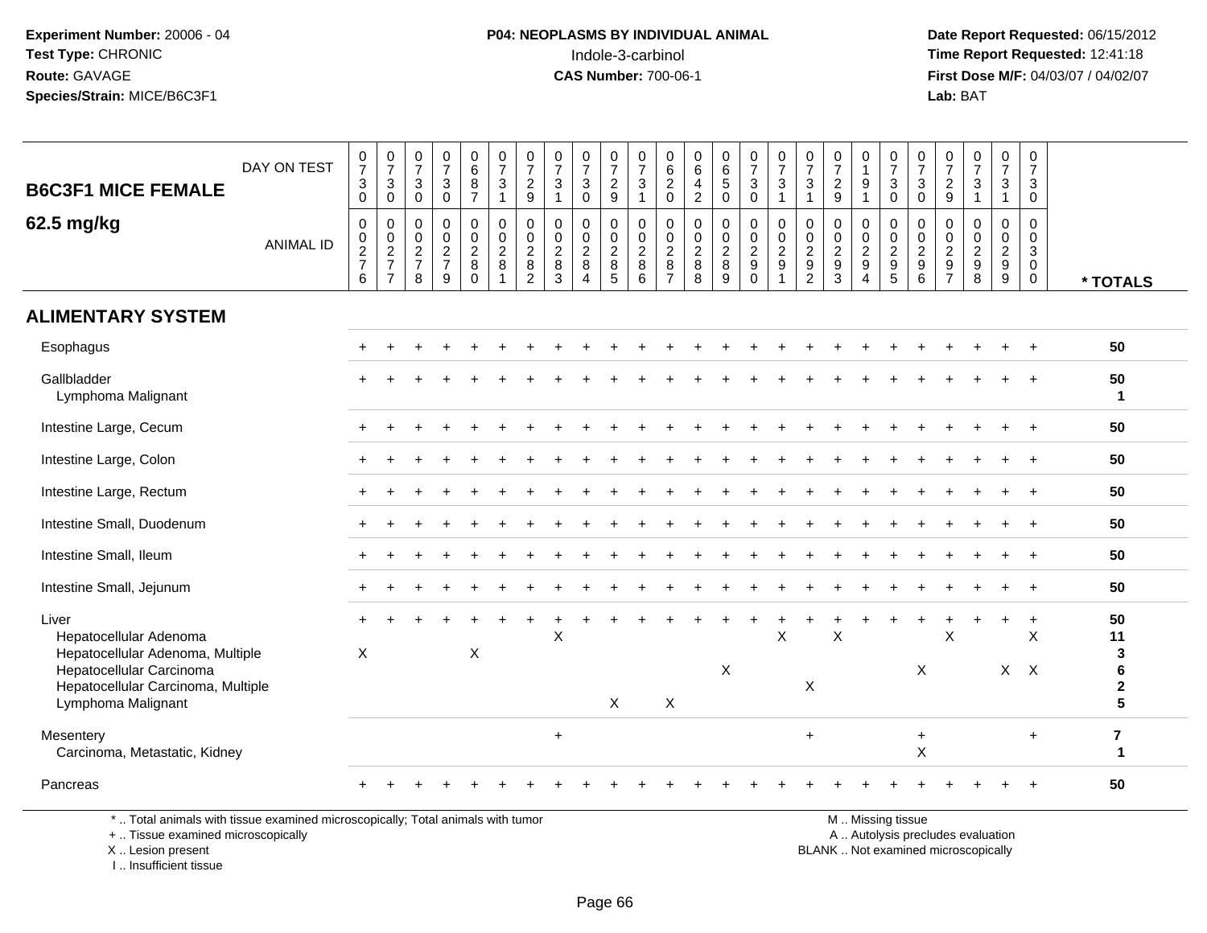**Experiment Number:** 20006 - 04
**Test Type:** CHRONIC
**Route:** GAVAGE
**Species/Strain:** MICE/B6C3F1

**P04: NEOPLASMS BY INDIVIDUAL ANIMAL**
Indole-3-carbinol
**CAS Number:** 700-06-1

**Date Report Requested:** 06/15/2012
**Time Report Requested:** 12:41:18
**First Dose M/F:** 04/03/07 / 04/02/07
**Lab:** BAT

## B6C3F1 MICE FEMALE
## 62.5 mg/kg

| DAY ON TEST | 0730 | 0730 | 0730 | 0730 | 0687 | 0731 | 0729 | 0731 | 0730 | 0729 | 0731 | 0620 | 0642 | 0650 | 0730 | 0731 | 0731 | 0729 | 0191 | 0730 | 0730 | 0729 | 0731 | 0731 | 0730 | |
|---|---|---|---|---|---|---|---|---|---|---|---|---|---|---|---|---|---|---|---|---|---|---|---|---|---|---|
| **ANIMAL ID** | 00276 | 00277 | 00278 | 00279 | 00280 | 00281 | 00282 | 00283 | 00284 | 00285 | 00286 | 00287 | 00288 | 00289 | 00290 | 00291 | 00292 | 00293 | 00294 | 00295 | 00296 | 00297 | 00298 | 00299 | 00300 | *** TOTALS** |
| **ALIMENTARY SYSTEM** | | | | | | | | | | | | | | | | | | | | | | | | | | |
| Esophagus | + | + | + | + | + | + | + | + | + | + | + | + | + | + | + | + | + | + | + | + | + | + | + | + | + | 50 |
| Gallbladder | + | + | + | + | + | + | + | + | + | + | + | + | + | + | + | + | + | + | + | + | + | + | + | + | + | 50 |
| Lymphoma Malignant | | | | | | | | | | | | | | | | | | | | | | | | | | 1 |
| Intestine Large, Cecum | + | + | + | + | + | + | + | + | + | + | + | + | + | + | + | + | + | + | + | + | + | + | + | + | + | 50 |
| Intestine Large, Colon | + | + | + | + | + | + | + | + | + | + | + | + | + | + | + | + | + | + | + | + | + | + | + | + | + | 50 |
| Intestine Large, Rectum | + | + | + | + | + | + | + | + | + | + | + | + | + | + | + | + | + | + | + | + | + | + | + | + | + | 50 |
| Intestine Small, Duodenum | + | + | + | + | + | + | + | + | + | + | + | + | + | + | + | + | + | + | + | + | + | + | + | + | + | 50 |
| Intestine Small, Ileum | + | + | + | + | + | + | + | + | + | + | + | + | + | + | + | + | + | + | + | + | + | + | + | + | + | 50 |
| Intestine Small, Jejunum | + | + | + | + | + | + | + | + | + | + | + | + | + | + | + | + | + | + | + | + | + | + | + | + | + | 50 |
| Liver | + | + | + | + | + | + | + | + | + | + | + | + | + | + | + | + | + | + | + | + | + | + | + | + | + | 50 |
| Hepatocellular Adenoma | | | | | | | | X | | | | | | | | X | | X | | | | X | | | X | 11 |
| Hepatocellular Adenoma, Multiple | X | | | | X | | | | | | | | | | | | | | | | | | | | | 3 |
| Hepatocellular Carcinoma | | | | | | | | | | | | | | X | | | | | | | X | | | X | X | 6 |
| Hepatocellular Carcinoma, Multiple | | | | | | | | | | | | | | | | | X | | | | | | | | | 2 |
| Lymphoma Malignant | | | | | | | | | | X | | X | | | | | | | | | | | | | | 5 |
| Mesentery | | | | | | | | + | | | | | | | | | + | | | | + | | | | + | 7 |
| Carcinoma, Metastatic, Kidney | | | | | | | | | | | | | | | | | | | | | X | | | | | 1 |
| Pancreas | + | + | + | + | + | + | + | + | + | + | + | + | + | + | + | + | + | + | + | + | + | + | + | + | + | 50 |

\* .. Total animals with tissue examined microscopically; Total animals with tumor
\+ .. Tissue examined microscopically
X .. Lesion present
I .. Insufficient tissue

M .. Missing tissue
A .. Autolysis precludes evaluation
BLANK .. Not examined microscopically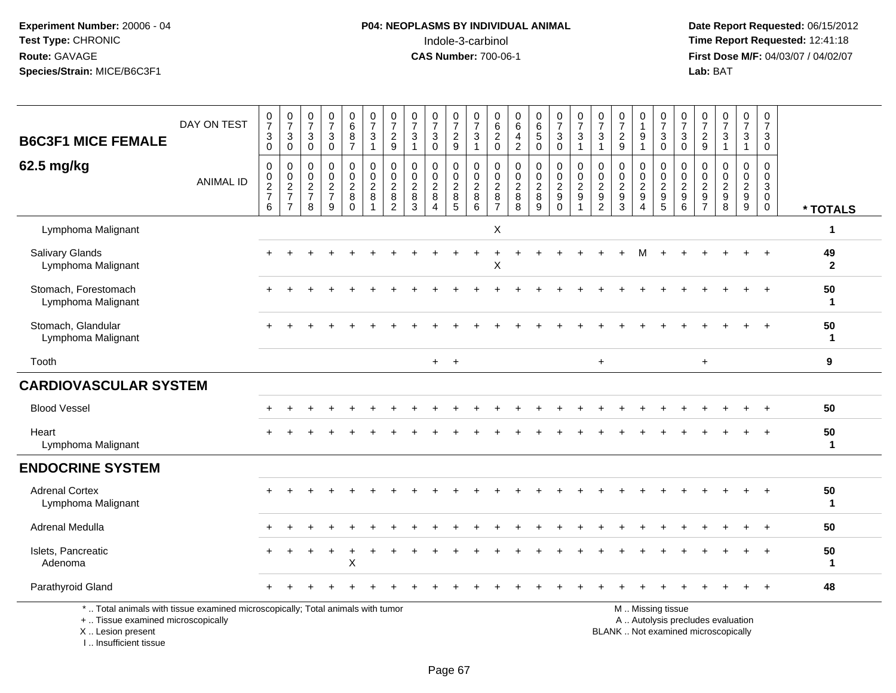**Experiment Number:** 20006 - 04
**Test Type:** CHRONIC
**Route:** GAVAGE
**Species/Strain:** MICE/B6C3F1

**P04: NEOPLASMS BY INDIVIDUAL ANIMAL**
Indole-3-carbinol
**CAS Number:** 700-06-1

**Date Report Requested:** 06/15/2012
**Time Report Requested:** 12:41:18
**First Dose M/F:** 04/03/07 / 04/02/07
**Lab:** BAT

| B6C3F1 MICE FEMALE 62.5 mg/kg | | | | | | | | | | | | | | | | | | | | | | | | | | |
|---|---|---|---|---|---|---|---|---|---|---|---|---|---|---|---|---|---|---|---|---|---|---|---|---|---|---|
| DAY ON TEST | 0730 | 0730 | 0730 | 0730 | 0687 | 0731 | 0729 | 0731 | 0730 | 0729 | 0731 | 0620 | 0642 | 0650 | 0730 | 0731 | 0731 | 0729 | 0191 | 0730 | 0730 | 0729 | 0731 | 0731 | 0730 | |
| ANIMAL ID | 0276 | 0277 | 0278 | 0279 | 0280 | 0281 | 0282 | 0283 | 0284 | 0285 | 0286 | 0287 | 0288 | 0289 | 0290 | 0291 | 0292 | 0293 | 0294 | 0295 | 0296 | 0297 | 0298 | 0299 | 0300 | * TOTALS |
| Lymphoma Malignant | | | | | | | | | | | | X | | | | | | | | | | | | | | 1 |
| Salivary Glands | + | + | + | + | + | + | + | + | + | + | + | + | + | + | + | + | + | + | M | + | + | + | + | + | + | 49 |
| Lymphoma Malignant | | | | | | | | | | | | X | | | | | | | | | | | | | | 2 |
| Stomach, Forestomach | + | + | + | + | + | + | + | + | + | + | + | + | + | + | + | + | + | + | + | + | + | + | + | + | + | 50 |
| Lymphoma Malignant | | | | | | | | | | | | | | | | | | | | | | | | | | 1 |
| Stomach, Glandular | + | + | + | + | + | + | + | + | + | + | + | + | + | + | + | + | + | + | + | + | + | + | + | + | + | 50 |
| Lymphoma Malignant | | | | | | | | | | | | | | | | | | | | | | | | | | 1 |
| Tooth | | | | | | | | | + | + | | | | | | | + | | | | | + | | | | 9 |
| **CARDIOVASCULAR SYSTEM** | | | | | | | | | | | | | | | | | | | | | | | | | | |
| Blood Vessel | + | + | + | + | + | + | + | + | + | + | + | + | + | + | + | + | + | + | + | + | + | + | + | + | + | 50 |
| Heart | + | + | + | + | + | + | + | + | + | + | + | + | + | + | + | + | + | + | + | + | + | + | + | + | + | 50 |
| Lymphoma Malignant | | | | | | | | | | | | | | | | | | | | | | | | | | 1 |
| **ENDOCRINE SYSTEM** | | | | | | | | | | | | | | | | | | | | | | | | | | |
| Adrenal Cortex | + | + | + | + | + | + | + | + | + | + | + | + | + | + | + | + | + | + | + | + | + | + | + | + | + | 50 |
| Lymphoma Malignant | | | | | | | | | | | | | | | | | | | | | | | | | | 1 |
| Adrenal Medulla | + | + | + | + | + | + | + | + | + | + | + | + | + | + | + | + | + | + | + | + | + | + | + | + | + | 50 |
| Islets, Pancreatic | + | + | + | + | + | + | + | + | + | + | + | + | + | + | + | + | + | + | + | + | + | + | + | + | + | 50 |
| Adenoma | | | | | X | | | | | | | | | | | | | | | | | | | | | 1 |
| Parathyroid Gland | + | + | + | + | + | + | + | + | + | + | + | + | + | + | + | + | + | + | + | + | + | + | + | + | + | 48 |

\* .. Total animals with tissue examined microscopically; Total animals with tumor
\+ .. Tissue examined microscopically
X .. Lesion present
I .. Insufficient tissue

M .. Missing tissue
A .. Autolysis precludes evaluation
BLANK .. Not examined microscopically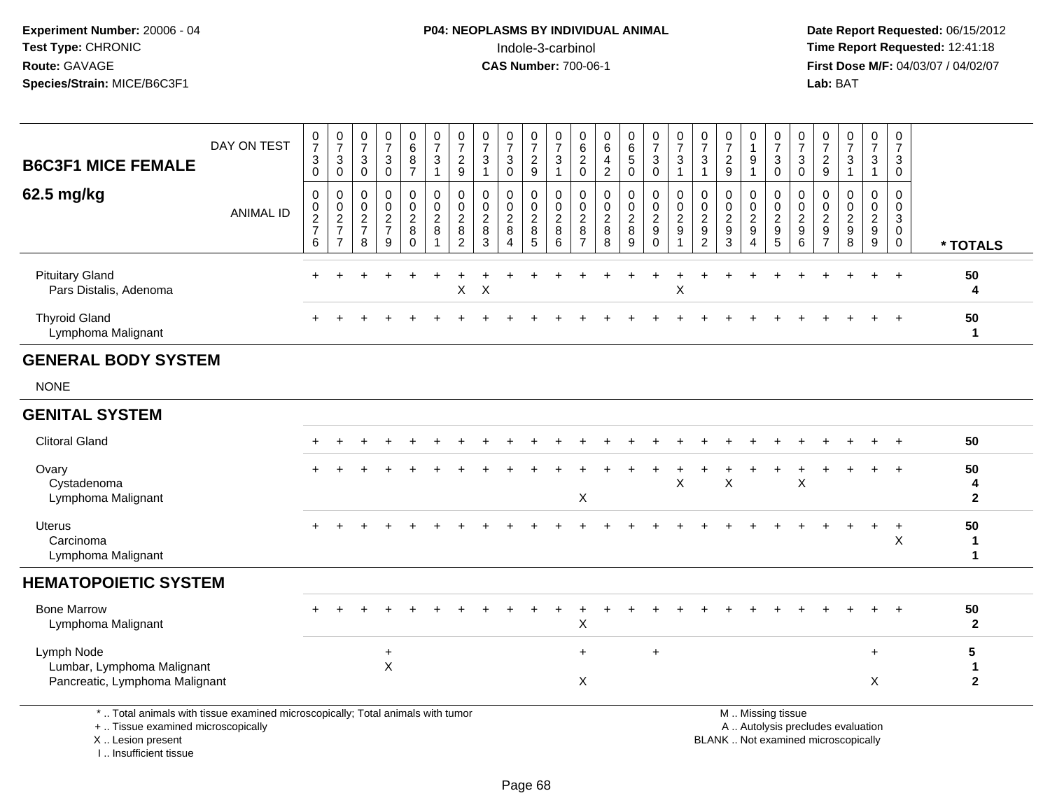**Experiment Number:** 20006 - 04
**Test Type:** CHRONIC
**Route:** GAVAGE
**Species/Strain:** MICE/B6C3F1

**P04: NEOPLASMS BY INDIVIDUAL ANIMAL**
Indole-3-carbinol
**CAS Number:** 700-06-1

**Date Report Requested:** 06/15/2012
**Time Report Requested:** 12:41:18
**First Dose M/F:** 04/03/07 / 04/02/07
**Lab:** BAT

| B6C3F1 MICE FEMALE 62.5 mg/kg | | | | | | | | | | | | | | | | | | | | | | | | | | |
|---|---|---|---|---|---|---|---|---|---|---|---|---|---|---|---|---|---|---|---|---|---|---|---|---|---|---|
| DAY ON TEST | 0730 | 0730 | 0730 | 0730 | 0687 | 0731 | 0729 | 0731 | 0730 | 0729 | 0731 | 0620 | 0642 | 0650 | 0730 | 0731 | 0731 | 0729 | 0191 | 0730 | 0730 | 0729 | 0731 | 0731 | 0730 | |
| ANIMAL ID | 00276 | 00277 | 00278 | 00279 | 00280 | 00281 | 00282 | 00283 | 00284 | 00285 | 00286 | 00287 | 00288 | 00289 | 00290 | 00291 | 00292 | 00293 | 00294 | 00295 | 00296 | 00297 | 00298 | 00299 | 00300 | * TOTALS |
| Pituitary Gland | + | + | + | + | + | + | + | + | + | + | + | + | + | + | + | + | + | + | + | + | + | + | + | + | + | 50 |
| Pars Distalis, Adenoma | | | | | | | X | X | | | | | | | | X | | | | | | | | | | 4 |
| Thyroid Gland | + | + | + | + | + | + | + | + | + | + | + | + | + | + | + | + | + | + | + | + | + | + | + | + | + | 50 |
| Lymphoma Malignant | | | | | | | | | | | | | | | | | | | | | | | | | | 1 |
| **GENERAL BODY SYSTEM** | | | | | | | | | | | | | | | | | | | | | | | | | | |
| NONE | | | | | | | | | | | | | | | | | | | | | | | | | | |
| **GENITAL SYSTEM** | | | | | | | | | | | | | | | | | | | | | | | | | | |
| Clitoral Gland | + | + | + | + | + | + | + | + | + | + | + | + | + | + | + | + | + | + | + | + | + | + | + | + | + | 50 |
| Ovary | + | + | + | + | + | + | + | + | + | + | + | + | + | + | + | + | + | + | + | + | + | + | + | + | + | 50 |
| Cystadenoma | | | | | | | | | | | | | | | | X | | X | | | X | | | | | 4 |
| Lymphoma Malignant | | | | | | | | | | | | X | | | | | | | | | | | | | | 2 |
| Uterus | + | + | + | + | + | + | + | + | + | + | + | + | + | + | + | + | + | + | + | + | + | + | + | + | + | 50 |
| Carcinoma | | | | | | | | | | | | | | | | | | | | | | | | | X | 1 |
| Lymphoma Malignant | | | | | | | | | | | | | | | | | | | | | | | | | | 1 |
| **HEMATOPOIETIC SYSTEM** | | | | | | | | | | | | | | | | | | | | | | | | | | |
| Bone Marrow | + | + | + | + | + | + | + | + | + | + | + | + | + | + | + | + | + | + | + | + | + | + | + | + | + | 50 |
| Lymphoma Malignant | | | | | | | | | | | | X | | | | | | | | | | | | | | 2 |
| Lymph Node | | | | + | | | | | | | | + | | | + | | | | | | | | | + | | 5 |
| Lumbar, Lymphoma Malignant | | | | X | | | | | | | | | | | | | | | | | | | | | | 1 |
| Pancreatic, Lymphoma Malignant | | | | | | | | | | | | X | | | | | | | | | | | | X | | 2 |

\* .. Total animals with tissue examined microscopically; Total animals with tumor
\+ .. Tissue examined microscopically
X .. Lesion present
I .. Insufficient tissue

M .. Missing tissue
A .. Autolysis precludes evaluation
BLANK .. Not examined microscopically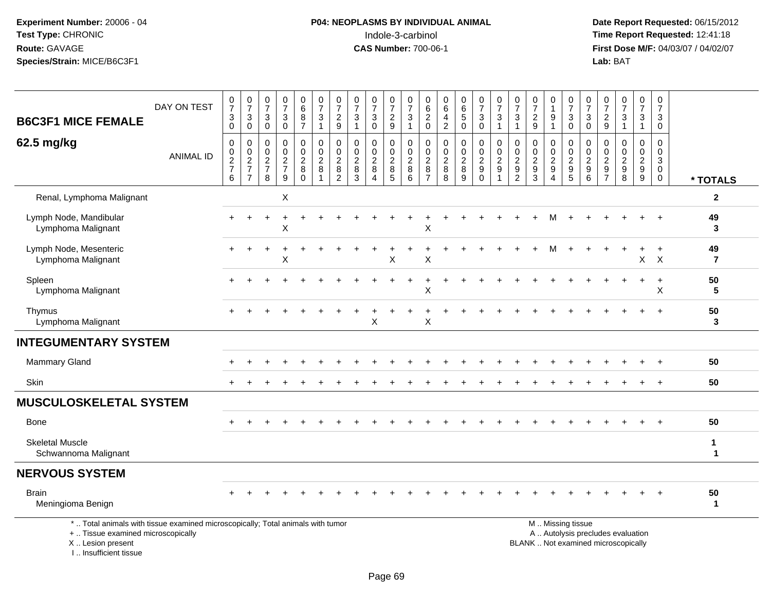**Experiment Number:** 20006 - 04
**Test Type:** CHRONIC
**Route:** GAVAGE
**Species/Strain:** MICE/B6C3F1

**P04: NEOPLASMS BY INDIVIDUAL ANIMAL**
Indole-3-carbinol
**CAS Number:** 700-06-1

**Date Report Requested:** 06/15/2012
**Time Report Requested:** 12:41:18
**First Dose M/F:** 04/03/07 / 04/02/07
**Lab:** BAT

| B6C3F1 MICE FEMALE 62.5 mg/kg | | | | | | | | | | | | | | | | | | | | | | | | | | |
|---|---|---|---|---|---|---|---|---|---|---|---|---|---|---|---|---|---|---|---|---|---|---|---|---|---|---|
| DAY ON TEST | 0730 | 0730 | 0730 | 0730 | 0687 | 0731 | 0729 | 0731 | 0730 | 0729 | 0731 | 0620 | 0642 | 0650 | 0730 | 0731 | 0731 | 0729 | 0191 | 0730 | 0730 | 0729 | 0731 | 0731 | 0730 | |
| ANIMAL ID | 0276 | 0277 | 0278 | 0279 | 0280 | 0281 | 0282 | 0283 | 0284 | 0285 | 0286 | 0287 | 0288 | 0289 | 0290 | 0291 | 0292 | 0293 | 0294 | 0295 | 0296 | 0297 | 0298 | 0299 | 0300 | * TOTALS |
| Renal, Lymphoma Malignant | | | | X | | | | | | | | | | | | | | | | | | | | | | 2 |
| Lymph Node, Mandibular | + | + | + | + | + | + | + | + | + | + | + | + | + | + | + | + | + | + | M | + | + | + | + | + | + | 49 |
| Lymphoma Malignant | | | | X | | | | | | | | X | | | | | | | | | | | | | | 3 |
| Lymph Node, Mesenteric | + | + | + | + | + | + | + | + | + | + | + | + | + | + | + | + | + | + | M | + | + | + | + | + | + | 49 |
| Lymphoma Malignant | | | | X | | | | | | X | | X | | | | | | | | | | | | X | X | 7 |
| Spleen | + | + | + | + | + | + | + | + | + | + | + | + | + | + | + | + | + | + | + | + | + | + | + | + | + | 50 |
| Lymphoma Malignant | | | | | | | | | | | | X | | | | | | | | | | | | | X | 5 |
| Thymus | + | + | + | + | + | + | + | + | + | + | + | + | + | + | + | + | + | + | + | + | + | + | + | + | + | 50 |
| Lymphoma Malignant | | | | | | | | | X | | | X | | | | | | | | | | | | | | 3 |
| **INTEGUMENTARY SYSTEM** | | | | | | | | | | | | | | | | | | | | | | | | | | |
| Mammary Gland | + | + | + | + | + | + | + | + | + | + | + | + | + | + | + | + | + | + | + | + | + | + | + | + | + | 50 |
| Skin | + | + | + | + | + | + | + | + | + | + | + | + | + | + | + | + | + | + | + | + | + | + | + | + | + | 50 |
| **MUSCULOSKELETAL SYSTEM** | | | | | | | | | | | | | | | | | | | | | | | | | | |
| Bone | + | + | + | + | + | + | + | + | + | + | + | + | + | + | + | + | + | + | + | + | + | + | + | + | + | 50 |
| Skeletal Muscle | | | | | | | | | | | | | | | | | | | | | | | | | | 1 |
| Schwannoma Malignant | | | | | | | | | | | | | | | | | | | | | | | | | | 1 |
| **NERVOUS SYSTEM** | | | | | | | | | | | | | | | | | | | | | | | | | | |
| Brain | + | + | + | + | + | + | + | + | + | + | + | + | + | + | + | + | + | + | + | + | + | + | + | + | + | 50 |
| Meningioma Benign | | | | | | | | | | | | | | | | | | | | | | | | | | 1 |

\* .. Total animals with tissue examined microscopically; Total animals with tumor
\+ .. Tissue examined microscopically
X .. Lesion present
I .. Insufficient tissue

M .. Missing tissue
A .. Autolysis precludes evaluation
BLANK .. Not examined microscopically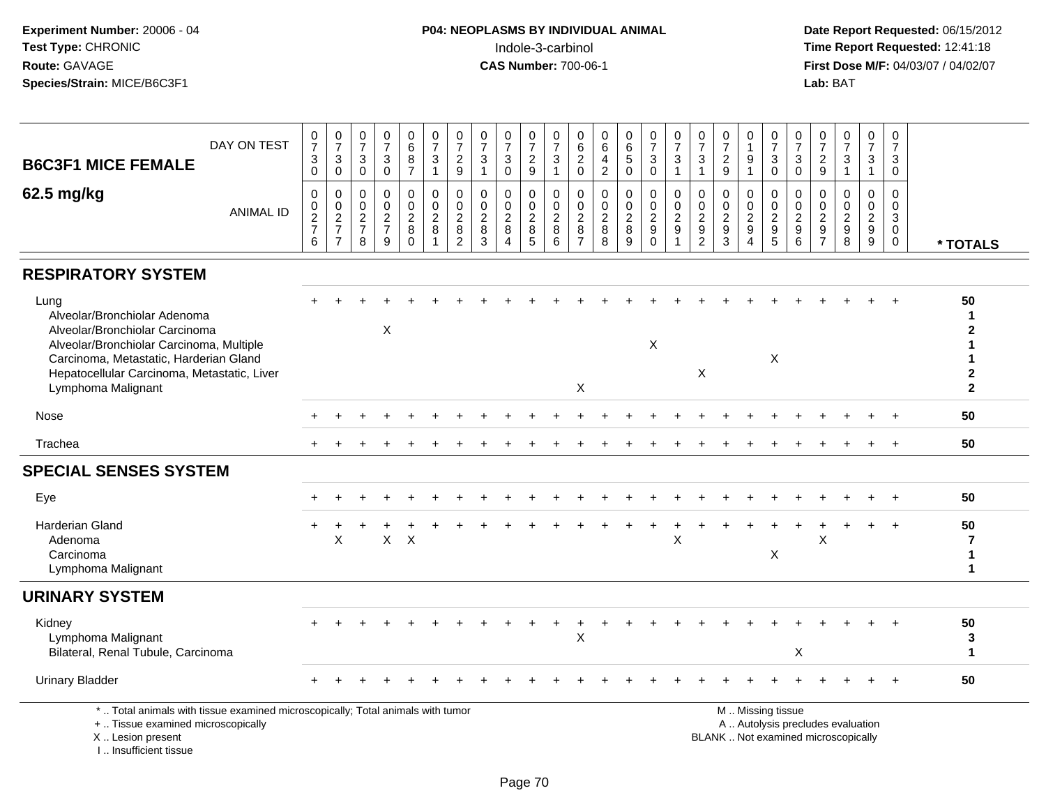**Experiment Number:** 20006 - 04
**Test Type:** CHRONIC
**Route:** GAVAGE
**Species/Strain:** MICE/B6C3F1

**P04: NEOPLASMS BY INDIVIDUAL ANIMAL**
Indole-3-carbinol
**CAS Number:** 700-06-1

**Date Report Requested:** 06/15/2012
**Time Report Requested:** 12:41:18
**First Dose M/F:** 04/03/07 / 04/02/07
**Lab:** BAT

## B6C3F1 MICE FEMALE
## 62.5 mg/kg

| DAY ON TEST | 0730 | 0730 | 0730 | 0730 | 0687 | 0731 | 0729 | 0731 | 0730 | 0729 | 0731 | 0620 | 0642 | 0650 | 0730 | 0731 | 0731 | 0729 | 0191 | 0730 | 0730 | 0729 | 0731 | 0731 | 0730 | |
|---|---|---|---|---|---|---|---|---|---|---|---|---|---|---|---|---|---|---|---|---|---|---|---|---|---|---|
| **ANIMAL ID** | 00276 | 00277 | 00278 | 00279 | 00280 | 00281 | 00282 | 00283 | 00284 | 00285 | 00286 | 00287 | 00288 | 00289 | 00290 | 00291 | 00292 | 00293 | 00294 | 00295 | 00296 | 00297 | 00298 | 00299 | 00300 | *** TOTALS** |
| **RESPIRATORY SYSTEM** | | | | | | | | | | | | | | | | | | | | | | | | | | |
| Lung | + | + | + | + | + | + | + | + | + | + | + | + | + | + | + | + | + | + | + | + | + | + | + | + | + | 50 |
| Alveolar/Bronchiolar Adenoma | | | | | | | | | | | | | | | | | | | | | | | | | | 1 |
| Alveolar/Bronchiolar Carcinoma | | | | X | | | | | | | | | | | | | | | | | | | | | | 2 |
| Alveolar/Bronchiolar Carcinoma, Multiple | | | | | | | | | | | | | | | X | | | | | | | | | | | 1 |
| Carcinoma, Metastatic, Harderian Gland | | | | | | | | | | | | | | | | | | | | X | | | | | | 1 |
| Hepatocellular Carcinoma, Metastatic, Liver | | | | | | | | | | | | | | | | | X | | | | | | | | | 2 |
| Lymphoma Malignant | | | | | | | | | | | | X | | | | | | | | | | | | | | 2 |
| Nose | + | + | + | + | + | + | + | + | + | + | + | + | + | + | + | + | + | + | + | + | + | + | + | + | + | 50 |
| Trachea | + | + | + | + | + | + | + | + | + | + | + | + | + | + | + | + | + | + | + | + | + | + | + | + | + | 50 |
| **SPECIAL SENSES SYSTEM** | | | | | | | | | | | | | | | | | | | | | | | | | | |
| Eye | + | + | + | + | + | + | + | + | + | + | + | + | + | + | + | + | + | + | + | + | + | + | + | + | + | 50 |
| Harderian Gland | + | + | + | + | + | + | + | + | + | + | + | + | + | + | + | + | + | + | + | + | + | + | + | + | + | 50 |
| Adenoma | | X | | X | X | | | | | | | | | | | X | | | | | | X | | | | 7 |
| Carcinoma | | | | | | | | | | | | | | | | | | | | X | | | | | | 1 |
| Lymphoma Malignant | | | | | | | | | | | | | | | | | | | | | | | | | | 1 |
| **URINARY SYSTEM** | | | | | | | | | | | | | | | | | | | | | | | | | | |
| Kidney | + | + | + | + | + | + | + | + | + | + | + | + | + | + | + | + | + | + | + | + | + | + | + | + | + | 50 |
| Lymphoma Malignant | | | | | | | | | | | | X | | | | | | | | | | | | | | 3 |
| Bilateral, Renal Tubule, Carcinoma | | | | | | | | | | | | | | | | | | | | | X | | | | | 1 |
| Urinary Bladder | + | + | + | + | + | + | + | + | + | + | + | + | + | + | + | + | + | + | + | + | + | + | + | + | + | 50 |

* .. Total animals with tissue examined microscopically; Total animals with tumor
+ .. Tissue examined microscopically
X .. Lesion present
I .. Insufficient tissue

M .. Missing tissue
A .. Autolysis precludes evaluation
BLANK .. Not examined microscopically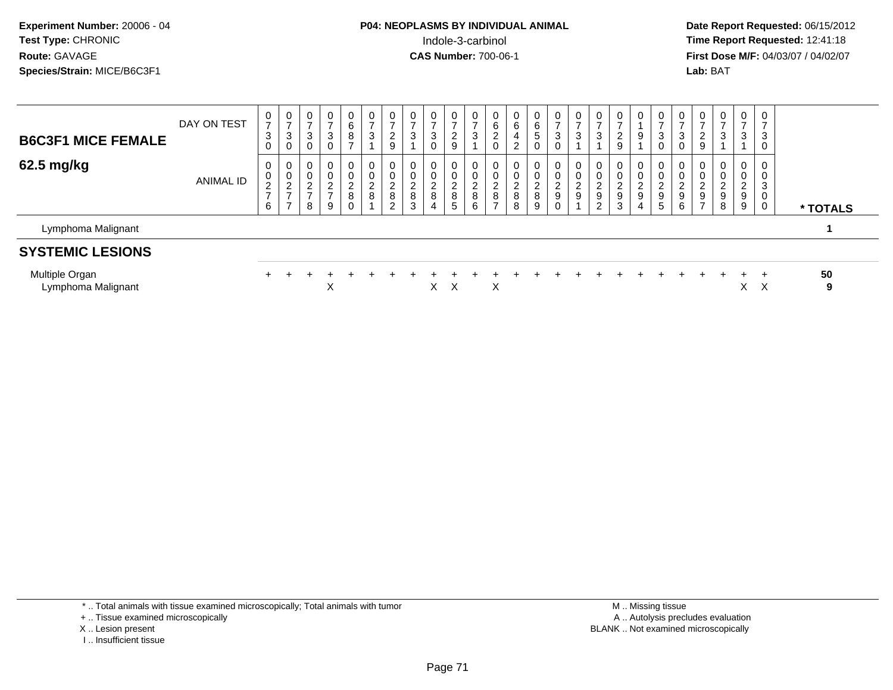**Experiment Number:** 20006 - 04
**Test Type:** CHRONIC
**Route:** GAVAGE
**Species/Strain:** MICE/B6C3F1

**P04: NEOPLASMS BY INDIVIDUAL ANIMAL**
Indole-3-carbinol
**CAS Number:** 700-06-1

**Date Report Requested:** 06/15/2012
**Time Report Requested:** 12:41:18
**First Dose M/F:** 04/03/07 / 04/02/07
**Lab:** BAT

## B6C3F1 MICE FEMALE

## 62.5 mg/kg

| DAY ON TEST | 0730 | 0730 | 0730 | 0730 | 0687 | 0731 | 0729 | 0731 | 0730 | 0729 | 0731 | 0620 | 0642 | 0650 | 0730 | 0731 | 0731 | 0729 | 0191 | 0730 | 0730 | 0729 | 0731 | 0731 | 0730 | |
|---|---|---|---|---|---|---|---|---|---|---|---|---|---|---|---|---|---|---|---|---|---|---|---|---|---|---|
| ANIMAL ID | 00276 | 00277 | 00278 | 00279 | 00280 | 00281 | 00282 | 00283 | 00284 | 00285 | 00286 | 00287 | 00288 | 00289 | 00290 | 00291 | 00292 | 00293 | 00294 | 00295 | 00296 | 00297 | 00298 | 00299 | 00300 | * TOTALS |
| Lymphoma Malignant | | | | | | | | | | | | | | | | | | | | | | | | | | 1 |
| **SYSTEMIC LESIONS** | | | | | | | | | | | | | | | | | | | | | | | | | | |
| Multiple Organ | + | + | + | + | + | + | + | + | + | + | + | + | + | + | + | + | + | + | + | + | + | + | + | + | + | 50 |
| Lymphoma Malignant | | | | X | | | | | X | X | | X | | | | | | | | | | | | X | X | 9 |

\* .. Total animals with tissue examined microscopically; Total animals with tumor
\+ .. Tissue examined microscopically
X .. Lesion present
I .. Insufficient tissue

M .. Missing tissue
A .. Autolysis precludes evaluation
BLANK .. Not examined microscopically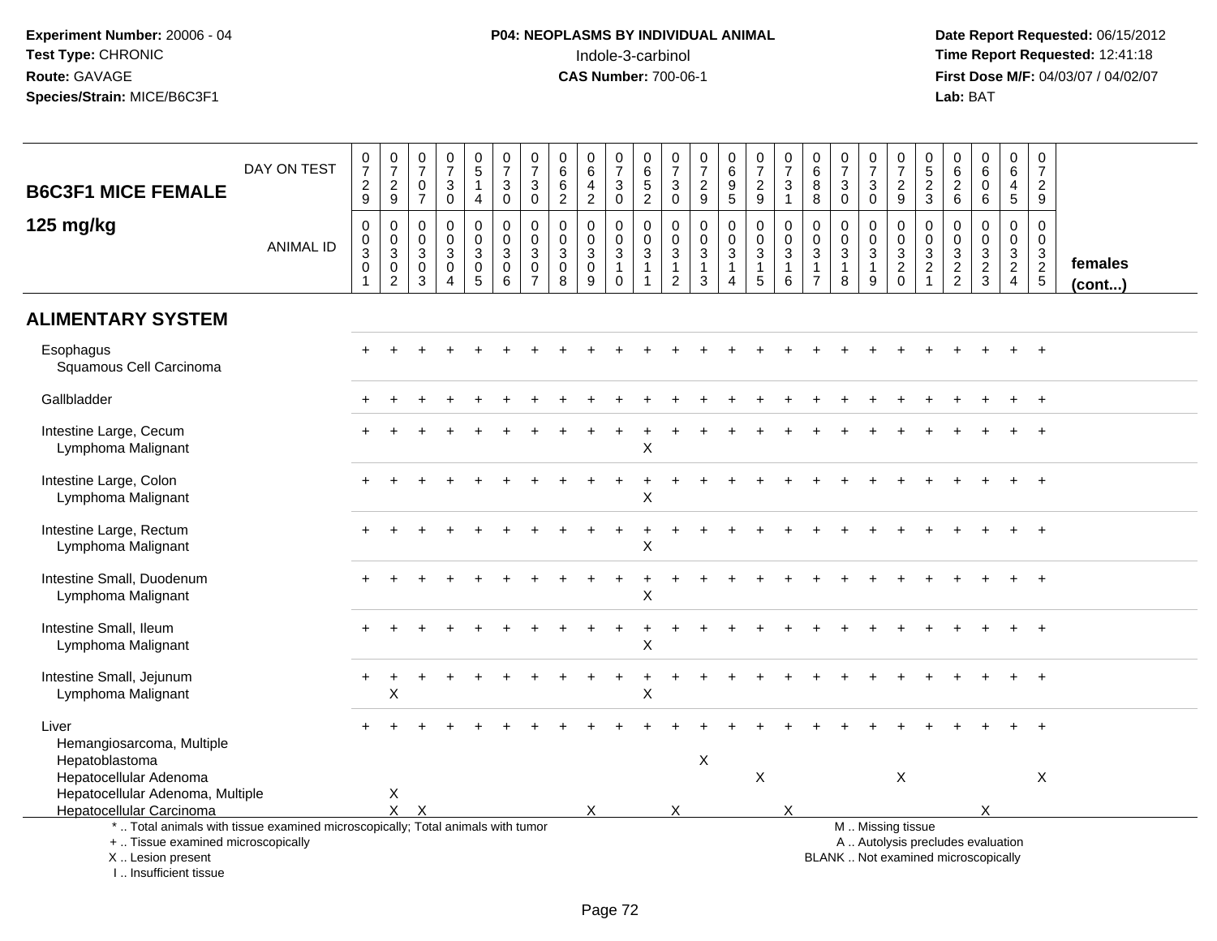**Experiment Number:** 20006 - 04
**Test Type:** CHRONIC
**Route:** GAVAGE
**Species/Strain:** MICE/B6C3F1

**P04: NEOPLASMS BY INDIVIDUAL ANIMAL**
Indole-3-carbinol
**CAS Number:** 700-06-1

**Date Report Requested:** 06/15/2012
**Time Report Requested:** 12:41:18
**First Dose M/F:** 04/03/07 / 04/02/07
**Lab:** BAT

| B6C3F1 MICE FEMALE 125 mg/kg | | | | | | | | | | | | | | | | | | | | | | | | | | |
|---|---|---|---|---|---|---|---|---|---|---|---|---|---|---|---|---|---|---|---|---|---|---|---|---|---|---|
| DAY ON TEST | 0729 | 0729 | 0707 | 0730 | 0514 | 0730 | 0730 | 0662 | 0642 | 0730 | 0652 | 0730 | 0729 | 0695 | 0729 | 0731 | 0688 | 0730 | 0730 | 0729 | 0523 | 0626 | 0606 | 0645 | 0729 | |
| ANIMAL ID | 0030 1 | 0030 2 | 0030 3 | 0030 4 | 0030 5 | 0030 6 | 0030 7 | 0030 8 | 0030 9 | 0031 0 | 0031 1 | 0031 2 | 0031 3 | 0031 4 | 0031 5 | 0031 6 | 0031 7 | 0031 8 | 0031 9 | 0032 0 | 0032 1 | 0032 2 | 0032 3 | 0032 4 | 0032 5 | females (cont...) |
| **ALIMENTARY SYSTEM** | | | | | | | | | | | | | | | | | | | | | | | | | | |
| Esophagus | + | + | + | + | + | + | + | + | + | + | + | + | + | + | + | + | + | + | + | + | + | + | + | + | + | |
| Squamous Cell Carcinoma | | | | | | | | | | | | | | | | | | | | | | | | | | |
| Gallbladder | + | + | + | + | + | + | + | + | + | + | + | + | + | + | + | + | + | + | + | + | + | + | + | + | + | |
| Intestine Large, Cecum | + | + | + | + | + | + | + | + | + | + | + | + | + | + | + | + | + | + | + | + | + | + | + | + | + | |
| Lymphoma Malignant | | | | | | | | | | | X | | | | | | | | | | | | | | | |
| Intestine Large, Colon | + | + | + | + | + | + | + | + | + | + | + | + | + | + | + | + | + | + | + | + | + | + | + | + | + | |
| Lymphoma Malignant | | | | | | | | | | | X | | | | | | | | | | | | | | | |
| Intestine Large, Rectum | + | + | + | + | + | + | + | + | + | + | + | + | + | + | + | + | + | + | + | + | + | + | + | + | + | |
| Lymphoma Malignant | | | | | | | | | | | X | | | | | | | | | | | | | | | |
| Intestine Small, Duodenum | + | + | + | + | + | + | + | + | + | + | + | + | + | + | + | + | + | + | + | + | + | + | + | + | + | |
| Lymphoma Malignant | | | | | | | | | | | X | | | | | | | | | | | | | | | |
| Intestine Small, Ileum | + | + | + | + | + | + | + | + | + | + | + | + | + | + | + | + | + | + | + | + | + | + | + | + | + | |
| Lymphoma Malignant | | | | | | | | | | | X | | | | | | | | | | | | | | | |
| Intestine Small, Jejunum | + | + | + | + | + | + | + | + | + | + | + | + | + | + | + | + | + | + | + | + | + | + | + | + | + | |
| Lymphoma Malignant | | X | | | | | | | | | X | | | | | | | | | | | | | | | |
| Liver | + | + | + | + | + | + | + | + | + | + | + | + | + | + | + | + | + | + | + | + | + | + | + | + | + | |
| Hemangiosarcoma, Multiple | | | | | | | | | | | | | | | | | | | | | | | | | | |
| Hepatoblastoma | | | | | | | | | | | | | X | | | | | | | | | | | | | |
| Hepatocellular Adenoma | | | | | | | | | | | | | | | X | | | | | X | | | | | X | |
| Hepatocellular Adenoma, Multiple | | X | | | | | | | | | | | | | | | | | | | | | | | | |
| Hepatocellular Carcinoma | | X | X | | | | | | X | | | X | | | | X | | | | | | | X | | | |

\* .. Total animals with tissue examined microscopically; Total animals with tumor
\+ .. Tissue examined microscopically
X .. Lesion present
I .. Insufficient tissue

M .. Missing tissue
A .. Autolysis precludes evaluation
BLANK .. Not examined microscopically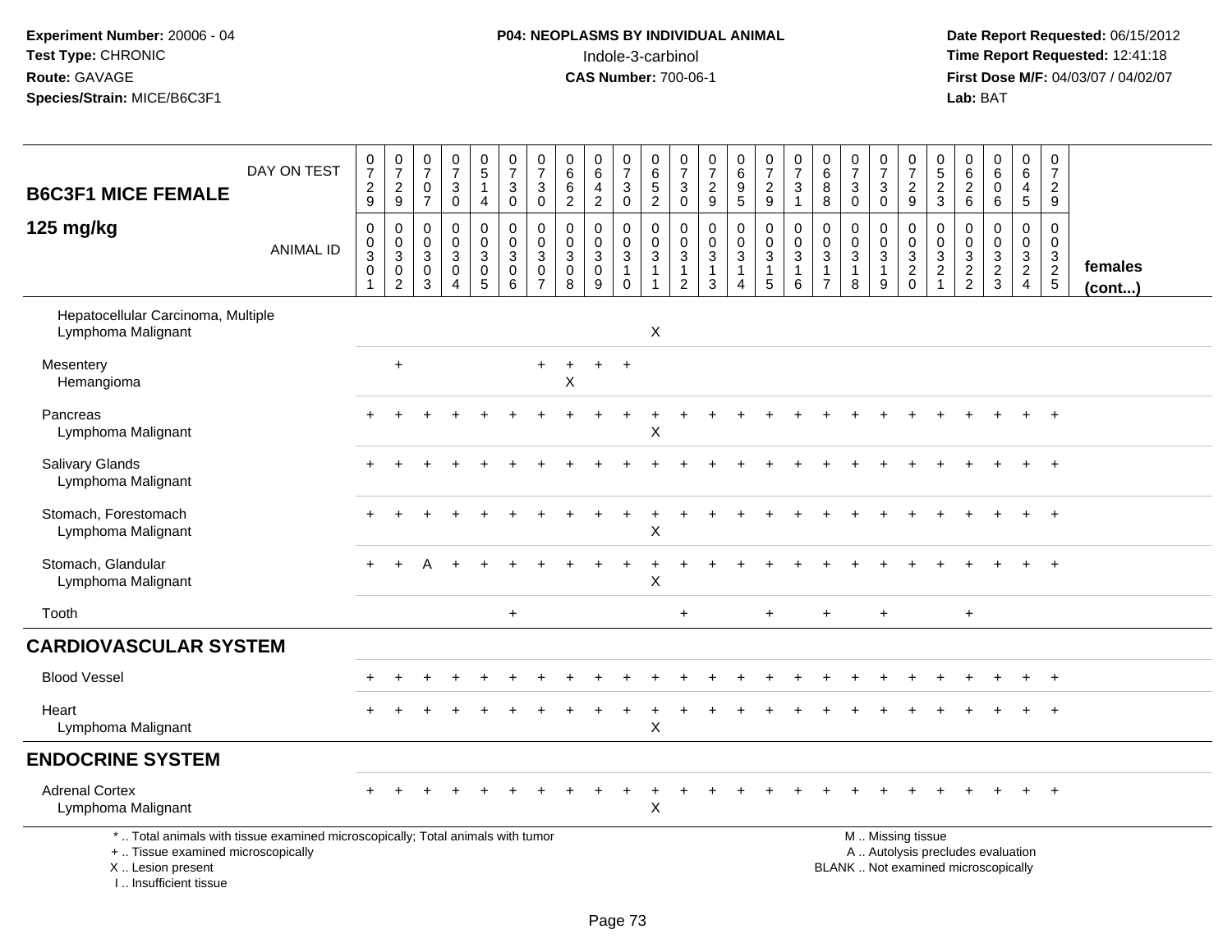**Experiment Number:** 20006 - 04
**Test Type:** CHRONIC
**Route:** GAVAGE
**Species/Strain:** MICE/B6C3F1

**P04: NEOPLASMS BY INDIVIDUAL ANIMAL**
Indole-3-carbinol
**CAS Number:** 700-06-1

**Date Report Requested:** 06/15/2012
**Time Report Requested:** 12:41:18
**First Dose M/F:** 04/03/07 / 04/02/07
**Lab:** BAT

| B6C3F1 MICE FEMALE 125 mg/kg | DAY ON TEST | 0729 | 0729 | 0707 | 0730 | 0514 | 0730 | 0730 | 0662 | 0642 | 0730 | 0652 | 0730 | 0729 | 0695 | 0729 | 0731 | 0688 | 0730 | 0730 | 0729 | 0523 | 0626 | 0606 | 0645 | 0729 | |
|---|---|---|---|---|---|---|---|---|---|---|---|---|---|---|---|---|---|---|---|---|---|---|---|---|---|---|---|
| | ANIMAL ID | 00301 | 00302 | 00303 | 00304 | 00305 | 00306 | 00307 | 00308 | 00309 | 00310 | 00311 | 00312 | 00313 | 00314 | 00315 | 00316 | 00317 | 00318 | 00319 | 00320 | 00321 | 00322 | 00323 | 00324 | 00325 | females (cont...) |
| Hepatocellular Carcinoma, Multiple | | | | | | | | | | | | | | | | | | | | | | | | | | | |
| Lymphoma Malignant | | | | | | | | | | | | X | | | | | | | | | | | | | | | |
| Mesentery | | | + | | | | | + | + | + | + | | | | | | | | | | | | | | | | |
| Hemangioma | | | | | | | | | X | | | | | | | | | | | | | | | | | | |
| Pancreas | | + | + | + | + | + | + | + | + | + | + | + | + | + | + | + | + | + | + | + | + | + | + | + | + | + | |
| Lymphoma Malignant | | | | | | | | | | | | X | | | | | | | | | | | | | | | |
| Salivary Glands | | + | + | + | + | + | + | + | + | + | + | + | + | + | + | + | + | + | + | + | + | + | + | + | + | + | |
| Lymphoma Malignant | | | | | | | | | | | | | | | | | | | | | | | | | | | |
| Stomach, Forestomach | | + | + | + | + | + | + | + | + | + | + | + | + | + | + | + | + | + | + | + | + | + | + | + | + | + | |
| Lymphoma Malignant | | | | | | | | | | | | X | | | | | | | | | | | | | | | |
| Stomach, Glandular | | + | + | A | + | + | + | + | + | + | + | + | + | + | + | + | + | + | + | + | + | + | + | + | + | + | |
| Lymphoma Malignant | | | | | | | | | | | | X | | | | | | | | | | | | | | | |
| Tooth | | | | | | | + | | | | | | + | | | + | | + | | + | | | + | | | | |
| **CARDIOVASCULAR SYSTEM** | | | | | | | | | | | | | | | | | | | | | | | | | | | |
| Blood Vessel | | + | + | + | + | + | + | + | + | + | + | + | + | + | + | + | + | + | + | + | + | + | + | + | + | + | |
| Heart | | + | + | + | + | + | + | + | + | + | + | + | + | + | + | + | + | + | + | + | + | + | + | + | + | + | |
| Lymphoma Malignant | | | | | | | | | | | | X | | | | | | | | | | | | | | | |
| **ENDOCRINE SYSTEM** | | | | | | | | | | | | | | | | | | | | | | | | | | | |
| Adrenal Cortex | | + | + | + | + | + | + | + | + | + | + | + | + | + | + | + | + | + | + | + | + | + | + | + | + | + | |
| Lymphoma Malignant | | | | | | | | | | | | X | | | | | | | | | | | | | | | |

\* .. Total animals with tissue examined microscopically; Total animals with tumor
+ .. Tissue examined microscopically
X .. Lesion present
I .. Insufficient tissue

M .. Missing tissue
A .. Autolysis precludes evaluation
BLANK .. Not examined microscopically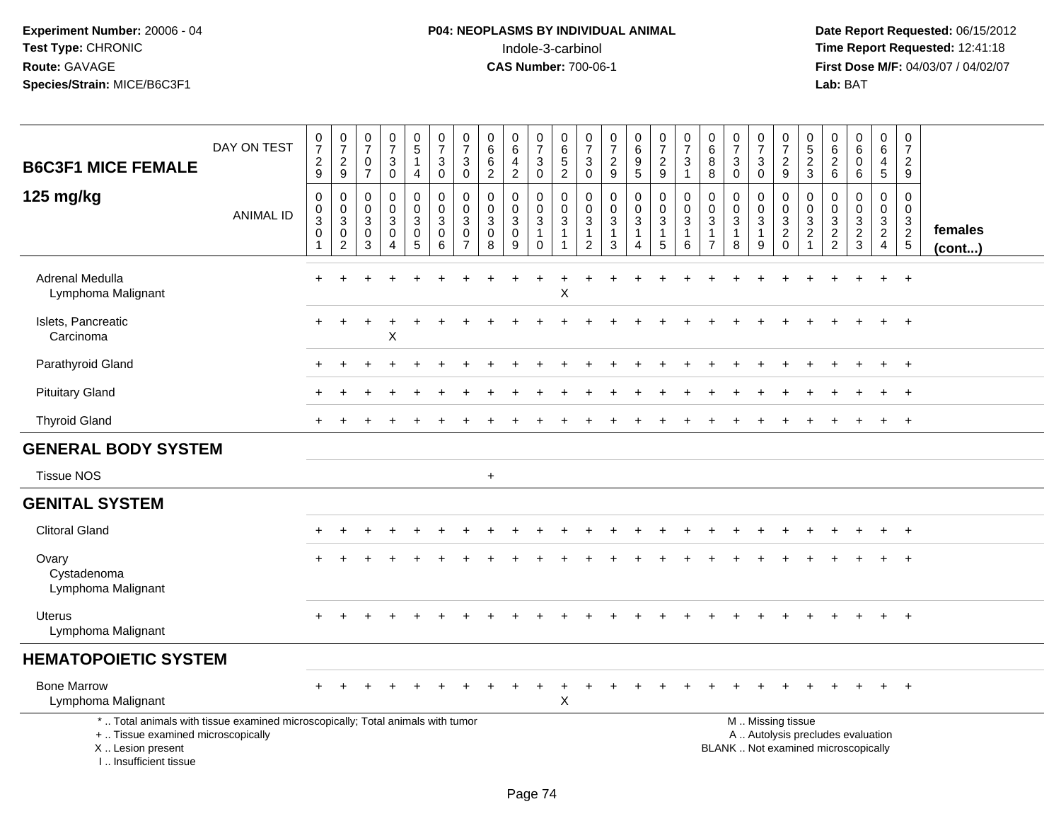Experiment Number: 20006 - 04
Test Type: CHRONIC
Route: GAVAGE
Species/Strain: MICE/B6C3F1

**P04: NEOPLASMS BY INDIVIDUAL ANIMAL**
Indole-3-carbinol
**CAS Number:** 700-06-1

Date Report Requested: 06/15/2012
Time Report Requested: 12:41:18
First Dose M/F: 04/03/07 / 04/02/07
Lab: BAT

| B6C3F1 MICE FEMALE 125 mg/kg | DAY ON TEST | 0729 | 0729 | 0707 | 0730 | 0514 | 0730 | 0730 | 0662 | 0642 | 0730 | 0652 | 0730 | 0729 | 0695 | 0729 | 0731 | 0688 | 0730 | 0730 | 0729 | 0523 | 0626 | 0606 | 0645 | 0729 | |
|---|---|---|---|---|---|---|---|---|---|---|---|---|---|---|---|---|---|---|---|---|---|---|---|---|---|---|---|
| | ANIMAL ID | 00301 | 00302 | 00303 | 00304 | 00305 | 00306 | 00307 | 00308 | 00309 | 00310 | 00311 | 00312 | 00313 | 00314 | 00315 | 00316 | 00317 | 00318 | 00319 | 00320 | 00321 | 00322 | 00323 | 00324 | 00325 | females (cont...) |
| Adrenal Medulla | | + | + | + | + | + | + | + | + | + | + | + | + | + | + | + | + | + | + | + | + | + | + | + | + | + | |
| Lymphoma Malignant | | | | | | | | | | | | X | | | | | | | | | | | | | | | |
| Islets, Pancreatic | | + | + | + | + | + | + | + | + | + | + | + | + | + | + | + | + | + | + | + | + | + | + | + | + | + | |
| Carcinoma | | | | | X | | | | | | | | | | | | | | | | | | | | | | |
| Parathyroid Gland | | + | + | + | + | + | + | + | + | + | + | + | + | + | + | + | + | + | + | + | + | + | + | + | + | + | |
| Pituitary Gland | | + | + | + | + | + | + | + | + | + | + | + | + | + | + | + | + | + | + | + | + | + | + | + | + | + | |
| Thyroid Gland | | + | + | + | + | + | + | + | + | + | + | + | + | + | + | + | + | + | + | + | + | + | + | + | + | + | |
| **GENERAL BODY SYSTEM** | | | | | | | | | | | | | | | | | | | | | | | | | | | |
| Tissue NOS | | | | | | | | | + | | | | | | | | | | | | | | | | | | |
| **GENITAL SYSTEM** | | | | | | | | | | | | | | | | | | | | | | | | | | | |
| Clitoral Gland | | + | + | + | + | + | + | + | + | + | + | + | + | + | + | + | + | + | + | + | + | + | + | + | + | + | |
| Ovary | | + | + | + | + | + | + | + | + | + | + | + | + | + | + | + | + | + | + | + | + | + | + | + | + | + | |
| Cystadenoma | | | | | | | | | | | | | | | | | | | | | | | | | | | |
| Lymphoma Malignant | | | | | | | | | | | | | | | | | | | | | | | | | | | |
| Uterus | | + | + | + | + | + | + | + | + | + | + | + | + | + | + | + | + | + | + | + | + | + | + | + | + | + | |
| Lymphoma Malignant | | | | | | | | | | | | | | | | | | | | | | | | | | | |
| **HEMATOPOIETIC SYSTEM** | | | | | | | | | | | | | | | | | | | | | | | | | | | |
| Bone Marrow | | + | + | + | + | + | + | + | + | + | + | + | + | + | + | + | + | + | + | + | + | + | + | + | + | + | |
| Lymphoma Malignant | | | | | | | | | | | | X | | | | | | | | | | | | | | | |

\* .. Total animals with tissue examined microscopically; Total animals with tumor
\+ .. Tissue examined microscopically
X .. Lesion present
I .. Insufficient tissue

M .. Missing tissue
A .. Autolysis precludes evaluation
BLANK .. Not examined microscopically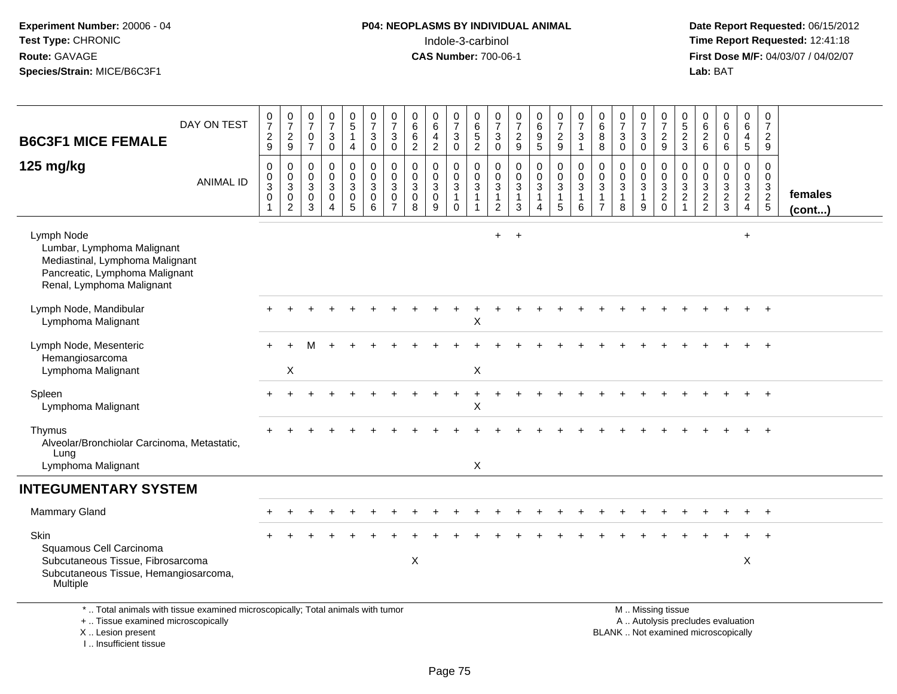**Experiment Number:** 20006 - 04
**Test Type:** CHRONIC
**Route:** GAVAGE
**Species/Strain:** MICE/B6C3F1

**P04: NEOPLASMS BY INDIVIDUAL ANIMAL**
Indole-3-carbinol
**CAS Number:** 700-06-1

**Date Report Requested:** 06/15/2012
**Time Report Requested:** 12:41:18
**First Dose M/F:** 04/03/07 / 04/02/07
**Lab:** BAT

## B6C3F1 MICE FEMALE 125 mg/kg

| DAY ON TEST | 0729 | 0729 | 0707 | 0730 | 0514 | 0730 | 0730 | 0662 | 0642 | 0730 | 0652 | 0730 | 0729 | 0695 | 0729 | 0731 | 0688 | 0730 | 0730 | 0729 | 0523 | 0626 | 0606 | 0645 | 0729 | |
|---|---|---|---|---|---|---|---|---|---|---|---|---|---|---|---|---|---|---|---|---|---|---|---|---|---|---|
| **ANIMAL ID** | 00301 | 00302 | 00303 | 00304 | 00305 | 00306 | 00307 | 00308 | 00309 | 00310 | 00311 | 00312 | 00313 | 00314 | 00315 | 00316 | 00317 | 00318 | 00319 | 00320 | 00321 | 00322 | 00323 | 00324 | 00325 | **females (cont...)** |
| Lymph Node | | | | | | | | | | | | + | + | | | | | | | | | | | + | | |
| Lumbar, Lymphoma Malignant | | | | | | | | | | | | | | | | | | | | | | | | | | |
| Mediastinal, Lymphoma Malignant | | | | | | | | | | | | | | | | | | | | | | | | | | |
| Pancreatic, Lymphoma Malignant | | | | | | | | | | | | | | | | | | | | | | | | | | |
| Renal, Lymphoma Malignant | | | | | | | | | | | | | | | | | | | | | | | | | | |
| Lymph Node, Mandibular | + | + | + | + | + | + | + | + | + | + | + | + | + | + | + | + | + | + | + | + | + | + | + | + | + | |
| Lymphoma Malignant | | | | | | | | | | | X | | | | | | | | | | | | | | | |
| Lymph Node, Mesenteric | + | + | M | + | + | + | + | + | + | + | + | + | + | + | + | + | + | + | + | + | + | + | + | + | + | |
| Hemangiosarcoma | | | | | | | | | | | | | | | | | | | | | | | | | | |
| Lymphoma Malignant | | X | | | | | | | | | X | | | | | | | | | | | | | | | |
| Spleen | + | + | + | + | + | + | + | + | + | + | + | + | + | + | + | + | + | + | + | + | + | + | + | + | + | |
| Lymphoma Malignant | | | | | | | | | | | X | | | | | | | | | | | | | | | |
| Thymus | + | + | + | + | + | + | + | + | + | + | + | + | + | + | + | + | + | + | + | + | + | + | + | + | + | |
| Alveolar/Bronchiolar Carcinoma, Metastatic, Lung | | | | | | | | | | | | | | | | | | | | | | | | | | |
| Lymphoma Malignant | | | | | | | | | | | X | | | | | | | | | | | | | | | |
| **INTEGUMENTARY SYSTEM** | | | | | | | | | | | | | | | | | | | | | | | | | | |
| Mammary Gland | + | + | + | + | + | + | + | + | + | + | + | + | + | + | + | + | + | + | + | + | + | + | + | + | + | |
| Skin | + | + | + | + | + | + | + | + | + | + | + | + | + | + | + | + | + | + | + | + | + | + | + | + | + | |
| Squamous Cell Carcinoma | | | | | | | | | | | | | | | | | | | | | | | | | | |
| Subcutaneous Tissue, Fibrosarcoma | | | | | | | | X | | | | | | | | | | | | | | | | X | | |
| Subcutaneous Tissue, Hemangiosarcoma, Multiple | | | | | | | | | | | | | | | | | | | | | | | | | | |

\* .. Total animals with tissue examined microscopically; Total animals with tumor
\+ .. Tissue examined microscopically
X .. Lesion present
I .. Insufficient tissue

M .. Missing tissue
A .. Autolysis precludes evaluation
BLANK .. Not examined microscopically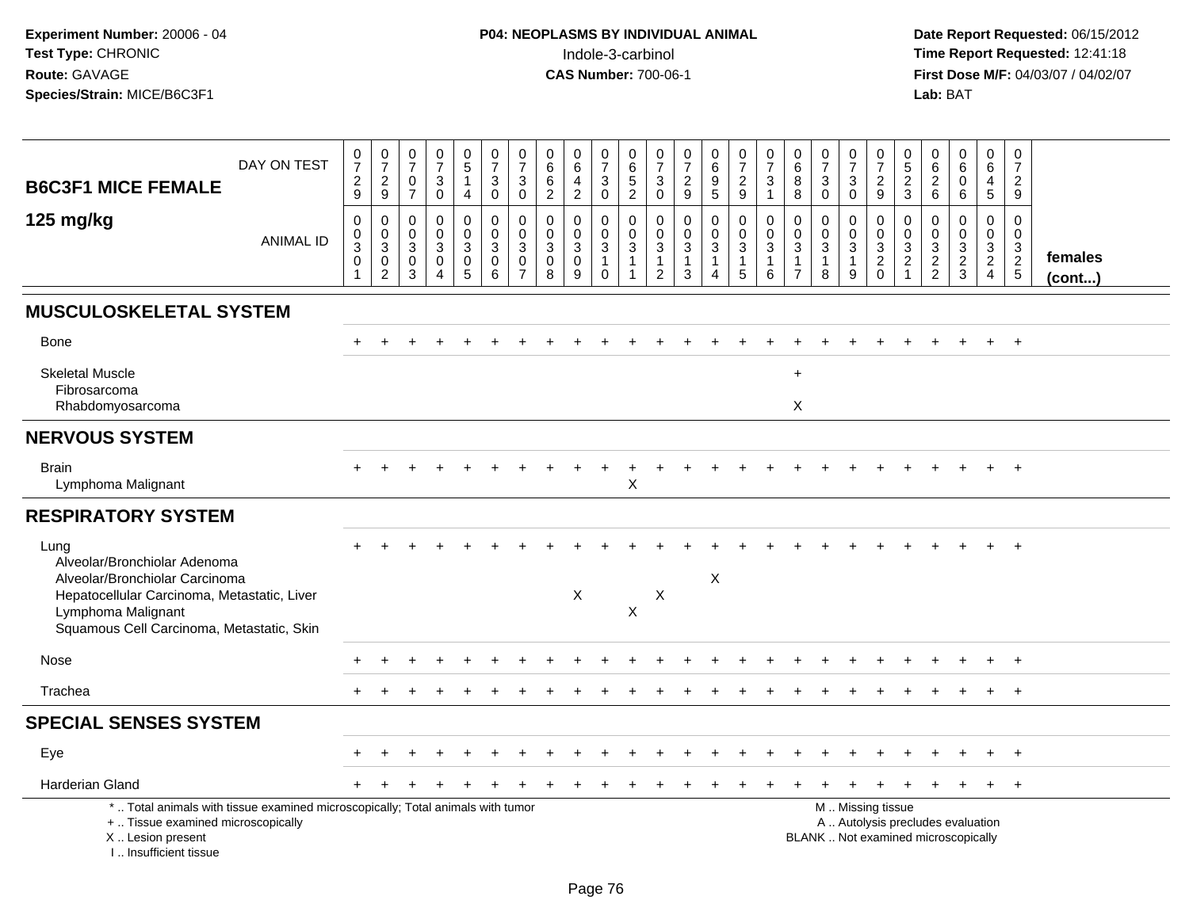**Experiment Number:** 20006 - 04
**Test Type:** CHRONIC
**Route:** GAVAGE
**Species/Strain:** MICE/B6C3F1

**P04: NEOPLASMS BY INDIVIDUAL ANIMAL**
Indole-3-carbinol
**CAS Number:** 700-06-1

**Date Report Requested:** 06/15/2012
**Time Report Requested:** 12:41:18
**First Dose M/F:** 04/03/07 / 04/02/07
**Lab:** BAT

| B6C3F1 MICE FEMALE 125 mg/kg | | | | | | | | | | | | | | | | | | | | | | | | | | |
|---|---|---|---|---|---|---|---|---|---|---|---|---|---|---|---|---|---|---|---|---|---|---|---|---|---|---|
| DAY ON TEST | 0729 | 0729 | 0707 | 0730 | 0514 | 0730 | 0730 | 0662 | 0642 | 0730 | 0652 | 0730 | 0729 | 0695 | 0729 | 0731 | 0688 | 0730 | 0730 | 0729 | 0523 | 0626 | 0606 | 0645 | 0729 | |
| ANIMAL ID | 0030 1 | 0030 2 | 0030 3 | 0030 4 | 0030 5 | 0030 6 | 0030 7 | 0030 8 | 0030 9 | 0031 0 | 0031 1 | 0031 2 | 0031 3 | 0031 4 | 0031 5 | 0031 6 | 0031 7 | 0031 8 | 0031 9 | 0032 0 | 0032 1 | 0032 2 | 0032 3 | 0032 4 | 0032 5 | females (cont...) |
| **MUSCULOSKELETAL SYSTEM** | | | | | | | | | | | | | | | | | | | | | | | | | | |
| Bone | + | + | + | + | + | + | + | + | + | + | + | + | + | + | + | + | + | + | + | + | + | + | + | + | + | |
| Skeletal Muscle | | | | | | | | | | | | | | | | | + | | | | | | | | | |
| Fibrosarcoma | | | | | | | | | | | | | | | | | | | | | | | | | | |
| Rhabdomyosarcoma | | | | | | | | | | | | | | | | | X | | | | | | | | | |
| **NERVOUS SYSTEM** | | | | | | | | | | | | | | | | | | | | | | | | | | |
| Brain | + | + | + | + | + | + | + | + | + | + | + | + | + | + | + | + | + | + | + | + | + | + | + | + | + | |
| Lymphoma Malignant | | | | | | | | | | | X | | | | | | | | | | | | | | | |
| **RESPIRATORY SYSTEM** | | | | | | | | | | | | | | | | | | | | | | | | | | |
| Lung | + | + | + | + | + | + | + | + | + | + | + | + | + | + | + | + | + | + | + | + | + | + | + | + | + | |
| Alveolar/Bronchiolar Adenoma | | | | | | | | | | | | | | | | | | | | | | | | | | |
| Alveolar/Bronchiolar Carcinoma | | | | | | | | | | | | | | X | | | | | | | | | | | | |
| Hepatocellular Carcinoma, Metastatic, Liver | | | | | | | | | X | | | X | | | | | | | | | | | | | | |
| Lymphoma Malignant | | | | | | | | | | | X | | | | | | | | | | | | | | | |
| Squamous Cell Carcinoma, Metastatic, Skin | | | | | | | | | | | | | | | | | | | | | | | | | | |
| Nose | + | + | + | + | + | + | + | + | + | + | + | + | + | + | + | + | + | + | + | + | + | + | + | + | + | |
| Trachea | + | + | + | + | + | + | + | + | + | + | + | + | + | + | + | + | + | + | + | + | + | + | + | + | + | |
| **SPECIAL SENSES SYSTEM** | | | | | | | | | | | | | | | | | | | | | | | | | | |
| Eye | + | + | + | + | + | + | + | + | + | + | + | + | + | + | + | + | + | + | + | + | + | + | + | + | + | |
| Harderian Gland | + | + | + | + | + | + | + | + | + | + | + | + | + | + | + | + | + | + | + | + | + | + | + | + | + | |

* .. Total animals with tissue examined microscopically; Total animals with tumor
+ .. Tissue examined microscopically
X .. Lesion present
I .. Insufficient tissue

M .. Missing tissue
A .. Autolysis precludes evaluation
BLANK .. Not examined microscopically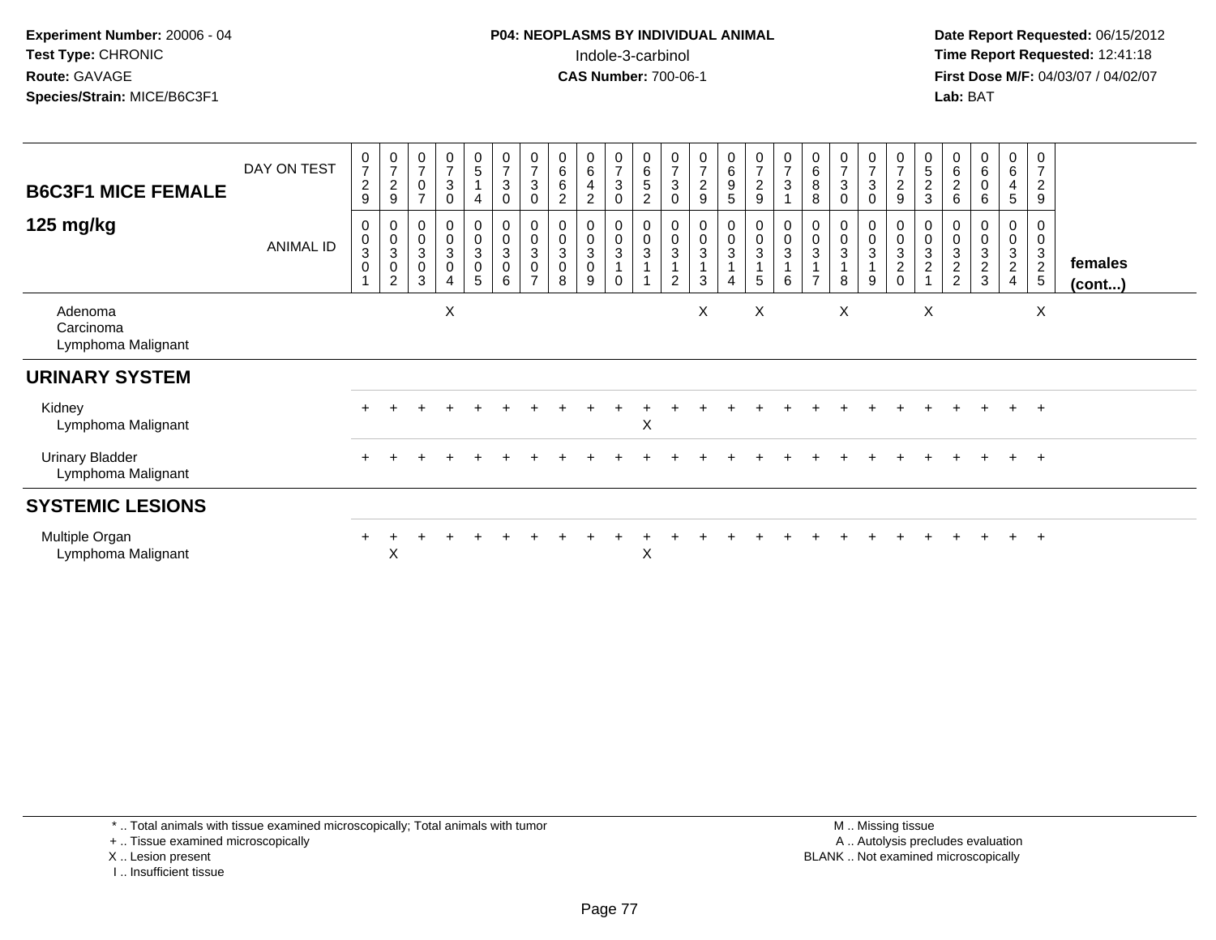**Experiment Number:** 20006 - 04
**Test Type:** CHRONIC
**Route:** GAVAGE
**Species/Strain:** MICE/B6C3F1

**P04: NEOPLASMS BY INDIVIDUAL ANIMAL**
Indole-3-carbinol
**CAS Number:** 700-06-1

**Date Report Requested:** 06/15/2012
**Time Report Requested:** 12:41:18
**First Dose M/F:** 04/03/07 / 04/02/07
**Lab:** BAT

| B6C3F1 MICE FEMALE 125 mg/kg | | | | | | | | | | | | | | | | | | | | | | | | | | |
|---|---|---|---|---|---|---|---|---|---|---|---|---|---|---|---|---|---|---|---|---|---|---|---|---|---|---|
| DAY ON TEST | 0729 | 0729 | 0707 | 0730 | 0514 | 0730 | 0730 | 0662 | 0642 | 0730 | 0652 | 0730 | 0729 | 0695 | 0729 | 0731 | 0688 | 0730 | 0730 | 0729 | 0523 | 0626 | 0606 | 0645 | 0729 | |
| ANIMAL ID | 0030 1 | 0030 2 | 0030 3 | 0030 4 | 0030 5 | 0030 6 | 0030 7 | 0030 8 | 0030 9 | 0031 0 | 0031 1 | 0031 2 | 0031 3 | 0031 4 | 0031 5 | 0031 6 | 0031 7 | 0031 8 | 0031 9 | 0032 0 | 0032 1 | 0032 2 | 0032 3 | 0032 4 | 0032 5 | **females (cont...)** |
| Adenoma | | | | X | | | | | | | | | X | | X | | | X | | | X | | | | X | |
| Carcinoma | | | | | | | | | | | | | | | | | | | | | | | | | | |
| Lymphoma Malignant | | | | | | | | | | | | | | | | | | | | | | | | | | |
| **URINARY SYSTEM** | | | | | | | | | | | | | | | | | | | | | | | | | | |
| Kidney | + | + | + | + | + | + | + | + | + | + | + | + | + | + | + | + | + | + | + | + | + | + | + | + | + | |
| Lymphoma Malignant | | | | | | | | | | | X | | | | | | | | | | | | | | | |
| Urinary Bladder | + | + | + | + | + | + | + | + | + | + | + | + | + | + | + | + | + | + | + | + | + | + | + | + | + | |
| Lymphoma Malignant | | | | | | | | | | | | | | | | | | | | | | | | | | |
| **SYSTEMIC LESIONS** | | | | | | | | | | | | | | | | | | | | | | | | | | |
| Multiple Organ | + | + | + | + | + | + | + | + | + | + | + | + | + | + | + | + | + | + | + | + | + | + | + | + | + | |
| Lymphoma Malignant | | X | | | | | | | | | X | | | | | | | | | | | | | | | |

\* .. Total animals with tissue examined microscopically; Total animals with tumor
\+ .. Tissue examined microscopically
X .. Lesion present
I .. Insufficient tissue

M .. Missing tissue
A .. Autolysis precludes evaluation
BLANK .. Not examined microscopically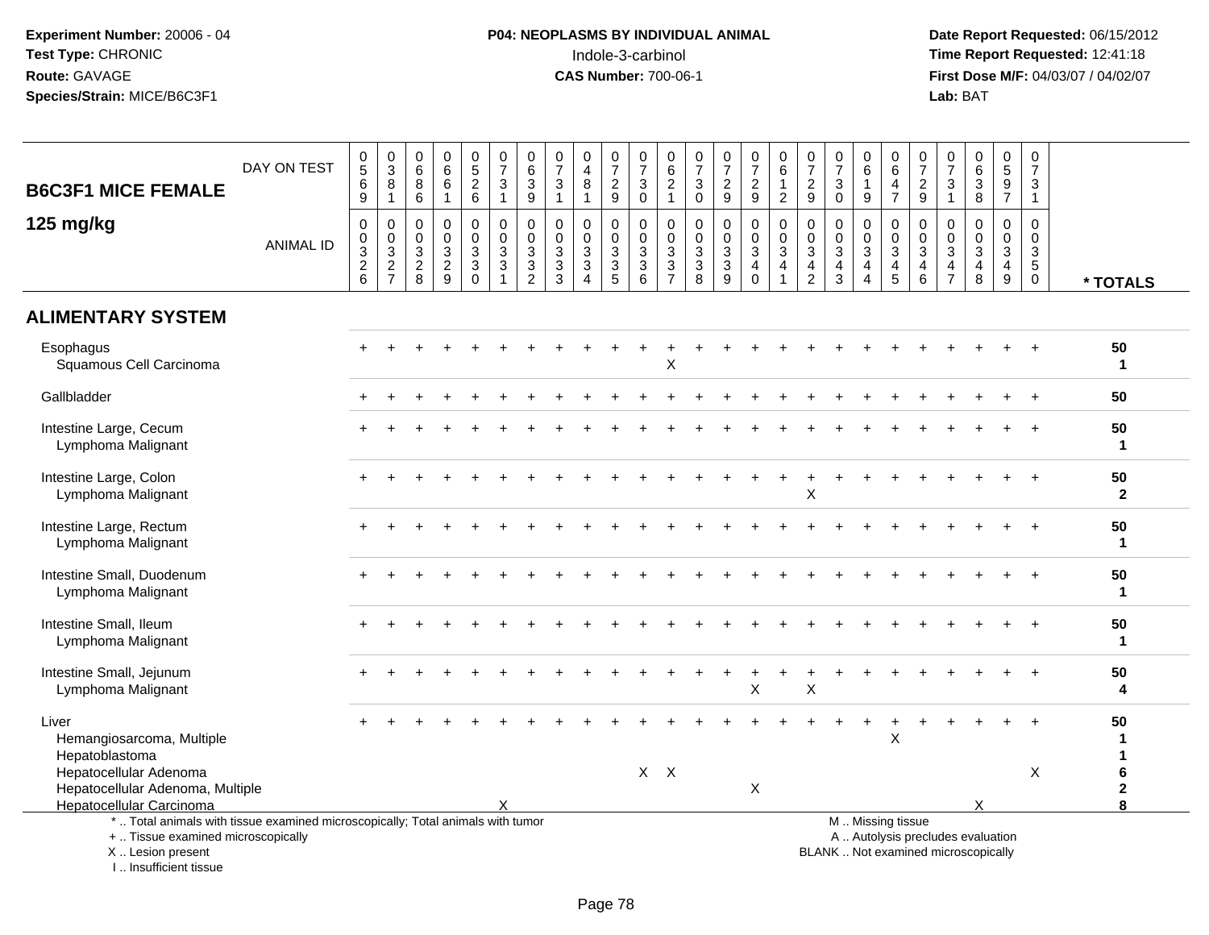Experiment Number: 20006 - 04
Test Type: CHRONIC
Route: GAVAGE
Species/Strain: MICE/B6C3F1

**P04: NEOPLASMS BY INDIVIDUAL ANIMAL**
Indole-3-carbinol
**CAS Number:** 700-06-1

Date Report Requested: 06/15/2012
Time Report Requested: 12:41:18
First Dose M/F: 04/03/07 / 04/02/07
Lab: BAT

| B6C3F1 MICE FEMALE 125 mg/kg | | | | | | | | | | | | | | | | | | | | | | | | | | |
|---|---|---|---|---|---|---|---|---|---|---|---|---|---|---|---|---|---|---|---|---|---|---|---|---|---|---|
| DAY ON TEST | 0569 | 0381 | 0686 | 0661 | 0526 | 0731 | 0639 | 0731 | 0481 | 0729 | 0730 | 0621 | 0730 | 0729 | 0729 | 0612 | 0729 | 0730 | 0619 | 0647 | 0729 | 0731 | 0638 | 0597 | 0731 | |
| ANIMAL ID | 0326 | 0327 | 0328 | 0329 | 0330 | 0331 | 0332 | 0333 | 0334 | 0335 | 0336 | 0337 | 0338 | 0339 | 0340 | 0341 | 0342 | 0343 | 0344 | 0345 | 0346 | 0347 | 0348 | 0349 | 0350 | * TOTALS |
| **ALIMENTARY SYSTEM** | | | | | | | | | | | | | | | | | | | | | | | | | | |
| Esophagus | + | + | + | + | + | + | + | + | + | + | + | + | + | + | + | + | + | + | + | + | + | + | + | + | + | 50 |
| Squamous Cell Carcinoma | | | | | | | | | | | | X | | | | | | | | | | | | | | 1 |
| Gallbladder | + | + | + | + | + | + | + | + | + | + | + | + | + | + | + | + | + | + | + | + | + | + | + | + | + | 50 |
| Intestine Large, Cecum | + | + | + | + | + | + | + | + | + | + | + | + | + | + | + | + | + | + | + | + | + | + | + | + | + | 50 |
| Lymphoma Malignant | | | | | | | | | | | | | | | | | | | | | | | | | | 1 |
| Intestine Large, Colon | + | + | + | + | + | + | + | + | + | + | + | + | + | + | + | + | + | + | + | + | + | + | + | + | + | 50 |
| Lymphoma Malignant | | | | | | | | | | | | | | | | | X | | | | | | | | | 2 |
| Intestine Large, Rectum | + | + | + | + | + | + | + | + | + | + | + | + | + | + | + | + | + | + | + | + | + | + | + | + | + | 50 |
| Lymphoma Malignant | | | | | | | | | | | | | | | | | | | | | | | | | | 1 |
| Intestine Small, Duodenum | + | + | + | + | + | + | + | + | + | + | + | + | + | + | + | + | + | + | + | + | + | + | + | + | + | 50 |
| Lymphoma Malignant | | | | | | | | | | | | | | | | | | | | | | | | | | 1 |
| Intestine Small, Ileum | + | + | + | + | + | + | + | + | + | + | + | + | + | + | + | + | + | + | + | + | + | + | + | + | + | 50 |
| Lymphoma Malignant | | | | | | | | | | | | | | | | | | | | | | | | | | 1 |
| Intestine Small, Jejunum | + | + | + | + | + | + | + | + | + | + | + | + | + | + | + | + | + | + | + | + | + | + | + | + | + | 50 |
| Lymphoma Malignant | | | | | | | | | | | | | | | X | | X | | | | | | | | | 4 |
| Liver | + | + | + | + | + | + | + | + | + | + | + | + | + | + | + | + | + | + | + | + | + | + | + | + | + | 50 |
| Hemangiosarcoma, Multiple | | | | | | | | | | | | | | | | | | | | X | | | | | | 1 |
| Hepatoblastoma | | | | | | | | | | | | | | | | | | | | | | | | | | 1 |
| Hepatocellular Adenoma | | | | | | | | | | | X | X | | | | | | | | | | | | | X | 6 |
| Hepatocellular Adenoma, Multiple | | | | | | | | | | | | | | | X | | | | | | | | | | | 2 |
| Hepatocellular Carcinoma | | | | | | X | | | | | | | | | | | | | | | | | X | | | 8 |

\* .. Total animals with tissue examined microscopically; Total animals with tumor
\+ .. Tissue examined microscopically
X .. Lesion present
I .. Insufficient tissue

M .. Missing tissue
A .. Autolysis precludes evaluation
BLANK .. Not examined microscopically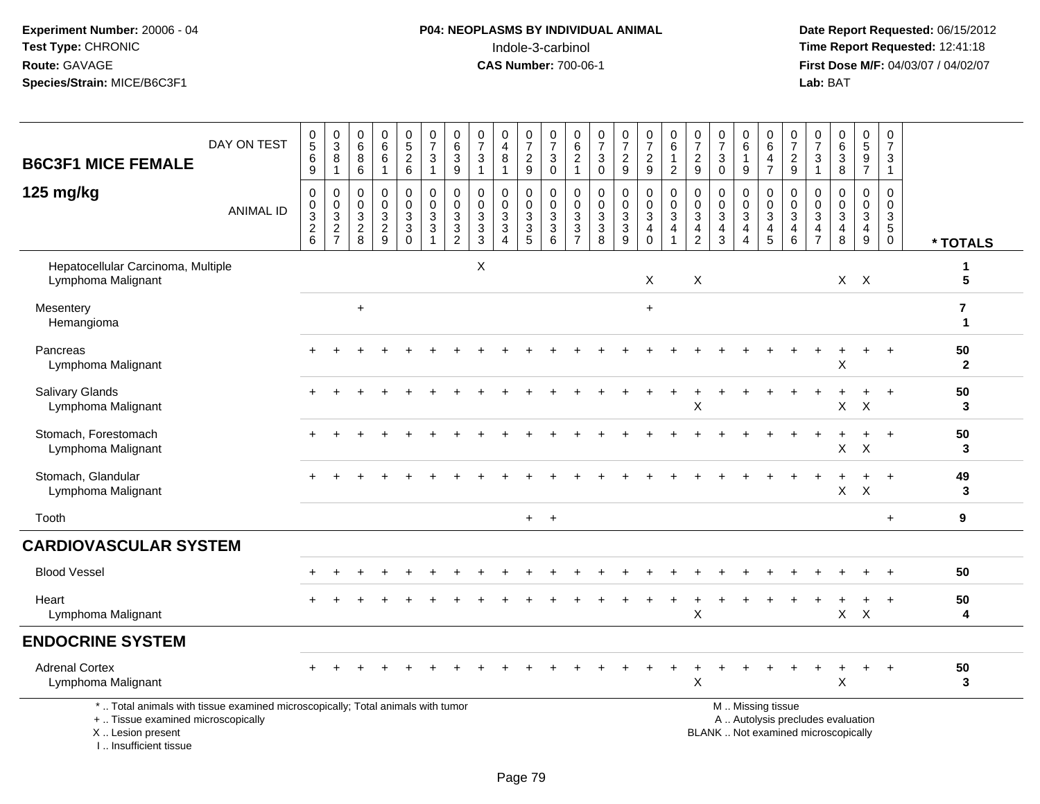Experiment Number: 20006 - 04
Test Type: CHRONIC
Route: GAVAGE
Species/Strain: MICE/B6C3F1

**P04: NEOPLASMS BY INDIVIDUAL ANIMAL**
Indole-3-carbinol
**CAS Number:** 700-06-1

Date Report Requested: 06/15/2012
Time Report Requested: 12:41:18
First Dose M/F: 04/03/07 / 04/02/07
Lab: BAT

## B6C3F1 MICE FEMALE
## 125 mg/kg

| DAY ON TEST | 0569 | 0381 | 0686 | 0661 | 0526 | 0731 | 0639 | 0731 | 0481 | 0729 | 0730 | 0621 | 0730 | 0729 | 0729 | 0612 | 0729 | 0730 | 0619 | 0647 | 0729 | 0731 | 0638 | 0597 | 0731 | |
|---|---|---|---|---|---|---|---|---|---|---|---|---|---|---|---|---|---|---|---|---|---|---|---|---|---|---|
| **ANIMAL ID** | 00326 | 00327 | 00328 | 00329 | 00330 | 00331 | 00332 | 00333 | 00334 | 00335 | 00336 | 00337 | 00338 | 00339 | 00340 | 00341 | 00342 | 00343 | 00344 | 00345 | 00346 | 00347 | 00348 | 00349 | 00350 | **\* TOTALS** |
| Hepatocellular Carcinoma, Multiple | | | | | | | | X | | | | | | | | | | | | | | | | | | 1 |
| Lymphoma Malignant | | | | | | | | | | | | | | | X | | X | | | | | | X | X | | 5 |
| Mesentery | | | + | | | | | | | | | | | | + | | | | | | | | | | | 7 |
| Hemangioma | | | | | | | | | | | | | | | | | | | | | | | | | | 1 |
| Pancreas | + | + | + | + | + | + | + | + | + | + | + | + | + | + | + | + | + | + | + | + | + | + | + | + | + | 50 |
| Lymphoma Malignant | | | | | | | | | | | | | | | | | | | | | | | X | | | 2 |
| Salivary Glands | + | + | + | + | + | + | + | + | + | + | + | + | + | + | + | + | + | + | + | + | + | + | + | + | + | 50 |
| Lymphoma Malignant | | | | | | | | | | | | | | | | | X | | | | | | X | X | | 3 |
| Stomach, Forestomach | + | + | + | + | + | + | + | + | + | + | + | + | + | + | + | + | + | + | + | + | + | + | + | + | + | 50 |
| Lymphoma Malignant | | | | | | | | | | | | | | | | | | | | | | | X | X | | 3 |
| Stomach, Glandular | + | + | + | + | + | + | + | + | + | + | + | + | + | + | + | + | + | + | + | + | + | + | + | + | + | 49 |
| Lymphoma Malignant | | | | | | | | | | | | | | | | | | | | | | | X | X | | 3 |
| Tooth | | | | | | | | | | + | + | | | | | | | | | | | | | | + | 9 |
| **CARDIOVASCULAR SYSTEM** | | | | | | | | | | | | | | | | | | | | | | | | | | |
| Blood Vessel | + | + | + | + | + | + | + | + | + | + | + | + | + | + | + | + | + | + | + | + | + | + | + | + | + | 50 |
| Heart | + | + | + | + | + | + | + | + | + | + | + | + | + | + | + | + | + | + | + | + | + | + | + | + | + | 50 |
| Lymphoma Malignant | | | | | | | | | | | | | | | | | X | | | | | | X | X | | 4 |
| **ENDOCRINE SYSTEM** | | | | | | | | | | | | | | | | | | | | | | | | | | |
| Adrenal Cortex | + | + | + | + | + | + | + | + | + | + | + | + | + | + | + | + | + | + | + | + | + | + | + | + | + | 50 |
| Lymphoma Malignant | | | | | | | | | | | | | | | | | X | | | | | | X | | | 3 |

\* .. Total animals with tissue examined microscopically; Total animals with tumor
+ .. Tissue examined microscopically
X .. Lesion present
I .. Insufficient tissue

M .. Missing tissue
A .. Autolysis precludes evaluation
BLANK .. Not examined microscopically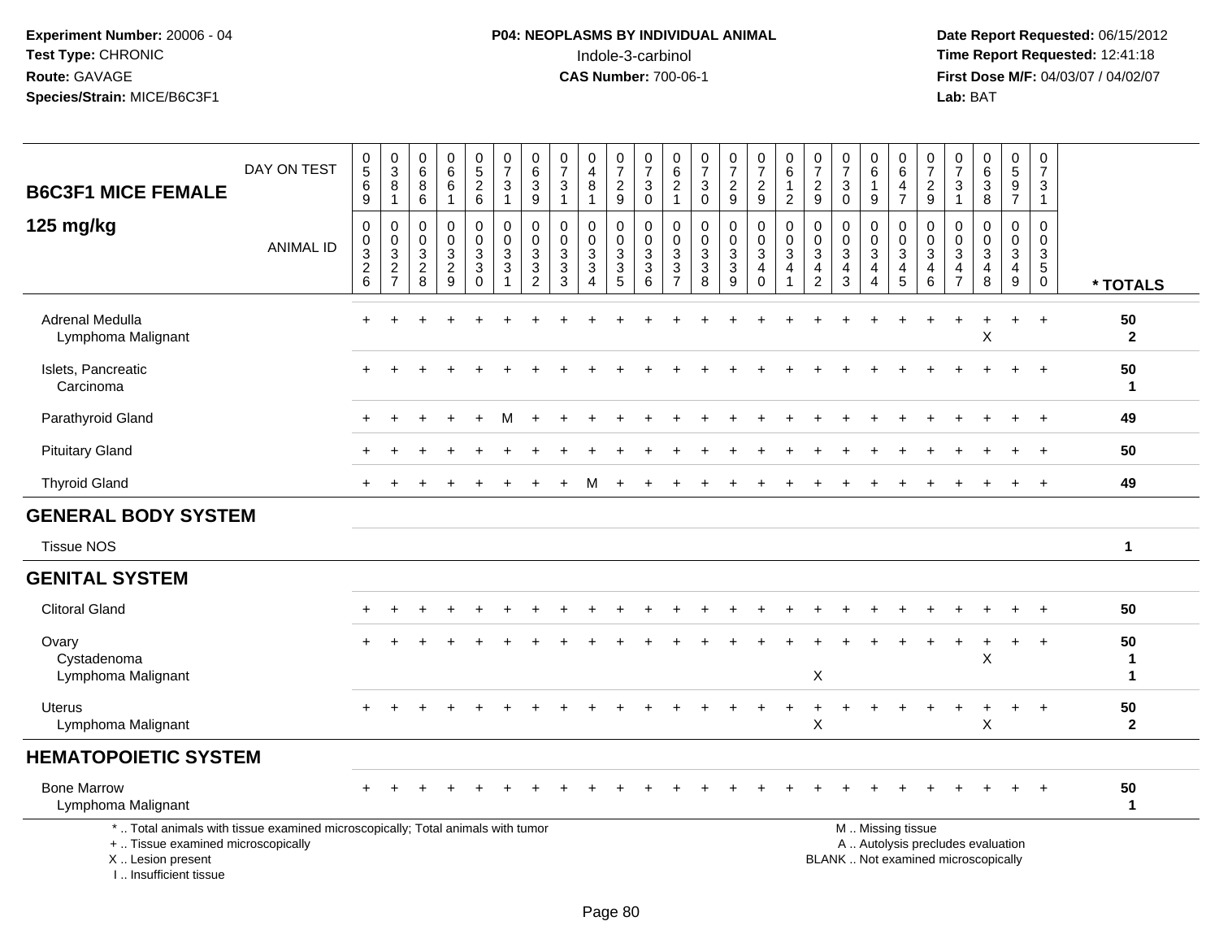Experiment Number: 20006 - 04
Test Type: CHRONIC
Route: GAVAGE
Species/Strain: MICE/B6C3F1

**P04: NEOPLASMS BY INDIVIDUAL ANIMAL**
Indole-3-carbinol
**CAS Number:** 700-06-1

Date Report Requested: 06/15/2012
Time Report Requested: 12:41:18
First Dose M/F: 04/03/07 / 04/02/07
Lab: BAT

**B6C3F1 MICE FEMALE**
**125 mg/kg**

| DAY ON TEST | 0569 | 0381 | 0686 | 0661 | 0526 | 0731 | 0639 | 0731 | 0481 | 0729 | 0730 | 0621 | 0730 | 0729 | 0729 | 0612 | 0729 | 0730 | 0619 | 0647 | 0729 | 0731 | 0638 | 0597 | 0731 | |
|---|---|---|---|---|---|---|---|---|---|---|---|---|---|---|---|---|---|---|---|---|---|---|---|---|---|---|
| ANIMAL ID | 00326 | 00327 | 00328 | 00329 | 00330 | 00331 | 00332 | 00333 | 00334 | 00335 | 00336 | 00337 | 00338 | 00339 | 00340 | 00341 | 00342 | 00343 | 00344 | 00345 | 00346 | 00347 | 00348 | 00349 | 00350 | * TOTALS |
| Adrenal Medulla | + | + | + | + | + | + | + | + | + | + | + | + | + | + | + | + | + | + | + | + | + | + | + | + | + | 50 |
| Lymphoma Malignant | | | | | | | | | | | | | | | | | | | | | | | X | | | 2 |
| Islets, Pancreatic | + | + | + | + | + | + | + | + | + | + | + | + | + | + | + | + | + | + | + | + | + | + | + | + | + | 50 |
| Carcinoma | | | | | | | | | | | | | | | | | | | | | | | | | | 1 |
| Parathyroid Gland | + | + | + | + | + | M | + | + | + | + | + | + | + | + | + | + | + | + | + | + | + | + | + | + | + | 49 |
| Pituitary Gland | + | + | + | + | + | + | + | + | + | + | + | + | + | + | + | + | + | + | + | + | + | + | + | + | + | 50 |
| Thyroid Gland | + | + | + | + | + | + | + | + | M | + | + | + | + | + | + | + | + | + | + | + | + | + | + | + | + | 49 |
| **GENERAL BODY SYSTEM** | | | | | | | | | | | | | | | | | | | | | | | | | | |
| Tissue NOS | | | | | | | | | | | | | | | | | | | | | | | | | | 1 |
| **GENITAL SYSTEM** | | | | | | | | | | | | | | | | | | | | | | | | | | |
| Clitoral Gland | + | + | + | + | + | + | + | + | + | + | + | + | + | + | + | + | + | + | + | + | + | + | + | + | + | 50 |
| Ovary | + | + | + | + | + | + | + | + | + | + | + | + | + | + | + | + | + | + | + | + | + | + | + | + | + | 50 |
| Cystadenoma | | | | | | | | | | | | | | | | | | | | | | | X | | | 1 |
| Lymphoma Malignant | | | | | | | | | | | | | | | | | X | | | | | | | | | 1 |
| Uterus | + | + | + | + | + | + | + | + | + | + | + | + | + | + | + | + | + | + | + | + | + | + | + | + | + | 50 |
| Lymphoma Malignant | | | | | | | | | | | | | | | | | X | | | | | | X | | | 2 |
| **HEMATOPOIETIC SYSTEM** | | | | | | | | | | | | | | | | | | | | | | | | | | |
| Bone Marrow | + | + | + | + | + | + | + | + | + | + | + | + | + | + | + | + | + | + | + | + | + | + | + | + | + | 50 |
| Lymphoma Malignant | | | | | | | | | | | | | | | | | | | | | | | | | | 1 |

\* .. Total animals with tissue examined microscopically; Total animals with tumor
\+ .. Tissue examined microscopically
X .. Lesion present
I .. Insufficient tissue

M .. Missing tissue
A .. Autolysis precludes evaluation
BLANK .. Not examined microscopically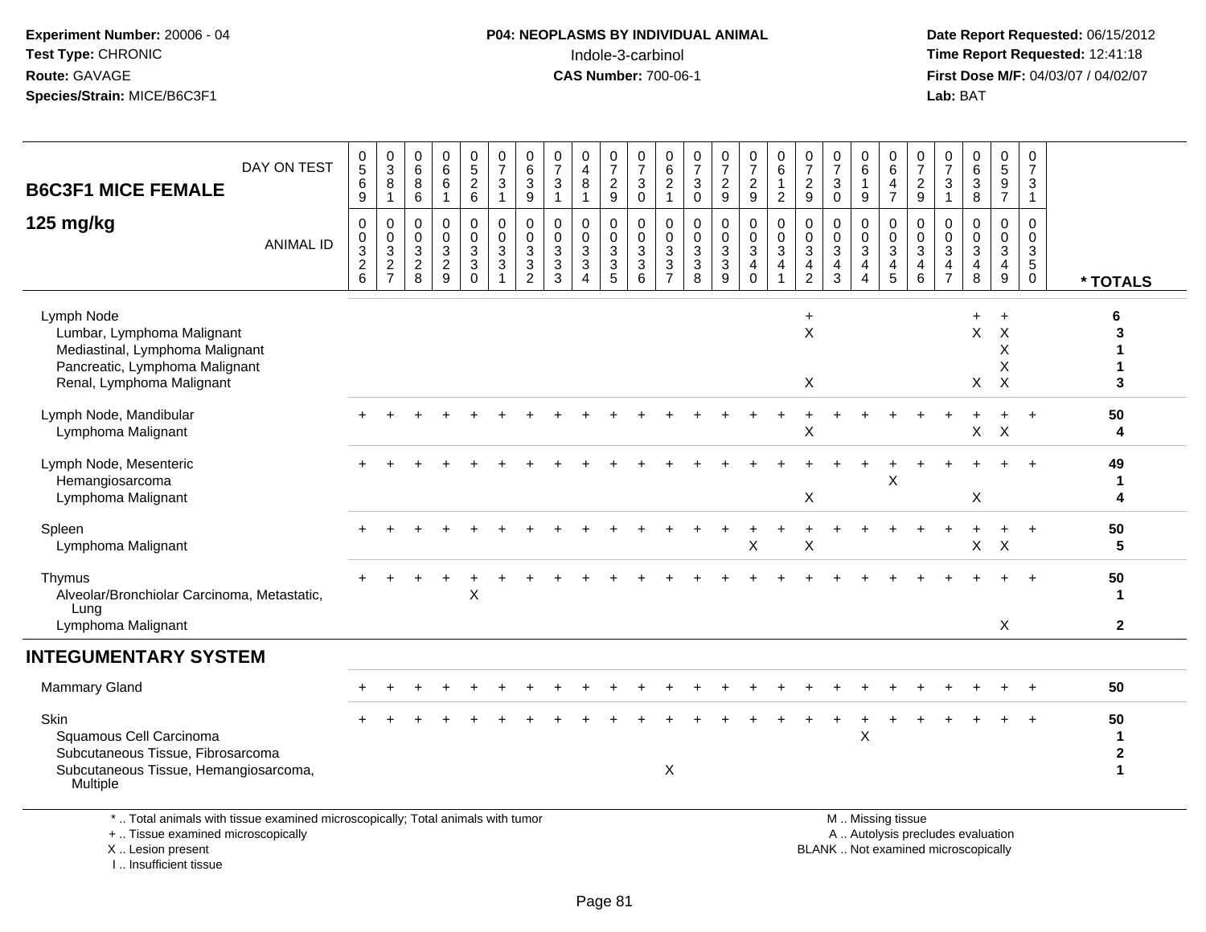**Experiment Number:** 20006 - 04
**Test Type:** CHRONIC
**Route:** GAVAGE
**Species/Strain:** MICE/B6C3F1

**P04: NEOPLASMS BY INDIVIDUAL ANIMAL**
Indole-3-carbinol
**CAS Number:** 700-06-1

**Date Report Requested:** 06/15/2012
**Time Report Requested:** 12:41:18
**First Dose M/F:** 04/03/07 / 04/02/07
**Lab:** BAT

## B6C3F1 MICE FEMALE
## 125 mg/kg

| DAY ON TEST | 0569 | 0381 | 0686 | 0661 | 0526 | 0731 | 0639 | 0731 | 0481 | 0729 | 0730 | 0621 | 0730 | 0729 | 0729 | 0612 | 0729 | 0730 | 0619 | 0647 | 0729 | 0731 | 0638 | 0597 | 0731 | |
|---|---|---|---|---|---|---|---|---|---|---|---|---|---|---|---|---|---|---|---|---|---|---|---|---|---|---|
| **ANIMAL ID** | 0326 | 0327 | 0328 | 0329 | 0330 | 0331 | 0332 | 0333 | 0334 | 0335 | 0336 | 0337 | 0338 | 0339 | 0340 | 0341 | 0342 | 0343 | 0344 | 0345 | 0346 | 0347 | 0348 | 0349 | 0350 | *** TOTALS** |
| Lymph Node | | | | | | | | | | | | | | | | | + | | | | | | + | + | | **6** |
| Lumbar, Lymphoma Malignant | | | | | | | | | | | | | | | | | X | | | | | | X | X | | **3** |
| Mediastinal, Lymphoma Malignant | | | | | | | | | | | | | | | | | | | | | | | | X | | **1** |
| Pancreatic, Lymphoma Malignant | | | | | | | | | | | | | | | | | | | | | | | | X | | **1** |
| Renal, Lymphoma Malignant | | | | | | | | | | | | | | | | | X | | | | | | X | X | | **3** |
| Lymph Node, Mandibular | + | + | + | + | + | + | + | + | + | + | + | + | + | + | + | + | + | + | + | + | + | + | + | + | + | **50** |
| Lymphoma Malignant | | | | | | | | | | | | | | | | | X | | | | | | X | X | | **4** |
| Lymph Node, Mesenteric | + | + | + | + | + | + | + | + | + | + | + | + | + | + | + | + | + | + | + | + | + | + | + | + | + | **49** |
| Hemangiosarcoma | | | | | | | | | | | | | | | | | | | | X | | | | | | **1** |
| Lymphoma Malignant | | | | | | | | | | | | | | | | | X | | | | | | X | | | **4** |
| Spleen | + | + | + | + | + | + | + | + | + | + | + | + | + | + | + | + | + | + | + | + | + | + | + | + | + | **50** |
| Lymphoma Malignant | | | | | | | | | | | | | | | X | | X | | | | | | X | X | | **5** |
| Thymus | + | + | + | + | + | + | + | + | + | + | + | + | + | + | + | + | + | + | + | + | + | + | + | + | + | **50** |
| Alveolar/Bronchiolar Carcinoma, Metastatic, Lung | | | | | X | | | | | | | | | | | | | | | | | | | | | **1** |
| Lymphoma Malignant | | | | | | | | | | | | | | | | | | | | | | | | X | | **2** |

## INTEGUMENTARY SYSTEM

| | | | | | | | | | | | | | | | | | | | | | | | | | | |
|---|---|---|---|---|---|---|---|---|---|---|---|---|---|---|---|---|---|---|---|---|---|---|---|---|---|---|
| Mammary Gland | + | + | + | + | + | + | + | + | + | + | + | + | + | + | + | + | + | + | + | + | + | + | + | + | + | **50** |
| Skin | + | + | + | + | + | + | + | + | + | + | + | + | + | + | + | + | + | + | + | + | + | + | + | + | + | **50** |
| Squamous Cell Carcinoma | | | | | | | | | | | | | | | | | | | X | | | | | | | **1** |
| Subcutaneous Tissue, Fibrosarcoma | | | | | | | | | | | | | | | | | | | | | | | | | | **2** |
| Subcutaneous Tissue, Hemangiosarcoma, Multiple | | | | | | | | | | | | X | | | | | | | | | | | | | | **1** |

\* .. Total animals with tissue examined microscopically; Total animals with tumor
\+ .. Tissue examined microscopically
X .. Lesion present
I .. Insufficient tissue

M .. Missing tissue
A .. Autolysis precludes evaluation
BLANK .. Not examined microscopically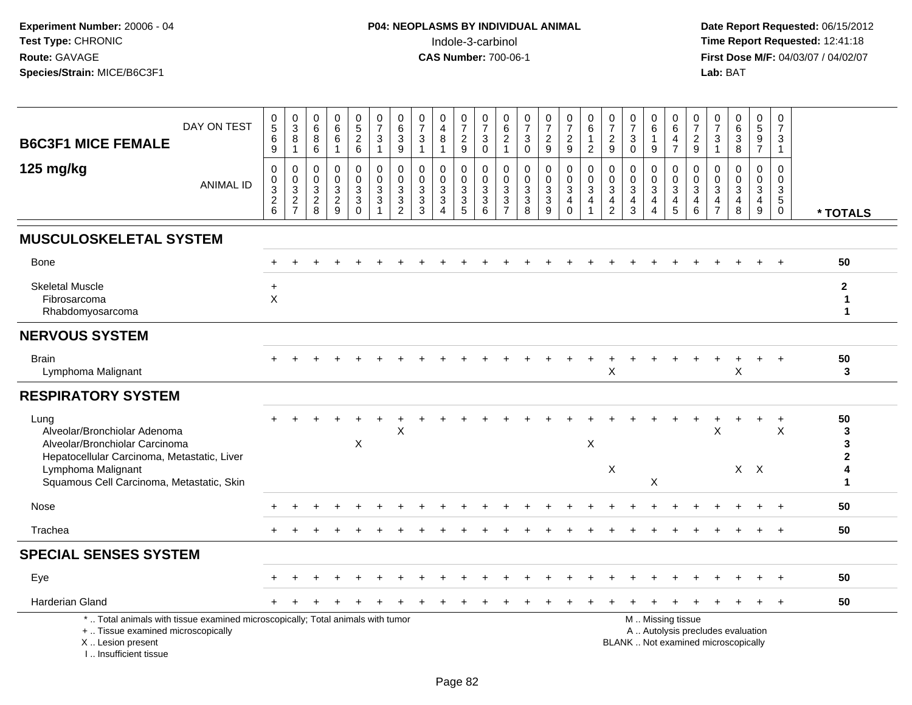**Experiment Number:** 20006 - 04
**Test Type:** CHRONIC
**Route:** GAVAGE
**Species/Strain:** MICE/B6C3F1

**P04: NEOPLASMS BY INDIVIDUAL ANIMAL**
Indole-3-carbinol
**CAS Number:** 700-06-1

**Date Report Requested:** 06/15/2012
**Time Report Requested:** 12:41:18
**First Dose M/F:** 04/03/07 / 04/02/07
**Lab:** BAT

## B6C3F1 MICE FEMALE
## 125 mg/kg

| DAY ON TEST | 0569 | 0381 | 0686 | 0661 | 0526 | 0731 | 0639 | 0731 | 0481 | 0729 | 0730 | 0621 | 0730 | 0729 | 0729 | 0612 | 0729 | 0730 | 0619 | 0647 | 0729 | 0731 | 0638 | 0597 | 0731 | |
|---|---|---|---|---|---|---|---|---|---|---|---|---|---|---|---|---|---|---|---|---|---|---|---|---|---|---|
| **ANIMAL ID** | 00326 | 00327 | 00328 | 00329 | 00330 | 00331 | 00332 | 00333 | 00334 | 00335 | 00336 | 00337 | 00338 | 00339 | 00340 | 00341 | 00342 | 00343 | 00344 | 00345 | 00346 | 00347 | 00348 | 00349 | 00350 | *** TOTALS** |
| **MUSCULOSKELETAL SYSTEM** | | | | | | | | | | | | | | | | | | | | | | | | | | |
| Bone | + | + | + | + | + | + | + | + | + | + | + | + | + | + | + | + | + | + | + | + | + | + | + | + | + | 50 |
| Skeletal Muscle | + | | | | | | | | | | | | | | | | | | | | | | | | | 2 |
| Fibrosarcoma | X | | | | | | | | | | | | | | | | | | | | | | | | | 1 |
| Rhabdomyosarcoma | | | | | | | | | | | | | | | | | | | | | | | | | | 1 |
| **NERVOUS SYSTEM** | | | | | | | | | | | | | | | | | | | | | | | | | | |
| Brain | + | + | + | + | + | + | + | + | + | + | + | + | + | + | + | + | + | + | + | + | + | + | + | + | + | 50 |
| Lymphoma Malignant | | | | | | | | | | | | | | | | | X | | | | | | X | | | 3 |
| **RESPIRATORY SYSTEM** | | | | | | | | | | | | | | | | | | | | | | | | | | |
| Lung | + | + | + | + | + | + | + | + | + | + | + | + | + | + | + | + | + | + | + | + | + | + | + | + | + | 50 |
| Alveolar/Bronchiolar Adenoma | | | | | | | X | | | | | | | | | | | | | | | X | | | X | 3 |
| Alveolar/Bronchiolar Carcinoma | | | | | X | | | | | | | | | | | X | | | | | | | | | | 3 |
| Hepatocellular Carcinoma, Metastatic, Liver | | | | | | | | | | | | | | | | | | | | | | | | | | 2 |
| Lymphoma Malignant | | | | | | | | | | | | | | | | | X | | | | | | X | X | | 4 |
| Squamous Cell Carcinoma, Metastatic, Skin | | | | | | | | | | | | | | | | | | | X | | | | | | | 1 |
| Nose | + | + | + | + | + | + | + | + | + | + | + | + | + | + | + | + | + | + | + | + | + | + | + | + | + | 50 |
| Trachea | + | + | + | + | + | + | + | + | + | + | + | + | + | + | + | + | + | + | + | + | + | + | + | + | + | 50 |
| **SPECIAL SENSES SYSTEM** | | | | | | | | | | | | | | | | | | | | | | | | | | |
| Eye | + | + | + | + | + | + | + | + | + | + | + | + | + | + | + | + | + | + | + | + | + | + | + | + | + | 50 |
| Harderian Gland | + | + | + | + | + | + | + | + | + | + | + | + | + | + | + | + | + | + | + | + | + | + | + | + | + | 50 |

\* .. Total animals with tissue examined microscopically; Total animals with tumor
\+ .. Tissue examined microscopically
X .. Lesion present
I .. Insufficient tissue

M .. Missing tissue
A .. Autolysis precludes evaluation
BLANK .. Not examined microscopically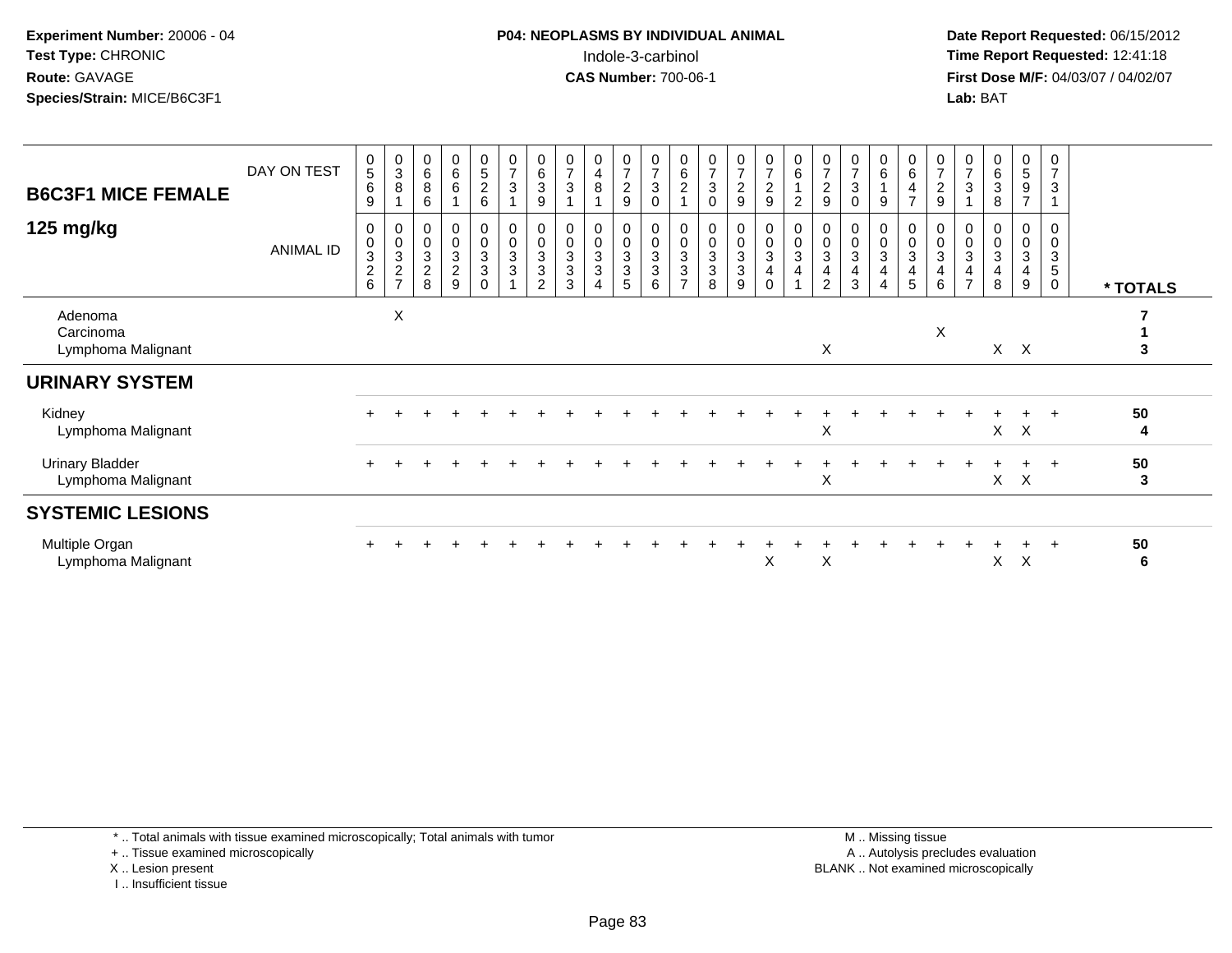**Experiment Number:** 20006 - 04
**Test Type:** CHRONIC
**Route:** GAVAGE
**Species/Strain:** MICE/B6C3F1

**P04: NEOPLASMS BY INDIVIDUAL ANIMAL**
Indole-3-carbinol
**CAS Number:** 700-06-1

**Date Report Requested:** 06/15/2012
**Time Report Requested:** 12:41:18
**First Dose M/F:** 04/03/07 / 04/02/07
**Lab:** BAT

| B6C3F1 MICE FEMALE 125 mg/kg | | | | | | | | | | | | | | | | | | | | | | | | | | |
|---|---|---|---|---|---|---|---|---|---|---|---|---|---|---|---|---|---|---|---|---|---|---|---|---|---|---|
| DAY ON TEST | 0569 | 0381 | 0686 | 0661 | 0526 | 0731 | 0639 | 0731 | 0481 | 0729 | 0730 | 0621 | 0730 | 0729 | 0729 | 0612 | 0729 | 0730 | 0619 | 0647 | 0729 | 0731 | 0638 | 0597 | 0731 | |
| ANIMAL ID | 0326 | 0327 | 0328 | 0329 | 0330 | 0331 | 0332 | 0333 | 0334 | 0335 | 0336 | 0337 | 0338 | 0339 | 0340 | 0341 | 0342 | 0343 | 0344 | 0345 | 0346 | 0347 | 0348 | 0349 | 0350 | * TOTALS |
| Adenoma | | X | | | | | | | | | | | | | | | | | | | | | | | | 7 |
| Carcinoma | | | | | | | | | | | | | | | | | | | | | X | | | | | 1 |
| Lymphoma Malignant | | | | | | | | | | | | | | | | | X | | | | | | X | X | | 3 |
| **URINARY SYSTEM** | | | | | | | | | | | | | | | | | | | | | | | | | | |
| Kidney | + | + | + | + | + | + | + | + | + | + | + | + | + | + | + | + | + | + | + | + | + | + | + | + | + | 50 |
| Lymphoma Malignant | | | | | | | | | | | | | | | | | X | | | | | | X | X | | 4 |
| Urinary Bladder | + | + | + | + | + | + | + | + | + | + | + | + | + | + | + | + | + | + | + | + | + | + | + | + | + | 50 |
| Lymphoma Malignant | | | | | | | | | | | | | | | | | X | | | | | | X | X | | 3 |
| **SYSTEMIC LESIONS** | | | | | | | | | | | | | | | | | | | | | | | | | | |
| Multiple Organ | + | + | + | + | + | + | + | + | + | + | + | + | + | + | + | + | + | + | + | + | + | + | + | + | + | 50 |
| Lymphoma Malignant | | | | | | | | | | | | | | | X | | X | | | | | | X | X | | 6 |

\* .. Total animals with tissue examined microscopically; Total animals with tumor
\+ .. Tissue examined microscopically
X .. Lesion present
I .. Insufficient tissue

M .. Missing tissue
A .. Autolysis precludes evaluation
BLANK .. Not examined microscopically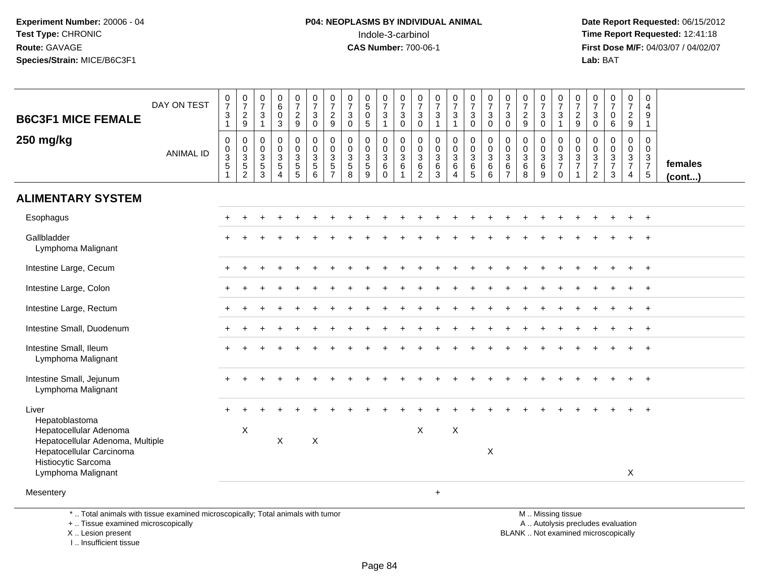**Experiment Number:** 20006 - 04
**Test Type:** CHRONIC
**Route:** GAVAGE
**Species/Strain:** MICE/B6C3F1

**P04: NEOPLASMS BY INDIVIDUAL ANIMAL**
Indole-3-carbinol
**CAS Number:** 700-06-1

**Date Report Requested:** 06/15/2012
**Time Report Requested:** 12:41:18
**First Dose M/F:** 04/03/07 / 04/02/07
**Lab:** BAT

## B6C3F1 MICE FEMALE 250 mg/kg

| | 1 | 2 | 3 | 4 | 5 | 6 | 7 | 8 | 9 | 10 | 11 | 12 | 13 | 14 | 15 | 16 | 17 | 18 | 19 | 20 | 21 | 22 | 23 | 24 | 25 | |
|---|---|---|---|---|---|---|---|---|---|---|---|---|---|---|---|---|---|---|---|---|---|---|---|---|---|---|
| DAY ON TEST | 0731 | 0729 | 0731 | 0603 | 0729 | 0730 | 0729 | 0730 | 0505 | 0731 | 0730 | 0730 | 0731 | 0731 | 0730 | 0730 | 0730 | 0729 | 0730 | 0731 | 0729 | 0730 | 0706 | 0729 | 0491 | |
| ANIMAL ID | 00351 | 00352 | 00353 | 00354 | 00355 | 00356 | 00357 | 00358 | 00359 | 00360 | 00361 | 00362 | 00363 | 00364 | 00365 | 00366 | 00367 | 00368 | 00369 | 00370 | 00371 | 00372 | 00373 | 00374 | 00375 | females (cont...) |
| **ALIMENTARY SYSTEM** | | | | | | | | | | | | | | | | | | | | | | | | | | |
| Esophagus | + | + | + | + | + | + | + | + | + | + | + | + | + | + | + | + | + | + | + | + | + | + | + | + | + | |
| Gallbladder | + | + | + | + | + | + | + | + | + | + | + | + | + | + | + | + | + | + | + | + | + | + | + | + | + | |
| Lymphoma Malignant | | | | | | | | | | | | | | | | | | | | | | | | | | |
| Intestine Large, Cecum | + | + | + | + | + | + | + | + | + | + | + | + | + | + | + | + | + | + | + | + | + | + | + | + | + | |
| Intestine Large, Colon | + | + | + | + | + | + | + | + | + | + | + | + | + | + | + | + | + | + | + | + | + | + | + | + | + | |
| Intestine Large, Rectum | + | + | + | + | + | + | + | + | + | + | + | + | + | + | + | + | + | + | + | + | + | + | + | + | + | |
| Intestine Small, Duodenum | + | + | + | + | + | + | + | + | + | + | + | + | + | + | + | + | + | + | + | + | + | + | + | + | + | |
| Intestine Small, Ileum | + | + | + | + | + | + | + | + | + | + | + | + | + | + | + | + | + | + | + | + | + | + | + | + | + | |
| Lymphoma Malignant | | | | | | | | | | | | | | | | | | | | | | | | | | |
| Intestine Small, Jejunum | + | + | + | + | + | + | + | + | + | + | + | + | + | + | + | + | + | + | + | + | + | + | + | + | + | |
| Lymphoma Malignant | | | | | | | | | | | | | | | | | | | | | | | | | | |
| Liver | + | + | + | + | + | + | + | + | + | + | + | + | + | + | + | + | + | + | + | + | + | + | + | + | + | |
| Hepatoblastoma | | | | | | | | | | | | | | | | | | | | | | | | | | |
| Hepatocellular Adenoma | | X | | | | | | | | | | X | | X | | | | | | | | | | | | |
| Hepatocellular Adenoma, Multiple | | | | X | | X | | | | | | | | | | | | | | | | | | | | |
| Hepatocellular Carcinoma | | | | | | | | | | | | | | | | X | | | | | | | | | | |
| Histiocytic Sarcoma | | | | | | | | | | | | | | | | | | | | | | | | | | |
| Lymphoma Malignant | | | | | | | | | | | | | | | | | | | | | | | | X | | |
| Mesentery | | | | | | | | | | | | | + | | | | | | | | | | | | | |

\* .. Total animals with tissue examined microscopically; Total animals with tumor
\+ .. Tissue examined microscopically
X .. Lesion present
I .. Insufficient tissue

M .. Missing tissue
A .. Autolysis precludes evaluation
BLANK .. Not examined microscopically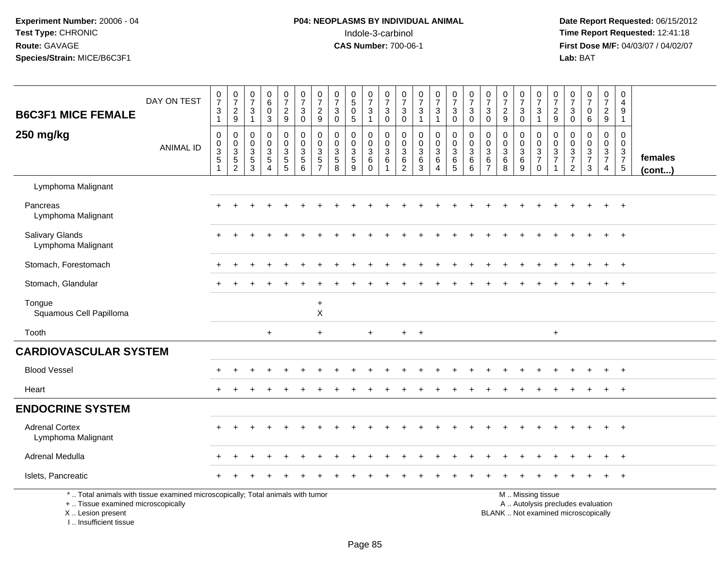**Experiment Number:** 20006 - 04
**Test Type:** CHRONIC
**Route:** GAVAGE
**Species/Strain:** MICE/B6C3F1

**P04: NEOPLASMS BY INDIVIDUAL ANIMAL**
Indole-3-carbinol
**CAS Number:** 700-06-1

**Date Report Requested:** 06/15/2012
**Time Report Requested:** 12:41:18
**First Dose M/F:** 04/03/07 / 04/02/07
**Lab:** BAT

| B6C3F1 MICE FEMALE 250 mg/kg | 0731 | 0729 | 0731 | 0603 | 0729 | 0730 | 0729 | 0730 | 0505 | 0731 | 0730 | 0730 | 0731 | 0731 | 0730 | 0730 | 0730 | 0729 | 0730 | 0731 | 0729 | 0730 | 0706 | 0729 | 0491 | DAY ON TEST |
|---|---|---|---|---|---|---|---|---|---|---|---|---|---|---|---|---|---|---|---|---|---|---|---|---|---|---|
| **ANIMAL ID** | 00351 | 00352 | 00353 | 00354 | 00355 | 00356 | 00357 | 00358 | 00359 | 00360 | 00361 | 00362 | 00363 | 00364 | 00365 | 00366 | 00367 | 00368 | 00369 | 00370 | 00371 | 00372 | 00373 | 00374 | 00375 | **females (cont...)** |
| Lymphoma Malignant | | | | | | | | | | | | | | | | | | | | | | | | | | |
| Pancreas | + | + | + | + | + | + | + | + | + | + | + | + | + | + | + | + | + | + | + | + | + | + | + | + | + | |
| Lymphoma Malignant | | | | | | | | | | | | | | | | | | | | | | | | | | |
| Salivary Glands | + | + | + | + | + | + | + | + | + | + | + | + | + | + | + | + | + | + | + | + | + | + | + | + | + | |
| Lymphoma Malignant | | | | | | | | | | | | | | | | | | | | | | | | | | |
| Stomach, Forestomach | + | + | + | + | + | + | + | + | + | + | + | + | + | + | + | + | + | + | + | + | + | + | + | + | + | |
| Stomach, Glandular | + | + | + | + | + | + | + | + | + | + | + | + | + | + | + | + | + | + | + | + | + | + | + | + | + | |
| Tongue | | | | | | | + | | | | | | | | | | | | | | | | | | | |
| Squamous Cell Papilloma | | | | | | | X | | | | | | | | | | | | | | | | | | | |
| Tooth | | | | + | | | + | | | + | | + | + | | | | | | | | + | | | | | |
| **CARDIOVASCULAR SYSTEM** | | | | | | | | | | | | | | | | | | | | | | | | | | |
| Blood Vessel | + | + | + | + | + | + | + | + | + | + | + | + | + | + | + | + | + | + | + | + | + | + | + | + | + | |
| Heart | + | + | + | + | + | + | + | + | + | + | + | + | + | + | + | + | + | + | + | + | + | + | + | + | + | |
| **ENDOCRINE SYSTEM** | | | | | | | | | | | | | | | | | | | | | | | | | | |
| Adrenal Cortex | + | + | + | + | + | + | + | + | + | + | + | + | + | + | + | + | + | + | + | + | + | + | + | + | + | |
| Lymphoma Malignant | | | | | | | | | | | | | | | | | | | | | | | | | | |
| Adrenal Medulla | + | + | + | + | + | + | + | + | + | + | + | + | + | + | + | + | + | + | + | + | + | + | + | + | + | |
| Islets, Pancreatic | + | + | + | + | + | + | + | + | + | + | + | + | + | + | + | + | + | + | + | + | + | + | + | + | + | |

\* .. Total animals with tissue examined microscopically; Total animals with tumor
\+ .. Tissue examined microscopically
X .. Lesion present
I .. Insufficient tissue

M .. Missing tissue
A .. Autolysis precludes evaluation
BLANK .. Not examined microscopically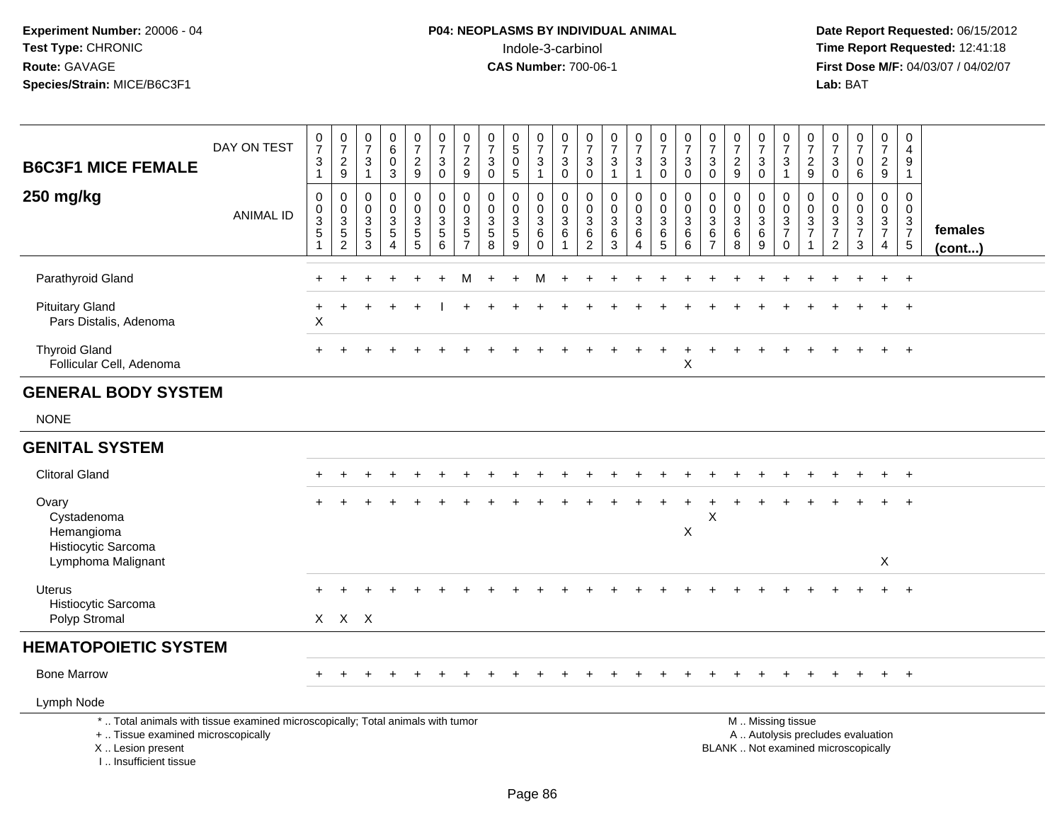**Experiment Number:** 20006 - 04
**Test Type:** CHRONIC
**Route:** GAVAGE
**Species/Strain:** MICE/B6C3F1

**P04: NEOPLASMS BY INDIVIDUAL ANIMAL**
Indole-3-carbinol
**CAS Number:** 700-06-1

**Date Report Requested:** 06/15/2012
**Time Report Requested:** 12:41:18
**First Dose M/F:** 04/03/07 / 04/02/07
**Lab:** BAT

| B6C3F1 MICE FEMALE 250 mg/kg | | | | | | | | | | | | | | | | | | | | | | | | | | |
|---|---|---|---|---|---|---|---|---|---|---|---|---|---|---|---|---|---|---|---|---|---|---|---|---|---|---|
| DAY ON TEST | 0731 | 0729 | 0731 | 0603 | 0729 | 0730 | 0729 | 0730 | 0505 | 0731 | 0730 | 0730 | 0731 | 0731 | 0730 | 0730 | 0730 | 0729 | 0730 | 0731 | 0729 | 0730 | 0706 | 0729 | 0491 | |
| ANIMAL ID | 0035 1 | 0035 2 | 0035 3 | 0035 4 | 0035 5 | 0035 6 | 0035 7 | 0035 8 | 0035 9 | 0036 0 | 0036 1 | 0036 2 | 0036 3 | 0036 4 | 0036 5 | 0036 6 | 0036 7 | 0036 8 | 0036 9 | 0037 0 | 0037 1 | 0037 2 | 0037 3 | 0037 4 | 0037 5 | **females (cont...)** |
| Parathyroid Gland | + | + | + | + | + | + | M | + | + | M | + | + | + | + | + | + | + | + | + | + | + | + | + | + | + | |
| Pituitary Gland | + | + | + | + | + | I | + | + | + | + | + | + | + | + | + | + | + | + | + | + | + | + | + | + | + | |
| Pars Distalis, Adenoma | X | | | | | | | | | | | | | | | | | | | | | | | | | |
| Thyroid Gland | + | + | + | + | + | + | + | + | + | + | + | + | + | + | + | + | + | + | + | + | + | + | + | + | + | |
| Follicular Cell, Adenoma | | | | | | | | | | | | | | | | X | | | | | | | | | | |
| **GENERAL BODY SYSTEM** | | | | | | | | | | | | | | | | | | | | | | | | | | |
| NONE | | | | | | | | | | | | | | | | | | | | | | | | | | |
| **GENITAL SYSTEM** | | | | | | | | | | | | | | | | | | | | | | | | | | |
| Clitoral Gland | + | + | + | + | + | + | + | + | + | + | + | + | + | + | + | + | + | + | + | + | + | + | + | + | + | |
| Ovary | + | + | + | + | + | + | + | + | + | + | + | + | + | + | + | + | + | + | + | + | + | + | + | + | + | |
| Cystadenoma | | | | | | | | | | | | | | | | | X | | | | | | | | | |
| Hemangioma | | | | | | | | | | | | | | | | X | | | | | | | | | | |
| Histiocytic Sarcoma | | | | | | | | | | | | | | | | | | | | | | | | | | |
| Lymphoma Malignant | | | | | | | | | | | | | | | | | | | | | | | | X | | |
| Uterus | + | + | + | + | + | + | + | + | + | + | + | + | + | + | + | + | + | + | + | + | + | + | + | + | + | |
| Histiocytic Sarcoma | | | | | | | | | | | | | | | | | | | | | | | | | | |
| Polyp Stromal | X | X | X | | | | | | | | | | | | | | | | | | | | | | | |
| **HEMATOPOIETIC SYSTEM** | | | | | | | | | | | | | | | | | | | | | | | | | | |
| Bone Marrow | + | + | + | + | + | + | + | + | + | + | + | + | + | + | + | + | + | + | + | + | + | + | + | + | + | |
| Lymph Node | | | | | | | | | | | | | | | | | | | | | | | | | | |

\* .. Total animals with tissue examined microscopically; Total animals with tumor
\+ .. Tissue examined microscopically
X .. Lesion present
I .. Insufficient tissue

M .. Missing tissue
A .. Autolysis precludes evaluation
BLANK .. Not examined microscopically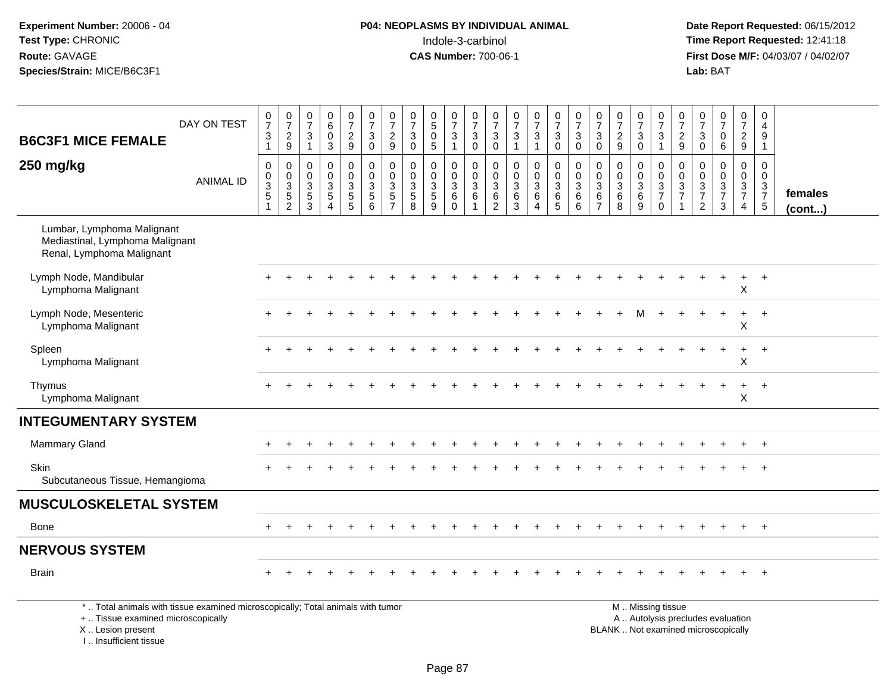**Experiment Number:** 20006 - 04
**Test Type:** CHRONIC
**Route:** GAVAGE
**Species/Strain:** MICE/B6C3F1

**P04: NEOPLASMS BY INDIVIDUAL ANIMAL**
Indole-3-carbinol
**CAS Number:** 700-06-1

**Date Report Requested:** 06/15/2012
**Time Report Requested:** 12:41:18
**First Dose M/F:** 04/03/07 / 04/02/07
**Lab:** BAT

| B6C3F1 MICE FEMALE 250 mg/kg | | | | | | | | | | | | | | | | | | | | | | | | | | |
|---|---|---|---|---|---|---|---|---|---|---|---|---|---|---|---|---|---|---|---|---|---|---|---|---|---|---|
| DAY ON TEST | 0731 | 0729 | 0731 | 0603 | 0729 | 0730 | 0729 | 0730 | 0505 | 0731 | 0730 | 0730 | 0731 | 0731 | 0730 | 0730 | 0730 | 0729 | 0730 | 0731 | 0729 | 0730 | 0706 | 0729 | 0491 | |
| ANIMAL ID | 00351 | 00352 | 00353 | 00354 | 00355 | 00356 | 00357 | 00358 | 00359 | 00360 | 00361 | 00362 | 00363 | 00364 | 00365 | 00366 | 00367 | 00368 | 00369 | 00370 | 00371 | 00372 | 00373 | 00374 | 00375 | **females (cont...)** |
| Lumbar, Lymphoma Malignant<br>Mediastinal, Lymphoma Malignant<br>Renal, Lymphoma Malignant | | | | | | | | | | | | | | | | | | | | | | | | | | |
| Lymph Node, Mandibular | + | + | + | + | + | + | + | + | + | + | + | + | + | + | + | + | + | + | + | + | + | + | + | + | + | |
| Lymphoma Malignant | | | | | | | | | | | | | | | | | | | | | | | | X | | |
| Lymph Node, Mesenteric | + | + | + | + | + | + | + | + | + | + | + | + | + | + | + | + | + | + | M | + | + | + | + | + | + | |
| Lymphoma Malignant | | | | | | | | | | | | | | | | | | | | | | | | X | | |
| Spleen | + | + | + | + | + | + | + | + | + | + | + | + | + | + | + | + | + | + | + | + | + | + | + | + | + | |
| Lymphoma Malignant | | | | | | | | | | | | | | | | | | | | | | | | X | | |
| Thymus | + | + | + | + | + | + | + | + | + | + | + | + | + | + | + | + | + | + | + | + | + | + | + | + | + | |
| Lymphoma Malignant | | | | | | | | | | | | | | | | | | | | | | | | X | | |
| **INTEGUMENTARY SYSTEM** | | | | | | | | | | | | | | | | | | | | | | | | | | |
| Mammary Gland | + | + | + | + | + | + | + | + | + | + | + | + | + | + | + | + | + | + | + | + | + | + | + | + | + | |
| Skin | + | + | + | + | + | + | + | + | + | + | + | + | + | + | + | + | + | + | + | + | + | + | + | + | + | |
| Subcutaneous Tissue, Hemangioma | | | | | | | | | | | | | | | | | | | | | | | | | | |
| **MUSCULOSKELETAL SYSTEM** | | | | | | | | | | | | | | | | | | | | | | | | | | |
| Bone | + | + | + | + | + | + | + | + | + | + | + | + | + | + | + | + | + | + | + | + | + | + | + | + | + | |
| **NERVOUS SYSTEM** | | | | | | | | | | | | | | | | | | | | | | | | | | |
| Brain | + | + | + | + | + | + | + | + | + | + | + | + | + | + | + | + | + | + | + | + | + | + | + | + | + | |

* .. Total animals with tissue examined microscopically; Total animals with tumor
+ .. Tissue examined microscopically
X .. Lesion present
I .. Insufficient tissue

M .. Missing tissue
A .. Autolysis precludes evaluation
BLANK .. Not examined microscopically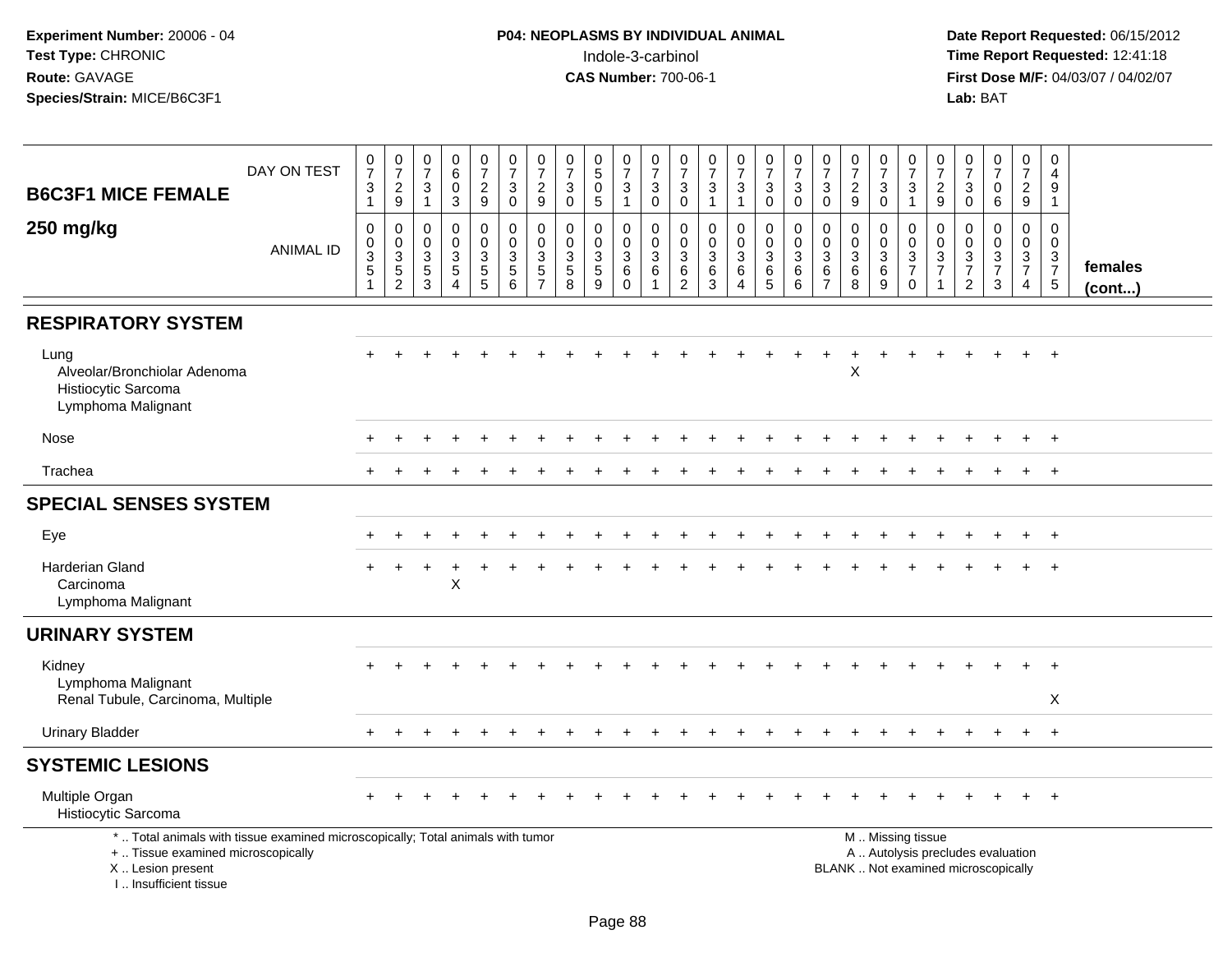**Experiment Number:** 20006 - 04
**Test Type:** CHRONIC
**Route:** GAVAGE
**Species/Strain:** MICE/B6C3F1

**P04: NEOPLASMS BY INDIVIDUAL ANIMAL**
Indole-3-carbinol
**CAS Number:** 700-06-1

**Date Report Requested:** 06/15/2012
**Time Report Requested:** 12:41:18
**First Dose M/F:** 04/03/07 / 04/02/07
**Lab:** BAT

**B6C3F1 MICE FEMALE**
**250 mg/kg**

| DAY ON TEST | 0731 | 0729 | 0731 | 0603 | 0729 | 0730 | 0729 | 0730 | 0505 | 0731 | 0730 | 0730 | 0731 | 0731 | 0730 | 0730 | 0730 | 0729 | 0730 | 0731 | 0729 | 0730 | 0706 | 0729 | 0491 | |
|---|---|---|---|---|---|---|---|---|---|---|---|---|---|---|---|---|---|---|---|---|---|---|---|---|---|---|
| **ANIMAL ID** | 00351 | 00352 | 00353 | 00354 | 00355 | 00356 | 00357 | 00358 | 00359 | 00360 | 00361 | 00362 | 00363 | 00364 | 00365 | 00366 | 00367 | 00368 | 00369 | 00370 | 00371 | 00372 | 00373 | 00374 | 00375 | **females (cont...)** |
| **RESPIRATORY SYSTEM** | | | | | | | | | | | | | | | | | | | | | | | | | | |
| Lung | + | + | + | + | + | + | + | + | + | + | + | + | + | + | + | + | + | + | + | + | + | + | + | + | + | |
| Alveolar/Bronchiolar Adenoma | | | | | | | | | | | | | | | | | | X | | | | | | | | |
| Histiocytic Sarcoma | | | | | | | | | | | | | | | | | | | | | | | | | | |
| Lymphoma Malignant | | | | | | | | | | | | | | | | | | | | | | | | | | |
| Nose | + | + | + | + | + | + | + | + | + | + | + | + | + | + | + | + | + | + | + | + | + | + | + | + | + | |
| Trachea | + | + | + | + | + | + | + | + | + | + | + | + | + | + | + | + | + | + | + | + | + | + | + | + | + | |
| **SPECIAL SENSES SYSTEM** | | | | | | | | | | | | | | | | | | | | | | | | | | |
| Eye | + | + | + | + | + | + | + | + | + | + | + | + | + | + | + | + | + | + | + | + | + | + | + | + | + | |
| Harderian Gland | + | + | + | + | + | + | + | + | + | + | + | + | + | + | + | + | + | + | + | + | + | + | + | + | + | |
| Carcinoma | | | | X | | | | | | | | | | | | | | | | | | | | | | |
| Lymphoma Malignant | | | | | | | | | | | | | | | | | | | | | | | | | | |
| **URINARY SYSTEM** | | | | | | | | | | | | | | | | | | | | | | | | | | |
| Kidney | + | + | + | + | + | + | + | + | + | + | + | + | + | + | + | + | + | + | + | + | + | + | + | + | + | |
| Lymphoma Malignant | | | | | | | | | | | | | | | | | | | | | | | | | | |
| Renal Tubule, Carcinoma, Multiple | | | | | | | | | | | | | | | | | | | | | | | | | X | |
| Urinary Bladder | + | + | + | + | + | + | + | + | + | + | + | + | + | + | + | + | + | + | + | + | + | + | + | + | + | |
| **SYSTEMIC LESIONS** | | | | | | | | | | | | | | | | | | | | | | | | | | |
| Multiple Organ | + | + | + | + | + | + | + | + | + | + | + | + | + | + | + | + | + | + | + | + | + | + | + | + | + | |
| Histiocytic Sarcoma | | | | | | | | | | | | | | | | | | | | | | | | | | |

\* .. Total animals with tissue examined microscopically; Total animals with tumor
\+ .. Tissue examined microscopically
X .. Lesion present
I .. Insufficient tissue

M .. Missing tissue
A .. Autolysis precludes evaluation
BLANK .. Not examined microscopically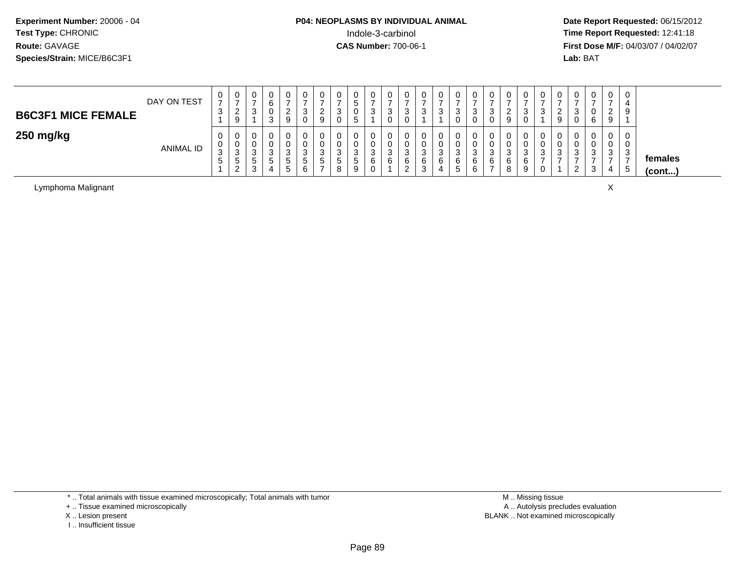**Experiment Number:** 20006 - 04
**Test Type:** CHRONIC
**Route:** GAVAGE
**Species/Strain:** MICE/B6C3F1

**P04: NEOPLASMS BY INDIVIDUAL ANIMAL**
Indole-3-carbinol
**CAS Number:** 700-06-1

**Date Report Requested:** 06/15/2012
**Time Report Requested:** 12:41:18
**First Dose M/F:** 04/03/07 / 04/02/07
**Lab:** BAT

| **B6C3F1 MICE FEMALE** DAY ON TEST | 0731 | 0729 | 0731 | 0603 | 0729 | 0730 | 0729 | 0730 | 0505 | 0731 | 0730 | 0730 | 0731 | 0731 | 0730 | 0730 | 0730 | 0729 | 0730 | 0731 | 0729 | 0730 | 0706 | 0729 | 0491 | |
|---|---|---|---|---|---|---|---|---|---|---|---|---|---|---|---|---|---|---|---|---|---|---|---|---|---|---|
| **250 mg/kg** ANIMAL ID | 00351 | 00352 | 00353 | 00354 | 00355 | 00356 | 00357 | 00358 | 00359 | 00360 | 00361 | 00362 | 00363 | 00364 | 00365 | 00366 | 00367 | 00368 | 00369 | 00370 | 00371 | 00372 | 00373 | 00374 | 00375 | **females (cont...)** |
| Lymphoma Malignant | | | | | | | | | | | | | | | | | | | | | | | | X | | |

\* .. Total animals with tissue examined microscopically; Total animals with tumor
\+ .. Tissue examined microscopically
X .. Lesion present
I .. Insufficient tissue

M .. Missing tissue
A .. Autolysis precludes evaluation
BLANK .. Not examined microscopically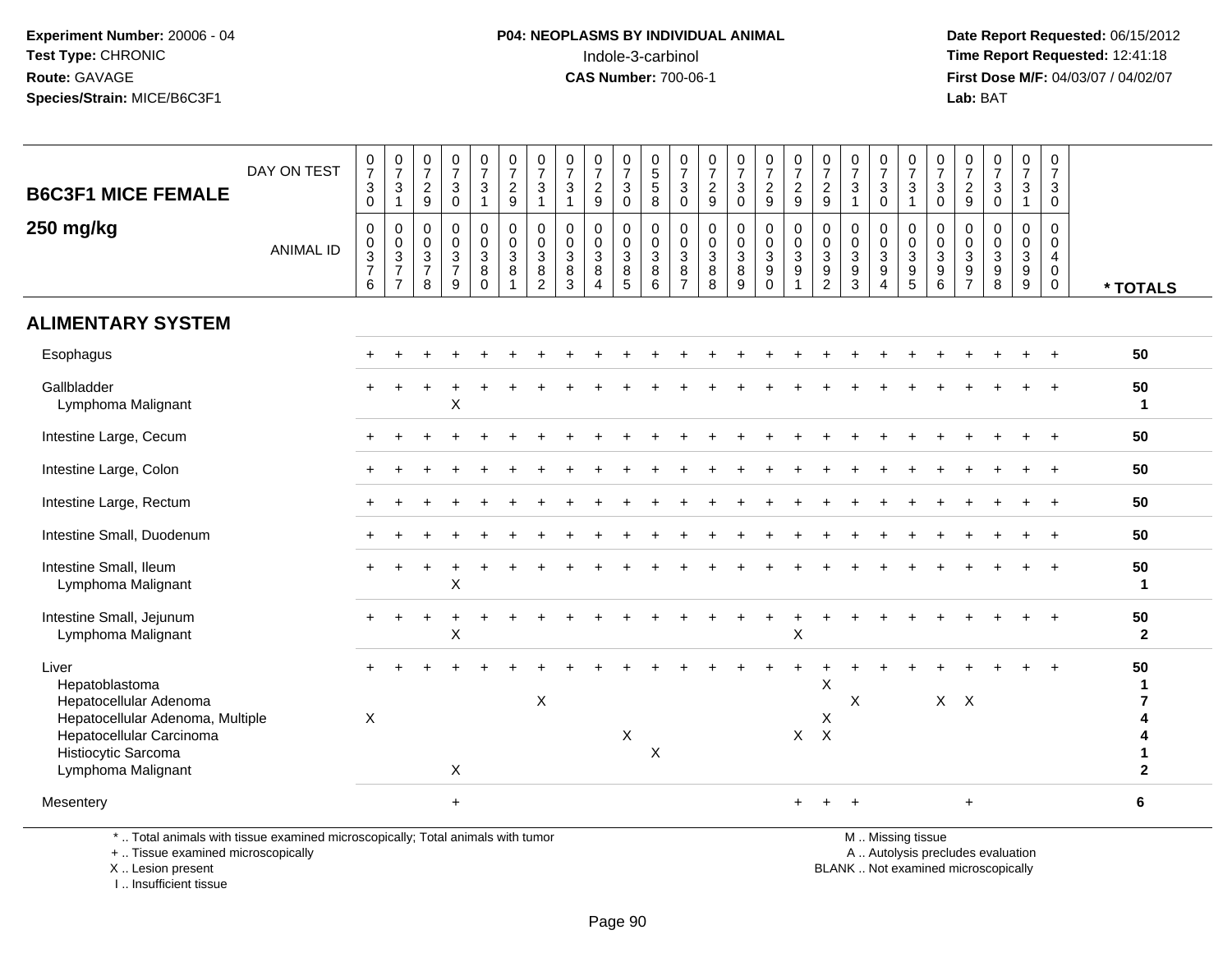**Experiment Number:** 20006 - 04
**Test Type:** CHRONIC
**Route:** GAVAGE
**Species/Strain:** MICE/B6C3F1

**P04: NEOPLASMS BY INDIVIDUAL ANIMAL**
Indole-3-carbinol
**CAS Number:** 700-06-1

**Date Report Requested:** 06/15/2012
**Time Report Requested:** 12:41:18
**First Dose M/F:** 04/03/07 / 04/02/07
**Lab:** BAT

## B6C3F1 MICE FEMALE 250 mg/kg

| DAY ON TEST | 0730 | 0731 | 0729 | 0730 | 0731 | 0729 | 0731 | 0731 | 0729 | 0730 | 0558 | 0730 | 0729 | 0730 | 0729 | 0729 | 0729 | 0731 | 0730 | 0731 | 0730 | 0729 | 0730 | 0731 | 0730 | |
|---|---|---|---|---|---|---|---|---|---|---|---|---|---|---|---|---|---|---|---|---|---|---|---|---|---|---|
| **ANIMAL ID** | 00376 | 00377 | 00378 | 00379 | 00380 | 00381 | 00382 | 00383 | 00384 | 00385 | 00386 | 00387 | 00388 | 00389 | 00390 | 00391 | 00392 | 00393 | 00394 | 00395 | 00396 | 00397 | 00398 | 00399 | 00400 | *** TOTALS** |
| **ALIMENTARY SYSTEM** | | | | | | | | | | | | | | | | | | | | | | | | | | |
| Esophagus | + | + | + | + | + | + | + | + | + | + | + | + | + | + | + | + | + | + | + | + | + | + | + | + | + | 50 |
| Gallbladder | + | + | + | + | + | + | + | + | + | + | + | + | + | + | + | + | + | + | + | + | + | + | + | + | + | 50 |
| Lymphoma Malignant | | | | X | | | | | | | | | | | | | | | | | | | | | | 1 |
| Intestine Large, Cecum | + | + | + | + | + | + | + | + | + | + | + | + | + | + | + | + | + | + | + | + | + | + | + | + | + | 50 |
| Intestine Large, Colon | + | + | + | + | + | + | + | + | + | + | + | + | + | + | + | + | + | + | + | + | + | + | + | + | + | 50 |
| Intestine Large, Rectum | + | + | + | + | + | + | + | + | + | + | + | + | + | + | + | + | + | + | + | + | + | + | + | + | + | 50 |
| Intestine Small, Duodenum | + | + | + | + | + | + | + | + | + | + | + | + | + | + | + | + | + | + | + | + | + | + | + | + | + | 50 |
| Intestine Small, Ileum | + | + | + | + | + | + | + | + | + | + | + | + | + | + | + | + | + | + | + | + | + | + | + | + | + | 50 |
| Lymphoma Malignant | | | | X | | | | | | | | | | | | | | | | | | | | | | 1 |
| Intestine Small, Jejunum | + | + | + | + | + | + | + | + | + | + | + | + | + | + | + | + | + | + | + | + | + | + | + | + | + | 50 |
| Lymphoma Malignant | | | | X | | | | | | | | | | | | X | | | | | | | | | | 2 |
| Liver | + | + | + | + | + | + | + | + | + | + | + | + | + | + | + | + | + | + | + | + | + | + | + | + | + | 50 |
| Hepatoblastoma | | | | | | | | | | | | | | | | | X | | | | | | | | | 1 |
| Hepatocellular Adenoma | | | | | | | X | | | | | | | | | | | X | | | X | X | | | | 7 |
| Hepatocellular Adenoma, Multiple | X | | | | | | | | | | | | | | | | X | | | | | | | | | 4 |
| Hepatocellular Carcinoma | | | | | | | | | | X | | | | | | X | X | | | | | | | | | 4 |
| Histiocytic Sarcoma | | | | | | | | | | | X | | | | | | | | | | | | | | | 1 |
| Lymphoma Malignant | | | | X | | | | | | | | | | | | | | | | | | | | | | 2 |
| Mesentery | | | | + | | | | | | | | | | | | + | + | + | | | | + | | | | 6 |

\* .. Total animals with tissue examined microscopically; Total animals with tumor
\+ .. Tissue examined microscopically
X .. Lesion present
I .. Insufficient tissue

M .. Missing tissue
A .. Autolysis precludes evaluation
BLANK .. Not examined microscopically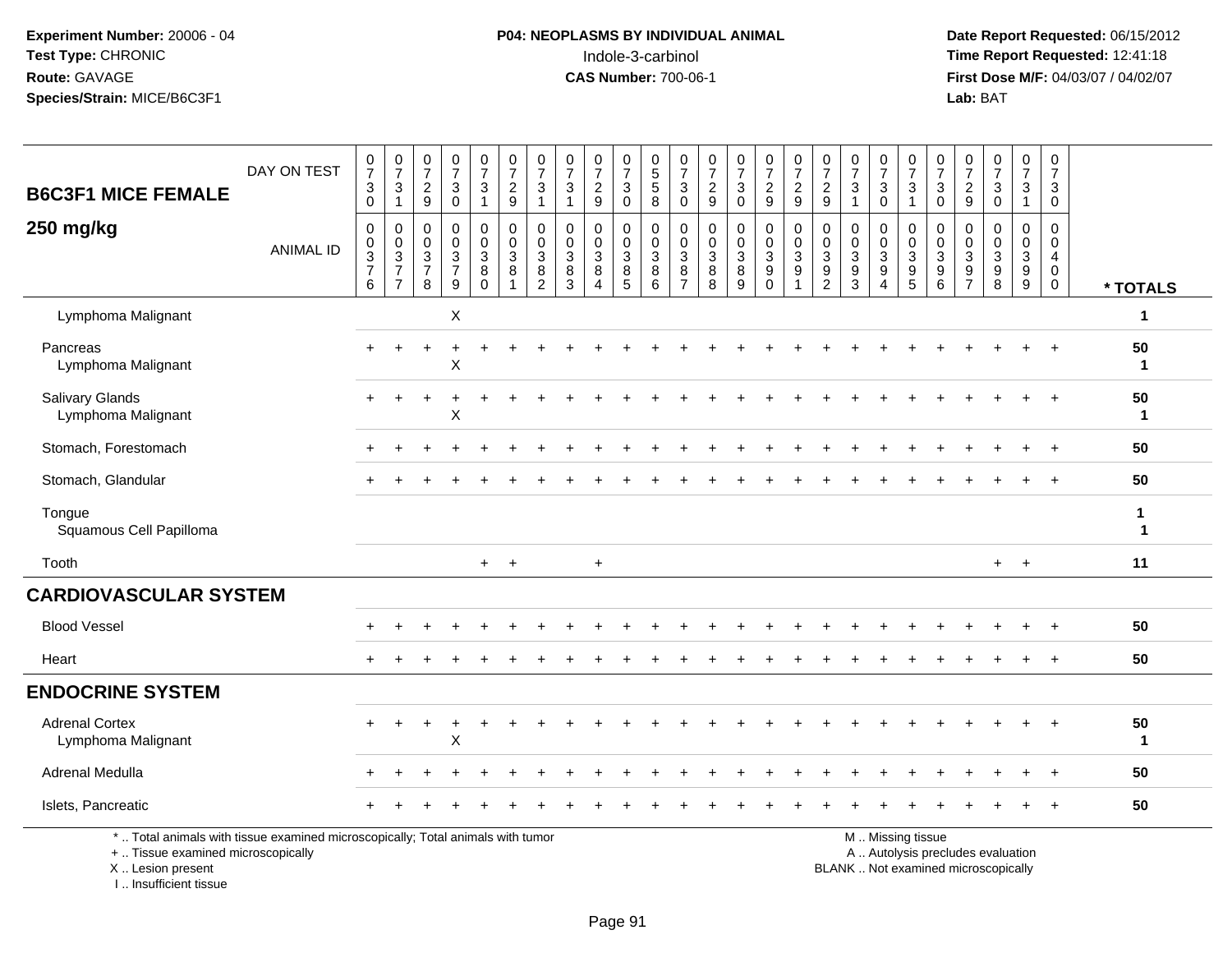Experiment Number: 20006 - 04
Test Type: CHRONIC
Route: GAVAGE
Species/Strain: MICE/B6C3F1

P04: NEOPLASMS BY INDIVIDUAL ANIMAL
Indole-3-carbinol
CAS Number: 700-06-1

Date Report Requested: 06/15/2012
Time Report Requested: 12:41:18
First Dose M/F: 04/03/07 / 04/02/07
Lab: BAT

**B6C3F1 MICE FEMALE 250 mg/kg**

| DAY ON TEST | 0730 | 0731 | 0729 | 0730 | 0731 | 0729 | 0731 | 0731 | 0729 | 0730 | 0558 | 0730 | 0729 | 0730 | 0729 | 0729 | 0729 | 0731 | 0730 | 0731 | 0730 | 0729 | 0730 | 0731 | 0730 | |
|---|---|---|---|---|---|---|---|---|---|---|---|---|---|---|---|---|---|---|---|---|---|---|---|---|---|---|
| ANIMAL ID | 00376 | 00377 | 00378 | 00379 | 00380 | 00381 | 00382 | 00383 | 00384 | 00385 | 00386 | 00387 | 00388 | 00389 | 00390 | 00391 | 00392 | 00393 | 00394 | 00395 | 00396 | 00397 | 00398 | 00399 | 00400 | * TOTALS |
| Lymphoma Malignant | | | | X | | | | | | | | | | | | | | | | | | | | | | 1 |
| Pancreas | + | + | + | + | + | + | + | + | + | + | + | + | + | + | + | + | + | + | + | + | + | + | + | + | + | 50 |
| Lymphoma Malignant | | | | X | | | | | | | | | | | | | | | | | | | | | | 1 |
| Salivary Glands | + | + | + | + | + | + | + | + | + | + | + | + | + | + | + | + | + | + | + | + | + | + | + | + | + | 50 |
| Lymphoma Malignant | | | | X | | | | | | | | | | | | | | | | | | | | | | 1 |
| Stomach, Forestomach | + | + | + | + | + | + | + | + | + | + | + | + | + | + | + | + | + | + | + | + | + | + | + | + | + | 50 |
| Stomach, Glandular | + | + | + | + | + | + | + | + | + | + | + | + | + | + | + | + | + | + | + | + | + | + | + | + | + | 50 |
| Tongue | | | | | | | | | | | | | | | | | | | | | | | | | | 1 |
| Squamous Cell Papilloma | | | | | | | | | | | | | | | | | | | | | | | | | | 1 |
| Tooth | | | | | + | + | | | + | | | | | | | | | | | | | | + | + | | 11 |
| **CARDIOVASCULAR SYSTEM** | | | | | | | | | | | | | | | | | | | | | | | | | | |
| Blood Vessel | + | + | + | + | + | + | + | + | + | + | + | + | + | + | + | + | + | + | + | + | + | + | + | + | + | 50 |
| Heart | + | + | + | + | + | + | + | + | + | + | + | + | + | + | + | + | + | + | + | + | + | + | + | + | + | 50 |
| **ENDOCRINE SYSTEM** | | | | | | | | | | | | | | | | | | | | | | | | | | |
| Adrenal Cortex | + | + | + | + | + | + | + | + | + | + | + | + | + | + | + | + | + | + | + | + | + | + | + | + | + | 50 |
| Lymphoma Malignant | | | | X | | | | | | | | | | | | | | | | | | | | | | 1 |
| Adrenal Medulla | + | + | + | + | + | + | + | + | + | + | + | + | + | + | + | + | + | + | + | + | + | + | + | + | + | 50 |
| Islets, Pancreatic | + | + | + | + | + | + | + | + | + | + | + | + | + | + | + | + | + | + | + | + | + | + | + | + | + | 50 |

\* .. Total animals with tissue examined microscopically; Total animals with tumor
+ .. Tissue examined microscopically
X .. Lesion present
I .. Insufficient tissue

M .. Missing tissue
A .. Autolysis precludes evaluation
BLANK .. Not examined microscopically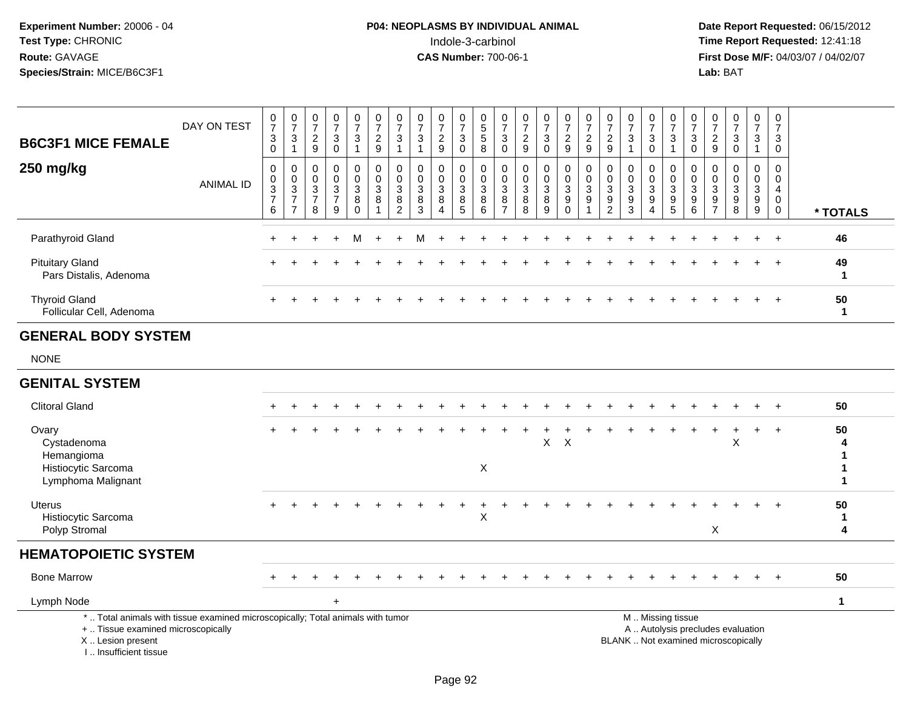Experiment Number: 20006 - 04
Test Type: CHRONIC
Route: GAVAGE
Species/Strain: MICE/B6C3F1

P04: NEOPLASMS BY INDIVIDUAL ANIMAL
Indole-3-carbinol
CAS Number: 700-06-1

Date Report Requested: 06/15/2012
Time Report Requested: 12:41:18
First Dose M/F: 04/03/07 / 04/02/07
Lab: BAT

## B6C3F1 MICE FEMALE 250 mg/kg

| DAY ON TEST | 0730 | 0731 | 0729 | 0730 | 0731 | 0729 | 0731 | 0731 | 0729 | 0730 | 0558 | 0730 | 0729 | 0730 | 0729 | 0729 | 0729 | 0731 | 0730 | 0731 | 0730 | 0729 | 0730 | 0731 | 0730 | |
|---|---|---|---|---|---|---|---|---|---|---|---|---|---|---|---|---|---|---|---|---|---|---|---|---|---|---|
| **ANIMAL ID** | 00376 | 00377 | 00378 | 00379 | 00380 | 00381 | 00382 | 00383 | 00384 | 00385 | 00386 | 00387 | 00388 | 00389 | 00390 | 00391 | 00392 | 00393 | 00394 | 00395 | 00396 | 00397 | 00398 | 00399 | 00400 | *** TOTALS** |
| Parathyroid Gland | + | + | + | + | M | + | + | M | + | + | + | + | + | + | + | + | + | + | + | + | + | + | + | + | + | 46 |
| Pituitary Gland | + | + | + | + | + | + | + | + | + | + | + | + | + | + | + | + | + | + | + | + | + | + | + | + | + | 49 |
| Pars Distalis, Adenoma | | | | | | | | | | | | | | | | | | | | | | | | | | 1 |
| Thyroid Gland | + | + | + | + | + | + | + | + | + | + | + | + | + | + | + | + | + | + | + | + | + | + | + | + | + | 50 |
| Follicular Cell, Adenoma | | | | | | | | | | | | | | | | | | | | | | | | | | 1 |
| **GENERAL BODY SYSTEM** | | | | | | | | | | | | | | | | | | | | | | | | | | |
| NONE | | | | | | | | | | | | | | | | | | | | | | | | | | |
| **GENITAL SYSTEM** | | | | | | | | | | | | | | | | | | | | | | | | | | |
| Clitoral Gland | + | + | + | + | + | + | + | + | + | + | + | + | + | + | + | + | + | + | + | + | + | + | + | + | + | 50 |
| Ovary | + | + | + | + | + | + | + | + | + | + | + | + | + | + | + | + | + | + | + | + | + | + | + | + | + | 50 |
| Cystadenoma | | | | | | | | | | | | | | X | X | | | | | | | | X | | | 4 |
| Hemangioma | | | | | | | | | | | | | | | | | | | | | | | | | | 1 |
| Histiocytic Sarcoma | | | | | | | | | | | X | | | | | | | | | | | | | | | 1 |
| Lymphoma Malignant | | | | | | | | | | | | | | | | | | | | | | | | | | 1 |
| Uterus | + | + | + | + | + | + | + | + | + | + | + | + | + | + | + | + | + | + | + | + | + | + | + | + | + | 50 |
| Histiocytic Sarcoma | | | | | | | | | | | X | | | | | | | | | | | | | | | 1 |
| Polyp Stromal | | | | | | | | | | | | | | | | | | | | | | X | | | | 4 |
| **HEMATOPOIETIC SYSTEM** | | | | | | | | | | | | | | | | | | | | | | | | | | |
| Bone Marrow | + | + | + | + | + | + | + | + | + | + | + | + | + | + | + | + | + | + | + | + | + | + | + | + | + | 50 |
| Lymph Node | | | | + | | | | | | | | | | | | | | | | | | | | | | 1 |

\* .. Total animals with tissue examined microscopically; Total animals with tumor
\+ .. Tissue examined microscopically
X .. Lesion present
I .. Insufficient tissue

M .. Missing tissue
A .. Autolysis precludes evaluation
BLANK .. Not examined microscopically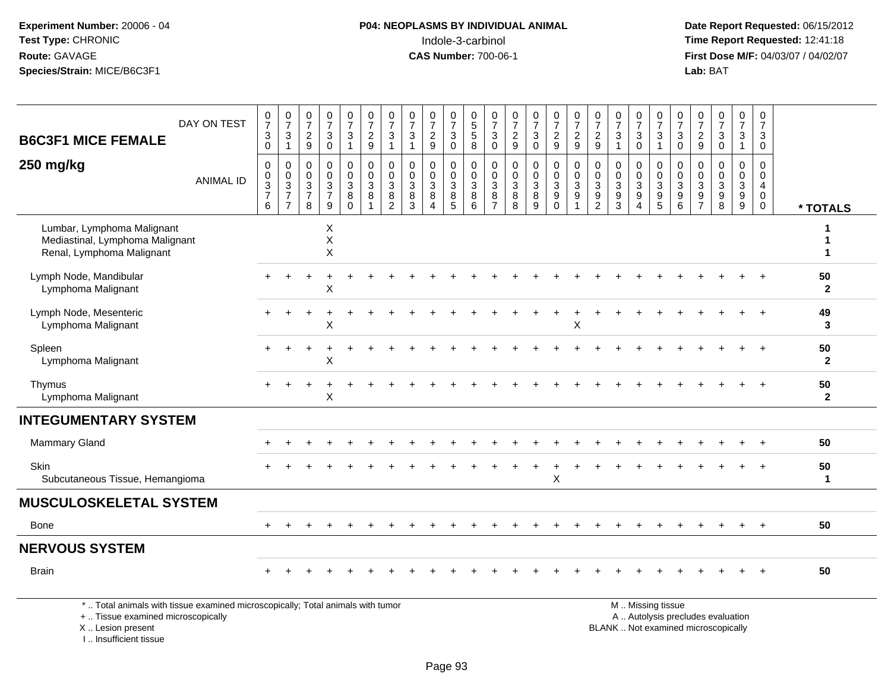**Experiment Number:** 20006 - 04
**Test Type:** CHRONIC
**Route:** GAVAGE
**Species/Strain:** MICE/B6C3F1

**P04: NEOPLASMS BY INDIVIDUAL ANIMAL**
Indole-3-carbinol
**CAS Number:** 700-06-1

**Date Report Requested:** 06/15/2012
**Time Report Requested:** 12:41:18
**First Dose M/F:** 04/03/07 / 04/02/07
**Lab:** BAT

| B6C3F1 MICE FEMALE 250 mg/kg | | | | | | | | | | | | | | | | | | | | | | | | | | |
|---|---|---|---|---|---|---|---|---|---|---|---|---|---|---|---|---|---|---|---|---|---|---|---|---|---|---|
| DAY ON TEST | 0730 | 0731 | 0729 | 0730 | 0731 | 0729 | 0731 | 0731 | 0729 | 0730 | 0558 | 0730 | 0729 | 0730 | 0729 | 0729 | 0729 | 0731 | 0730 | 0731 | 0730 | 0729 | 0730 | 0731 | 0730 | |
| ANIMAL ID | 0376 | 0377 | 0378 | 0379 | 0380 | 0381 | 0382 | 0383 | 0384 | 0385 | 0386 | 0387 | 0388 | 0389 | 0390 | 0391 | 0392 | 0393 | 0394 | 0395 | 0396 | 0397 | 0398 | 0399 | 0400 | * TOTALS |
| Lumbar, Lymphoma Malignant | | | | X | | | | | | | | | | | | | | | | | | | | | | 1 |
| Mediastinal, Lymphoma Malignant | | | | X | | | | | | | | | | | | | | | | | | | | | | 1 |
| Renal, Lymphoma Malignant | | | | X | | | | | | | | | | | | | | | | | | | | | | 1 |
| Lymph Node, Mandibular | + | + | + | + | + | + | + | + | + | + | + | + | + | + | + | + | + | + | + | + | + | + | + | + | + | 50 |
| Lymphoma Malignant | | | | X | | | | | | | | | | | | | | | | | | | | | | 2 |
| Lymph Node, Mesenteric | + | + | + | + | + | + | + | + | + | + | + | + | + | + | + | + | + | + | + | + | + | + | + | + | + | 49 |
| Lymphoma Malignant | | | | X | | | | | | | | | | | | X | | | | | | | | | | 3 |
| Spleen | + | + | + | + | + | + | + | + | + | + | + | + | + | + | + | + | + | + | + | + | + | + | + | + | + | 50 |
| Lymphoma Malignant | | | | X | | | | | | | | | | | | | | | | | | | | | | 2 |
| Thymus | + | + | + | + | + | + | + | + | + | + | + | + | + | + | + | + | + | + | + | + | + | + | + | + | + | 50 |
| Lymphoma Malignant | | | | X | | | | | | | | | | | | | | | | | | | | | | 2 |
| **INTEGUMENTARY SYSTEM** | | | | | | | | | | | | | | | | | | | | | | | | | | |
| Mammary Gland | + | + | + | + | + | + | + | + | + | + | + | + | + | + | + | + | + | + | + | + | + | + | + | + | + | 50 |
| Skin | + | + | + | + | + | + | + | + | + | + | + | + | + | + | + | + | + | + | + | + | + | + | + | + | + | 50 |
| Subcutaneous Tissue, Hemangioma | | | | | | | | | | | | | | | X | | | | | | | | | | | 1 |
| **MUSCULOSKELETAL SYSTEM** | | | | | | | | | | | | | | | | | | | | | | | | | | |
| Bone | + | + | + | + | + | + | + | + | + | + | + | + | + | + | + | + | + | + | + | + | + | + | + | + | + | 50 |
| **NERVOUS SYSTEM** | | | | | | | | | | | | | | | | | | | | | | | | | | |
| Brain | + | + | + | + | + | + | + | + | + | + | + | + | + | + | + | + | + | + | + | + | + | + | + | + | + | 50 |

\* .. Total animals with tissue examined microscopically; Total animals with tumor
\+ .. Tissue examined microscopically
X .. Lesion present
I .. Insufficient tissue

M .. Missing tissue
A .. Autolysis precludes evaluation
BLANK .. Not examined microscopically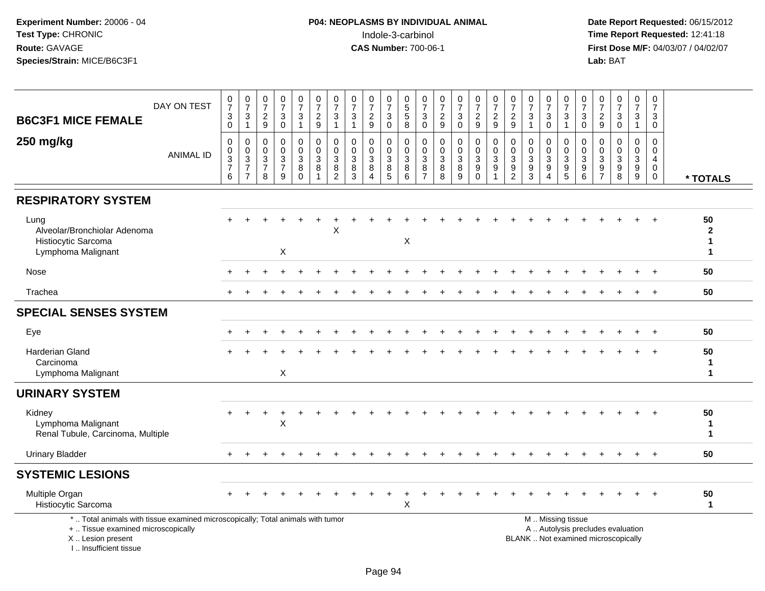**Experiment Number:** 20006 - 04
**Test Type:** CHRONIC
**Route:** GAVAGE
**Species/Strain:** MICE/B6C3F1

**P04: NEOPLASMS BY INDIVIDUAL ANIMAL**
Indole-3-carbinol
**CAS Number:** 700-06-1

**Date Report Requested:** 06/15/2012
**Time Report Requested:** 12:41:18
**First Dose M/F:** 04/03/07 / 04/02/07
**Lab:** BAT

| B6C3F1 MICE FEMALE — DAY ON TEST | 0730 | 0731 | 0729 | 0730 | 0731 | 0729 | 0731 | 0731 | 0729 | 0730 | 0558 | 0730 | 0729 | 0730 | 0729 | 0729 | 0729 | 0731 | 0730 | 0731 | 0730 | 0729 | 0730 | 0731 | 0730 | |
|---|---|---|---|---|---|---|---|---|---|---|---|---|---|---|---|---|---|---|---|---|---|---|---|---|---|---|
| **250 mg/kg** — ANIMAL ID | 0376 | 0377 | 0378 | 0379 | 0380 | 0381 | 0382 | 0383 | 0384 | 0385 | 0386 | 0387 | 0388 | 0389 | 0390 | 0391 | 0392 | 0393 | 0394 | 0395 | 0396 | 0397 | 0398 | 0399 | 0400 | * TOTALS |
| **RESPIRATORY SYSTEM** | | | | | | | | | | | | | | | | | | | | | | | | | | |
| Lung | + | + | + | + | + | + | + | + | + | + | + | + | + | + | + | + | + | + | + | + | + | + | + | + | + | 50 |
| Alveolar/Bronchiolar Adenoma | | | | | | | X | | | | | | | | | | | | | | | | | | | 2 |
| Histiocytic Sarcoma | | | | | | | | | | | X | | | | | | | | | | | | | | | 1 |
| Lymphoma Malignant | | | | X | | | | | | | | | | | | | | | | | | | | | | 1 |
| Nose | + | + | + | + | + | + | + | + | + | + | + | + | + | + | + | + | + | + | + | + | + | + | + | + | + | 50 |
| Trachea | + | + | + | + | + | + | + | + | + | + | + | + | + | + | + | + | + | + | + | + | + | + | + | + | + | 50 |
| **SPECIAL SENSES SYSTEM** | | | | | | | | | | | | | | | | | | | | | | | | | | |
| Eye | + | + | + | + | + | + | + | + | + | + | + | + | + | + | + | + | + | + | + | + | + | + | + | + | + | 50 |
| Harderian Gland | + | + | + | + | + | + | + | + | + | + | + | + | + | + | + | + | + | + | + | + | + | + | + | + | + | 50 |
| Carcinoma | | | | | | | | | | | | | | | | | | | | | | | | | | 1 |
| Lymphoma Malignant | | | | X | | | | | | | | | | | | | | | | | | | | | | 1 |
| **URINARY SYSTEM** | | | | | | | | | | | | | | | | | | | | | | | | | | |
| Kidney | + | + | + | + | + | + | + | + | + | + | + | + | + | + | + | + | + | + | + | + | + | + | + | + | + | 50 |
| Lymphoma Malignant | | | | X | | | | | | | | | | | | | | | | | | | | | | 1 |
| Renal Tubule, Carcinoma, Multiple | | | | | | | | | | | | | | | | | | | | | | | | | | 1 |
| Urinary Bladder | + | + | + | + | + | + | + | + | + | + | + | + | + | + | + | + | + | + | + | + | + | + | + | + | + | 50 |
| **SYSTEMIC LESIONS** | | | | | | | | | | | | | | | | | | | | | | | | | | |
| Multiple Organ | + | + | + | + | + | + | + | + | + | + | + | + | + | + | + | + | + | + | + | + | + | + | + | + | + | 50 |
| Histiocytic Sarcoma | | | | | | | | | | | X | | | | | | | | | | | | | | | 1 |

\* .. Total animals with tissue examined microscopically; Total animals with tumor
\+ .. Tissue examined microscopically
X .. Lesion present
I .. Insufficient tissue

M .. Missing tissue
A .. Autolysis precludes evaluation
BLANK .. Not examined microscopically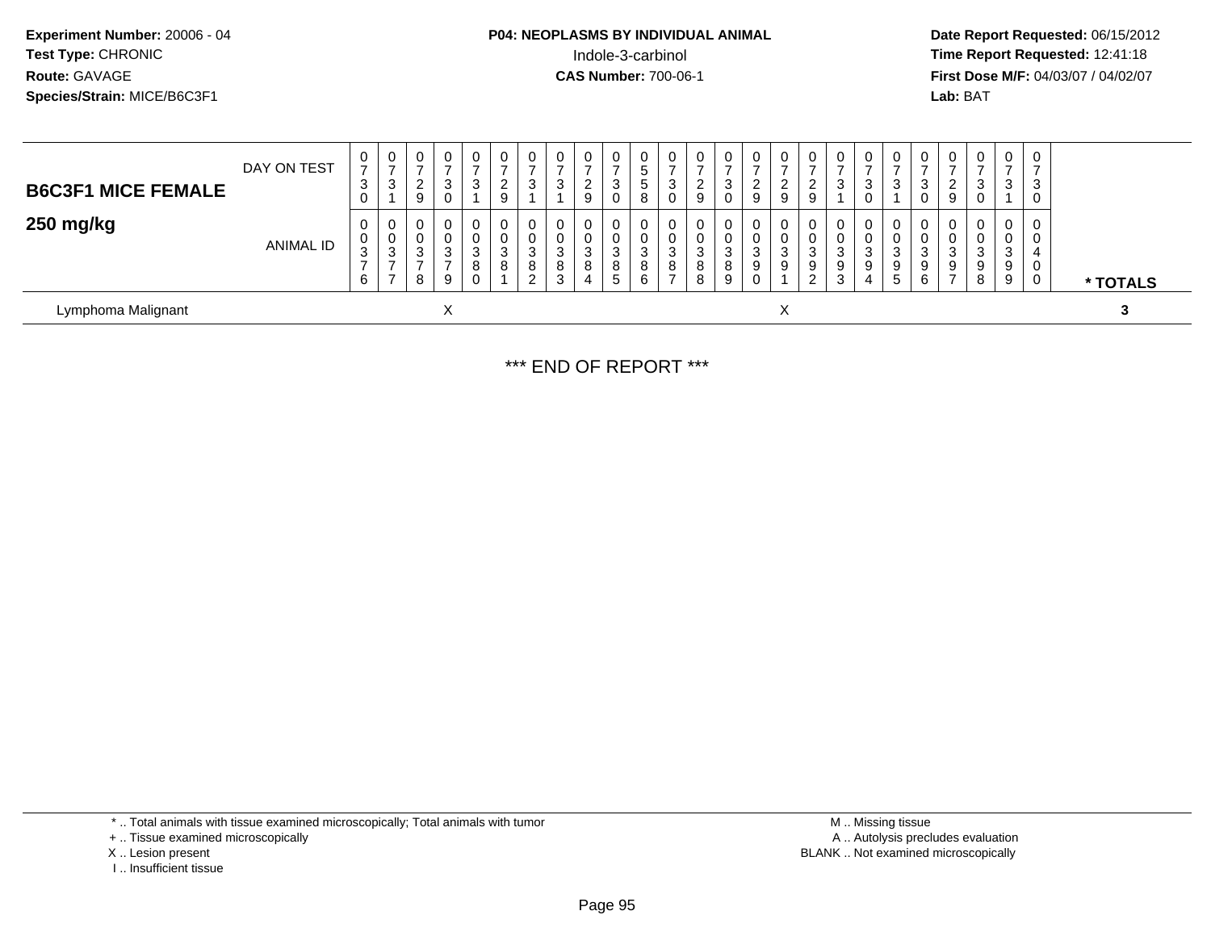**Experiment Number:** 20006 - 04
**Test Type:** CHRONIC
**Route:** GAVAGE
**Species/Strain:** MICE/B6C3F1

**P04: NEOPLASMS BY INDIVIDUAL ANIMAL**
Indole-3-carbinol
**CAS Number:** 700-06-1

**Date Report Requested:** 06/15/2012
**Time Report Requested:** 12:41:18
**First Dose M/F:** 04/03/07 / 04/02/07
**Lab:** BAT

| B6C3F1 MICE FEMALE 250 mg/kg | | | | | | | | | | | | | | | | | | | | | | | | | | | |
|---|---|---|---|---|---|---|---|---|---|---|---|---|---|---|---|---|---|---|---|---|---|---|---|---|---|---|---|
| DAY ON TEST | 0730 | 0731 | 0729 | 0730 | 0731 | 0729 | 0731 | 0731 | 0729 | 0730 | 0558 | 0730 | 0729 | 0730 | 0729 | 0729 | 0729 | 0731 | 0730 | 0731 | 0730 | 0729 | 0730 | 0731 | 0730 | | |
| ANIMAL ID | 00376 | 00377 | 00378 | 00379 | 00380 | 00381 | 00382 | 00383 | 00384 | 00385 | 00386 | 00387 | 00388 | 00389 | 00390 | 00391 | 00392 | 00393 | 00394 | 00395 | 00396 | 00397 | 00398 | 00399 | 00400 | | * TOTALS |
| Lymphoma Malignant | | | | X | | | | | | | | | | | | X | | | | | | | | | | | 3 |

\*\*\* END OF REPORT \*\*\*

\* .. Total animals with tissue examined microscopically; Total animals with tumor
\+ .. Tissue examined microscopically
X .. Lesion present
I .. Insufficient tissue

M .. Missing tissue
A .. Autolysis precludes evaluation
BLANK .. Not examined microscopically